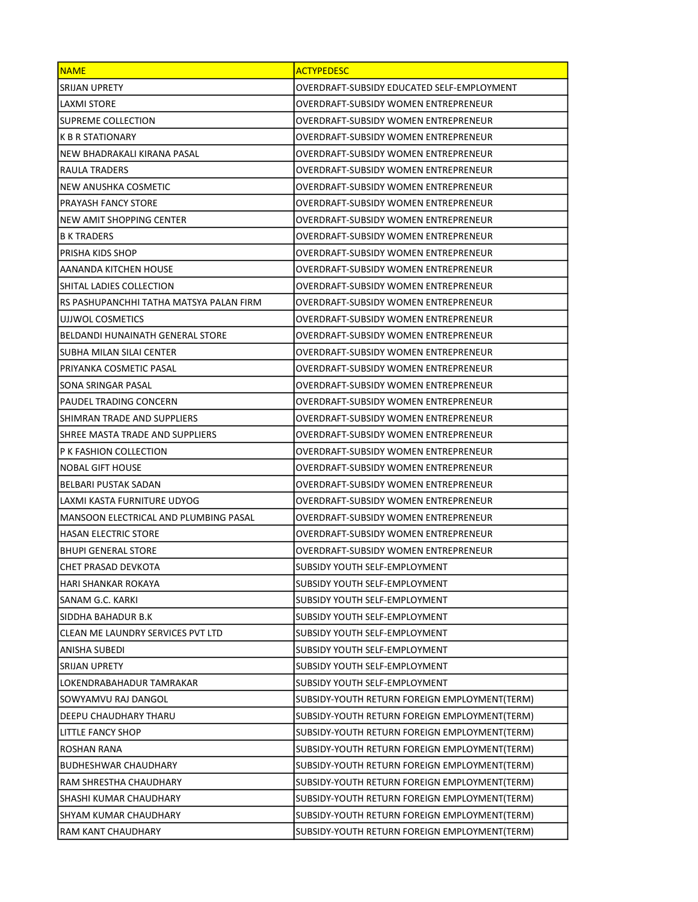| NAME | ACTYPEDESC |
| --- | --- |
| SRIJAN UPRETY | OVERDRAFT-SUBSIDY EDUCATED SELF-EMPLOYMENT |
| LAXMI STORE | OVERDRAFT-SUBSIDY WOMEN ENTREPRENEUR |
| SUPREME COLLECTION | OVERDRAFT-SUBSIDY WOMEN ENTREPRENEUR |
| K B R STATIONARY | OVERDRAFT-SUBSIDY WOMEN ENTREPRENEUR |
| NEW BHADRAKALI KIRANA PASAL | OVERDRAFT-SUBSIDY WOMEN ENTREPRENEUR |
| RAULA TRADERS | OVERDRAFT-SUBSIDY WOMEN ENTREPRENEUR |
| NEW ANUSHKA COSMETIC | OVERDRAFT-SUBSIDY WOMEN ENTREPRENEUR |
| PRAYASH FANCY STORE | OVERDRAFT-SUBSIDY WOMEN ENTREPRENEUR |
| NEW AMIT SHOPPING CENTER | OVERDRAFT-SUBSIDY WOMEN ENTREPRENEUR |
| B K TRADERS | OVERDRAFT-SUBSIDY WOMEN ENTREPRENEUR |
| PRISHA KIDS SHOP | OVERDRAFT-SUBSIDY WOMEN ENTREPRENEUR |
| AANANDA KITCHEN HOUSE | OVERDRAFT-SUBSIDY WOMEN ENTREPRENEUR |
| SHITAL LADIES COLLECTION | OVERDRAFT-SUBSIDY WOMEN ENTREPRENEUR |
| RS PASHUPANCHHI TATHA MATSYA PALAN FIRM | OVERDRAFT-SUBSIDY WOMEN ENTREPRENEUR |
| UJJWOL COSMETICS | OVERDRAFT-SUBSIDY WOMEN ENTREPRENEUR |
| BELDANDI HUNAINATH GENERAL STORE | OVERDRAFT-SUBSIDY WOMEN ENTREPRENEUR |
| SUBHA MILAN SILAI CENTER | OVERDRAFT-SUBSIDY WOMEN ENTREPRENEUR |
| PRIYANKA COSMETIC PASAL | OVERDRAFT-SUBSIDY WOMEN ENTREPRENEUR |
| SONA SRINGAR PASAL | OVERDRAFT-SUBSIDY WOMEN ENTREPRENEUR |
| PAUDEL TRADING CONCERN | OVERDRAFT-SUBSIDY WOMEN ENTREPRENEUR |
| SHIMRAN TRADE AND SUPPLIERS | OVERDRAFT-SUBSIDY WOMEN ENTREPRENEUR |
| SHREE MASTA TRADE AND SUPPLIERS | OVERDRAFT-SUBSIDY WOMEN ENTREPRENEUR |
| P K FASHION COLLECTION | OVERDRAFT-SUBSIDY WOMEN ENTREPRENEUR |
| NOBAL GIFT HOUSE | OVERDRAFT-SUBSIDY WOMEN ENTREPRENEUR |
| BELBARI PUSTAK SADAN | OVERDRAFT-SUBSIDY WOMEN ENTREPRENEUR |
| LAXMI KASTA FURNITURE UDYOG | OVERDRAFT-SUBSIDY WOMEN ENTREPRENEUR |
| MANSOON ELECTRICAL AND PLUMBING PASAL | OVERDRAFT-SUBSIDY WOMEN ENTREPRENEUR |
| HASAN ELECTRIC STORE | OVERDRAFT-SUBSIDY WOMEN ENTREPRENEUR |
| BHUPI GENERAL STORE | OVERDRAFT-SUBSIDY WOMEN ENTREPRENEUR |
| CHET PRASAD DEVKOTA | SUBSIDY YOUTH SELF-EMPLOYMENT |
| HARI SHANKAR ROKAYA | SUBSIDY YOUTH SELF-EMPLOYMENT |
| SANAM G.C. KARKI | SUBSIDY YOUTH SELF-EMPLOYMENT |
| SIDDHA BAHADUR B.K | SUBSIDY YOUTH SELF-EMPLOYMENT |
| CLEAN ME LAUNDRY SERVICES PVT LTD | SUBSIDY YOUTH SELF-EMPLOYMENT |
| ANISHA SUBEDI | SUBSIDY YOUTH SELF-EMPLOYMENT |
| SRIJAN UPRETY | SUBSIDY YOUTH SELF-EMPLOYMENT |
| LOKENDRABAHADUR TAMRAKAR | SUBSIDY YOUTH SELF-EMPLOYMENT |
| SOWYAMVU RAJ DANGOL | SUBSIDY-YOUTH RETURN FOREIGN EMPLOYMENT(TERM) |
| DEEPU CHAUDHARY THARU | SUBSIDY-YOUTH RETURN FOREIGN EMPLOYMENT(TERM) |
| LITTLE FANCY SHOP | SUBSIDY-YOUTH RETURN FOREIGN EMPLOYMENT(TERM) |
| ROSHAN RANA | SUBSIDY-YOUTH RETURN FOREIGN EMPLOYMENT(TERM) |
| BUDHESHWAR CHAUDHARY | SUBSIDY-YOUTH RETURN FOREIGN EMPLOYMENT(TERM) |
| RAM SHRESTHA CHAUDHARY | SUBSIDY-YOUTH RETURN FOREIGN EMPLOYMENT(TERM) |
| SHASHI KUMAR CHAUDHARY | SUBSIDY-YOUTH RETURN FOREIGN EMPLOYMENT(TERM) |
| SHYAM KUMAR CHAUDHARY | SUBSIDY-YOUTH RETURN FOREIGN EMPLOYMENT(TERM) |
| RAM KANT CHAUDHARY | SUBSIDY-YOUTH RETURN FOREIGN EMPLOYMENT(TERM) |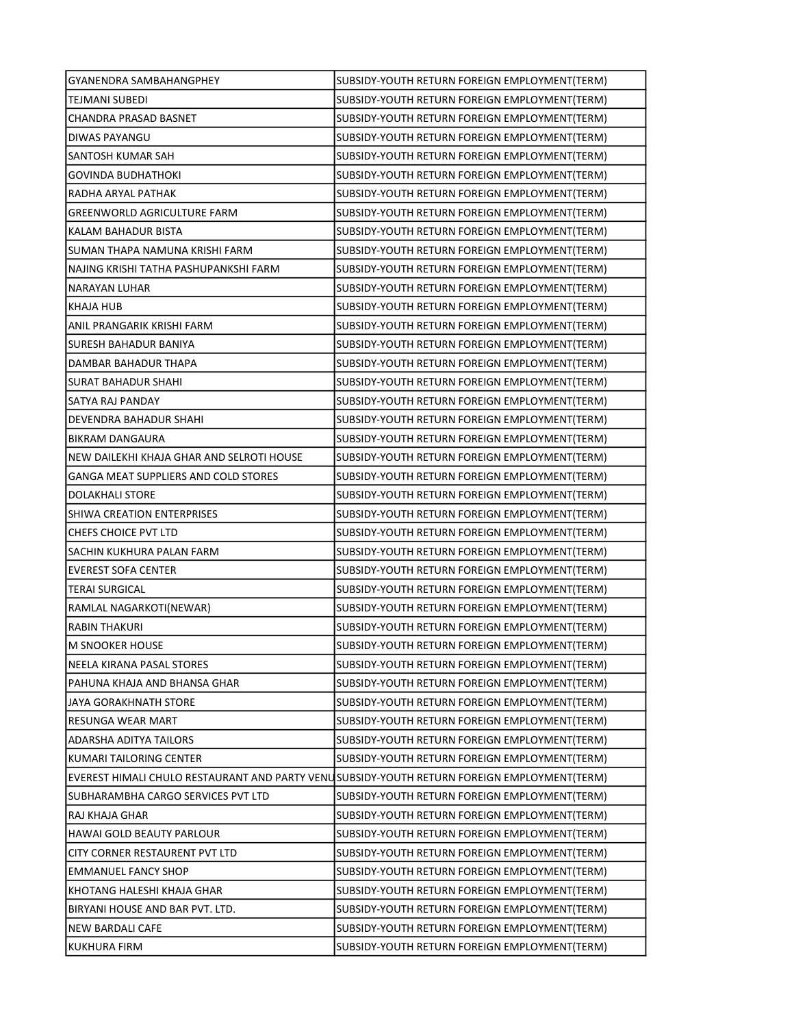| | |
|---|---|
| GYANENDRA SAMBAHANGPHEY | SUBSIDY-YOUTH RETURN FOREIGN EMPLOYMENT(TERM) |
| TEJMANI SUBEDI | SUBSIDY-YOUTH RETURN FOREIGN EMPLOYMENT(TERM) |
| CHANDRA PRASAD BASNET | SUBSIDY-YOUTH RETURN FOREIGN EMPLOYMENT(TERM) |
| DIWAS PAYANGU | SUBSIDY-YOUTH RETURN FOREIGN EMPLOYMENT(TERM) |
| SANTOSH KUMAR SAH | SUBSIDY-YOUTH RETURN FOREIGN EMPLOYMENT(TERM) |
| GOVINDA BUDHATHOKI | SUBSIDY-YOUTH RETURN FOREIGN EMPLOYMENT(TERM) |
| RADHA ARYAL PATHAK | SUBSIDY-YOUTH RETURN FOREIGN EMPLOYMENT(TERM) |
| GREENWORLD AGRICULTURE FARM | SUBSIDY-YOUTH RETURN FOREIGN EMPLOYMENT(TERM) |
| KALAM BAHADUR BISTA | SUBSIDY-YOUTH RETURN FOREIGN EMPLOYMENT(TERM) |
| SUMAN THAPA NAMUNA KRISHI FARM | SUBSIDY-YOUTH RETURN FOREIGN EMPLOYMENT(TERM) |
| NAJING KRISHI TATHA PASHUPANKSHI FARM | SUBSIDY-YOUTH RETURN FOREIGN EMPLOYMENT(TERM) |
| NARAYAN LUHAR | SUBSIDY-YOUTH RETURN FOREIGN EMPLOYMENT(TERM) |
| KHAJA HUB | SUBSIDY-YOUTH RETURN FOREIGN EMPLOYMENT(TERM) |
| ANIL PRANGARIK KRISHI FARM | SUBSIDY-YOUTH RETURN FOREIGN EMPLOYMENT(TERM) |
| SURESH BAHADUR BANIYA | SUBSIDY-YOUTH RETURN FOREIGN EMPLOYMENT(TERM) |
| DAMBAR BAHADUR THAPA | SUBSIDY-YOUTH RETURN FOREIGN EMPLOYMENT(TERM) |
| SURAT BAHADUR SHAHI | SUBSIDY-YOUTH RETURN FOREIGN EMPLOYMENT(TERM) |
| SATYA RAJ PANDAY | SUBSIDY-YOUTH RETURN FOREIGN EMPLOYMENT(TERM) |
| DEVENDRA BAHADUR SHAHI | SUBSIDY-YOUTH RETURN FOREIGN EMPLOYMENT(TERM) |
| BIKRAM DANGAURA | SUBSIDY-YOUTH RETURN FOREIGN EMPLOYMENT(TERM) |
| NEW DAILEKHI KHAJA GHAR AND SELROTI HOUSE | SUBSIDY-YOUTH RETURN FOREIGN EMPLOYMENT(TERM) |
| GANGA MEAT SUPPLIERS AND COLD STORES | SUBSIDY-YOUTH RETURN FOREIGN EMPLOYMENT(TERM) |
| DOLAKHALI STORE | SUBSIDY-YOUTH RETURN FOREIGN EMPLOYMENT(TERM) |
| SHIWA CREATION ENTERPRISES | SUBSIDY-YOUTH RETURN FOREIGN EMPLOYMENT(TERM) |
| CHEFS CHOICE PVT LTD | SUBSIDY-YOUTH RETURN FOREIGN EMPLOYMENT(TERM) |
| SACHIN KUKHURA PALAN FARM | SUBSIDY-YOUTH RETURN FOREIGN EMPLOYMENT(TERM) |
| EVEREST SOFA CENTER | SUBSIDY-YOUTH RETURN FOREIGN EMPLOYMENT(TERM) |
| TERAI SURGICAL | SUBSIDY-YOUTH RETURN FOREIGN EMPLOYMENT(TERM) |
| RAMLAL NAGARKOTI(NEWAR) | SUBSIDY-YOUTH RETURN FOREIGN EMPLOYMENT(TERM) |
| RABIN THAKURI | SUBSIDY-YOUTH RETURN FOREIGN EMPLOYMENT(TERM) |
| M SNOOKER HOUSE | SUBSIDY-YOUTH RETURN FOREIGN EMPLOYMENT(TERM) |
| NEELA KIRANA PASAL STORES | SUBSIDY-YOUTH RETURN FOREIGN EMPLOYMENT(TERM) |
| PAHUNA KHAJA AND BHANSA GHAR | SUBSIDY-YOUTH RETURN FOREIGN EMPLOYMENT(TERM) |
| JAYA GORAKHNATH STORE | SUBSIDY-YOUTH RETURN FOREIGN EMPLOYMENT(TERM) |
| RESUNGA WEAR MART | SUBSIDY-YOUTH RETURN FOREIGN EMPLOYMENT(TERM) |
| ADARSHA ADITYA TAILORS | SUBSIDY-YOUTH RETURN FOREIGN EMPLOYMENT(TERM) |
| KUMARI TAILORING CENTER | SUBSIDY-YOUTH RETURN FOREIGN EMPLOYMENT(TERM) |
| EVEREST HIMALI CHULO RESTAURANT AND PARTY VENU | SUBSIDY-YOUTH RETURN FOREIGN EMPLOYMENT(TERM) |
| SUBHARAMBHA CARGO SERVICES PVT LTD | SUBSIDY-YOUTH RETURN FOREIGN EMPLOYMENT(TERM) |
| RAJ KHAJA GHAR | SUBSIDY-YOUTH RETURN FOREIGN EMPLOYMENT(TERM) |
| HAWAI GOLD BEAUTY PARLOUR | SUBSIDY-YOUTH RETURN FOREIGN EMPLOYMENT(TERM) |
| CITY CORNER RESTAURENT PVT LTD | SUBSIDY-YOUTH RETURN FOREIGN EMPLOYMENT(TERM) |
| EMMANUEL FANCY SHOP | SUBSIDY-YOUTH RETURN FOREIGN EMPLOYMENT(TERM) |
| KHOTANG HALESHI KHAJA GHAR | SUBSIDY-YOUTH RETURN FOREIGN EMPLOYMENT(TERM) |
| BIRYANI HOUSE AND BAR PVT. LTD. | SUBSIDY-YOUTH RETURN FOREIGN EMPLOYMENT(TERM) |
| NEW BARDALI CAFE | SUBSIDY-YOUTH RETURN FOREIGN EMPLOYMENT(TERM) |
| KUKHURA FIRM | SUBSIDY-YOUTH RETURN FOREIGN EMPLOYMENT(TERM) |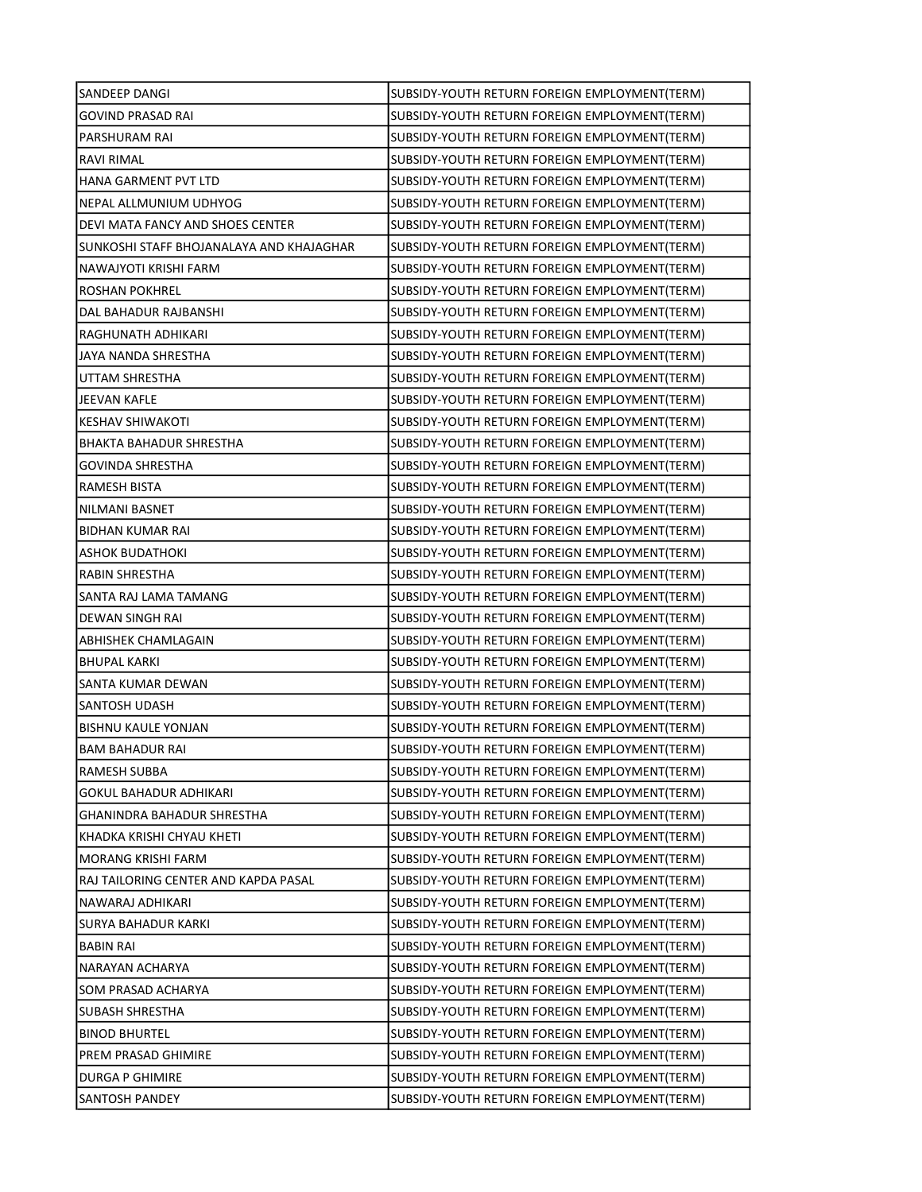| | |
|---|---|
| SANDEEP DANGI | SUBSIDY-YOUTH RETURN FOREIGN EMPLOYMENT(TERM) |
| GOVIND PRASAD RAI | SUBSIDY-YOUTH RETURN FOREIGN EMPLOYMENT(TERM) |
| PARSHURAM RAI | SUBSIDY-YOUTH RETURN FOREIGN EMPLOYMENT(TERM) |
| RAVI RIMAL | SUBSIDY-YOUTH RETURN FOREIGN EMPLOYMENT(TERM) |
| HANA GARMENT PVT LTD | SUBSIDY-YOUTH RETURN FOREIGN EMPLOYMENT(TERM) |
| NEPAL ALLMUNIUM UDHYOG | SUBSIDY-YOUTH RETURN FOREIGN EMPLOYMENT(TERM) |
| DEVI MATA FANCY AND SHOES CENTER | SUBSIDY-YOUTH RETURN FOREIGN EMPLOYMENT(TERM) |
| SUNKOSHI STAFF BHOJANALAYA AND KHAJAGHAR | SUBSIDY-YOUTH RETURN FOREIGN EMPLOYMENT(TERM) |
| NAWAJYOTI KRISHI FARM | SUBSIDY-YOUTH RETURN FOREIGN EMPLOYMENT(TERM) |
| ROSHAN POKHREL | SUBSIDY-YOUTH RETURN FOREIGN EMPLOYMENT(TERM) |
| DAL BAHADUR RAJBANSHI | SUBSIDY-YOUTH RETURN FOREIGN EMPLOYMENT(TERM) |
| RAGHUNATH ADHIKARI | SUBSIDY-YOUTH RETURN FOREIGN EMPLOYMENT(TERM) |
| JAYA NANDA SHRESTHA | SUBSIDY-YOUTH RETURN FOREIGN EMPLOYMENT(TERM) |
| UTTAM SHRESTHA | SUBSIDY-YOUTH RETURN FOREIGN EMPLOYMENT(TERM) |
| JEEVAN KAFLE | SUBSIDY-YOUTH RETURN FOREIGN EMPLOYMENT(TERM) |
| KESHAV SHIWAKOTI | SUBSIDY-YOUTH RETURN FOREIGN EMPLOYMENT(TERM) |
| BHAKTA BAHADUR SHRESTHA | SUBSIDY-YOUTH RETURN FOREIGN EMPLOYMENT(TERM) |
| GOVINDA SHRESTHA | SUBSIDY-YOUTH RETURN FOREIGN EMPLOYMENT(TERM) |
| RAMESH BISTA | SUBSIDY-YOUTH RETURN FOREIGN EMPLOYMENT(TERM) |
| NILMANI BASNET | SUBSIDY-YOUTH RETURN FOREIGN EMPLOYMENT(TERM) |
| BIDHAN KUMAR RAI | SUBSIDY-YOUTH RETURN FOREIGN EMPLOYMENT(TERM) |
| ASHOK BUDATHOKI | SUBSIDY-YOUTH RETURN FOREIGN EMPLOYMENT(TERM) |
| RABIN SHRESTHA | SUBSIDY-YOUTH RETURN FOREIGN EMPLOYMENT(TERM) |
| SANTA RAJ LAMA TAMANG | SUBSIDY-YOUTH RETURN FOREIGN EMPLOYMENT(TERM) |
| DEWAN SINGH RAI | SUBSIDY-YOUTH RETURN FOREIGN EMPLOYMENT(TERM) |
| ABHISHEK CHAMLAGAIN | SUBSIDY-YOUTH RETURN FOREIGN EMPLOYMENT(TERM) |
| BHUPAL KARKI | SUBSIDY-YOUTH RETURN FOREIGN EMPLOYMENT(TERM) |
| SANTA KUMAR DEWAN | SUBSIDY-YOUTH RETURN FOREIGN EMPLOYMENT(TERM) |
| SANTOSH UDASH | SUBSIDY-YOUTH RETURN FOREIGN EMPLOYMENT(TERM) |
| BISHNU KAULE YONJAN | SUBSIDY-YOUTH RETURN FOREIGN EMPLOYMENT(TERM) |
| BAM BAHADUR RAI | SUBSIDY-YOUTH RETURN FOREIGN EMPLOYMENT(TERM) |
| RAMESH SUBBA | SUBSIDY-YOUTH RETURN FOREIGN EMPLOYMENT(TERM) |
| GOKUL BAHADUR ADHIKARI | SUBSIDY-YOUTH RETURN FOREIGN EMPLOYMENT(TERM) |
| GHANINDRA BAHADUR SHRESTHA | SUBSIDY-YOUTH RETURN FOREIGN EMPLOYMENT(TERM) |
| KHADKA KRISHI CHYAU KHETI | SUBSIDY-YOUTH RETURN FOREIGN EMPLOYMENT(TERM) |
| MORANG KRISHI FARM | SUBSIDY-YOUTH RETURN FOREIGN EMPLOYMENT(TERM) |
| RAJ TAILORING CENTER AND KAPDA PASAL | SUBSIDY-YOUTH RETURN FOREIGN EMPLOYMENT(TERM) |
| NAWARAJ ADHIKARI | SUBSIDY-YOUTH RETURN FOREIGN EMPLOYMENT(TERM) |
| SURYA BAHADUR KARKI | SUBSIDY-YOUTH RETURN FOREIGN EMPLOYMENT(TERM) |
| BABIN RAI | SUBSIDY-YOUTH RETURN FOREIGN EMPLOYMENT(TERM) |
| NARAYAN ACHARYA | SUBSIDY-YOUTH RETURN FOREIGN EMPLOYMENT(TERM) |
| SOM PRASAD ACHARYA | SUBSIDY-YOUTH RETURN FOREIGN EMPLOYMENT(TERM) |
| SUBASH SHRESTHA | SUBSIDY-YOUTH RETURN FOREIGN EMPLOYMENT(TERM) |
| BINOD BHURTEL | SUBSIDY-YOUTH RETURN FOREIGN EMPLOYMENT(TERM) |
| PREM PRASAD GHIMIRE | SUBSIDY-YOUTH RETURN FOREIGN EMPLOYMENT(TERM) |
| DURGA P GHIMIRE | SUBSIDY-YOUTH RETURN FOREIGN EMPLOYMENT(TERM) |
| SANTOSH PANDEY | SUBSIDY-YOUTH RETURN FOREIGN EMPLOYMENT(TERM) |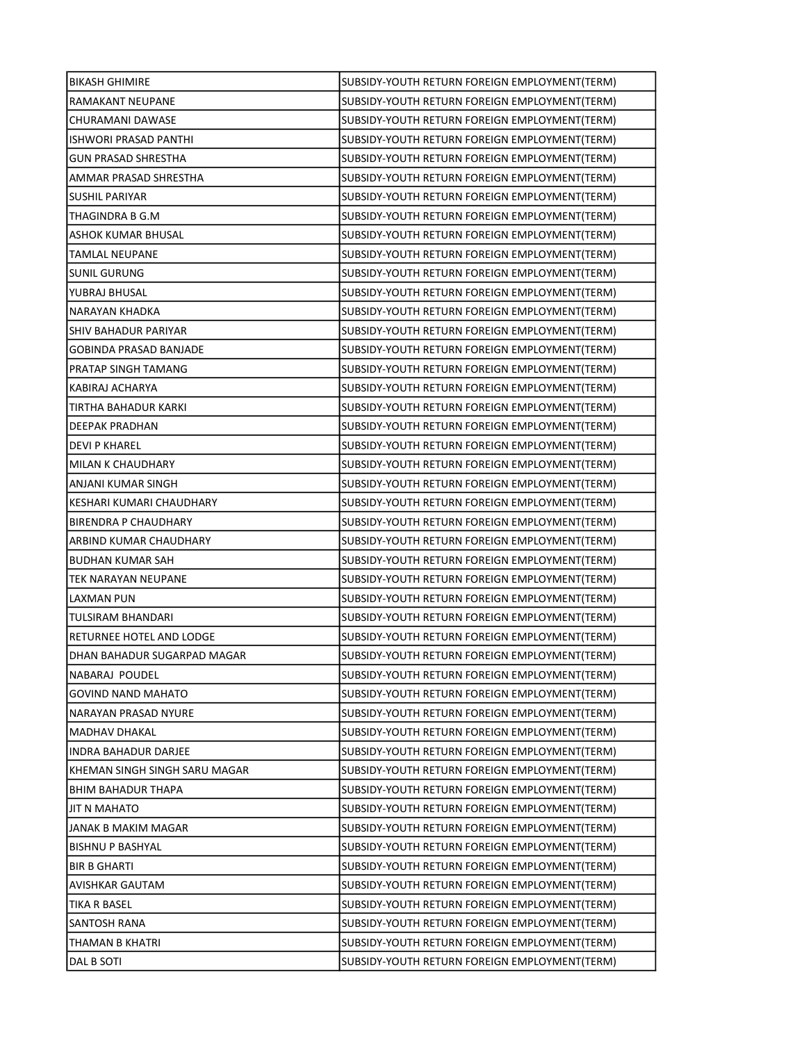| | |
|---|---|
| BIKASH GHIMIRE | SUBSIDY-YOUTH RETURN FOREIGN EMPLOYMENT(TERM) |
| RAMAKANT NEUPANE | SUBSIDY-YOUTH RETURN FOREIGN EMPLOYMENT(TERM) |
| CHURAMANI DAWASE | SUBSIDY-YOUTH RETURN FOREIGN EMPLOYMENT(TERM) |
| ISHWORI PRASAD PANTHI | SUBSIDY-YOUTH RETURN FOREIGN EMPLOYMENT(TERM) |
| GUN PRASAD SHRESTHA | SUBSIDY-YOUTH RETURN FOREIGN EMPLOYMENT(TERM) |
| AMMAR PRASAD SHRESTHA | SUBSIDY-YOUTH RETURN FOREIGN EMPLOYMENT(TERM) |
| SUSHIL PARIYAR | SUBSIDY-YOUTH RETURN FOREIGN EMPLOYMENT(TERM) |
| THAGINDRA B G.M | SUBSIDY-YOUTH RETURN FOREIGN EMPLOYMENT(TERM) |
| ASHOK KUMAR BHUSAL | SUBSIDY-YOUTH RETURN FOREIGN EMPLOYMENT(TERM) |
| TAMLAL NEUPANE | SUBSIDY-YOUTH RETURN FOREIGN EMPLOYMENT(TERM) |
| SUNIL GURUNG | SUBSIDY-YOUTH RETURN FOREIGN EMPLOYMENT(TERM) |
| YUBRAJ BHUSAL | SUBSIDY-YOUTH RETURN FOREIGN EMPLOYMENT(TERM) |
| NARAYAN KHADKA | SUBSIDY-YOUTH RETURN FOREIGN EMPLOYMENT(TERM) |
| SHIV BAHADUR PARIYAR | SUBSIDY-YOUTH RETURN FOREIGN EMPLOYMENT(TERM) |
| GOBINDA PRASAD BANJADE | SUBSIDY-YOUTH RETURN FOREIGN EMPLOYMENT(TERM) |
| PRATAP SINGH TAMANG | SUBSIDY-YOUTH RETURN FOREIGN EMPLOYMENT(TERM) |
| KABIRAJ ACHARYA | SUBSIDY-YOUTH RETURN FOREIGN EMPLOYMENT(TERM) |
| TIRTHA BAHADUR KARKI | SUBSIDY-YOUTH RETURN FOREIGN EMPLOYMENT(TERM) |
| DEEPAK PRADHAN | SUBSIDY-YOUTH RETURN FOREIGN EMPLOYMENT(TERM) |
| DEVI P KHAREL | SUBSIDY-YOUTH RETURN FOREIGN EMPLOYMENT(TERM) |
| MILAN K CHAUDHARY | SUBSIDY-YOUTH RETURN FOREIGN EMPLOYMENT(TERM) |
| ANJANI KUMAR SINGH | SUBSIDY-YOUTH RETURN FOREIGN EMPLOYMENT(TERM) |
| KESHARI KUMARI CHAUDHARY | SUBSIDY-YOUTH RETURN FOREIGN EMPLOYMENT(TERM) |
| BIRENDRA P CHAUDHARY | SUBSIDY-YOUTH RETURN FOREIGN EMPLOYMENT(TERM) |
| ARBIND KUMAR CHAUDHARY | SUBSIDY-YOUTH RETURN FOREIGN EMPLOYMENT(TERM) |
| BUDHAN KUMAR SAH | SUBSIDY-YOUTH RETURN FOREIGN EMPLOYMENT(TERM) |
| TEK NARAYAN NEUPANE | SUBSIDY-YOUTH RETURN FOREIGN EMPLOYMENT(TERM) |
| LAXMAN PUN | SUBSIDY-YOUTH RETURN FOREIGN EMPLOYMENT(TERM) |
| TULSIRAM BHANDARI | SUBSIDY-YOUTH RETURN FOREIGN EMPLOYMENT(TERM) |
| RETURNEE HOTEL AND LODGE | SUBSIDY-YOUTH RETURN FOREIGN EMPLOYMENT(TERM) |
| DHAN BAHADUR SUGARPAD MAGAR | SUBSIDY-YOUTH RETURN FOREIGN EMPLOYMENT(TERM) |
| NABARAJ POUDEL | SUBSIDY-YOUTH RETURN FOREIGN EMPLOYMENT(TERM) |
| GOVIND NAND MAHATO | SUBSIDY-YOUTH RETURN FOREIGN EMPLOYMENT(TERM) |
| NARAYAN PRASAD NYURE | SUBSIDY-YOUTH RETURN FOREIGN EMPLOYMENT(TERM) |
| MADHAV DHAKAL | SUBSIDY-YOUTH RETURN FOREIGN EMPLOYMENT(TERM) |
| INDRA BAHADUR DARJEE | SUBSIDY-YOUTH RETURN FOREIGN EMPLOYMENT(TERM) |
| KHEMAN SINGH SINGH SARU MAGAR | SUBSIDY-YOUTH RETURN FOREIGN EMPLOYMENT(TERM) |
| BHIM BAHADUR THAPA | SUBSIDY-YOUTH RETURN FOREIGN EMPLOYMENT(TERM) |
| JIT N MAHATO | SUBSIDY-YOUTH RETURN FOREIGN EMPLOYMENT(TERM) |
| JANAK B MAKIM MAGAR | SUBSIDY-YOUTH RETURN FOREIGN EMPLOYMENT(TERM) |
| BISHNU P BASHYAL | SUBSIDY-YOUTH RETURN FOREIGN EMPLOYMENT(TERM) |
| BIR B GHARTI | SUBSIDY-YOUTH RETURN FOREIGN EMPLOYMENT(TERM) |
| AVISHKAR GAUTAM | SUBSIDY-YOUTH RETURN FOREIGN EMPLOYMENT(TERM) |
| TIKA R BASEL | SUBSIDY-YOUTH RETURN FOREIGN EMPLOYMENT(TERM) |
| SANTOSH RANA | SUBSIDY-YOUTH RETURN FOREIGN EMPLOYMENT(TERM) |
| THAMAN B KHATRI | SUBSIDY-YOUTH RETURN FOREIGN EMPLOYMENT(TERM) |
| DAL B SOTI | SUBSIDY-YOUTH RETURN FOREIGN EMPLOYMENT(TERM) |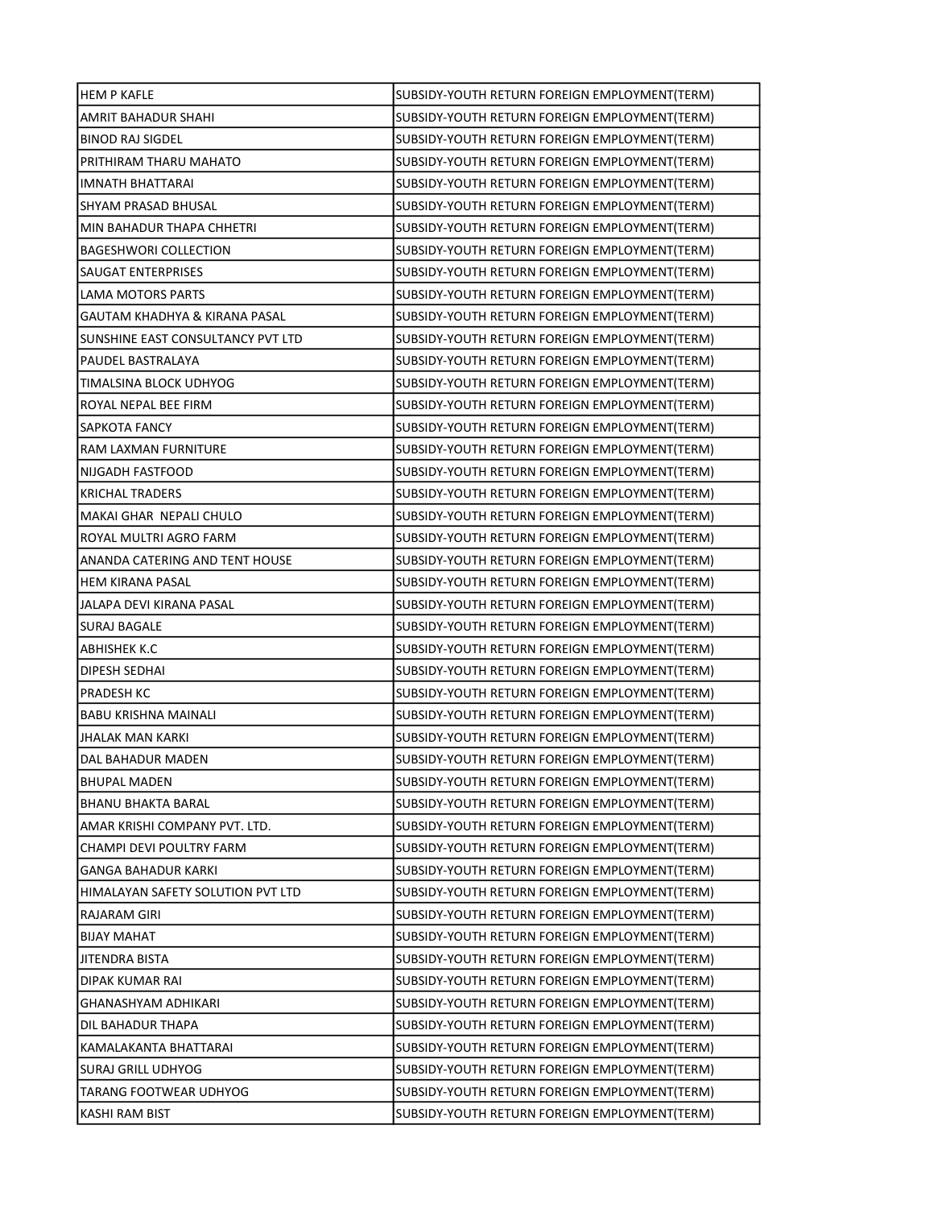| | |
|---|---|
| HEM P KAFLE | SUBSIDY-YOUTH RETURN FOREIGN EMPLOYMENT(TERM) |
| AMRIT BAHADUR SHAHI | SUBSIDY-YOUTH RETURN FOREIGN EMPLOYMENT(TERM) |
| BINOD RAJ SIGDEL | SUBSIDY-YOUTH RETURN FOREIGN EMPLOYMENT(TERM) |
| PRITHIRAM THARU MAHATO | SUBSIDY-YOUTH RETURN FOREIGN EMPLOYMENT(TERM) |
| IMNATH BHATTARAI | SUBSIDY-YOUTH RETURN FOREIGN EMPLOYMENT(TERM) |
| SHYAM PRASAD BHUSAL | SUBSIDY-YOUTH RETURN FOREIGN EMPLOYMENT(TERM) |
| MIN BAHADUR THAPA CHHETRI | SUBSIDY-YOUTH RETURN FOREIGN EMPLOYMENT(TERM) |
| BAGESHWORI COLLECTION | SUBSIDY-YOUTH RETURN FOREIGN EMPLOYMENT(TERM) |
| SAUGAT ENTERPRISES | SUBSIDY-YOUTH RETURN FOREIGN EMPLOYMENT(TERM) |
| LAMA MOTORS PARTS | SUBSIDY-YOUTH RETURN FOREIGN EMPLOYMENT(TERM) |
| GAUTAM KHADHYA & KIRANA PASAL | SUBSIDY-YOUTH RETURN FOREIGN EMPLOYMENT(TERM) |
| SUNSHINE EAST CONSULTANCY PVT LTD | SUBSIDY-YOUTH RETURN FOREIGN EMPLOYMENT(TERM) |
| PAUDEL BASTRALAYA | SUBSIDY-YOUTH RETURN FOREIGN EMPLOYMENT(TERM) |
| TIMALSINA BLOCK UDHYOG | SUBSIDY-YOUTH RETURN FOREIGN EMPLOYMENT(TERM) |
| ROYAL NEPAL BEE FIRM | SUBSIDY-YOUTH RETURN FOREIGN EMPLOYMENT(TERM) |
| SAPKOTA FANCY | SUBSIDY-YOUTH RETURN FOREIGN EMPLOYMENT(TERM) |
| RAM LAXMAN FURNITURE | SUBSIDY-YOUTH RETURN FOREIGN EMPLOYMENT(TERM) |
| NIJGADH FASTFOOD | SUBSIDY-YOUTH RETURN FOREIGN EMPLOYMENT(TERM) |
| KRICHAL TRADERS | SUBSIDY-YOUTH RETURN FOREIGN EMPLOYMENT(TERM) |
| MAKAI GHAR NEPALI CHULO | SUBSIDY-YOUTH RETURN FOREIGN EMPLOYMENT(TERM) |
| ROYAL MULTRI AGRO FARM | SUBSIDY-YOUTH RETURN FOREIGN EMPLOYMENT(TERM) |
| ANANDA CATERING AND TENT HOUSE | SUBSIDY-YOUTH RETURN FOREIGN EMPLOYMENT(TERM) |
| HEM KIRANA PASAL | SUBSIDY-YOUTH RETURN FOREIGN EMPLOYMENT(TERM) |
| JALAPA DEVI KIRANA PASAL | SUBSIDY-YOUTH RETURN FOREIGN EMPLOYMENT(TERM) |
| SURAJ BAGALE | SUBSIDY-YOUTH RETURN FOREIGN EMPLOYMENT(TERM) |
| ABHISHEK K.C | SUBSIDY-YOUTH RETURN FOREIGN EMPLOYMENT(TERM) |
| DIPESH SEDHAI | SUBSIDY-YOUTH RETURN FOREIGN EMPLOYMENT(TERM) |
| PRADESH KC | SUBSIDY-YOUTH RETURN FOREIGN EMPLOYMENT(TERM) |
| BABU KRISHNA MAINALI | SUBSIDY-YOUTH RETURN FOREIGN EMPLOYMENT(TERM) |
| JHALAK MAN KARKI | SUBSIDY-YOUTH RETURN FOREIGN EMPLOYMENT(TERM) |
| DAL BAHADUR MADEN | SUBSIDY-YOUTH RETURN FOREIGN EMPLOYMENT(TERM) |
| BHUPAL MADEN | SUBSIDY-YOUTH RETURN FOREIGN EMPLOYMENT(TERM) |
| BHANU BHAKTA BARAL | SUBSIDY-YOUTH RETURN FOREIGN EMPLOYMENT(TERM) |
| AMAR KRISHI COMPANY PVT. LTD. | SUBSIDY-YOUTH RETURN FOREIGN EMPLOYMENT(TERM) |
| CHAMPI DEVI POULTRY FARM | SUBSIDY-YOUTH RETURN FOREIGN EMPLOYMENT(TERM) |
| GANGA BAHADUR KARKI | SUBSIDY-YOUTH RETURN FOREIGN EMPLOYMENT(TERM) |
| HIMALAYAN SAFETY SOLUTION PVT LTD | SUBSIDY-YOUTH RETURN FOREIGN EMPLOYMENT(TERM) |
| RAJARAM GIRI | SUBSIDY-YOUTH RETURN FOREIGN EMPLOYMENT(TERM) |
| BIJAY MAHAT | SUBSIDY-YOUTH RETURN FOREIGN EMPLOYMENT(TERM) |
| JITENDRA BISTA | SUBSIDY-YOUTH RETURN FOREIGN EMPLOYMENT(TERM) |
| DIPAK KUMAR RAI | SUBSIDY-YOUTH RETURN FOREIGN EMPLOYMENT(TERM) |
| GHANASHYAM ADHIKARI | SUBSIDY-YOUTH RETURN FOREIGN EMPLOYMENT(TERM) |
| DIL BAHADUR THAPA | SUBSIDY-YOUTH RETURN FOREIGN EMPLOYMENT(TERM) |
| KAMALAKANTA BHATTARAI | SUBSIDY-YOUTH RETURN FOREIGN EMPLOYMENT(TERM) |
| SURAJ GRILL UDHYOG | SUBSIDY-YOUTH RETURN FOREIGN EMPLOYMENT(TERM) |
| TARANG FOOTWEAR UDHYOG | SUBSIDY-YOUTH RETURN FOREIGN EMPLOYMENT(TERM) |
| KASHI RAM BIST | SUBSIDY-YOUTH RETURN FOREIGN EMPLOYMENT(TERM) |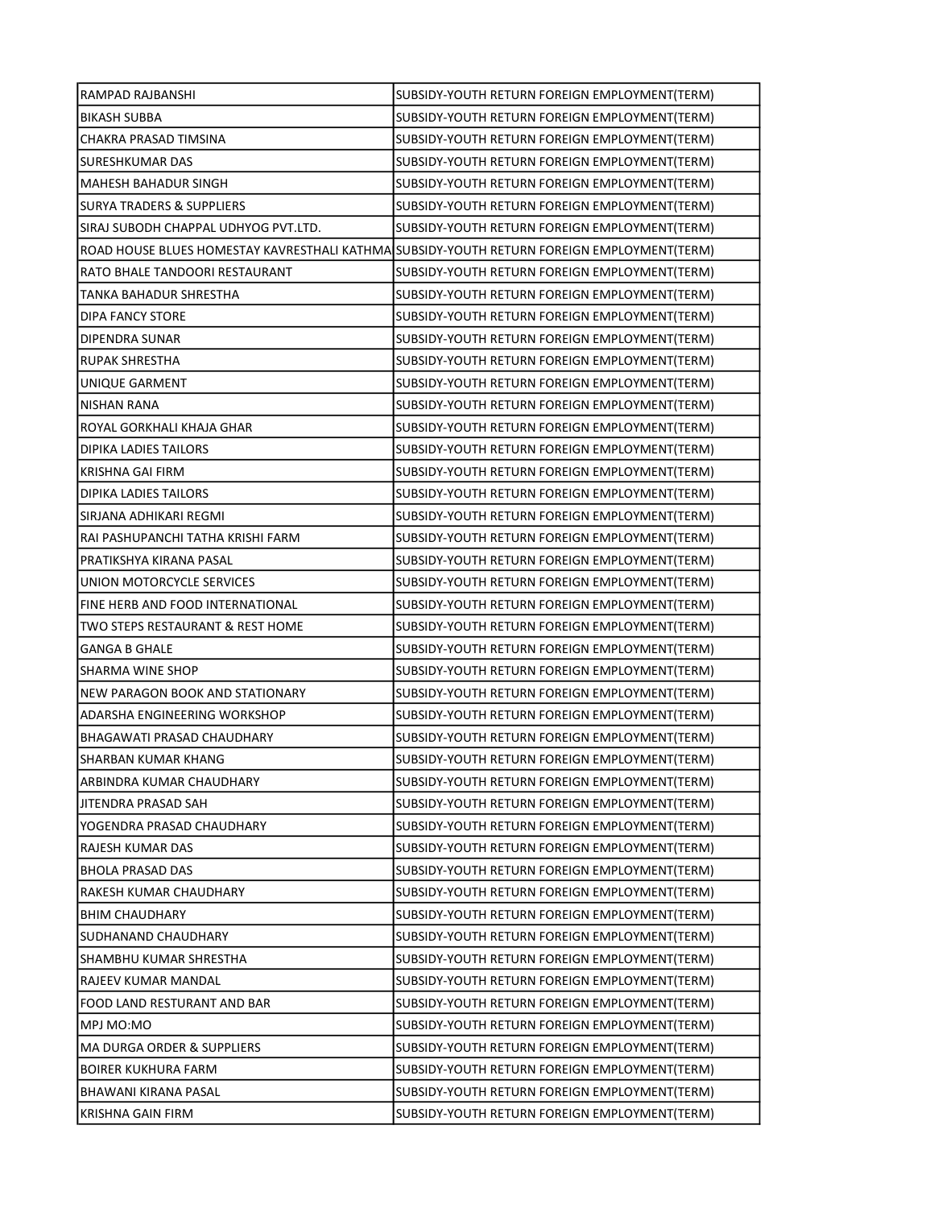| | |
|---|---|
| RAMPAD RAJBANSHI | SUBSIDY-YOUTH RETURN FOREIGN EMPLOYMENT(TERM) |
| BIKASH SUBBA | SUBSIDY-YOUTH RETURN FOREIGN EMPLOYMENT(TERM) |
| CHAKRA PRASAD TIMSINA | SUBSIDY-YOUTH RETURN FOREIGN EMPLOYMENT(TERM) |
| SURESHKUMAR DAS | SUBSIDY-YOUTH RETURN FOREIGN EMPLOYMENT(TERM) |
| MAHESH BAHADUR SINGH | SUBSIDY-YOUTH RETURN FOREIGN EMPLOYMENT(TERM) |
| SURYA TRADERS & SUPPLIERS | SUBSIDY-YOUTH RETURN FOREIGN EMPLOYMENT(TERM) |
| SIRAJ SUBODH CHAPPAL UDHYOG PVT.LTD. | SUBSIDY-YOUTH RETURN FOREIGN EMPLOYMENT(TERM) |
| ROAD HOUSE BLUES HOMESTAY KAVRESTHALI KATHMA | SUBSIDY-YOUTH RETURN FOREIGN EMPLOYMENT(TERM) |
| RATO BHALE TANDOORI RESTAURANT | SUBSIDY-YOUTH RETURN FOREIGN EMPLOYMENT(TERM) |
| TANKA BAHADUR SHRESTHA | SUBSIDY-YOUTH RETURN FOREIGN EMPLOYMENT(TERM) |
| DIPA FANCY STORE | SUBSIDY-YOUTH RETURN FOREIGN EMPLOYMENT(TERM) |
| DIPENDRA SUNAR | SUBSIDY-YOUTH RETURN FOREIGN EMPLOYMENT(TERM) |
| RUPAK SHRESTHA | SUBSIDY-YOUTH RETURN FOREIGN EMPLOYMENT(TERM) |
| UNIQUE GARMENT | SUBSIDY-YOUTH RETURN FOREIGN EMPLOYMENT(TERM) |
| NISHAN RANA | SUBSIDY-YOUTH RETURN FOREIGN EMPLOYMENT(TERM) |
| ROYAL GORKHALI KHAJA GHAR | SUBSIDY-YOUTH RETURN FOREIGN EMPLOYMENT(TERM) |
| DIPIKA LADIES TAILORS | SUBSIDY-YOUTH RETURN FOREIGN EMPLOYMENT(TERM) |
| KRISHNA GAI FIRM | SUBSIDY-YOUTH RETURN FOREIGN EMPLOYMENT(TERM) |
| DIPIKA LADIES TAILORS | SUBSIDY-YOUTH RETURN FOREIGN EMPLOYMENT(TERM) |
| SIRJANA ADHIKARI REGMI | SUBSIDY-YOUTH RETURN FOREIGN EMPLOYMENT(TERM) |
| RAI PASHUPANCHI TATHA KRISHI FARM | SUBSIDY-YOUTH RETURN FOREIGN EMPLOYMENT(TERM) |
| PRATIKSHYA KIRANA PASAL | SUBSIDY-YOUTH RETURN FOREIGN EMPLOYMENT(TERM) |
| UNION MOTORCYCLE SERVICES | SUBSIDY-YOUTH RETURN FOREIGN EMPLOYMENT(TERM) |
| FINE HERB AND FOOD INTERNATIONAL | SUBSIDY-YOUTH RETURN FOREIGN EMPLOYMENT(TERM) |
| TWO STEPS RESTAURANT & REST HOME | SUBSIDY-YOUTH RETURN FOREIGN EMPLOYMENT(TERM) |
| GANGA B GHALE | SUBSIDY-YOUTH RETURN FOREIGN EMPLOYMENT(TERM) |
| SHARMA WINE SHOP | SUBSIDY-YOUTH RETURN FOREIGN EMPLOYMENT(TERM) |
| NEW PARAGON BOOK AND STATIONARY | SUBSIDY-YOUTH RETURN FOREIGN EMPLOYMENT(TERM) |
| ADARSHA ENGINEERING WORKSHOP | SUBSIDY-YOUTH RETURN FOREIGN EMPLOYMENT(TERM) |
| BHAGAWATI PRASAD CHAUDHARY | SUBSIDY-YOUTH RETURN FOREIGN EMPLOYMENT(TERM) |
| SHARBAN KUMAR KHANG | SUBSIDY-YOUTH RETURN FOREIGN EMPLOYMENT(TERM) |
| ARBINDRA KUMAR CHAUDHARY | SUBSIDY-YOUTH RETURN FOREIGN EMPLOYMENT(TERM) |
| JITENDRA PRASAD SAH | SUBSIDY-YOUTH RETURN FOREIGN EMPLOYMENT(TERM) |
| YOGENDRA PRASAD CHAUDHARY | SUBSIDY-YOUTH RETURN FOREIGN EMPLOYMENT(TERM) |
| RAJESH KUMAR DAS | SUBSIDY-YOUTH RETURN FOREIGN EMPLOYMENT(TERM) |
| BHOLA PRASAD DAS | SUBSIDY-YOUTH RETURN FOREIGN EMPLOYMENT(TERM) |
| RAKESH KUMAR CHAUDHARY | SUBSIDY-YOUTH RETURN FOREIGN EMPLOYMENT(TERM) |
| BHIM CHAUDHARY | SUBSIDY-YOUTH RETURN FOREIGN EMPLOYMENT(TERM) |
| SUDHANAND CHAUDHARY | SUBSIDY-YOUTH RETURN FOREIGN EMPLOYMENT(TERM) |
| SHAMBHU KUMAR SHRESTHA | SUBSIDY-YOUTH RETURN FOREIGN EMPLOYMENT(TERM) |
| RAJEEV KUMAR MANDAL | SUBSIDY-YOUTH RETURN FOREIGN EMPLOYMENT(TERM) |
| FOOD LAND RESTURANT AND BAR | SUBSIDY-YOUTH RETURN FOREIGN EMPLOYMENT(TERM) |
| MPJ MO:MO | SUBSIDY-YOUTH RETURN FOREIGN EMPLOYMENT(TERM) |
| MA DURGA ORDER & SUPPLIERS | SUBSIDY-YOUTH RETURN FOREIGN EMPLOYMENT(TERM) |
| BOIRER KUKHURA FARM | SUBSIDY-YOUTH RETURN FOREIGN EMPLOYMENT(TERM) |
| BHAWANI KIRANA PASAL | SUBSIDY-YOUTH RETURN FOREIGN EMPLOYMENT(TERM) |
| KRISHNA GAIN FIRM | SUBSIDY-YOUTH RETURN FOREIGN EMPLOYMENT(TERM) |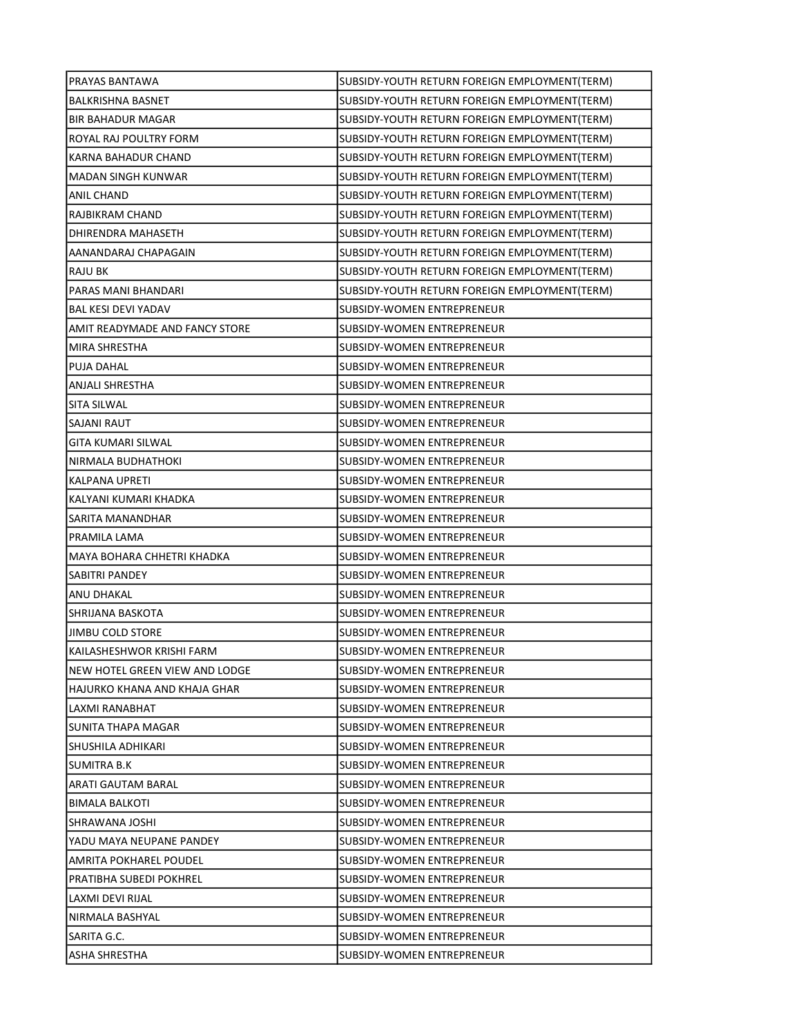| | |
|---|---|
| PRAYAS BANTAWA | SUBSIDY-YOUTH RETURN FOREIGN EMPLOYMENT(TERM) |
| BALKRISHNA BASNET | SUBSIDY-YOUTH RETURN FOREIGN EMPLOYMENT(TERM) |
| BIR BAHADUR MAGAR | SUBSIDY-YOUTH RETURN FOREIGN EMPLOYMENT(TERM) |
| ROYAL RAJ POULTRY FORM | SUBSIDY-YOUTH RETURN FOREIGN EMPLOYMENT(TERM) |
| KARNA BAHADUR CHAND | SUBSIDY-YOUTH RETURN FOREIGN EMPLOYMENT(TERM) |
| MADAN SINGH KUNWAR | SUBSIDY-YOUTH RETURN FOREIGN EMPLOYMENT(TERM) |
| ANIL CHAND | SUBSIDY-YOUTH RETURN FOREIGN EMPLOYMENT(TERM) |
| RAJBIKRAM CHAND | SUBSIDY-YOUTH RETURN FOREIGN EMPLOYMENT(TERM) |
| DHIRENDRA MAHASETH | SUBSIDY-YOUTH RETURN FOREIGN EMPLOYMENT(TERM) |
| AANANDARAJ CHAPAGAIN | SUBSIDY-YOUTH RETURN FOREIGN EMPLOYMENT(TERM) |
| RAJU BK | SUBSIDY-YOUTH RETURN FOREIGN EMPLOYMENT(TERM) |
| PARAS MANI BHANDARI | SUBSIDY-YOUTH RETURN FOREIGN EMPLOYMENT(TERM) |
| BAL KESI DEVI YADAV | SUBSIDY-WOMEN ENTREPRENEUR |
| AMIT READYMADE AND FANCY STORE | SUBSIDY-WOMEN ENTREPRENEUR |
| MIRA SHRESTHA | SUBSIDY-WOMEN ENTREPRENEUR |
| PUJA DAHAL | SUBSIDY-WOMEN ENTREPRENEUR |
| ANJALI SHRESTHA | SUBSIDY-WOMEN ENTREPRENEUR |
| SITA SILWAL | SUBSIDY-WOMEN ENTREPRENEUR |
| SAJANI RAUT | SUBSIDY-WOMEN ENTREPRENEUR |
| GITA KUMARI SILWAL | SUBSIDY-WOMEN ENTREPRENEUR |
| NIRMALA BUDHATHOKI | SUBSIDY-WOMEN ENTREPRENEUR |
| KALPANA UPRETI | SUBSIDY-WOMEN ENTREPRENEUR |
| KALYANI KUMARI KHADKA | SUBSIDY-WOMEN ENTREPRENEUR |
| SARITA MANANDHAR | SUBSIDY-WOMEN ENTREPRENEUR |
| PRAMILA LAMA | SUBSIDY-WOMEN ENTREPRENEUR |
| MAYA BOHARA CHHETRI KHADKA | SUBSIDY-WOMEN ENTREPRENEUR |
| SABITRI PANDEY | SUBSIDY-WOMEN ENTREPRENEUR |
| ANU DHAKAL | SUBSIDY-WOMEN ENTREPRENEUR |
| SHRIJANA BASKOTA | SUBSIDY-WOMEN ENTREPRENEUR |
| JIMBU COLD STORE | SUBSIDY-WOMEN ENTREPRENEUR |
| KAILASHESHWOR KRISHI FARM | SUBSIDY-WOMEN ENTREPRENEUR |
| NEW HOTEL GREEN VIEW AND LODGE | SUBSIDY-WOMEN ENTREPRENEUR |
| HAJURKO KHANA AND KHAJA GHAR | SUBSIDY-WOMEN ENTREPRENEUR |
| LAXMI RANABHAT | SUBSIDY-WOMEN ENTREPRENEUR |
| SUNITA THAPA MAGAR | SUBSIDY-WOMEN ENTREPRENEUR |
| SHUSHILA ADHIKARI | SUBSIDY-WOMEN ENTREPRENEUR |
| SUMITRA B.K | SUBSIDY-WOMEN ENTREPRENEUR |
| ARATI GAUTAM BARAL | SUBSIDY-WOMEN ENTREPRENEUR |
| BIMALA BALKOTI | SUBSIDY-WOMEN ENTREPRENEUR |
| SHRAWANA JOSHI | SUBSIDY-WOMEN ENTREPRENEUR |
| YADU MAYA NEUPANE PANDEY | SUBSIDY-WOMEN ENTREPRENEUR |
| AMRITA POKHAREL POUDEL | SUBSIDY-WOMEN ENTREPRENEUR |
| PRATIBHA SUBEDI POKHREL | SUBSIDY-WOMEN ENTREPRENEUR |
| LAXMI DEVI RIJAL | SUBSIDY-WOMEN ENTREPRENEUR |
| NIRMALA BASHYAL | SUBSIDY-WOMEN ENTREPRENEUR |
| SARITA G.C. | SUBSIDY-WOMEN ENTREPRENEUR |
| ASHA SHRESTHA | SUBSIDY-WOMEN ENTREPRENEUR |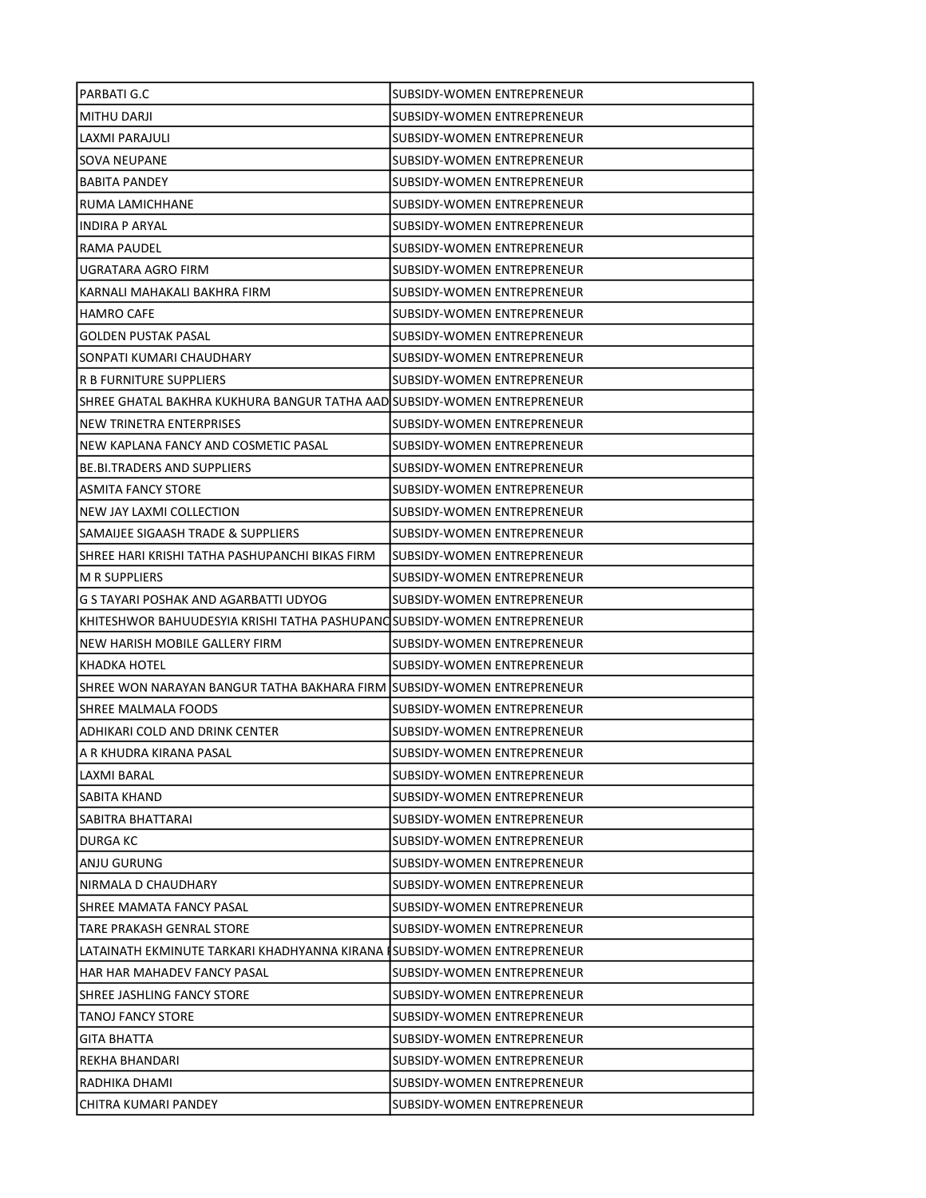| | |
|---|---|
| PARBATI G.C | SUBSIDY-WOMEN ENTREPRENEUR |
| MITHU DARJI | SUBSIDY-WOMEN ENTREPRENEUR |
| LAXMI PARAJULI | SUBSIDY-WOMEN ENTREPRENEUR |
| SOVA NEUPANE | SUBSIDY-WOMEN ENTREPRENEUR |
| BABITA PANDEY | SUBSIDY-WOMEN ENTREPRENEUR |
| RUMA LAMICHHANE | SUBSIDY-WOMEN ENTREPRENEUR |
| INDIRA P ARYAL | SUBSIDY-WOMEN ENTREPRENEUR |
| RAMA PAUDEL | SUBSIDY-WOMEN ENTREPRENEUR |
| UGRATARA AGRO FIRM | SUBSIDY-WOMEN ENTREPRENEUR |
| KARNALI MAHAKALI BAKHRA FIRM | SUBSIDY-WOMEN ENTREPRENEUR |
| HAMRO CAFE | SUBSIDY-WOMEN ENTREPRENEUR |
| GOLDEN PUSTAK PASAL | SUBSIDY-WOMEN ENTREPRENEUR |
| SONPATI KUMARI CHAUDHARY | SUBSIDY-WOMEN ENTREPRENEUR |
| R B FURNITURE SUPPLIERS | SUBSIDY-WOMEN ENTREPRENEUR |
| SHREE GHATAL BAKHRA KUKHURA BANGUR TATHA AAD | SUBSIDY-WOMEN ENTREPRENEUR |
| NEW TRINETRA ENTERPRISES | SUBSIDY-WOMEN ENTREPRENEUR |
| NEW KAPLANA FANCY AND COSMETIC PASAL | SUBSIDY-WOMEN ENTREPRENEUR |
| BE.BI.TRADERS AND SUPPLIERS | SUBSIDY-WOMEN ENTREPRENEUR |
| ASMITA FANCY STORE | SUBSIDY-WOMEN ENTREPRENEUR |
| NEW JAY LAXMI COLLECTION | SUBSIDY-WOMEN ENTREPRENEUR |
| SAMAIJEE SIGAASH TRADE & SUPPLIERS | SUBSIDY-WOMEN ENTREPRENEUR |
| SHREE HARI KRISHI TATHA PASHUPANCHI BIKAS FIRM | SUBSIDY-WOMEN ENTREPRENEUR |
| M R SUPPLIERS | SUBSIDY-WOMEN ENTREPRENEUR |
| G S TAYARI POSHAK AND AGARBATTI UDYOG | SUBSIDY-WOMEN ENTREPRENEUR |
| KHITESHWOR BAHUUDESYIA KRISHI TATHA PASHUPANC | SUBSIDY-WOMEN ENTREPRENEUR |
| NEW HARISH MOBILE GALLERY FIRM | SUBSIDY-WOMEN ENTREPRENEUR |
| KHADKA HOTEL | SUBSIDY-WOMEN ENTREPRENEUR |
| SHREE WON NARAYAN BANGUR TATHA BAKHARA FIRM | SUBSIDY-WOMEN ENTREPRENEUR |
| SHREE MALMALA FOODS | SUBSIDY-WOMEN ENTREPRENEUR |
| ADHIKARI COLD AND DRINK CENTER | SUBSIDY-WOMEN ENTREPRENEUR |
| A R KHUDRA KIRANA PASAL | SUBSIDY-WOMEN ENTREPRENEUR |
| LAXMI BARAL | SUBSIDY-WOMEN ENTREPRENEUR |
| SABITA KHAND | SUBSIDY-WOMEN ENTREPRENEUR |
| SABITRA BHATTARAI | SUBSIDY-WOMEN ENTREPRENEUR |
| DURGA KC | SUBSIDY-WOMEN ENTREPRENEUR |
| ANJU GURUNG | SUBSIDY-WOMEN ENTREPRENEUR |
| NIRMALA D CHAUDHARY | SUBSIDY-WOMEN ENTREPRENEUR |
| SHREE MAMATA FANCY PASAL | SUBSIDY-WOMEN ENTREPRENEUR |
| TARE PRAKASH GENRAL STORE | SUBSIDY-WOMEN ENTREPRENEUR |
| LATAINATH EKMINUTE TARKARI KHADHYANNA KIRANA I | SUBSIDY-WOMEN ENTREPRENEUR |
| HAR HAR MAHADEV FANCY PASAL | SUBSIDY-WOMEN ENTREPRENEUR |
| SHREE JASHLING FANCY STORE | SUBSIDY-WOMEN ENTREPRENEUR |
| TANOJ FANCY STORE | SUBSIDY-WOMEN ENTREPRENEUR |
| GITA BHATTA | SUBSIDY-WOMEN ENTREPRENEUR |
| REKHA BHANDARI | SUBSIDY-WOMEN ENTREPRENEUR |
| RADHIKA DHAMI | SUBSIDY-WOMEN ENTREPRENEUR |
| CHITRA KUMARI PANDEY | SUBSIDY-WOMEN ENTREPRENEUR |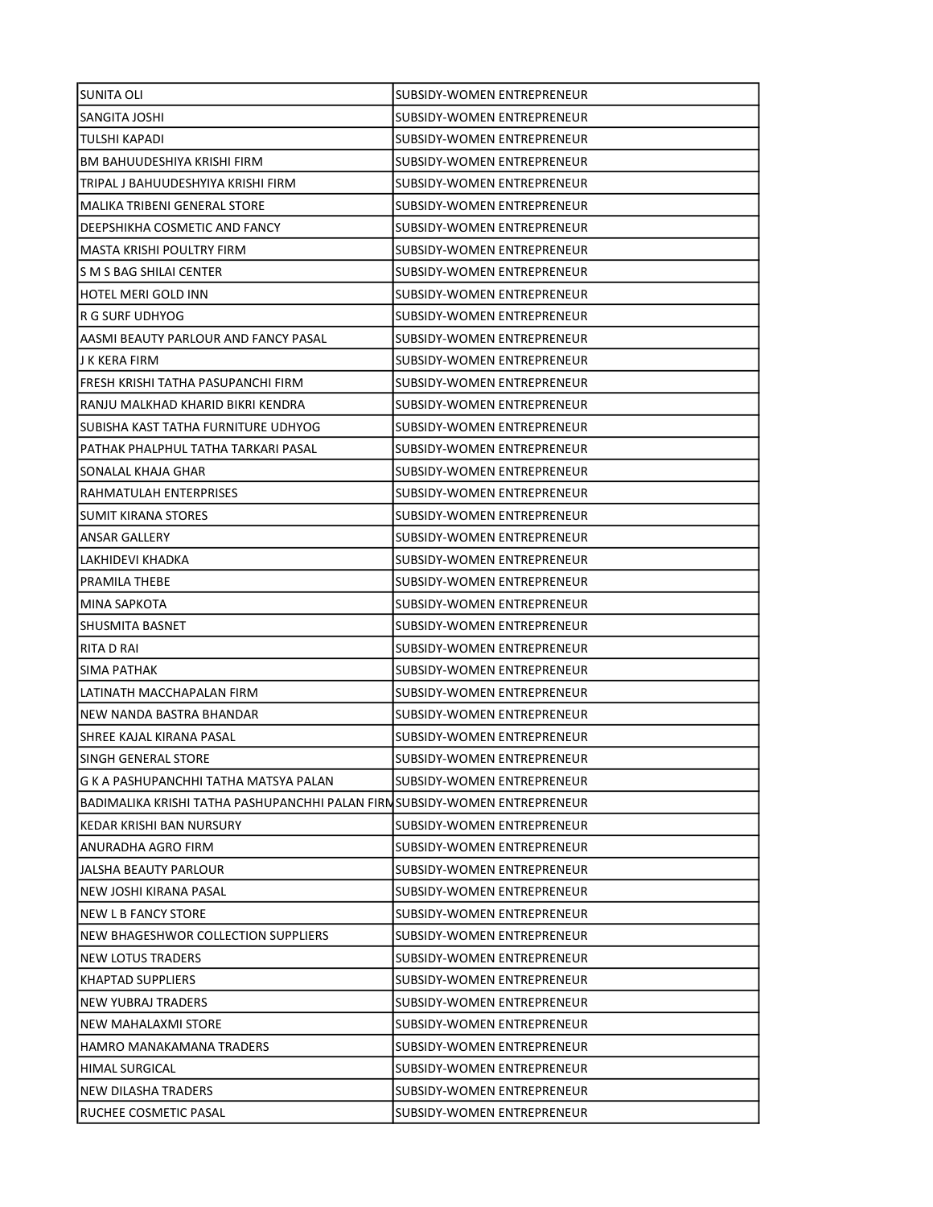| | |
|---|---|
| SUNITA OLI | SUBSIDY-WOMEN ENTREPRENEUR |
| SANGITA JOSHI | SUBSIDY-WOMEN ENTREPRENEUR |
| TULSHI KAPADI | SUBSIDY-WOMEN ENTREPRENEUR |
| BM BAHUUDESHIYA KRISHI FIRM | SUBSIDY-WOMEN ENTREPRENEUR |
| TRIPAL J BAHUUDESHYIYA KRISHI FIRM | SUBSIDY-WOMEN ENTREPRENEUR |
| MALIKA TRIBENI GENERAL STORE | SUBSIDY-WOMEN ENTREPRENEUR |
| DEEPSHIKHA COSMETIC AND FANCY | SUBSIDY-WOMEN ENTREPRENEUR |
| MASTA KRISHI POULTRY FIRM | SUBSIDY-WOMEN ENTREPRENEUR |
| S M S BAG SHILAI CENTER | SUBSIDY-WOMEN ENTREPRENEUR |
| HOTEL MERI GOLD INN | SUBSIDY-WOMEN ENTREPRENEUR |
| R G SURF UDHYOG | SUBSIDY-WOMEN ENTREPRENEUR |
| AASMI BEAUTY PARLOUR AND FANCY PASAL | SUBSIDY-WOMEN ENTREPRENEUR |
| J K KERA FIRM | SUBSIDY-WOMEN ENTREPRENEUR |
| FRESH KRISHI TATHA PASUPANCHI FIRM | SUBSIDY-WOMEN ENTREPRENEUR |
| RANJU MALKHAD KHARID BIKRI KENDRA | SUBSIDY-WOMEN ENTREPRENEUR |
| SUBISHA KAST TATHA FURNITURE UDHYOG | SUBSIDY-WOMEN ENTREPRENEUR |
| PATHAK PHALPHUL TATHA TARKARI PASAL | SUBSIDY-WOMEN ENTREPRENEUR |
| SONALAL KHAJA GHAR | SUBSIDY-WOMEN ENTREPRENEUR |
| RAHMATULAH ENTERPRISES | SUBSIDY-WOMEN ENTREPRENEUR |
| SUMIT KIRANA STORES | SUBSIDY-WOMEN ENTREPRENEUR |
| ANSAR GALLERY | SUBSIDY-WOMEN ENTREPRENEUR |
| LAKHIDEVI KHADKA | SUBSIDY-WOMEN ENTREPRENEUR |
| PRAMILA THEBE | SUBSIDY-WOMEN ENTREPRENEUR |
| MINA SAPKOTA | SUBSIDY-WOMEN ENTREPRENEUR |
| SHUSMITA BASNET | SUBSIDY-WOMEN ENTREPRENEUR |
| RITA D RAI | SUBSIDY-WOMEN ENTREPRENEUR |
| SIMA PATHAK | SUBSIDY-WOMEN ENTREPRENEUR |
| LATINATH MACCHAPALAN FIRM | SUBSIDY-WOMEN ENTREPRENEUR |
| NEW NANDA BASTRA BHANDAR | SUBSIDY-WOMEN ENTREPRENEUR |
| SHREE KAJAL KIRANA PASAL | SUBSIDY-WOMEN ENTREPRENEUR |
| SINGH GENERAL STORE | SUBSIDY-WOMEN ENTREPRENEUR |
| G K A PASHUPANCHHI TATHA MATSYA PALAN | SUBSIDY-WOMEN ENTREPRENEUR |
| BADIMALIKA KRISHI TATHA PASHUPANCHHI PALAN FIRM | SUBSIDY-WOMEN ENTREPRENEUR |
| KEDAR KRISHI BAN NURSURY | SUBSIDY-WOMEN ENTREPRENEUR |
| ANURADHA AGRO FIRM | SUBSIDY-WOMEN ENTREPRENEUR |
| JALSHA BEAUTY PARLOUR | SUBSIDY-WOMEN ENTREPRENEUR |
| NEW JOSHI KIRANA PASAL | SUBSIDY-WOMEN ENTREPRENEUR |
| NEW L B FANCY STORE | SUBSIDY-WOMEN ENTREPRENEUR |
| NEW BHAGESHWOR COLLECTION SUPPLIERS | SUBSIDY-WOMEN ENTREPRENEUR |
| NEW LOTUS TRADERS | SUBSIDY-WOMEN ENTREPRENEUR |
| KHAPTAD SUPPLIERS | SUBSIDY-WOMEN ENTREPRENEUR |
| NEW YUBRAJ TRADERS | SUBSIDY-WOMEN ENTREPRENEUR |
| NEW MAHALAXMI STORE | SUBSIDY-WOMEN ENTREPRENEUR |
| HAMRO MANAKAMANA TRADERS | SUBSIDY-WOMEN ENTREPRENEUR |
| HIMAL SURGICAL | SUBSIDY-WOMEN ENTREPRENEUR |
| NEW DILASHA TRADERS | SUBSIDY-WOMEN ENTREPRENEUR |
| RUCHEE COSMETIC PASAL | SUBSIDY-WOMEN ENTREPRENEUR |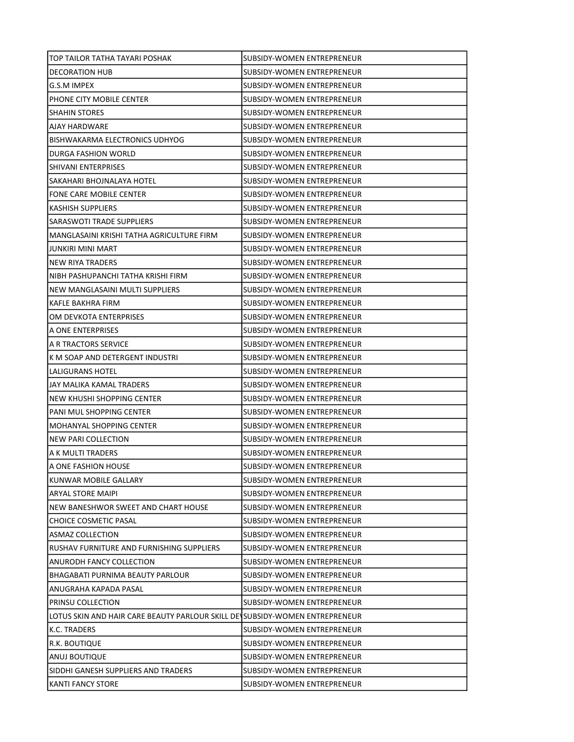| | |
|---|---|
| TOP TAILOR TATHA TAYARI POSHAK | SUBSIDY-WOMEN ENTREPRENEUR |
| DECORATION HUB | SUBSIDY-WOMEN ENTREPRENEUR |
| G.S.M IMPEX | SUBSIDY-WOMEN ENTREPRENEUR |
| PHONE CITY MOBILE CENTER | SUBSIDY-WOMEN ENTREPRENEUR |
| SHAHIN STORES | SUBSIDY-WOMEN ENTREPRENEUR |
| AJAY HARDWARE | SUBSIDY-WOMEN ENTREPRENEUR |
| BISHWAKARMA ELECTRONICS UDHYOG | SUBSIDY-WOMEN ENTREPRENEUR |
| DURGA FASHION WORLD | SUBSIDY-WOMEN ENTREPRENEUR |
| SHIVANI ENTERPRISES | SUBSIDY-WOMEN ENTREPRENEUR |
| SAKAHARI BHOJNALAYA HOTEL | SUBSIDY-WOMEN ENTREPRENEUR |
| FONE CARE MOBILE CENTER | SUBSIDY-WOMEN ENTREPRENEUR |
| KASHISH SUPPLIERS | SUBSIDY-WOMEN ENTREPRENEUR |
| SARASWOTI TRADE SUPPLIERS | SUBSIDY-WOMEN ENTREPRENEUR |
| MANGLASAINI KRISHI TATHA AGRICULTURE FIRM | SUBSIDY-WOMEN ENTREPRENEUR |
| JUNKIRI MINI MART | SUBSIDY-WOMEN ENTREPRENEUR |
| NEW RIYA TRADERS | SUBSIDY-WOMEN ENTREPRENEUR |
| NIBH PASHUPANCHI TATHA KRISHI FIRM | SUBSIDY-WOMEN ENTREPRENEUR |
| NEW MANGLASAINI MULTI SUPPLIERS | SUBSIDY-WOMEN ENTREPRENEUR |
| KAFLE BAKHRA FIRM | SUBSIDY-WOMEN ENTREPRENEUR |
| OM DEVKOTA ENTERPRISES | SUBSIDY-WOMEN ENTREPRENEUR |
| A ONE ENTERPRISES | SUBSIDY-WOMEN ENTREPRENEUR |
| A R TRACTORS SERVICE | SUBSIDY-WOMEN ENTREPRENEUR |
| K M SOAP AND DETERGENT INDUSTRI | SUBSIDY-WOMEN ENTREPRENEUR |
| LALIGURANS HOTEL | SUBSIDY-WOMEN ENTREPRENEUR |
| JAY MALIKA KAMAL TRADERS | SUBSIDY-WOMEN ENTREPRENEUR |
| NEW KHUSHI SHOPPING CENTER | SUBSIDY-WOMEN ENTREPRENEUR |
| PANI MUL SHOPPING CENTER | SUBSIDY-WOMEN ENTREPRENEUR |
| MOHANYAL SHOPPING CENTER | SUBSIDY-WOMEN ENTREPRENEUR |
| NEW PARI COLLECTION | SUBSIDY-WOMEN ENTREPRENEUR |
| A K MULTI TRADERS | SUBSIDY-WOMEN ENTREPRENEUR |
| A ONE FASHION HOUSE | SUBSIDY-WOMEN ENTREPRENEUR |
| KUNWAR MOBILE GALLARY | SUBSIDY-WOMEN ENTREPRENEUR |
| ARYAL STORE MAIPI | SUBSIDY-WOMEN ENTREPRENEUR |
| NEW BANESHWOR SWEET AND CHART HOUSE | SUBSIDY-WOMEN ENTREPRENEUR |
| CHOICE COSMETIC PASAL | SUBSIDY-WOMEN ENTREPRENEUR |
| ASMAZ COLLECTION | SUBSIDY-WOMEN ENTREPRENEUR |
| RUSHAV FURNITURE AND FURNISHING SUPPLIERS | SUBSIDY-WOMEN ENTREPRENEUR |
| ANURODH FANCY COLLECTION | SUBSIDY-WOMEN ENTREPRENEUR |
| BHAGABATI PURNIMA BEAUTY PARLOUR | SUBSIDY-WOMEN ENTREPRENEUR |
| ANUGRAHA KAPADA PASAL | SUBSIDY-WOMEN ENTREPRENEUR |
| PRINSU COLLECTION | SUBSIDY-WOMEN ENTREPRENEUR |
| LOTUS SKIN AND HAIR CARE BEAUTY PARLOUR SKILL DE | SUBSIDY-WOMEN ENTREPRENEUR |
| K.C. TRADERS | SUBSIDY-WOMEN ENTREPRENEUR |
| R.K. BOUTIQUE | SUBSIDY-WOMEN ENTREPRENEUR |
| ANUJ BOUTIQUE | SUBSIDY-WOMEN ENTREPRENEUR |
| SIDDHI GANESH SUPPLIERS AND TRADERS | SUBSIDY-WOMEN ENTREPRENEUR |
| KANTI FANCY STORE | SUBSIDY-WOMEN ENTREPRENEUR |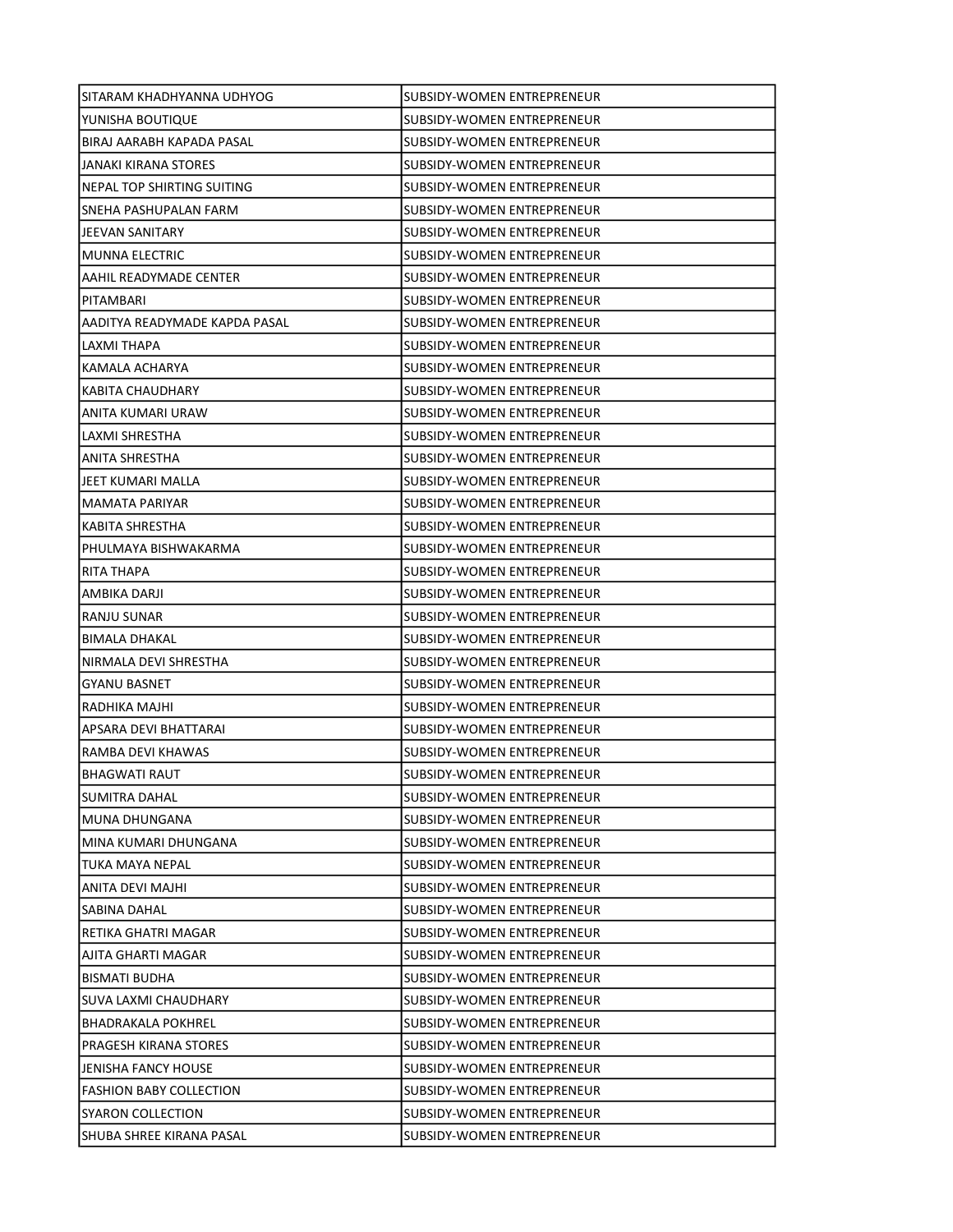| | |
|---|---|
| SITARAM KHADHYANNA UDHYOG | SUBSIDY-WOMEN ENTREPRENEUR |
| YUNISHA BOUTIQUE | SUBSIDY-WOMEN ENTREPRENEUR |
| BIRAJ AARABH KAPADA PASAL | SUBSIDY-WOMEN ENTREPRENEUR |
| JANAKI KIRANA STORES | SUBSIDY-WOMEN ENTREPRENEUR |
| NEPAL TOP SHIRTING SUITING | SUBSIDY-WOMEN ENTREPRENEUR |
| SNEHA PASHUPALAN FARM | SUBSIDY-WOMEN ENTREPRENEUR |
| JEEVAN SANITARY | SUBSIDY-WOMEN ENTREPRENEUR |
| MUNNA ELECTRIC | SUBSIDY-WOMEN ENTREPRENEUR |
| AAHIL READYMADE CENTER | SUBSIDY-WOMEN ENTREPRENEUR |
| PITAMBARI | SUBSIDY-WOMEN ENTREPRENEUR |
| AADITYA READYMADE KAPDA PASAL | SUBSIDY-WOMEN ENTREPRENEUR |
| LAXMI THAPA | SUBSIDY-WOMEN ENTREPRENEUR |
| KAMALA ACHARYA | SUBSIDY-WOMEN ENTREPRENEUR |
| KABITA CHAUDHARY | SUBSIDY-WOMEN ENTREPRENEUR |
| ANITA KUMARI URAW | SUBSIDY-WOMEN ENTREPRENEUR |
| LAXMI SHRESTHA | SUBSIDY-WOMEN ENTREPRENEUR |
| ANITA SHRESTHA | SUBSIDY-WOMEN ENTREPRENEUR |
| JEET KUMARI MALLA | SUBSIDY-WOMEN ENTREPRENEUR |
| MAMATA PARIYAR | SUBSIDY-WOMEN ENTREPRENEUR |
| KABITA SHRESTHA | SUBSIDY-WOMEN ENTREPRENEUR |
| PHULMAYA BISHWAKARMA | SUBSIDY-WOMEN ENTREPRENEUR |
| RITA THAPA | SUBSIDY-WOMEN ENTREPRENEUR |
| AMBIKA DARJI | SUBSIDY-WOMEN ENTREPRENEUR |
| RANJU SUNAR | SUBSIDY-WOMEN ENTREPRENEUR |
| BIMALA DHAKAL | SUBSIDY-WOMEN ENTREPRENEUR |
| NIRMALA DEVI SHRESTHA | SUBSIDY-WOMEN ENTREPRENEUR |
| GYANU BASNET | SUBSIDY-WOMEN ENTREPRENEUR |
| RADHIKA MAJHI | SUBSIDY-WOMEN ENTREPRENEUR |
| APSARA DEVI BHATTARAI | SUBSIDY-WOMEN ENTREPRENEUR |
| RAMBA DEVI KHAWAS | SUBSIDY-WOMEN ENTREPRENEUR |
| BHAGWATI RAUT | SUBSIDY-WOMEN ENTREPRENEUR |
| SUMITRA DAHAL | SUBSIDY-WOMEN ENTREPRENEUR |
| MUNA DHUNGANA | SUBSIDY-WOMEN ENTREPRENEUR |
| MINA KUMARI DHUNGANA | SUBSIDY-WOMEN ENTREPRENEUR |
| TUKA MAYA NEPAL | SUBSIDY-WOMEN ENTREPRENEUR |
| ANITA DEVI MAJHI | SUBSIDY-WOMEN ENTREPRENEUR |
| SABINA DAHAL | SUBSIDY-WOMEN ENTREPRENEUR |
| RETIKA GHATRI MAGAR | SUBSIDY-WOMEN ENTREPRENEUR |
| AJITA GHARTI MAGAR | SUBSIDY-WOMEN ENTREPRENEUR |
| BISMATI BUDHA | SUBSIDY-WOMEN ENTREPRENEUR |
| SUVA LAXMI CHAUDHARY | SUBSIDY-WOMEN ENTREPRENEUR |
| BHADRAKALA POKHREL | SUBSIDY-WOMEN ENTREPRENEUR |
| PRAGESH KIRANA STORES | SUBSIDY-WOMEN ENTREPRENEUR |
| JENISHA FANCY HOUSE | SUBSIDY-WOMEN ENTREPRENEUR |
| FASHION BABY COLLECTION | SUBSIDY-WOMEN ENTREPRENEUR |
| SYARON COLLECTION | SUBSIDY-WOMEN ENTREPRENEUR |
| SHUBA SHREE KIRANA PASAL | SUBSIDY-WOMEN ENTREPRENEUR |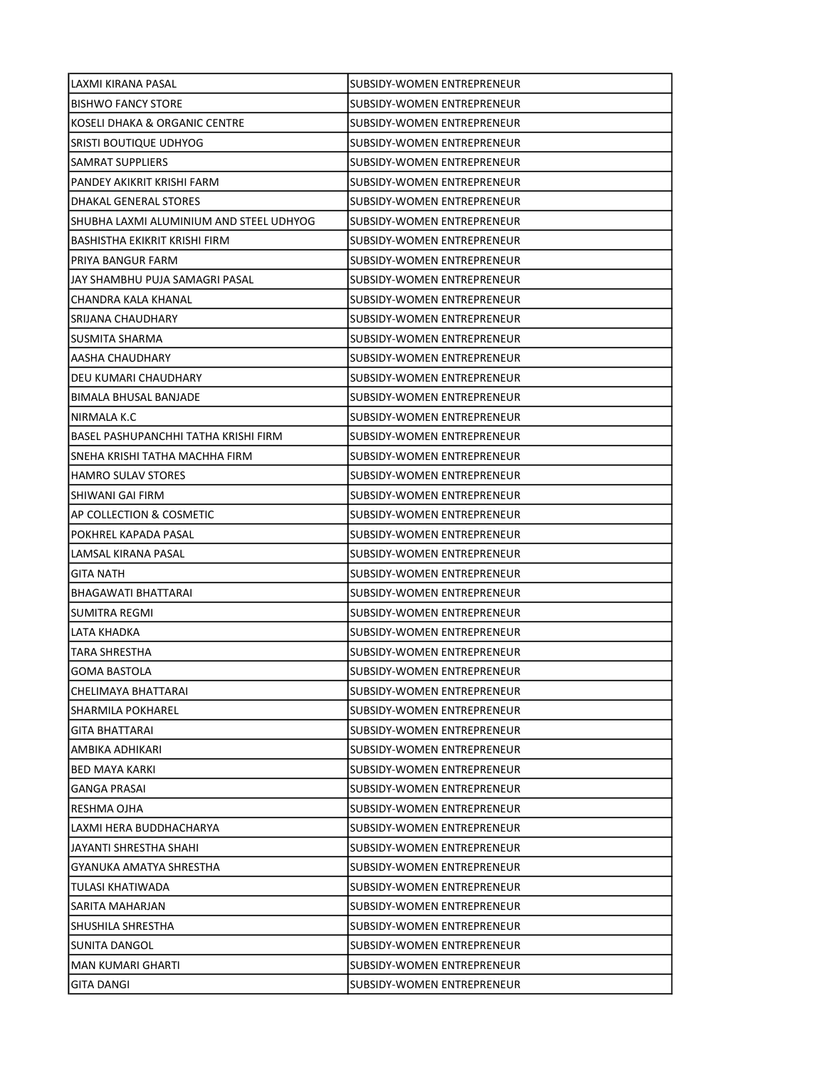| LAXMI KIRANA PASAL | SUBSIDY-WOMEN ENTREPRENEUR |
|---|---|
| BISHWO FANCY STORE | SUBSIDY-WOMEN ENTREPRENEUR |
| KOSELI DHAKA & ORGANIC CENTRE | SUBSIDY-WOMEN ENTREPRENEUR |
| SRISTI BOUTIQUE UDHYOG | SUBSIDY-WOMEN ENTREPRENEUR |
| SAMRAT SUPPLIERS | SUBSIDY-WOMEN ENTREPRENEUR |
| PANDEY AKIKRIT KRISHI FARM | SUBSIDY-WOMEN ENTREPRENEUR |
| DHAKAL GENERAL STORES | SUBSIDY-WOMEN ENTREPRENEUR |
| SHUBHA LAXMI ALUMINIUM AND STEEL UDHYOG | SUBSIDY-WOMEN ENTREPRENEUR |
| BASHISTHA EKIKRIT KRISHI FIRM | SUBSIDY-WOMEN ENTREPRENEUR |
| PRIYA BANGUR FARM | SUBSIDY-WOMEN ENTREPRENEUR |
| JAY SHAMBHU PUJA SAMAGRI PASAL | SUBSIDY-WOMEN ENTREPRENEUR |
| CHANDRA KALA KHANAL | SUBSIDY-WOMEN ENTREPRENEUR |
| SRIJANA CHAUDHARY | SUBSIDY-WOMEN ENTREPRENEUR |
| SUSMITA SHARMA | SUBSIDY-WOMEN ENTREPRENEUR |
| AASHA CHAUDHARY | SUBSIDY-WOMEN ENTREPRENEUR |
| DEU KUMARI CHAUDHARY | SUBSIDY-WOMEN ENTREPRENEUR |
| BIMALA BHUSAL BANJADE | SUBSIDY-WOMEN ENTREPRENEUR |
| NIRMALA K.C | SUBSIDY-WOMEN ENTREPRENEUR |
| BASEL PASHUPANCHHI TATHA KRISHI FIRM | SUBSIDY-WOMEN ENTREPRENEUR |
| SNEHA KRISHI TATHA MACHHA FIRM | SUBSIDY-WOMEN ENTREPRENEUR |
| HAMRO SULAV STORES | SUBSIDY-WOMEN ENTREPRENEUR |
| SHIWANI GAI FIRM | SUBSIDY-WOMEN ENTREPRENEUR |
| AP COLLECTION & COSMETIC | SUBSIDY-WOMEN ENTREPRENEUR |
| POKHREL KAPADA PASAL | SUBSIDY-WOMEN ENTREPRENEUR |
| LAMSAL KIRANA PASAL | SUBSIDY-WOMEN ENTREPRENEUR |
| GITA NATH | SUBSIDY-WOMEN ENTREPRENEUR |
| BHAGAWATI BHATTARAI | SUBSIDY-WOMEN ENTREPRENEUR |
| SUMITRA REGMI | SUBSIDY-WOMEN ENTREPRENEUR |
| LATA KHADKA | SUBSIDY-WOMEN ENTREPRENEUR |
| TARA SHRESTHA | SUBSIDY-WOMEN ENTREPRENEUR |
| GOMA BASTOLA | SUBSIDY-WOMEN ENTREPRENEUR |
| CHELIMAYA BHATTARAI | SUBSIDY-WOMEN ENTREPRENEUR |
| SHARMILA POKHAREL | SUBSIDY-WOMEN ENTREPRENEUR |
| GITA BHATTARAI | SUBSIDY-WOMEN ENTREPRENEUR |
| AMBIKA ADHIKARI | SUBSIDY-WOMEN ENTREPRENEUR |
| BED MAYA KARKI | SUBSIDY-WOMEN ENTREPRENEUR |
| GANGA PRASAI | SUBSIDY-WOMEN ENTREPRENEUR |
| RESHMA OJHA | SUBSIDY-WOMEN ENTREPRENEUR |
| LAXMI HERA BUDDHACHARYA | SUBSIDY-WOMEN ENTREPRENEUR |
| JAYANTI SHRESTHA SHAHI | SUBSIDY-WOMEN ENTREPRENEUR |
| GYANUKA AMATYA SHRESTHA | SUBSIDY-WOMEN ENTREPRENEUR |
| TULASI KHATIWADA | SUBSIDY-WOMEN ENTREPRENEUR |
| SARITA MAHARJAN | SUBSIDY-WOMEN ENTREPRENEUR |
| SHUSHILA SHRESTHA | SUBSIDY-WOMEN ENTREPRENEUR |
| SUNITA DANGOL | SUBSIDY-WOMEN ENTREPRENEUR |
| MAN KUMARI GHARTI | SUBSIDY-WOMEN ENTREPRENEUR |
| GITA DANGI | SUBSIDY-WOMEN ENTREPRENEUR |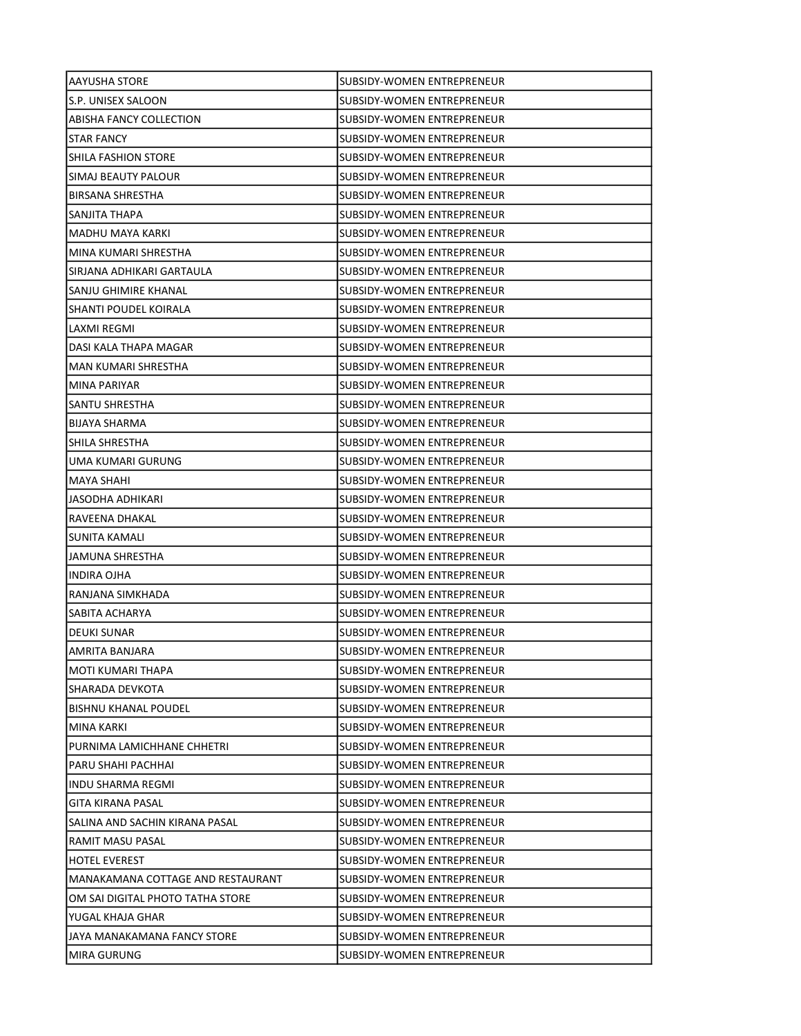| AAYUSHA STORE | SUBSIDY-WOMEN ENTREPRENEUR |
|---|---|
| S.P. UNISEX SALOON | SUBSIDY-WOMEN ENTREPRENEUR |
| ABISHA FANCY COLLECTION | SUBSIDY-WOMEN ENTREPRENEUR |
| STAR FANCY | SUBSIDY-WOMEN ENTREPRENEUR |
| SHILA FASHION STORE | SUBSIDY-WOMEN ENTREPRENEUR |
| SIMAJ BEAUTY PALOUR | SUBSIDY-WOMEN ENTREPRENEUR |
| BIRSANA SHRESTHA | SUBSIDY-WOMEN ENTREPRENEUR |
| SANJITA THAPA | SUBSIDY-WOMEN ENTREPRENEUR |
| MADHU MAYA KARKI | SUBSIDY-WOMEN ENTREPRENEUR |
| MINA KUMARI SHRESTHA | SUBSIDY-WOMEN ENTREPRENEUR |
| SIRJANA ADHIKARI GARTAULA | SUBSIDY-WOMEN ENTREPRENEUR |
| SANJU GHIMIRE KHANAL | SUBSIDY-WOMEN ENTREPRENEUR |
| SHANTI POUDEL KOIRALA | SUBSIDY-WOMEN ENTREPRENEUR |
| LAXMI REGMI | SUBSIDY-WOMEN ENTREPRENEUR |
| DASI KALA THAPA MAGAR | SUBSIDY-WOMEN ENTREPRENEUR |
| MAN KUMARI SHRESTHA | SUBSIDY-WOMEN ENTREPRENEUR |
| MINA PARIYAR | SUBSIDY-WOMEN ENTREPRENEUR |
| SANTU SHRESTHA | SUBSIDY-WOMEN ENTREPRENEUR |
| BIJAYA SHARMA | SUBSIDY-WOMEN ENTREPRENEUR |
| SHILA SHRESTHA | SUBSIDY-WOMEN ENTREPRENEUR |
| UMA KUMARI GURUNG | SUBSIDY-WOMEN ENTREPRENEUR |
| MAYA SHAHI | SUBSIDY-WOMEN ENTREPRENEUR |
| JASODHA ADHIKARI | SUBSIDY-WOMEN ENTREPRENEUR |
| RAVEENA DHAKAL | SUBSIDY-WOMEN ENTREPRENEUR |
| SUNITA KAMALI | SUBSIDY-WOMEN ENTREPRENEUR |
| JAMUNA SHRESTHA | SUBSIDY-WOMEN ENTREPRENEUR |
| INDIRA OJHA | SUBSIDY-WOMEN ENTREPRENEUR |
| RANJANA SIMKHADA | SUBSIDY-WOMEN ENTREPRENEUR |
| SABITA ACHARYA | SUBSIDY-WOMEN ENTREPRENEUR |
| DEUKI SUNAR | SUBSIDY-WOMEN ENTREPRENEUR |
| AMRITA BANJARA | SUBSIDY-WOMEN ENTREPRENEUR |
| MOTI KUMARI THAPA | SUBSIDY-WOMEN ENTREPRENEUR |
| SHARADA DEVKOTA | SUBSIDY-WOMEN ENTREPRENEUR |
| BISHNU KHANAL POUDEL | SUBSIDY-WOMEN ENTREPRENEUR |
| MINA KARKI | SUBSIDY-WOMEN ENTREPRENEUR |
| PURNIMA LAMICHHANE CHHETRI | SUBSIDY-WOMEN ENTREPRENEUR |
| PARU SHAHI PACHHAI | SUBSIDY-WOMEN ENTREPRENEUR |
| INDU SHARMA REGMI | SUBSIDY-WOMEN ENTREPRENEUR |
| GITA KIRANA PASAL | SUBSIDY-WOMEN ENTREPRENEUR |
| SALINA AND SACHIN KIRANA PASAL | SUBSIDY-WOMEN ENTREPRENEUR |
| RAMIT MASU PASAL | SUBSIDY-WOMEN ENTREPRENEUR |
| HOTEL EVEREST | SUBSIDY-WOMEN ENTREPRENEUR |
| MANAKAMANA COTTAGE AND RESTAURANT | SUBSIDY-WOMEN ENTREPRENEUR |
| OM SAI DIGITAL PHOTO TATHA STORE | SUBSIDY-WOMEN ENTREPRENEUR |
| YUGAL KHAJA GHAR | SUBSIDY-WOMEN ENTREPRENEUR |
| JAYA MANAKAMANA FANCY STORE | SUBSIDY-WOMEN ENTREPRENEUR |
| MIRA GURUNG | SUBSIDY-WOMEN ENTREPRENEUR |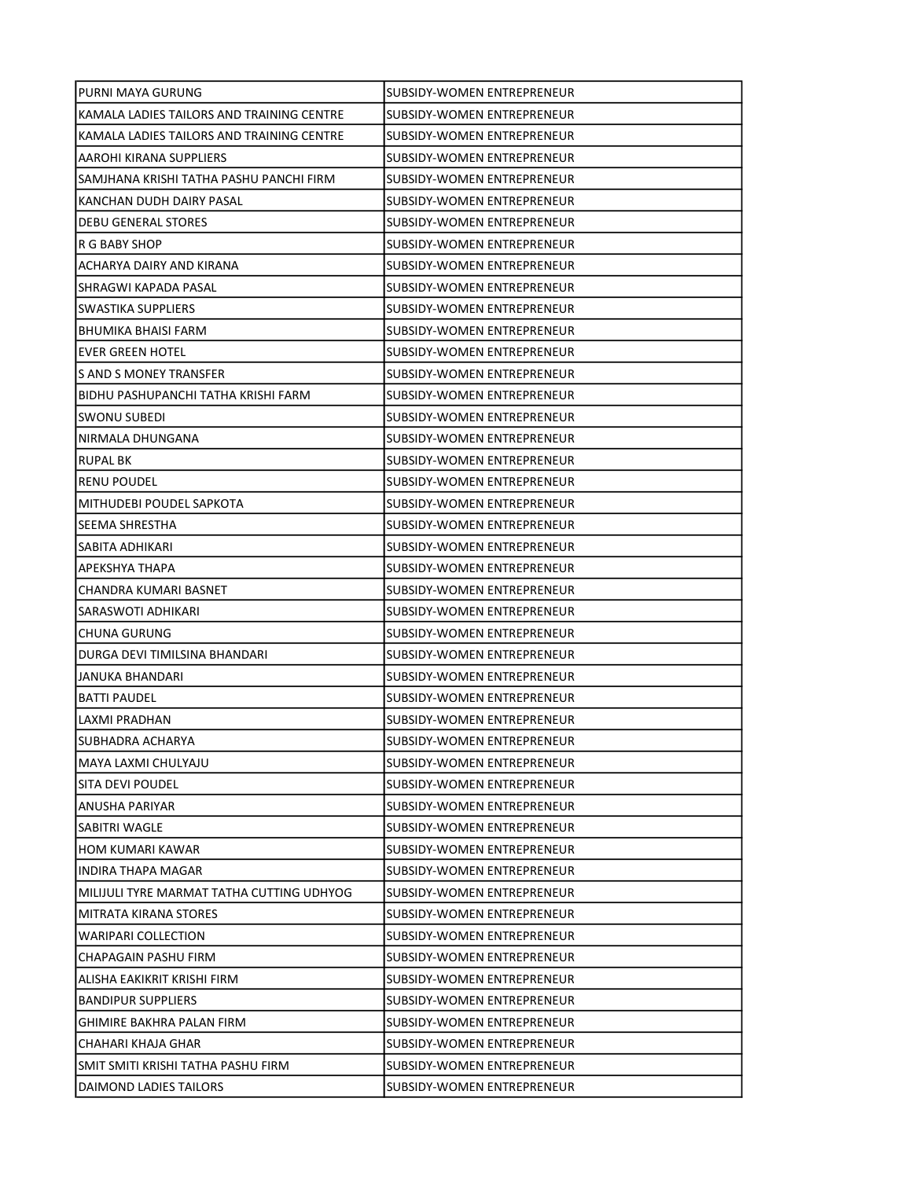| | |
|---|---|
| PURNI MAYA GURUNG | SUBSIDY-WOMEN ENTREPRENEUR |
| KAMALA LADIES TAILORS AND TRAINING CENTRE | SUBSIDY-WOMEN ENTREPRENEUR |
| KAMALA LADIES TAILORS AND TRAINING CENTRE | SUBSIDY-WOMEN ENTREPRENEUR |
| AAROHI KIRANA SUPPLIERS | SUBSIDY-WOMEN ENTREPRENEUR |
| SAMJHANA KRISHI TATHA PASHU PANCHI FIRM | SUBSIDY-WOMEN ENTREPRENEUR |
| KANCHAN DUDH DAIRY PASAL | SUBSIDY-WOMEN ENTREPRENEUR |
| DEBU GENERAL STORES | SUBSIDY-WOMEN ENTREPRENEUR |
| R G BABY SHOP | SUBSIDY-WOMEN ENTREPRENEUR |
| ACHARYA DAIRY AND KIRANA | SUBSIDY-WOMEN ENTREPRENEUR |
| SHRAGWI KAPADA PASAL | SUBSIDY-WOMEN ENTREPRENEUR |
| SWASTIKA SUPPLIERS | SUBSIDY-WOMEN ENTREPRENEUR |
| BHUMIKA BHAISI FARM | SUBSIDY-WOMEN ENTREPRENEUR |
| EVER GREEN HOTEL | SUBSIDY-WOMEN ENTREPRENEUR |
| S AND S MONEY TRANSFER | SUBSIDY-WOMEN ENTREPRENEUR |
| BIDHU PASHUPANCHI TATHA KRISHI FARM | SUBSIDY-WOMEN ENTREPRENEUR |
| SWONU SUBEDI | SUBSIDY-WOMEN ENTREPRENEUR |
| NIRMALA DHUNGANA | SUBSIDY-WOMEN ENTREPRENEUR |
| RUPAL BK | SUBSIDY-WOMEN ENTREPRENEUR |
| RENU POUDEL | SUBSIDY-WOMEN ENTREPRENEUR |
| MITHUDEBI POUDEL SAPKOTA | SUBSIDY-WOMEN ENTREPRENEUR |
| SEEMA SHRESTHA | SUBSIDY-WOMEN ENTREPRENEUR |
| SABITA ADHIKARI | SUBSIDY-WOMEN ENTREPRENEUR |
| APEKSHYA THAPA | SUBSIDY-WOMEN ENTREPRENEUR |
| CHANDRA KUMARI BASNET | SUBSIDY-WOMEN ENTREPRENEUR |
| SARASWOTI ADHIKARI | SUBSIDY-WOMEN ENTREPRENEUR |
| CHUNA GURUNG | SUBSIDY-WOMEN ENTREPRENEUR |
| DURGA DEVI TIMILSINA BHANDARI | SUBSIDY-WOMEN ENTREPRENEUR |
| JANUKA BHANDARI | SUBSIDY-WOMEN ENTREPRENEUR |
| BATTI PAUDEL | SUBSIDY-WOMEN ENTREPRENEUR |
| LAXMI PRADHAN | SUBSIDY-WOMEN ENTREPRENEUR |
| SUBHADRA ACHARYA | SUBSIDY-WOMEN ENTREPRENEUR |
| MAYA LAXMI CHULYAJU | SUBSIDY-WOMEN ENTREPRENEUR |
| SITA DEVI POUDEL | SUBSIDY-WOMEN ENTREPRENEUR |
| ANUSHA PARIYAR | SUBSIDY-WOMEN ENTREPRENEUR |
| SABITRI WAGLE | SUBSIDY-WOMEN ENTREPRENEUR |
| HOM KUMARI KAWAR | SUBSIDY-WOMEN ENTREPRENEUR |
| INDIRA THAPA MAGAR | SUBSIDY-WOMEN ENTREPRENEUR |
| MILIJULI TYRE MARMAT TATHA CUTTING UDHYOG | SUBSIDY-WOMEN ENTREPRENEUR |
| MITRATA KIRANA STORES | SUBSIDY-WOMEN ENTREPRENEUR |
| WARIPARI COLLECTION | SUBSIDY-WOMEN ENTREPRENEUR |
| CHAPAGAIN PASHU FIRM | SUBSIDY-WOMEN ENTREPRENEUR |
| ALISHA EAKIKRIT KRISHI FIRM | SUBSIDY-WOMEN ENTREPRENEUR |
| BANDIPUR SUPPLIERS | SUBSIDY-WOMEN ENTREPRENEUR |
| GHIMIRE BAKHRA PALAN FIRM | SUBSIDY-WOMEN ENTREPRENEUR |
| CHAHARI KHAJA GHAR | SUBSIDY-WOMEN ENTREPRENEUR |
| SMIT SMITI KRISHI TATHA PASHU FIRM | SUBSIDY-WOMEN ENTREPRENEUR |
| DAIMOND LADIES TAILORS | SUBSIDY-WOMEN ENTREPRENEUR |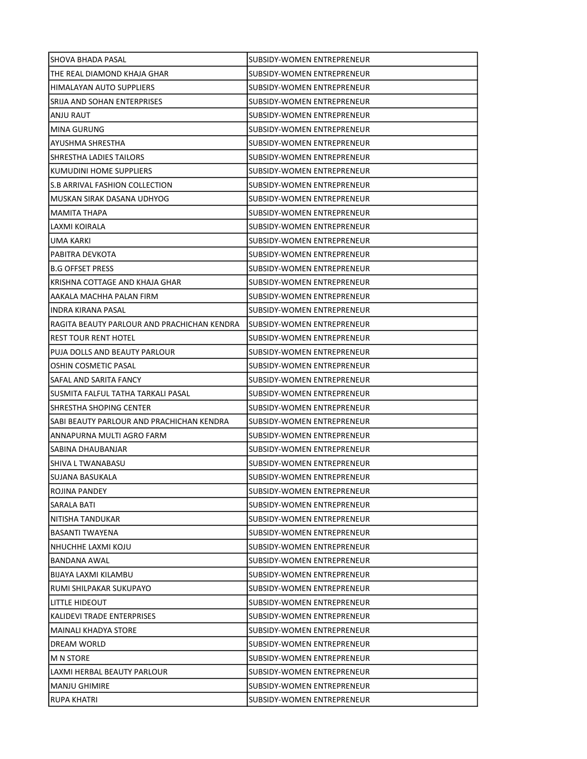| | |
|---|---|
| SHOVA BHADA PASAL | SUBSIDY-WOMEN ENTREPRENEUR |
| THE REAL DIAMOND KHAJA GHAR | SUBSIDY-WOMEN ENTREPRENEUR |
| HIMALAYAN AUTO SUPPLIERS | SUBSIDY-WOMEN ENTREPRENEUR |
| SRIJA AND SOHAN ENTERPRISES | SUBSIDY-WOMEN ENTREPRENEUR |
| ANJU RAUT | SUBSIDY-WOMEN ENTREPRENEUR |
| MINA GURUNG | SUBSIDY-WOMEN ENTREPRENEUR |
| AYUSHMA SHRESTHA | SUBSIDY-WOMEN ENTREPRENEUR |
| SHRESTHA LADIES TAILORS | SUBSIDY-WOMEN ENTREPRENEUR |
| KUMUDINI HOME SUPPLIERS | SUBSIDY-WOMEN ENTREPRENEUR |
| S.B ARRIVAL FASHION COLLECTION | SUBSIDY-WOMEN ENTREPRENEUR |
| MUSKAN SIRAK DASANA UDHYOG | SUBSIDY-WOMEN ENTREPRENEUR |
| MAMITA THAPA | SUBSIDY-WOMEN ENTREPRENEUR |
| LAXMI KOIRALA | SUBSIDY-WOMEN ENTREPRENEUR |
| UMA KARKI | SUBSIDY-WOMEN ENTREPRENEUR |
| PABITRA DEVKOTA | SUBSIDY-WOMEN ENTREPRENEUR |
| B.G OFFSET PRESS | SUBSIDY-WOMEN ENTREPRENEUR |
| KRISHNA COTTAGE AND KHAJA GHAR | SUBSIDY-WOMEN ENTREPRENEUR |
| AAKALA MACHHA PALAN FIRM | SUBSIDY-WOMEN ENTREPRENEUR |
| INDRA KIRANA PASAL | SUBSIDY-WOMEN ENTREPRENEUR |
| RAGITA BEAUTY PARLOUR AND PRACHICHAN KENDRA | SUBSIDY-WOMEN ENTREPRENEUR |
| REST TOUR RENT HOTEL | SUBSIDY-WOMEN ENTREPRENEUR |
| PUJA DOLLS AND BEAUTY PARLOUR | SUBSIDY-WOMEN ENTREPRENEUR |
| OSHIN COSMETIC PASAL | SUBSIDY-WOMEN ENTREPRENEUR |
| SAFAL AND SARITA FANCY | SUBSIDY-WOMEN ENTREPRENEUR |
| SUSMITA FALFUL TATHA TARKALI PASAL | SUBSIDY-WOMEN ENTREPRENEUR |
| SHRESTHA SHOPING CENTER | SUBSIDY-WOMEN ENTREPRENEUR |
| SABI BEAUTY PARLOUR AND PRACHICHAN KENDRA | SUBSIDY-WOMEN ENTREPRENEUR |
| ANNAPURNA MULTI AGRO FARM | SUBSIDY-WOMEN ENTREPRENEUR |
| SABINA DHAUBANJAR | SUBSIDY-WOMEN ENTREPRENEUR |
| SHIVA L TWANABASU | SUBSIDY-WOMEN ENTREPRENEUR |
| SUJANA BASUKALA | SUBSIDY-WOMEN ENTREPRENEUR |
| ROJINA PANDEY | SUBSIDY-WOMEN ENTREPRENEUR |
| SARALA BATI | SUBSIDY-WOMEN ENTREPRENEUR |
| NITISHA TANDUKAR | SUBSIDY-WOMEN ENTREPRENEUR |
| BASANTI TWAYENA | SUBSIDY-WOMEN ENTREPRENEUR |
| NHUCHHE LAXMI KOJU | SUBSIDY-WOMEN ENTREPRENEUR |
| BANDANA AWAL | SUBSIDY-WOMEN ENTREPRENEUR |
| BIJAYA LAXMI KILAMBU | SUBSIDY-WOMEN ENTREPRENEUR |
| RUMI SHILPAKAR SUKUPAYO | SUBSIDY-WOMEN ENTREPRENEUR |
| LITTLE HIDEOUT | SUBSIDY-WOMEN ENTREPRENEUR |
| KALIDEVI TRADE ENTERPRISES | SUBSIDY-WOMEN ENTREPRENEUR |
| MAINALI KHADYA STORE | SUBSIDY-WOMEN ENTREPRENEUR |
| DREAM WORLD | SUBSIDY-WOMEN ENTREPRENEUR |
| M N STORE | SUBSIDY-WOMEN ENTREPRENEUR |
| LAXMI HERBAL BEAUTY PARLOUR | SUBSIDY-WOMEN ENTREPRENEUR |
| MANJU GHIMIRE | SUBSIDY-WOMEN ENTREPRENEUR |
| RUPA KHATRI | SUBSIDY-WOMEN ENTREPRENEUR |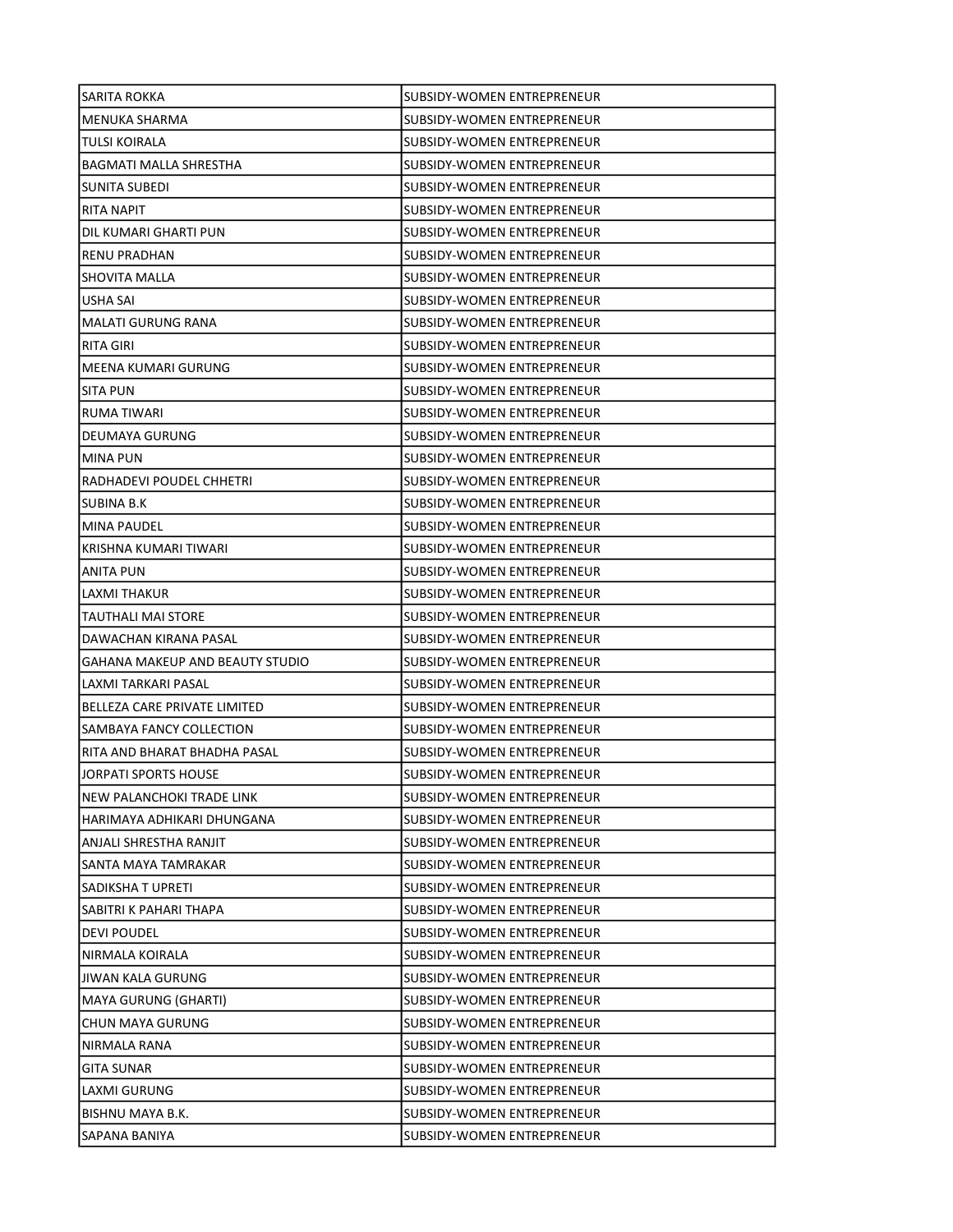| | |
|---|---|
| SARITA ROKKA | SUBSIDY-WOMEN ENTREPRENEUR |
| MENUKA SHARMA | SUBSIDY-WOMEN ENTREPRENEUR |
| TULSI KOIRALA | SUBSIDY-WOMEN ENTREPRENEUR |
| BAGMATI MALLA SHRESTHA | SUBSIDY-WOMEN ENTREPRENEUR |
| SUNITA SUBEDI | SUBSIDY-WOMEN ENTREPRENEUR |
| RITA NAPIT | SUBSIDY-WOMEN ENTREPRENEUR |
| DIL KUMARI GHARTI PUN | SUBSIDY-WOMEN ENTREPRENEUR |
| RENU PRADHAN | SUBSIDY-WOMEN ENTREPRENEUR |
| SHOVITA MALLA | SUBSIDY-WOMEN ENTREPRENEUR |
| USHA SAI | SUBSIDY-WOMEN ENTREPRENEUR |
| MALATI GURUNG RANA | SUBSIDY-WOMEN ENTREPRENEUR |
| RITA GIRI | SUBSIDY-WOMEN ENTREPRENEUR |
| MEENA KUMARI GURUNG | SUBSIDY-WOMEN ENTREPRENEUR |
| SITA PUN | SUBSIDY-WOMEN ENTREPRENEUR |
| RUMA TIWARI | SUBSIDY-WOMEN ENTREPRENEUR |
| DEUMAYA GURUNG | SUBSIDY-WOMEN ENTREPRENEUR |
| MINA PUN | SUBSIDY-WOMEN ENTREPRENEUR |
| RADHADEVI POUDEL CHHETRI | SUBSIDY-WOMEN ENTREPRENEUR |
| SUBINA B.K | SUBSIDY-WOMEN ENTREPRENEUR |
| MINA PAUDEL | SUBSIDY-WOMEN ENTREPRENEUR |
| KRISHNA KUMARI TIWARI | SUBSIDY-WOMEN ENTREPRENEUR |
| ANITA PUN | SUBSIDY-WOMEN ENTREPRENEUR |
| LAXMI THAKUR | SUBSIDY-WOMEN ENTREPRENEUR |
| TAUTHALI MAI STORE | SUBSIDY-WOMEN ENTREPRENEUR |
| DAWACHAN KIRANA PASAL | SUBSIDY-WOMEN ENTREPRENEUR |
| GAHANA MAKEUP AND BEAUTY STUDIO | SUBSIDY-WOMEN ENTREPRENEUR |
| LAXMI TARKARI PASAL | SUBSIDY-WOMEN ENTREPRENEUR |
| BELLEZA CARE PRIVATE LIMITED | SUBSIDY-WOMEN ENTREPRENEUR |
| SAMBAYA FANCY COLLECTION | SUBSIDY-WOMEN ENTREPRENEUR |
| RITA AND BHARAT BHADHA PASAL | SUBSIDY-WOMEN ENTREPRENEUR |
| JORPATI SPORTS HOUSE | SUBSIDY-WOMEN ENTREPRENEUR |
| NEW PALANCHOKI TRADE LINK | SUBSIDY-WOMEN ENTREPRENEUR |
| HARIMAYA ADHIKARI DHUNGANA | SUBSIDY-WOMEN ENTREPRENEUR |
| ANJALI SHRESTHA RANJIT | SUBSIDY-WOMEN ENTREPRENEUR |
| SANTA MAYA TAMRAKAR | SUBSIDY-WOMEN ENTREPRENEUR |
| SADIKSHA T UPRETI | SUBSIDY-WOMEN ENTREPRENEUR |
| SABITRI K PAHARI THAPA | SUBSIDY-WOMEN ENTREPRENEUR |
| DEVI POUDEL | SUBSIDY-WOMEN ENTREPRENEUR |
| NIRMALA KOIRALA | SUBSIDY-WOMEN ENTREPRENEUR |
| JIWAN KALA GURUNG | SUBSIDY-WOMEN ENTREPRENEUR |
| MAYA GURUNG (GHARTI) | SUBSIDY-WOMEN ENTREPRENEUR |
| CHUN MAYA GURUNG | SUBSIDY-WOMEN ENTREPRENEUR |
| NIRMALA RANA | SUBSIDY-WOMEN ENTREPRENEUR |
| GITA SUNAR | SUBSIDY-WOMEN ENTREPRENEUR |
| LAXMI GURUNG | SUBSIDY-WOMEN ENTREPRENEUR |
| BISHNU MAYA B.K. | SUBSIDY-WOMEN ENTREPRENEUR |
| SAPANA BANIYA | SUBSIDY-WOMEN ENTREPRENEUR |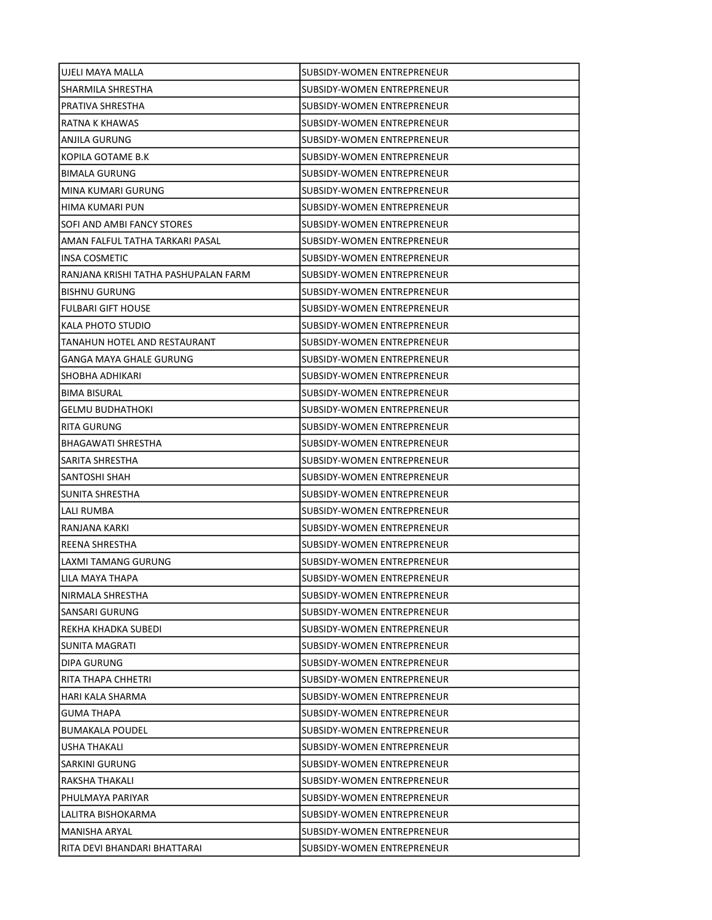| UJELI MAYA MALLA | SUBSIDY-WOMEN ENTREPRENEUR |
|---|---|
| SHARMILA SHRESTHA | SUBSIDY-WOMEN ENTREPRENEUR |
| PRATIVA SHRESTHA | SUBSIDY-WOMEN ENTREPRENEUR |
| RATNA K KHAWAS | SUBSIDY-WOMEN ENTREPRENEUR |
| ANJILA GURUNG | SUBSIDY-WOMEN ENTREPRENEUR |
| KOPILA GOTAME B.K | SUBSIDY-WOMEN ENTREPRENEUR |
| BIMALA GURUNG | SUBSIDY-WOMEN ENTREPRENEUR |
| MINA KUMARI GURUNG | SUBSIDY-WOMEN ENTREPRENEUR |
| HIMA KUMARI PUN | SUBSIDY-WOMEN ENTREPRENEUR |
| SOFI AND AMBI FANCY STORES | SUBSIDY-WOMEN ENTREPRENEUR |
| AMAN FALFUL TATHA TARKARI PASAL | SUBSIDY-WOMEN ENTREPRENEUR |
| INSA COSMETIC | SUBSIDY-WOMEN ENTREPRENEUR |
| RANJANA KRISHI TATHA PASHUPALAN FARM | SUBSIDY-WOMEN ENTREPRENEUR |
| BISHNU GURUNG | SUBSIDY-WOMEN ENTREPRENEUR |
| FULBARI GIFT HOUSE | SUBSIDY-WOMEN ENTREPRENEUR |
| KALA PHOTO STUDIO | SUBSIDY-WOMEN ENTREPRENEUR |
| TANAHUN HOTEL AND RESTAURANT | SUBSIDY-WOMEN ENTREPRENEUR |
| GANGA MAYA GHALE GURUNG | SUBSIDY-WOMEN ENTREPRENEUR |
| SHOBHA ADHIKARI | SUBSIDY-WOMEN ENTREPRENEUR |
| BIMA BISURAL | SUBSIDY-WOMEN ENTREPRENEUR |
| GELMU BUDHATHOKI | SUBSIDY-WOMEN ENTREPRENEUR |
| RITA GURUNG | SUBSIDY-WOMEN ENTREPRENEUR |
| BHAGAWATI SHRESTHA | SUBSIDY-WOMEN ENTREPRENEUR |
| SARITA SHRESTHA | SUBSIDY-WOMEN ENTREPRENEUR |
| SANTOSHI SHAH | SUBSIDY-WOMEN ENTREPRENEUR |
| SUNITA SHRESTHA | SUBSIDY-WOMEN ENTREPRENEUR |
| LALI RUMBA | SUBSIDY-WOMEN ENTREPRENEUR |
| RANJANA KARKI | SUBSIDY-WOMEN ENTREPRENEUR |
| REENA SHRESTHA | SUBSIDY-WOMEN ENTREPRENEUR |
| LAXMI TAMANG GURUNG | SUBSIDY-WOMEN ENTREPRENEUR |
| LILA MAYA THAPA | SUBSIDY-WOMEN ENTREPRENEUR |
| NIRMALA SHRESTHA | SUBSIDY-WOMEN ENTREPRENEUR |
| SANSARI GURUNG | SUBSIDY-WOMEN ENTREPRENEUR |
| REKHA KHADKA SUBEDI | SUBSIDY-WOMEN ENTREPRENEUR |
| SUNITA MAGRATI | SUBSIDY-WOMEN ENTREPRENEUR |
| DIPA GURUNG | SUBSIDY-WOMEN ENTREPRENEUR |
| RITA THAPA CHHETRI | SUBSIDY-WOMEN ENTREPRENEUR |
| HARI KALA SHARMA | SUBSIDY-WOMEN ENTREPRENEUR |
| GUMA THAPA | SUBSIDY-WOMEN ENTREPRENEUR |
| BUMAKALA POUDEL | SUBSIDY-WOMEN ENTREPRENEUR |
| USHA THAKALI | SUBSIDY-WOMEN ENTREPRENEUR |
| SARKINI GURUNG | SUBSIDY-WOMEN ENTREPRENEUR |
| RAKSHA THAKALI | SUBSIDY-WOMEN ENTREPRENEUR |
| PHULMAYA PARIYAR | SUBSIDY-WOMEN ENTREPRENEUR |
| LALITRA BISHOKARMA | SUBSIDY-WOMEN ENTREPRENEUR |
| MANISHA ARYAL | SUBSIDY-WOMEN ENTREPRENEUR |
| RITA DEVI BHANDARI BHATTARAI | SUBSIDY-WOMEN ENTREPRENEUR |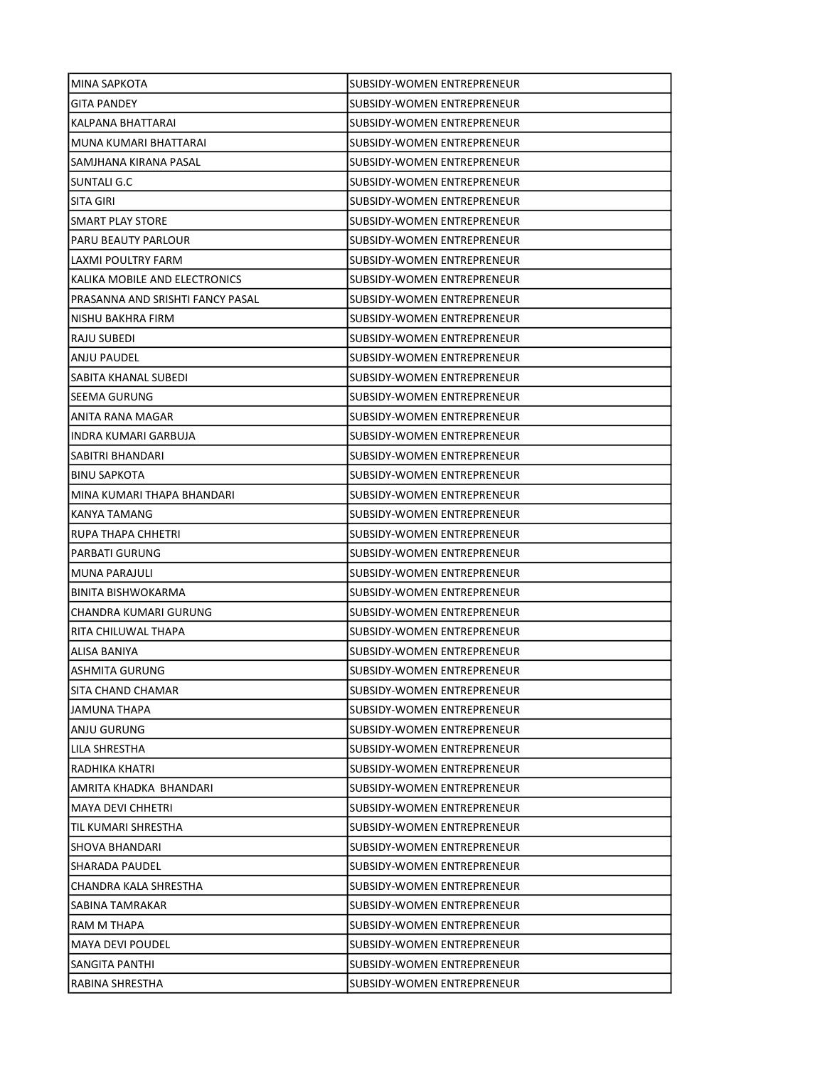| | |
|---|---|
| MINA SAPKOTA | SUBSIDY-WOMEN ENTREPRENEUR |
| GITA PANDEY | SUBSIDY-WOMEN ENTREPRENEUR |
| KALPANA BHATTARAI | SUBSIDY-WOMEN ENTREPRENEUR |
| MUNA KUMARI BHATTARAI | SUBSIDY-WOMEN ENTREPRENEUR |
| SAMJHANA KIRANA PASAL | SUBSIDY-WOMEN ENTREPRENEUR |
| SUNTALI G.C | SUBSIDY-WOMEN ENTREPRENEUR |
| SITA GIRI | SUBSIDY-WOMEN ENTREPRENEUR |
| SMART PLAY STORE | SUBSIDY-WOMEN ENTREPRENEUR |
| PARU BEAUTY PARLOUR | SUBSIDY-WOMEN ENTREPRENEUR |
| LAXMI POULTRY FARM | SUBSIDY-WOMEN ENTREPRENEUR |
| KALIKA MOBILE AND ELECTRONICS | SUBSIDY-WOMEN ENTREPRENEUR |
| PRASANNA AND SRISHTI FANCY PASAL | SUBSIDY-WOMEN ENTREPRENEUR |
| NISHU BAKHRA FIRM | SUBSIDY-WOMEN ENTREPRENEUR |
| RAJU SUBEDI | SUBSIDY-WOMEN ENTREPRENEUR |
| ANJU PAUDEL | SUBSIDY-WOMEN ENTREPRENEUR |
| SABITA KHANAL SUBEDI | SUBSIDY-WOMEN ENTREPRENEUR |
| SEEMA GURUNG | SUBSIDY-WOMEN ENTREPRENEUR |
| ANITA RANA MAGAR | SUBSIDY-WOMEN ENTREPRENEUR |
| INDRA KUMARI GARBUJA | SUBSIDY-WOMEN ENTREPRENEUR |
| SABITRI BHANDARI | SUBSIDY-WOMEN ENTREPRENEUR |
| BINU SAPKOTA | SUBSIDY-WOMEN ENTREPRENEUR |
| MINA KUMARI THAPA BHANDARI | SUBSIDY-WOMEN ENTREPRENEUR |
| KANYA TAMANG | SUBSIDY-WOMEN ENTREPRENEUR |
| RUPA THAPA CHHETRI | SUBSIDY-WOMEN ENTREPRENEUR |
| PARBATI GURUNG | SUBSIDY-WOMEN ENTREPRENEUR |
| MUNA PARAJULI | SUBSIDY-WOMEN ENTREPRENEUR |
| BINITA BISHWOKARMA | SUBSIDY-WOMEN ENTREPRENEUR |
| CHANDRA KUMARI GURUNG | SUBSIDY-WOMEN ENTREPRENEUR |
| RITA CHILUWAL THAPA | SUBSIDY-WOMEN ENTREPRENEUR |
| ALISA BANIYA | SUBSIDY-WOMEN ENTREPRENEUR |
| ASHMITA GURUNG | SUBSIDY-WOMEN ENTREPRENEUR |
| SITA CHAND CHAMAR | SUBSIDY-WOMEN ENTREPRENEUR |
| JAMUNA THAPA | SUBSIDY-WOMEN ENTREPRENEUR |
| ANJU GURUNG | SUBSIDY-WOMEN ENTREPRENEUR |
| LILA SHRESTHA | SUBSIDY-WOMEN ENTREPRENEUR |
| RADHIKA KHATRI | SUBSIDY-WOMEN ENTREPRENEUR |
| AMRITA KHADKA BHANDARI | SUBSIDY-WOMEN ENTREPRENEUR |
| MAYA DEVI CHHETRI | SUBSIDY-WOMEN ENTREPRENEUR |
| TIL KUMARI SHRESTHA | SUBSIDY-WOMEN ENTREPRENEUR |
| SHOVA BHANDARI | SUBSIDY-WOMEN ENTREPRENEUR |
| SHARADA PAUDEL | SUBSIDY-WOMEN ENTREPRENEUR |
| CHANDRA KALA SHRESTHA | SUBSIDY-WOMEN ENTREPRENEUR |
| SABINA TAMRAKAR | SUBSIDY-WOMEN ENTREPRENEUR |
| RAM M THAPA | SUBSIDY-WOMEN ENTREPRENEUR |
| MAYA DEVI POUDEL | SUBSIDY-WOMEN ENTREPRENEUR |
| SANGITA PANTHI | SUBSIDY-WOMEN ENTREPRENEUR |
| RABINA SHRESTHA | SUBSIDY-WOMEN ENTREPRENEUR |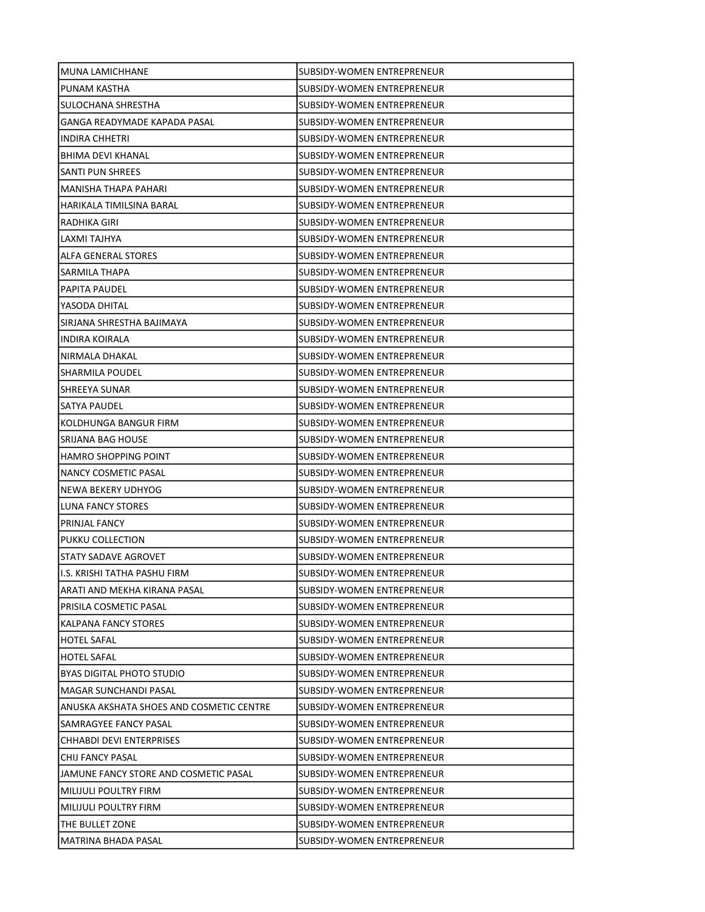| | |
|---|---|
| MUNA LAMICHHANE | SUBSIDY-WOMEN ENTREPRENEUR |
| PUNAM KASTHA | SUBSIDY-WOMEN ENTREPRENEUR |
| SULOCHANA SHRESTHA | SUBSIDY-WOMEN ENTREPRENEUR |
| GANGA READYMADE KAPADA PASAL | SUBSIDY-WOMEN ENTREPRENEUR |
| INDIRA CHHETRI | SUBSIDY-WOMEN ENTREPRENEUR |
| BHIMA DEVI KHANAL | SUBSIDY-WOMEN ENTREPRENEUR |
| SANTI PUN SHREES | SUBSIDY-WOMEN ENTREPRENEUR |
| MANISHA THAPA PAHARI | SUBSIDY-WOMEN ENTREPRENEUR |
| HARIKALA TIMILSINA BARAL | SUBSIDY-WOMEN ENTREPRENEUR |
| RADHIKA GIRI | SUBSIDY-WOMEN ENTREPRENEUR |
| LAXMI TAJHYA | SUBSIDY-WOMEN ENTREPRENEUR |
| ALFA GENERAL STORES | SUBSIDY-WOMEN ENTREPRENEUR |
| SARMILA THAPA | SUBSIDY-WOMEN ENTREPRENEUR |
| PAPITA PAUDEL | SUBSIDY-WOMEN ENTREPRENEUR |
| YASODA DHITAL | SUBSIDY-WOMEN ENTREPRENEUR |
| SIRJANA SHRESTHA BAJIMAYA | SUBSIDY-WOMEN ENTREPRENEUR |
| INDIRA KOIRALA | SUBSIDY-WOMEN ENTREPRENEUR |
| NIRMALA DHAKAL | SUBSIDY-WOMEN ENTREPRENEUR |
| SHARMILA POUDEL | SUBSIDY-WOMEN ENTREPRENEUR |
| SHREEYA SUNAR | SUBSIDY-WOMEN ENTREPRENEUR |
| SATYA PAUDEL | SUBSIDY-WOMEN ENTREPRENEUR |
| KOLDHUNGA BANGUR FIRM | SUBSIDY-WOMEN ENTREPRENEUR |
| SRIJANA BAG HOUSE | SUBSIDY-WOMEN ENTREPRENEUR |
| HAMRO SHOPPING POINT | SUBSIDY-WOMEN ENTREPRENEUR |
| NANCY COSMETIC PASAL | SUBSIDY-WOMEN ENTREPRENEUR |
| NEWA BEKERY UDHYOG | SUBSIDY-WOMEN ENTREPRENEUR |
| LUNA FANCY STORES | SUBSIDY-WOMEN ENTREPRENEUR |
| PRINJAL FANCY | SUBSIDY-WOMEN ENTREPRENEUR |
| PUKKU COLLECTION | SUBSIDY-WOMEN ENTREPRENEUR |
| STATY SADAVE AGROVET | SUBSIDY-WOMEN ENTREPRENEUR |
| I.S. KRISHI TATHA PASHU FIRM | SUBSIDY-WOMEN ENTREPRENEUR |
| ARATI AND MEKHA KIRANA PASAL | SUBSIDY-WOMEN ENTREPRENEUR |
| PRISILA COSMETIC PASAL | SUBSIDY-WOMEN ENTREPRENEUR |
| KALPANA FANCY STORES | SUBSIDY-WOMEN ENTREPRENEUR |
| HOTEL SAFAL | SUBSIDY-WOMEN ENTREPRENEUR |
| HOTEL SAFAL | SUBSIDY-WOMEN ENTREPRENEUR |
| BYAS DIGITAL PHOTO STUDIO | SUBSIDY-WOMEN ENTREPRENEUR |
| MAGAR SUNCHANDI PASAL | SUBSIDY-WOMEN ENTREPRENEUR |
| ANUSKA AKSHATA SHOES AND COSMETIC CENTRE | SUBSIDY-WOMEN ENTREPRENEUR |
| SAMRAGYEE FANCY PASAL | SUBSIDY-WOMEN ENTREPRENEUR |
| CHHABDI DEVI ENTERPRISES | SUBSIDY-WOMEN ENTREPRENEUR |
| CHIJ FANCY PASAL | SUBSIDY-WOMEN ENTREPRENEUR |
| JAMUNE FANCY STORE AND COSMETIC PASAL | SUBSIDY-WOMEN ENTREPRENEUR |
| MILIJULI POULTRY FIRM | SUBSIDY-WOMEN ENTREPRENEUR |
| MILIJULI POULTRY FIRM | SUBSIDY-WOMEN ENTREPRENEUR |
| THE BULLET ZONE | SUBSIDY-WOMEN ENTREPRENEUR |
| MATRINA BHADA PASAL | SUBSIDY-WOMEN ENTREPRENEUR |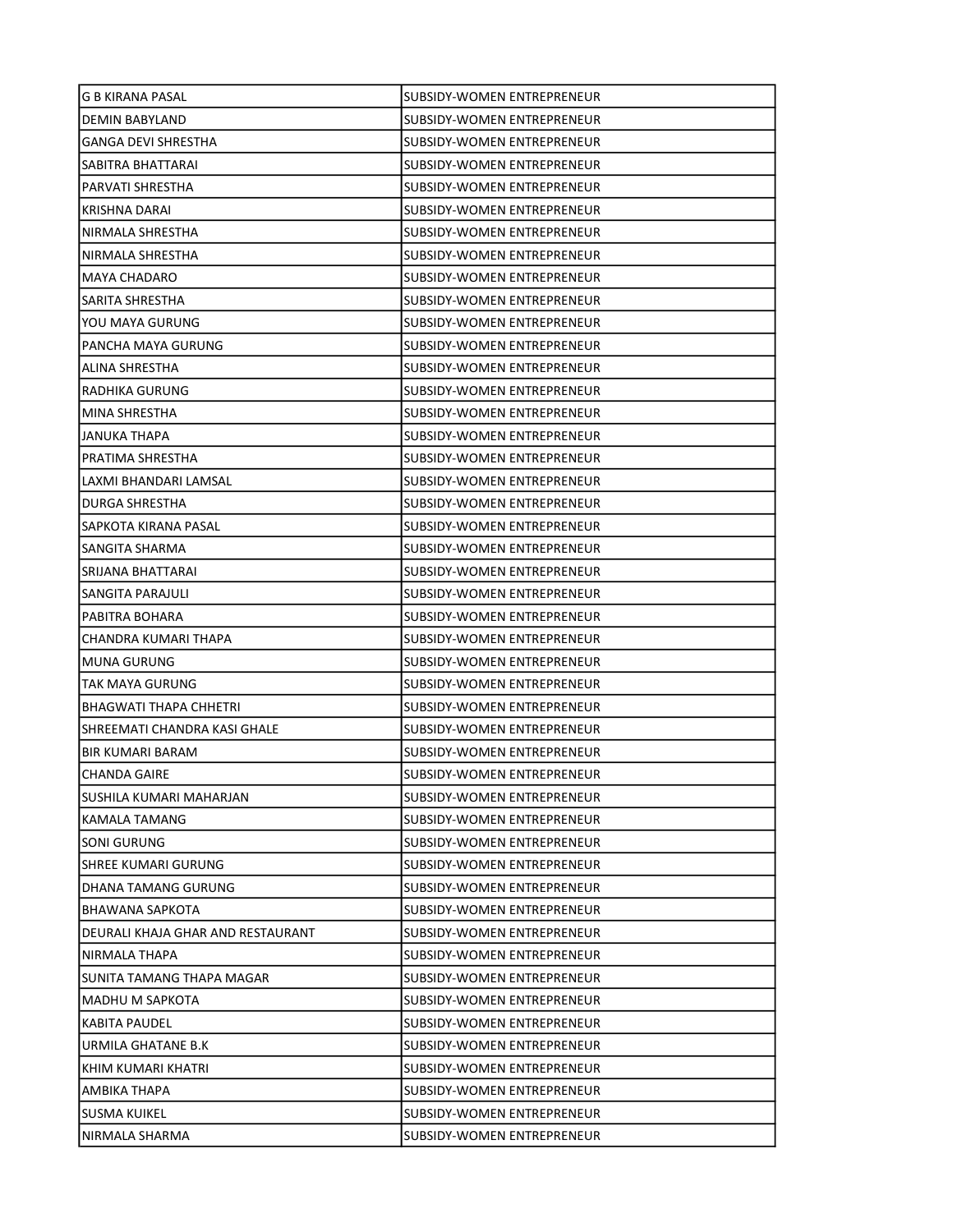| | |
|---|---|
| G B KIRANA PASAL | SUBSIDY-WOMEN ENTREPRENEUR |
| DEMIN BABYLAND | SUBSIDY-WOMEN ENTREPRENEUR |
| GANGA DEVI SHRESTHA | SUBSIDY-WOMEN ENTREPRENEUR |
| SABITRA BHATTARAI | SUBSIDY-WOMEN ENTREPRENEUR |
| PARVATI SHRESTHA | SUBSIDY-WOMEN ENTREPRENEUR |
| KRISHNA DARAI | SUBSIDY-WOMEN ENTREPRENEUR |
| NIRMALA SHRESTHA | SUBSIDY-WOMEN ENTREPRENEUR |
| NIRMALA SHRESTHA | SUBSIDY-WOMEN ENTREPRENEUR |
| MAYA CHADARO | SUBSIDY-WOMEN ENTREPRENEUR |
| SARITA SHRESTHA | SUBSIDY-WOMEN ENTREPRENEUR |
| YOU MAYA GURUNG | SUBSIDY-WOMEN ENTREPRENEUR |
| PANCHA MAYA GURUNG | SUBSIDY-WOMEN ENTREPRENEUR |
| ALINA SHRESTHA | SUBSIDY-WOMEN ENTREPRENEUR |
| RADHIKA GURUNG | SUBSIDY-WOMEN ENTREPRENEUR |
| MINA SHRESTHA | SUBSIDY-WOMEN ENTREPRENEUR |
| JANUKA THAPA | SUBSIDY-WOMEN ENTREPRENEUR |
| PRATIMA SHRESTHA | SUBSIDY-WOMEN ENTREPRENEUR |
| LAXMI BHANDARI LAMSAL | SUBSIDY-WOMEN ENTREPRENEUR |
| DURGA SHRESTHA | SUBSIDY-WOMEN ENTREPRENEUR |
| SAPKOTA KIRANA PASAL | SUBSIDY-WOMEN ENTREPRENEUR |
| SANGITA SHARMA | SUBSIDY-WOMEN ENTREPRENEUR |
| SRIJANA BHATTARAI | SUBSIDY-WOMEN ENTREPRENEUR |
| SANGITA PARAJULI | SUBSIDY-WOMEN ENTREPRENEUR |
| PABITRA BOHARA | SUBSIDY-WOMEN ENTREPRENEUR |
| CHANDRA KUMARI THAPA | SUBSIDY-WOMEN ENTREPRENEUR |
| MUNA GURUNG | SUBSIDY-WOMEN ENTREPRENEUR |
| TAK MAYA GURUNG | SUBSIDY-WOMEN ENTREPRENEUR |
| BHAGWATI THAPA CHHETRI | SUBSIDY-WOMEN ENTREPRENEUR |
| SHREEMATI CHANDRA KASI GHALE | SUBSIDY-WOMEN ENTREPRENEUR |
| BIR KUMARI BARAM | SUBSIDY-WOMEN ENTREPRENEUR |
| CHANDA GAIRE | SUBSIDY-WOMEN ENTREPRENEUR |
| SUSHILA KUMARI MAHARJAN | SUBSIDY-WOMEN ENTREPRENEUR |
| KAMALA TAMANG | SUBSIDY-WOMEN ENTREPRENEUR |
| SONI GURUNG | SUBSIDY-WOMEN ENTREPRENEUR |
| SHREE KUMARI GURUNG | SUBSIDY-WOMEN ENTREPRENEUR |
| DHANA TAMANG GURUNG | SUBSIDY-WOMEN ENTREPRENEUR |
| BHAWANA SAPKOTA | SUBSIDY-WOMEN ENTREPRENEUR |
| DEURALI KHAJA GHAR AND RESTAURANT | SUBSIDY-WOMEN ENTREPRENEUR |
| NIRMALA THAPA | SUBSIDY-WOMEN ENTREPRENEUR |
| SUNITA TAMANG THAPA MAGAR | SUBSIDY-WOMEN ENTREPRENEUR |
| MADHU M SAPKOTA | SUBSIDY-WOMEN ENTREPRENEUR |
| KABITA PAUDEL | SUBSIDY-WOMEN ENTREPRENEUR |
| URMILA GHATANE B.K | SUBSIDY-WOMEN ENTREPRENEUR |
| KHIM KUMARI KHATRI | SUBSIDY-WOMEN ENTREPRENEUR |
| AMBIKA THAPA | SUBSIDY-WOMEN ENTREPRENEUR |
| SUSMA KUIKEL | SUBSIDY-WOMEN ENTREPRENEUR |
| NIRMALA SHARMA | SUBSIDY-WOMEN ENTREPRENEUR |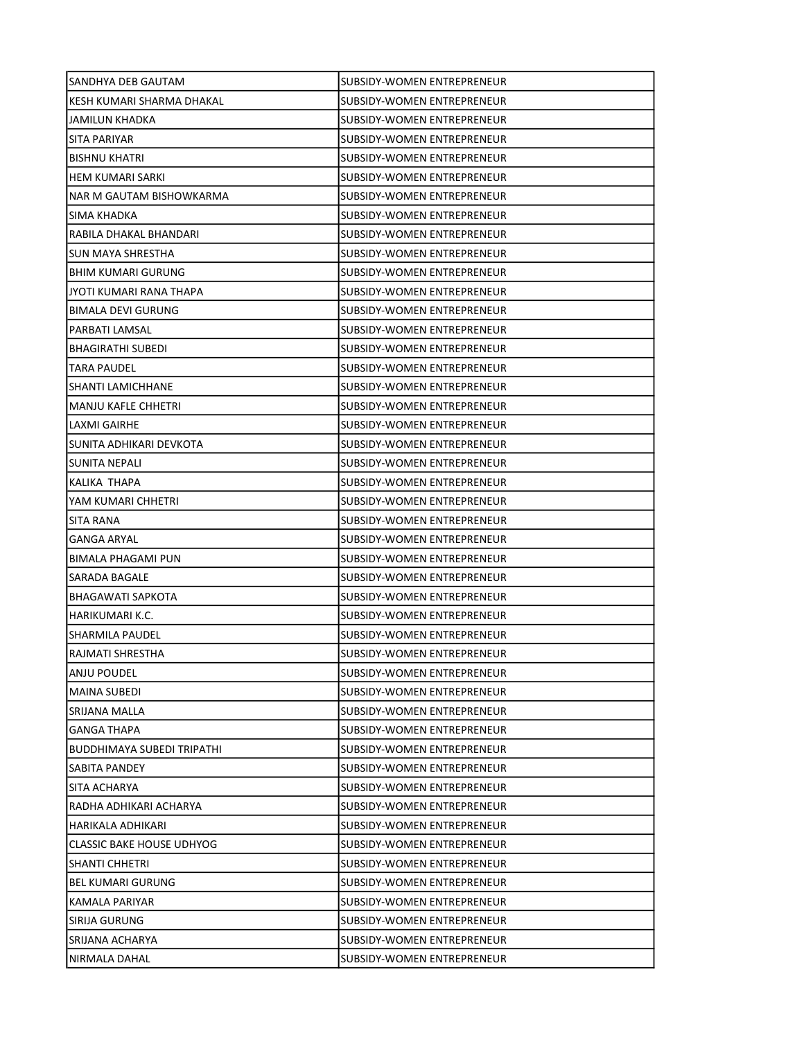| SANDHYA DEB GAUTAM | SUBSIDY-WOMEN ENTREPRENEUR |
|---|---|
| KESH KUMARI SHARMA DHAKAL | SUBSIDY-WOMEN ENTREPRENEUR |
| JAMILUN KHADKA | SUBSIDY-WOMEN ENTREPRENEUR |
| SITA PARIYAR | SUBSIDY-WOMEN ENTREPRENEUR |
| BISHNU KHATRI | SUBSIDY-WOMEN ENTREPRENEUR |
| HEM KUMARI SARKI | SUBSIDY-WOMEN ENTREPRENEUR |
| NAR M GAUTAM BISHOWKARMA | SUBSIDY-WOMEN ENTREPRENEUR |
| SIMA KHADKA | SUBSIDY-WOMEN ENTREPRENEUR |
| RABILA DHAKAL BHANDARI | SUBSIDY-WOMEN ENTREPRENEUR |
| SUN MAYA SHRESTHA | SUBSIDY-WOMEN ENTREPRENEUR |
| BHIM KUMARI GURUNG | SUBSIDY-WOMEN ENTREPRENEUR |
| JYOTI KUMARI RANA THAPA | SUBSIDY-WOMEN ENTREPRENEUR |
| BIMALA DEVI GURUNG | SUBSIDY-WOMEN ENTREPRENEUR |
| PARBATI LAMSAL | SUBSIDY-WOMEN ENTREPRENEUR |
| BHAGIRATHI SUBEDI | SUBSIDY-WOMEN ENTREPRENEUR |
| TARA PAUDEL | SUBSIDY-WOMEN ENTREPRENEUR |
| SHANTI LAMICHHANE | SUBSIDY-WOMEN ENTREPRENEUR |
| MANJU KAFLE CHHETRI | SUBSIDY-WOMEN ENTREPRENEUR |
| LAXMI GAIRHE | SUBSIDY-WOMEN ENTREPRENEUR |
| SUNITA ADHIKARI DEVKOTA | SUBSIDY-WOMEN ENTREPRENEUR |
| SUNITA NEPALI | SUBSIDY-WOMEN ENTREPRENEUR |
| KALIKA THAPA | SUBSIDY-WOMEN ENTREPRENEUR |
| YAM KUMARI CHHETRI | SUBSIDY-WOMEN ENTREPRENEUR |
| SITA RANA | SUBSIDY-WOMEN ENTREPRENEUR |
| GANGA ARYAL | SUBSIDY-WOMEN ENTREPRENEUR |
| BIMALA PHAGAMI PUN | SUBSIDY-WOMEN ENTREPRENEUR |
| SARADA BAGALE | SUBSIDY-WOMEN ENTREPRENEUR |
| BHAGAWATI SAPKOTA | SUBSIDY-WOMEN ENTREPRENEUR |
| HARIKUMARI K.C. | SUBSIDY-WOMEN ENTREPRENEUR |
| SHARMILA PAUDEL | SUBSIDY-WOMEN ENTREPRENEUR |
| RAJMATI SHRESTHA | SUBSIDY-WOMEN ENTREPRENEUR |
| ANJU POUDEL | SUBSIDY-WOMEN ENTREPRENEUR |
| MAINA SUBEDI | SUBSIDY-WOMEN ENTREPRENEUR |
| SRIJANA MALLA | SUBSIDY-WOMEN ENTREPRENEUR |
| GANGA THAPA | SUBSIDY-WOMEN ENTREPRENEUR |
| BUDDHIMAYA SUBEDI TRIPATHI | SUBSIDY-WOMEN ENTREPRENEUR |
| SABITA PANDEY | SUBSIDY-WOMEN ENTREPRENEUR |
| SITA ACHARYA | SUBSIDY-WOMEN ENTREPRENEUR |
| RADHA ADHIKARI ACHARYA | SUBSIDY-WOMEN ENTREPRENEUR |
| HARIKALA ADHIKARI | SUBSIDY-WOMEN ENTREPRENEUR |
| CLASSIC BAKE HOUSE UDHYOG | SUBSIDY-WOMEN ENTREPRENEUR |
| SHANTI CHHETRI | SUBSIDY-WOMEN ENTREPRENEUR |
| BEL KUMARI GURUNG | SUBSIDY-WOMEN ENTREPRENEUR |
| KAMALA PARIYAR | SUBSIDY-WOMEN ENTREPRENEUR |
| SIRIJA GURUNG | SUBSIDY-WOMEN ENTREPRENEUR |
| SRIJANA ACHARYA | SUBSIDY-WOMEN ENTREPRENEUR |
| NIRMALA DAHAL | SUBSIDY-WOMEN ENTREPRENEUR |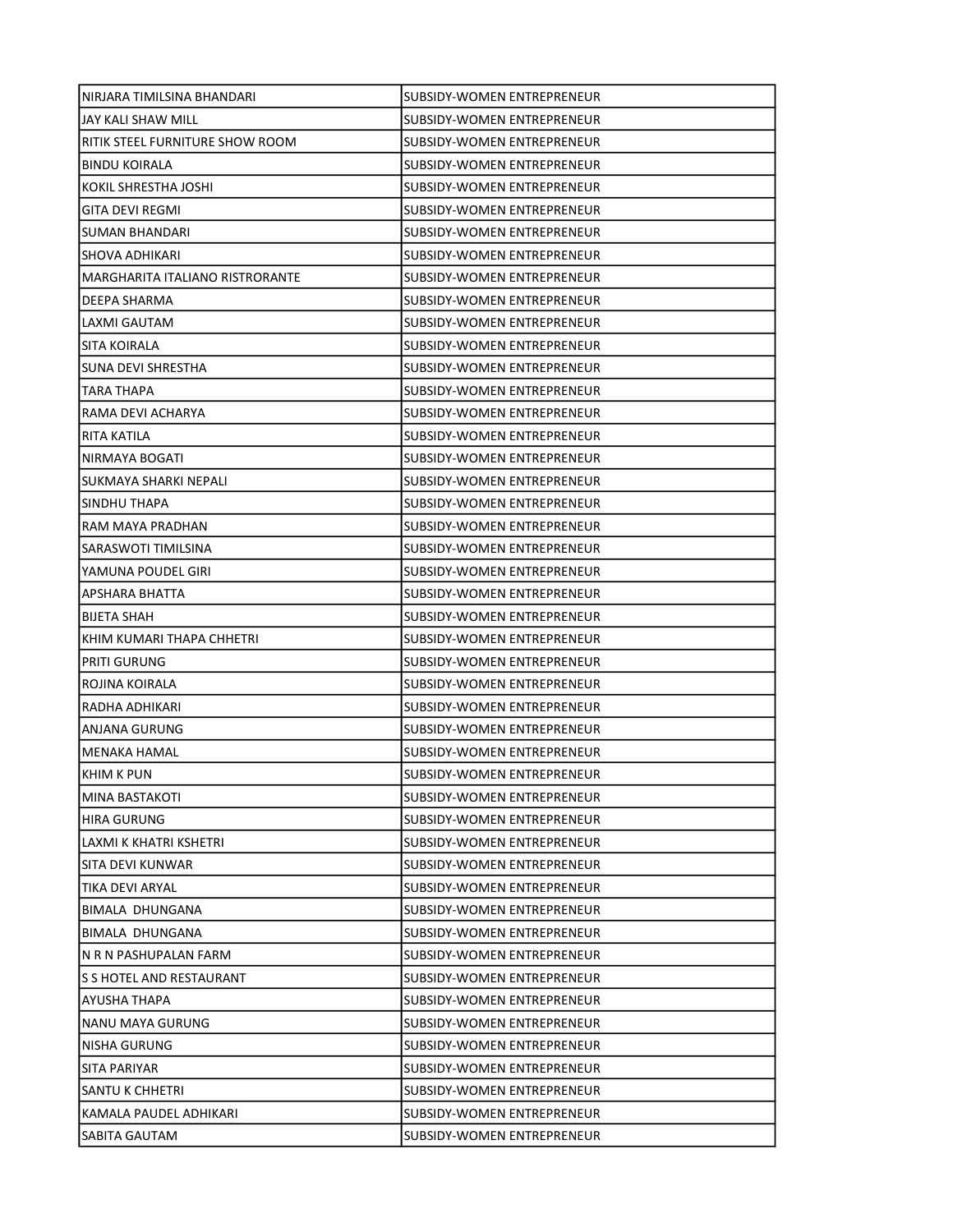| NIRJARA TIMILSINA BHANDARI | SUBSIDY-WOMEN ENTREPRENEUR |
|---|---|
| JAY KALI SHAW MILL | SUBSIDY-WOMEN ENTREPRENEUR |
| RITIK STEEL FURNITURE SHOW ROOM | SUBSIDY-WOMEN ENTREPRENEUR |
| BINDU KOIRALA | SUBSIDY-WOMEN ENTREPRENEUR |
| KOKIL SHRESTHA JOSHI | SUBSIDY-WOMEN ENTREPRENEUR |
| GITA DEVI REGMI | SUBSIDY-WOMEN ENTREPRENEUR |
| SUMAN BHANDARI | SUBSIDY-WOMEN ENTREPRENEUR |
| SHOVA ADHIKARI | SUBSIDY-WOMEN ENTREPRENEUR |
| MARGHARITA ITALIANO RISTRORANTE | SUBSIDY-WOMEN ENTREPRENEUR |
| DEEPA SHARMA | SUBSIDY-WOMEN ENTREPRENEUR |
| LAXMI GAUTAM | SUBSIDY-WOMEN ENTREPRENEUR |
| SITA KOIRALA | SUBSIDY-WOMEN ENTREPRENEUR |
| SUNA DEVI SHRESTHA | SUBSIDY-WOMEN ENTREPRENEUR |
| TARA THAPA | SUBSIDY-WOMEN ENTREPRENEUR |
| RAMA DEVI ACHARYA | SUBSIDY-WOMEN ENTREPRENEUR |
| RITA KATILA | SUBSIDY-WOMEN ENTREPRENEUR |
| NIRMAYA BOGATI | SUBSIDY-WOMEN ENTREPRENEUR |
| SUKMAYA SHARKI NEPALI | SUBSIDY-WOMEN ENTREPRENEUR |
| SINDHU THAPA | SUBSIDY-WOMEN ENTREPRENEUR |
| RAM MAYA PRADHAN | SUBSIDY-WOMEN ENTREPRENEUR |
| SARASWOTI TIMILSINA | SUBSIDY-WOMEN ENTREPRENEUR |
| YAMUNA POUDEL GIRI | SUBSIDY-WOMEN ENTREPRENEUR |
| APSHARA BHATTA | SUBSIDY-WOMEN ENTREPRENEUR |
| BIJETA SHAH | SUBSIDY-WOMEN ENTREPRENEUR |
| KHIM KUMARI THAPA CHHETRI | SUBSIDY-WOMEN ENTREPRENEUR |
| PRITI GURUNG | SUBSIDY-WOMEN ENTREPRENEUR |
| ROJINA KOIRALA | SUBSIDY-WOMEN ENTREPRENEUR |
| RADHA ADHIKARI | SUBSIDY-WOMEN ENTREPRENEUR |
| ANJANA GURUNG | SUBSIDY-WOMEN ENTREPRENEUR |
| MENAKA HAMAL | SUBSIDY-WOMEN ENTREPRENEUR |
| KHIM K PUN | SUBSIDY-WOMEN ENTREPRENEUR |
| MINA BASTAKOTI | SUBSIDY-WOMEN ENTREPRENEUR |
| HIRA GURUNG | SUBSIDY-WOMEN ENTREPRENEUR |
| LAXMI K KHATRI KSHETRI | SUBSIDY-WOMEN ENTREPRENEUR |
| SITA DEVI KUNWAR | SUBSIDY-WOMEN ENTREPRENEUR |
| TIKA DEVI ARYAL | SUBSIDY-WOMEN ENTREPRENEUR |
| BIMALA DHUNGANA | SUBSIDY-WOMEN ENTREPRENEUR |
| BIMALA DHUNGANA | SUBSIDY-WOMEN ENTREPRENEUR |
| N R N PASHUPALAN FARM | SUBSIDY-WOMEN ENTREPRENEUR |
| S S HOTEL AND RESTAURANT | SUBSIDY-WOMEN ENTREPRENEUR |
| AYUSHA THAPA | SUBSIDY-WOMEN ENTREPRENEUR |
| NANU MAYA GURUNG | SUBSIDY-WOMEN ENTREPRENEUR |
| NISHA GURUNG | SUBSIDY-WOMEN ENTREPRENEUR |
| SITA PARIYAR | SUBSIDY-WOMEN ENTREPRENEUR |
| SANTU K CHHETRI | SUBSIDY-WOMEN ENTREPRENEUR |
| KAMALA PAUDEL ADHIKARI | SUBSIDY-WOMEN ENTREPRENEUR |
| SABITA GAUTAM | SUBSIDY-WOMEN ENTREPRENEUR |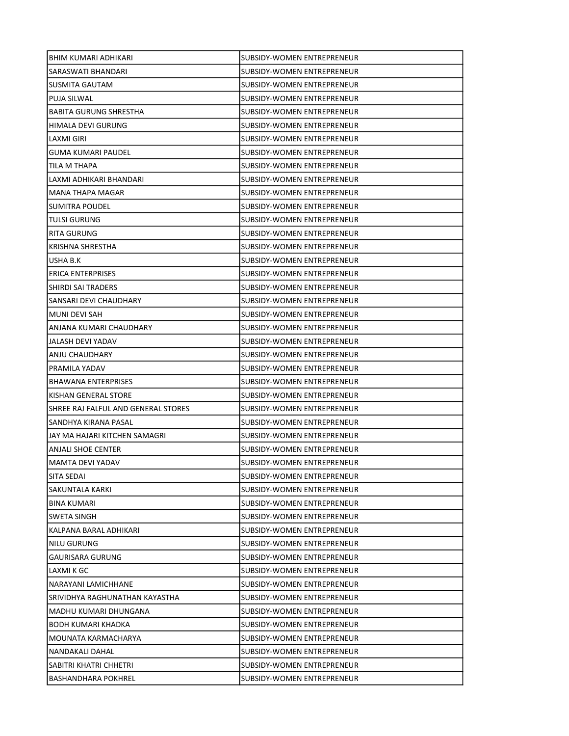| BHIM KUMARI ADHIKARI | SUBSIDY-WOMEN ENTREPRENEUR |
|---|---|
| SARASWATI BHANDARI | SUBSIDY-WOMEN ENTREPRENEUR |
| SUSMITA GAUTAM | SUBSIDY-WOMEN ENTREPRENEUR |
| PUJA SILWAL | SUBSIDY-WOMEN ENTREPRENEUR |
| BABITA GURUNG SHRESTHA | SUBSIDY-WOMEN ENTREPRENEUR |
| HIMALA DEVI GURUNG | SUBSIDY-WOMEN ENTREPRENEUR |
| LAXMI GIRI | SUBSIDY-WOMEN ENTREPRENEUR |
| GUMA KUMARI PAUDEL | SUBSIDY-WOMEN ENTREPRENEUR |
| TILA M THAPA | SUBSIDY-WOMEN ENTREPRENEUR |
| LAXMI ADHIKARI BHANDARI | SUBSIDY-WOMEN ENTREPRENEUR |
| MANA THAPA MAGAR | SUBSIDY-WOMEN ENTREPRENEUR |
| SUMITRA POUDEL | SUBSIDY-WOMEN ENTREPRENEUR |
| TULSI GURUNG | SUBSIDY-WOMEN ENTREPRENEUR |
| RITA GURUNG | SUBSIDY-WOMEN ENTREPRENEUR |
| KRISHNA SHRESTHA | SUBSIDY-WOMEN ENTREPRENEUR |
| USHA B.K | SUBSIDY-WOMEN ENTREPRENEUR |
| ERICA ENTERPRISES | SUBSIDY-WOMEN ENTREPRENEUR |
| SHIRDI SAI TRADERS | SUBSIDY-WOMEN ENTREPRENEUR |
| SANSARI DEVI CHAUDHARY | SUBSIDY-WOMEN ENTREPRENEUR |
| MUNI DEVI SAH | SUBSIDY-WOMEN ENTREPRENEUR |
| ANJANA KUMARI CHAUDHARY | SUBSIDY-WOMEN ENTREPRENEUR |
| JALASH DEVI YADAV | SUBSIDY-WOMEN ENTREPRENEUR |
| ANJU CHAUDHARY | SUBSIDY-WOMEN ENTREPRENEUR |
| PRAMILA YADAV | SUBSIDY-WOMEN ENTREPRENEUR |
| BHAWANA ENTERPRISES | SUBSIDY-WOMEN ENTREPRENEUR |
| KISHAN GENERAL STORE | SUBSIDY-WOMEN ENTREPRENEUR |
| SHREE RAJ FALFUL AND GENERAL STORES | SUBSIDY-WOMEN ENTREPRENEUR |
| SANDHYA KIRANA PASAL | SUBSIDY-WOMEN ENTREPRENEUR |
| JAY MA HAJARI KITCHEN SAMAGRI | SUBSIDY-WOMEN ENTREPRENEUR |
| ANJALI SHOE CENTER | SUBSIDY-WOMEN ENTREPRENEUR |
| MAMTA DEVI YADAV | SUBSIDY-WOMEN ENTREPRENEUR |
| SITA SEDAI | SUBSIDY-WOMEN ENTREPRENEUR |
| SAKUNTALA KARKI | SUBSIDY-WOMEN ENTREPRENEUR |
| BINA KUMARI | SUBSIDY-WOMEN ENTREPRENEUR |
| SWETA SINGH | SUBSIDY-WOMEN ENTREPRENEUR |
| KALPANA BARAL ADHIKARI | SUBSIDY-WOMEN ENTREPRENEUR |
| NILU GURUNG | SUBSIDY-WOMEN ENTREPRENEUR |
| GAURISARA GURUNG | SUBSIDY-WOMEN ENTREPRENEUR |
| LAXMI K GC | SUBSIDY-WOMEN ENTREPRENEUR |
| NARAYANI LAMICHHANE | SUBSIDY-WOMEN ENTREPRENEUR |
| SRIVIDHYA RAGHUNATHAN KAYASTHA | SUBSIDY-WOMEN ENTREPRENEUR |
| MADHU KUMARI DHUNGANA | SUBSIDY-WOMEN ENTREPRENEUR |
| BODH KUMARI KHADKA | SUBSIDY-WOMEN ENTREPRENEUR |
| MOUNATA KARMACHARYA | SUBSIDY-WOMEN ENTREPRENEUR |
| NANDAKALI DAHAL | SUBSIDY-WOMEN ENTREPRENEUR |
| SABITRI KHATRI CHHETRI | SUBSIDY-WOMEN ENTREPRENEUR |
| BASHANDHARA POKHREL | SUBSIDY-WOMEN ENTREPRENEUR |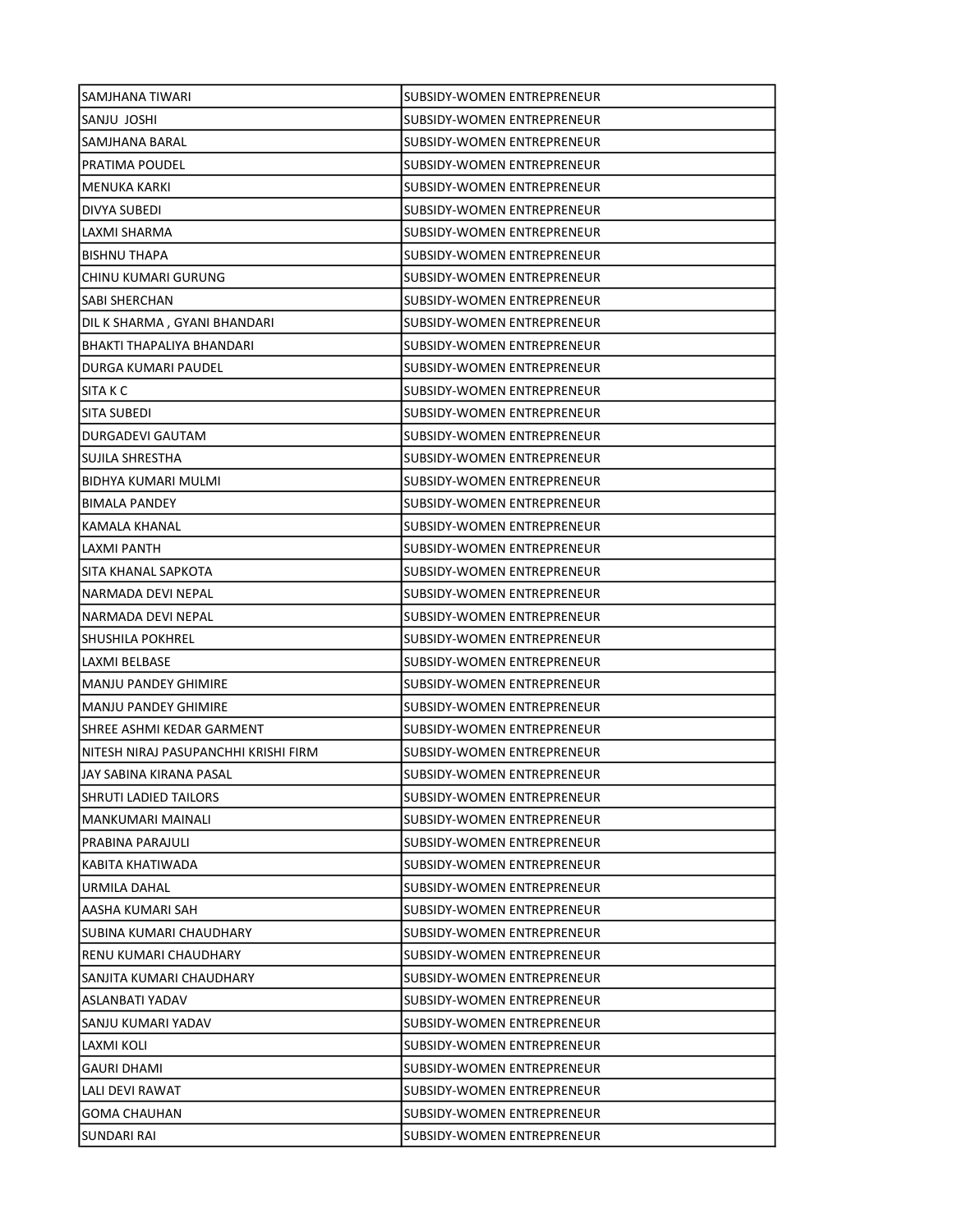| | |
|---|---|
| SAMJHANA TIWARI | SUBSIDY-WOMEN ENTREPRENEUR |
| SANJU JOSHI | SUBSIDY-WOMEN ENTREPRENEUR |
| SAMJHANA BARAL | SUBSIDY-WOMEN ENTREPRENEUR |
| PRATIMA POUDEL | SUBSIDY-WOMEN ENTREPRENEUR |
| MENUKA KARKI | SUBSIDY-WOMEN ENTREPRENEUR |
| DIVYA SUBEDI | SUBSIDY-WOMEN ENTREPRENEUR |
| LAXMI SHARMA | SUBSIDY-WOMEN ENTREPRENEUR |
| BISHNU THAPA | SUBSIDY-WOMEN ENTREPRENEUR |
| CHINU KUMARI GURUNG | SUBSIDY-WOMEN ENTREPRENEUR |
| SABI SHERCHAN | SUBSIDY-WOMEN ENTREPRENEUR |
| DIL K SHARMA , GYANI BHANDARI | SUBSIDY-WOMEN ENTREPRENEUR |
| BHAKTI THAPALIYA BHANDARI | SUBSIDY-WOMEN ENTREPRENEUR |
| DURGA KUMARI PAUDEL | SUBSIDY-WOMEN ENTREPRENEUR |
| SITA K C | SUBSIDY-WOMEN ENTREPRENEUR |
| SITA SUBEDI | SUBSIDY-WOMEN ENTREPRENEUR |
| DURGADEVI GAUTAM | SUBSIDY-WOMEN ENTREPRENEUR |
| SUJILA SHRESTHA | SUBSIDY-WOMEN ENTREPRENEUR |
| BIDHYA KUMARI MULMI | SUBSIDY-WOMEN ENTREPRENEUR |
| BIMALA PANDEY | SUBSIDY-WOMEN ENTREPRENEUR |
| KAMALA KHANAL | SUBSIDY-WOMEN ENTREPRENEUR |
| LAXMI PANTH | SUBSIDY-WOMEN ENTREPRENEUR |
| SITA KHANAL SAPKOTA | SUBSIDY-WOMEN ENTREPRENEUR |
| NARMADA DEVI NEPAL | SUBSIDY-WOMEN ENTREPRENEUR |
| NARMADA DEVI NEPAL | SUBSIDY-WOMEN ENTREPRENEUR |
| SHUSHILA POKHREL | SUBSIDY-WOMEN ENTREPRENEUR |
| LAXMI BELBASE | SUBSIDY-WOMEN ENTREPRENEUR |
| MANJU PANDEY GHIMIRE | SUBSIDY-WOMEN ENTREPRENEUR |
| MANJU PANDEY GHIMIRE | SUBSIDY-WOMEN ENTREPRENEUR |
| SHREE ASHMI KEDAR GARMENT | SUBSIDY-WOMEN ENTREPRENEUR |
| NITESH NIRAJ PASUPANCHHI KRISHI FIRM | SUBSIDY-WOMEN ENTREPRENEUR |
| JAY SABINA KIRANA PASAL | SUBSIDY-WOMEN ENTREPRENEUR |
| SHRUTI LADIED TAILORS | SUBSIDY-WOMEN ENTREPRENEUR |
| MANKUMARI MAINALI | SUBSIDY-WOMEN ENTREPRENEUR |
| PRABINA PARAJULI | SUBSIDY-WOMEN ENTREPRENEUR |
| KABITA KHATIWADA | SUBSIDY-WOMEN ENTREPRENEUR |
| URMILA DAHAL | SUBSIDY-WOMEN ENTREPRENEUR |
| AASHA KUMARI SAH | SUBSIDY-WOMEN ENTREPRENEUR |
| SUBINA KUMARI CHAUDHARY | SUBSIDY-WOMEN ENTREPRENEUR |
| RENU KUMARI CHAUDHARY | SUBSIDY-WOMEN ENTREPRENEUR |
| SANJITA KUMARI CHAUDHARY | SUBSIDY-WOMEN ENTREPRENEUR |
| ASLANBATI YADAV | SUBSIDY-WOMEN ENTREPRENEUR |
| SANJU KUMARI YADAV | SUBSIDY-WOMEN ENTREPRENEUR |
| LAXMI KOLI | SUBSIDY-WOMEN ENTREPRENEUR |
| GAURI DHAMI | SUBSIDY-WOMEN ENTREPRENEUR |
| LALI DEVI RAWAT | SUBSIDY-WOMEN ENTREPRENEUR |
| GOMA CHAUHAN | SUBSIDY-WOMEN ENTREPRENEUR |
| SUNDARI RAI | SUBSIDY-WOMEN ENTREPRENEUR |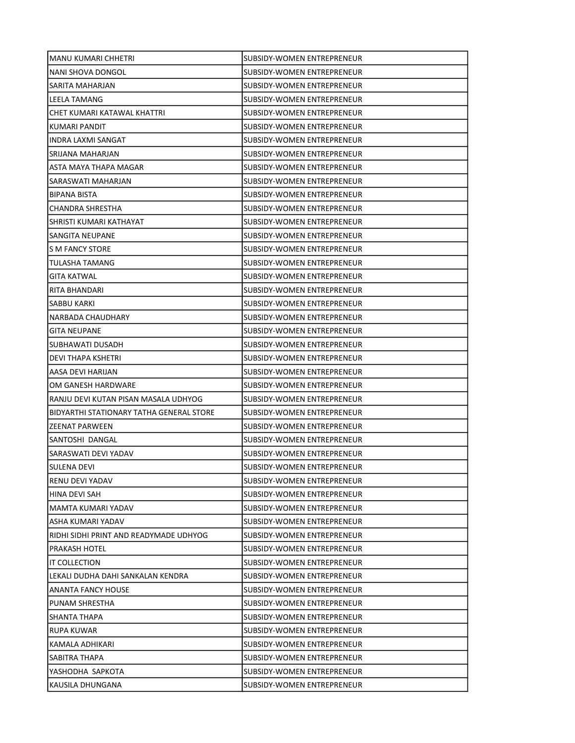| | |
|---|---|
| MANU KUMARI CHHETRI | SUBSIDY-WOMEN ENTREPRENEUR |
| NANI SHOVA DONGOL | SUBSIDY-WOMEN ENTREPRENEUR |
| SARITA MAHARJAN | SUBSIDY-WOMEN ENTREPRENEUR |
| LEELA TAMANG | SUBSIDY-WOMEN ENTREPRENEUR |
| CHET KUMARI KATAWAL KHATTRI | SUBSIDY-WOMEN ENTREPRENEUR |
| KUMARI PANDIT | SUBSIDY-WOMEN ENTREPRENEUR |
| INDRA LAXMI SANGAT | SUBSIDY-WOMEN ENTREPRENEUR |
| SRIJANA MAHARJAN | SUBSIDY-WOMEN ENTREPRENEUR |
| ASTA MAYA THAPA MAGAR | SUBSIDY-WOMEN ENTREPRENEUR |
| SARASWATI MAHARJAN | SUBSIDY-WOMEN ENTREPRENEUR |
| BIPANA BISTA | SUBSIDY-WOMEN ENTREPRENEUR |
| CHANDRA SHRESTHA | SUBSIDY-WOMEN ENTREPRENEUR |
| SHRISTI KUMARI KATHAYAT | SUBSIDY-WOMEN ENTREPRENEUR |
| SANGITA NEUPANE | SUBSIDY-WOMEN ENTREPRENEUR |
| S M FANCY STORE | SUBSIDY-WOMEN ENTREPRENEUR |
| TULASHA TAMANG | SUBSIDY-WOMEN ENTREPRENEUR |
| GITA KATWAL | SUBSIDY-WOMEN ENTREPRENEUR |
| RITA BHANDARI | SUBSIDY-WOMEN ENTREPRENEUR |
| SABBU KARKI | SUBSIDY-WOMEN ENTREPRENEUR |
| NARBADA CHAUDHARY | SUBSIDY-WOMEN ENTREPRENEUR |
| GITA NEUPANE | SUBSIDY-WOMEN ENTREPRENEUR |
| SUBHAWATI DUSADH | SUBSIDY-WOMEN ENTREPRENEUR |
| DEVI THAPA KSHETRI | SUBSIDY-WOMEN ENTREPRENEUR |
| AASA DEVI HARIJAN | SUBSIDY-WOMEN ENTREPRENEUR |
| OM GANESH HARDWARE | SUBSIDY-WOMEN ENTREPRENEUR |
| RANJU DEVI KUTAN PISAN MASALA UDHYOG | SUBSIDY-WOMEN ENTREPRENEUR |
| BIDYARTHI STATIONARY TATHA GENERAL STORE | SUBSIDY-WOMEN ENTREPRENEUR |
| ZEENAT PARWEEN | SUBSIDY-WOMEN ENTREPRENEUR |
| SANTOSHI  DANGAL | SUBSIDY-WOMEN ENTREPRENEUR |
| SARASWATI DEVI YADAV | SUBSIDY-WOMEN ENTREPRENEUR |
| SULENA DEVI | SUBSIDY-WOMEN ENTREPRENEUR |
| RENU DEVI YADAV | SUBSIDY-WOMEN ENTREPRENEUR |
| HINA DEVI SAH | SUBSIDY-WOMEN ENTREPRENEUR |
| MAMTA KUMARI YADAV | SUBSIDY-WOMEN ENTREPRENEUR |
| ASHA KUMARI YADAV | SUBSIDY-WOMEN ENTREPRENEUR |
| RIDHI SIDHI PRINT AND READYMADE UDHYOG | SUBSIDY-WOMEN ENTREPRENEUR |
| PRAKASH HOTEL | SUBSIDY-WOMEN ENTREPRENEUR |
| IT COLLECTION | SUBSIDY-WOMEN ENTREPRENEUR |
| LEKALI DUDHA DAHI SANKALAN KENDRA | SUBSIDY-WOMEN ENTREPRENEUR |
| ANANTA FANCY HOUSE | SUBSIDY-WOMEN ENTREPRENEUR |
| PUNAM SHRESTHA | SUBSIDY-WOMEN ENTREPRENEUR |
| SHANTA THAPA | SUBSIDY-WOMEN ENTREPRENEUR |
| RUPA KUWAR | SUBSIDY-WOMEN ENTREPRENEUR |
| KAMALA ADHIKARI | SUBSIDY-WOMEN ENTREPRENEUR |
| SABITRA THAPA | SUBSIDY-WOMEN ENTREPRENEUR |
| YASHODHA  SAPKOTA | SUBSIDY-WOMEN ENTREPRENEUR |
| KAUSILA DHUNGANA | SUBSIDY-WOMEN ENTREPRENEUR |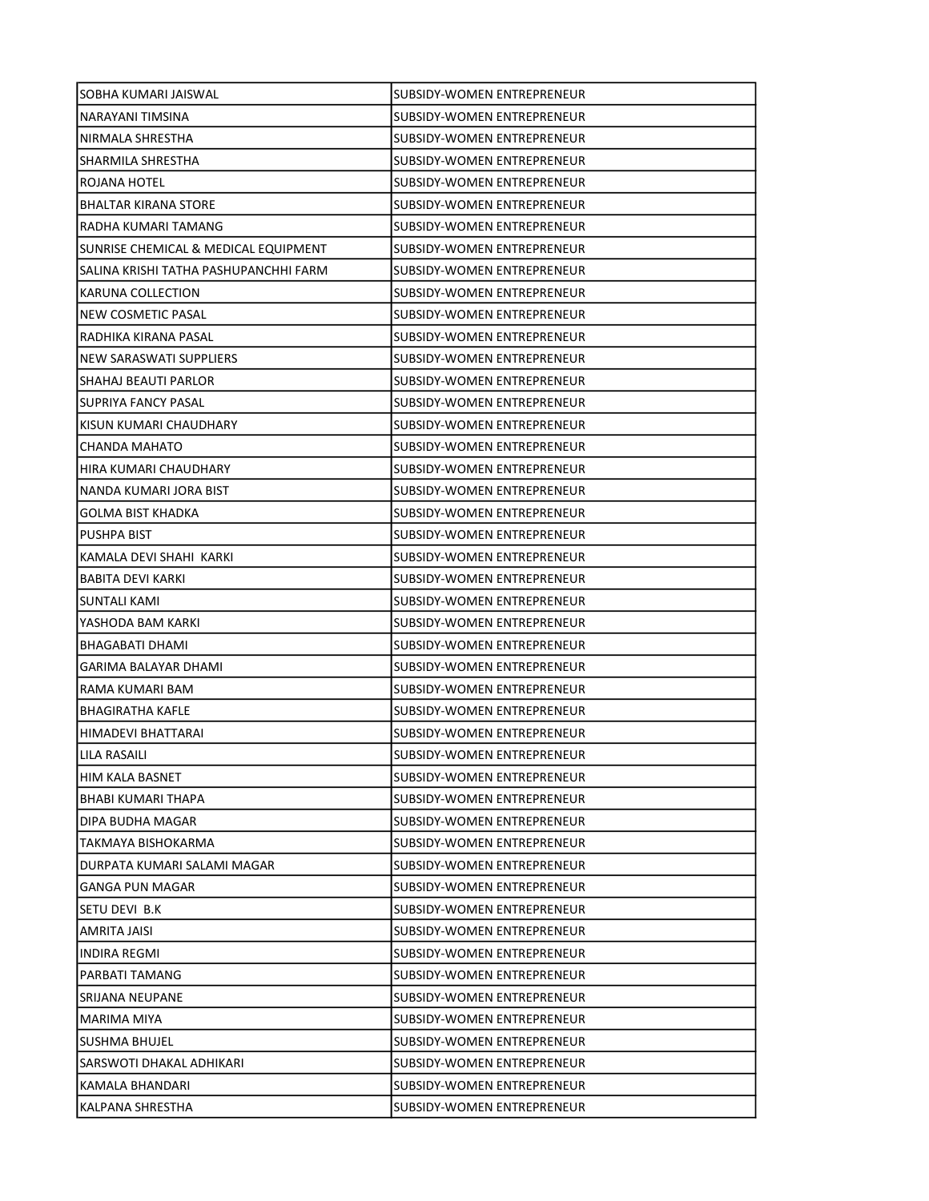| | |
|---|---|
| SOBHA KUMARI JAISWAL | SUBSIDY-WOMEN ENTREPRENEUR |
| NARAYANI TIMSINA | SUBSIDY-WOMEN ENTREPRENEUR |
| NIRMALA SHRESTHA | SUBSIDY-WOMEN ENTREPRENEUR |
| SHARMILA SHRESTHA | SUBSIDY-WOMEN ENTREPRENEUR |
| ROJANA HOTEL | SUBSIDY-WOMEN ENTREPRENEUR |
| BHALTAR KIRANA STORE | SUBSIDY-WOMEN ENTREPRENEUR |
| RADHA KUMARI TAMANG | SUBSIDY-WOMEN ENTREPRENEUR |
| SUNRISE CHEMICAL & MEDICAL EQUIPMENT | SUBSIDY-WOMEN ENTREPRENEUR |
| SALINA KRISHI TATHA PASHUPANCHHI FARM | SUBSIDY-WOMEN ENTREPRENEUR |
| KARUNA COLLECTION | SUBSIDY-WOMEN ENTREPRENEUR |
| NEW COSMETIC PASAL | SUBSIDY-WOMEN ENTREPRENEUR |
| RADHIKA KIRANA PASAL | SUBSIDY-WOMEN ENTREPRENEUR |
| NEW SARASWATI SUPPLIERS | SUBSIDY-WOMEN ENTREPRENEUR |
| SHAHAJ BEAUTI PARLOR | SUBSIDY-WOMEN ENTREPRENEUR |
| SUPRIYA FANCY PASAL | SUBSIDY-WOMEN ENTREPRENEUR |
| KISUN KUMARI CHAUDHARY | SUBSIDY-WOMEN ENTREPRENEUR |
| CHANDA MAHATO | SUBSIDY-WOMEN ENTREPRENEUR |
| HIRA KUMARI CHAUDHARY | SUBSIDY-WOMEN ENTREPRENEUR |
| NANDA KUMARI JORA BIST | SUBSIDY-WOMEN ENTREPRENEUR |
| GOLMA BIST KHADKA | SUBSIDY-WOMEN ENTREPRENEUR |
| PUSHPA BIST | SUBSIDY-WOMEN ENTREPRENEUR |
| KAMALA DEVI SHAHI KARKI | SUBSIDY-WOMEN ENTREPRENEUR |
| BABITA DEVI KARKI | SUBSIDY-WOMEN ENTREPRENEUR |
| SUNTALI KAMI | SUBSIDY-WOMEN ENTREPRENEUR |
| YASHODA BAM KARKI | SUBSIDY-WOMEN ENTREPRENEUR |
| BHAGABATI DHAMI | SUBSIDY-WOMEN ENTREPRENEUR |
| GARIMA BALAYAR DHAMI | SUBSIDY-WOMEN ENTREPRENEUR |
| RAMA KUMARI BAM | SUBSIDY-WOMEN ENTREPRENEUR |
| BHAGIRATHA KAFLE | SUBSIDY-WOMEN ENTREPRENEUR |
| HIMADEVI BHATTARAI | SUBSIDY-WOMEN ENTREPRENEUR |
| LILA RASAILI | SUBSIDY-WOMEN ENTREPRENEUR |
| HIM KALA BASNET | SUBSIDY-WOMEN ENTREPRENEUR |
| BHABI KUMARI THAPA | SUBSIDY-WOMEN ENTREPRENEUR |
| DIPA BUDHA MAGAR | SUBSIDY-WOMEN ENTREPRENEUR |
| TAKMAYA BISHOKARMA | SUBSIDY-WOMEN ENTREPRENEUR |
| DURPATA KUMARI SALAMI MAGAR | SUBSIDY-WOMEN ENTREPRENEUR |
| GANGA PUN MAGAR | SUBSIDY-WOMEN ENTREPRENEUR |
| SETU DEVI B.K | SUBSIDY-WOMEN ENTREPRENEUR |
| AMRITA JAISI | SUBSIDY-WOMEN ENTREPRENEUR |
| INDIRA REGMI | SUBSIDY-WOMEN ENTREPRENEUR |
| PARBATI TAMANG | SUBSIDY-WOMEN ENTREPRENEUR |
| SRIJANA NEUPANE | SUBSIDY-WOMEN ENTREPRENEUR |
| MARIMA MIYA | SUBSIDY-WOMEN ENTREPRENEUR |
| SUSHMA BHUJEL | SUBSIDY-WOMEN ENTREPRENEUR |
| SARSWOTI DHAKAL ADHIKARI | SUBSIDY-WOMEN ENTREPRENEUR |
| KAMALA BHANDARI | SUBSIDY-WOMEN ENTREPRENEUR |
| KALPANA SHRESTHA | SUBSIDY-WOMEN ENTREPRENEUR |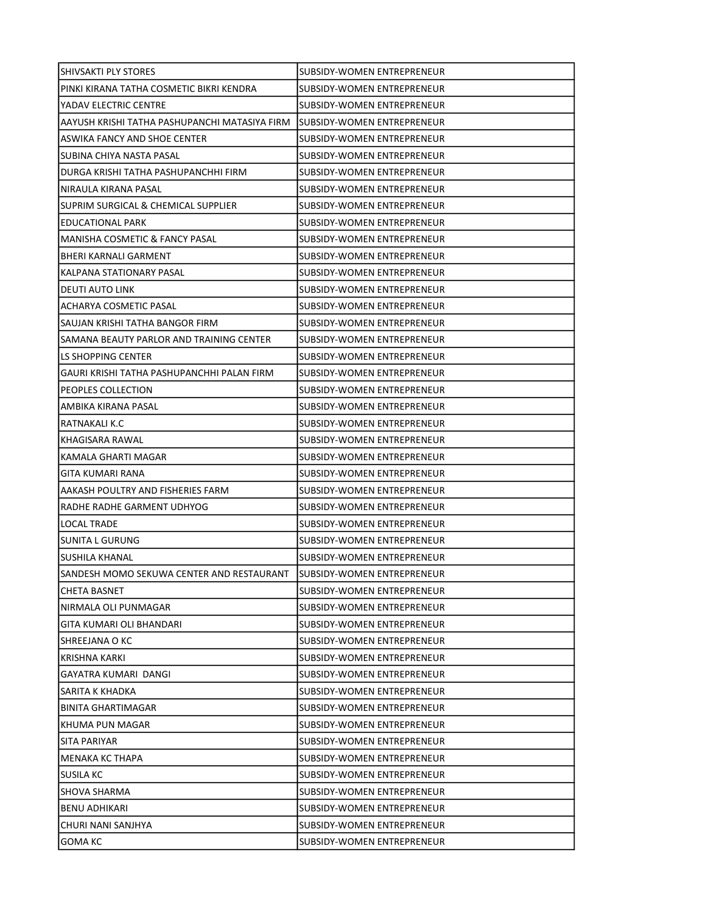| SHIVSAKTI PLY STORES | SUBSIDY-WOMEN ENTREPRENEUR |
|---|---|
| PINKI KIRANA TATHA COSMETIC BIKRI KENDRA | SUBSIDY-WOMEN ENTREPRENEUR |
| YADAV ELECTRIC CENTRE | SUBSIDY-WOMEN ENTREPRENEUR |
| AAYUSH KRISHI TATHA PASHUPANCHI MATASIYA FIRM | SUBSIDY-WOMEN ENTREPRENEUR |
| ASWIKA FANCY AND SHOE CENTER | SUBSIDY-WOMEN ENTREPRENEUR |
| SUBINA CHIYA NASTA PASAL | SUBSIDY-WOMEN ENTREPRENEUR |
| DURGA KRISHI TATHA PASHUPANCHHI FIRM | SUBSIDY-WOMEN ENTREPRENEUR |
| NIRAULA KIRANA PASAL | SUBSIDY-WOMEN ENTREPRENEUR |
| SUPRIM SURGICAL & CHEMICAL SUPPLIER | SUBSIDY-WOMEN ENTREPRENEUR |
| EDUCATIONAL PARK | SUBSIDY-WOMEN ENTREPRENEUR |
| MANISHA COSMETIC & FANCY PASAL | SUBSIDY-WOMEN ENTREPRENEUR |
| BHERI KARNALI GARMENT | SUBSIDY-WOMEN ENTREPRENEUR |
| KALPANA STATIONARY PASAL | SUBSIDY-WOMEN ENTREPRENEUR |
| DEUTI AUTO LINK | SUBSIDY-WOMEN ENTREPRENEUR |
| ACHARYA COSMETIC PASAL | SUBSIDY-WOMEN ENTREPRENEUR |
| SAUJAN KRISHI TATHA BANGOR FIRM | SUBSIDY-WOMEN ENTREPRENEUR |
| SAMANA BEAUTY PARLOR AND TRAINING CENTER | SUBSIDY-WOMEN ENTREPRENEUR |
| LS SHOPPING CENTER | SUBSIDY-WOMEN ENTREPRENEUR |
| GAURI KRISHI TATHA PASHUPANCHHI PALAN FIRM | SUBSIDY-WOMEN ENTREPRENEUR |
| PEOPLES COLLECTION | SUBSIDY-WOMEN ENTREPRENEUR |
| AMBIKA KIRANA PASAL | SUBSIDY-WOMEN ENTREPRENEUR |
| RATNAKALI K.C | SUBSIDY-WOMEN ENTREPRENEUR |
| KHAGISARA RAWAL | SUBSIDY-WOMEN ENTREPRENEUR |
| KAMALA GHARTI MAGAR | SUBSIDY-WOMEN ENTREPRENEUR |
| GITA KUMARI RANA | SUBSIDY-WOMEN ENTREPRENEUR |
| AAKASH POULTRY AND FISHERIES FARM | SUBSIDY-WOMEN ENTREPRENEUR |
| RADHE RADHE GARMENT UDHYOG | SUBSIDY-WOMEN ENTREPRENEUR |
| LOCAL TRADE | SUBSIDY-WOMEN ENTREPRENEUR |
| SUNITA L GURUNG | SUBSIDY-WOMEN ENTREPRENEUR |
| SUSHILA KHANAL | SUBSIDY-WOMEN ENTREPRENEUR |
| SANDESH MOMO SEKUWA CENTER AND RESTAURANT | SUBSIDY-WOMEN ENTREPRENEUR |
| CHETA BASNET | SUBSIDY-WOMEN ENTREPRENEUR |
| NIRMALA OLI PUNMAGAR | SUBSIDY-WOMEN ENTREPRENEUR |
| GITA KUMARI OLI BHANDARI | SUBSIDY-WOMEN ENTREPRENEUR |
| SHREEJANA O KC | SUBSIDY-WOMEN ENTREPRENEUR |
| KRISHNA KARKI | SUBSIDY-WOMEN ENTREPRENEUR |
| GAYATRA KUMARI DANGI | SUBSIDY-WOMEN ENTREPRENEUR |
| SARITA K KHADKA | SUBSIDY-WOMEN ENTREPRENEUR |
| BINITA GHARTIMAGAR | SUBSIDY-WOMEN ENTREPRENEUR |
| KHUMA PUN MAGAR | SUBSIDY-WOMEN ENTREPRENEUR |
| SITA PARIYAR | SUBSIDY-WOMEN ENTREPRENEUR |
| MENAKA KC THAPA | SUBSIDY-WOMEN ENTREPRENEUR |
| SUSILA KC | SUBSIDY-WOMEN ENTREPRENEUR |
| SHOVA SHARMA | SUBSIDY-WOMEN ENTREPRENEUR |
| BENU ADHIKARI | SUBSIDY-WOMEN ENTREPRENEUR |
| CHURI NANI SANJHYA | SUBSIDY-WOMEN ENTREPRENEUR |
| GOMA KC | SUBSIDY-WOMEN ENTREPRENEUR |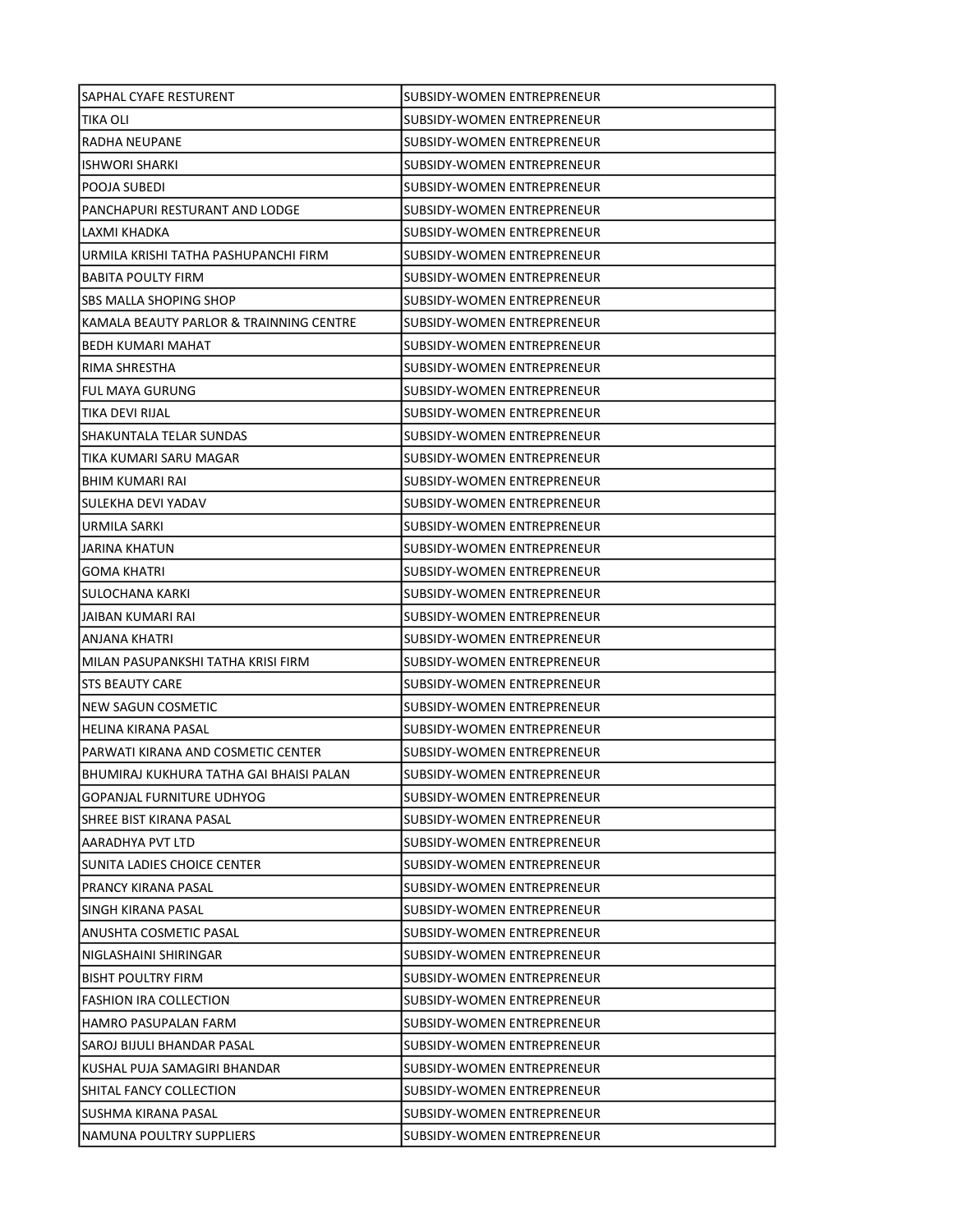| | |
|---|---|
| SAPHAL CYAFE RESTURENT | SUBSIDY-WOMEN ENTREPRENEUR |
| TIKA OLI | SUBSIDY-WOMEN ENTREPRENEUR |
| RADHA NEUPANE | SUBSIDY-WOMEN ENTREPRENEUR |
| ISHWORI SHARKI | SUBSIDY-WOMEN ENTREPRENEUR |
| POOJA SUBEDI | SUBSIDY-WOMEN ENTREPRENEUR |
| PANCHAPURI RESTURANT AND LODGE | SUBSIDY-WOMEN ENTREPRENEUR |
| LAXMI KHADKA | SUBSIDY-WOMEN ENTREPRENEUR |
| URMILA KRISHI TATHA PASHUPANCHI FIRM | SUBSIDY-WOMEN ENTREPRENEUR |
| BABITA POULTY FIRM | SUBSIDY-WOMEN ENTREPRENEUR |
| SBS MALLA SHOPING SHOP | SUBSIDY-WOMEN ENTREPRENEUR |
| KAMALA BEAUTY PARLOR & TRAINNING CENTRE | SUBSIDY-WOMEN ENTREPRENEUR |
| BEDH KUMARI MAHAT | SUBSIDY-WOMEN ENTREPRENEUR |
| RIMA SHRESTHA | SUBSIDY-WOMEN ENTREPRENEUR |
| FUL MAYA GURUNG | SUBSIDY-WOMEN ENTREPRENEUR |
| TIKA DEVI RIJAL | SUBSIDY-WOMEN ENTREPRENEUR |
| SHAKUNTALA TELAR SUNDAS | SUBSIDY-WOMEN ENTREPRENEUR |
| TIKA KUMARI SARU MAGAR | SUBSIDY-WOMEN ENTREPRENEUR |
| BHIM KUMARI RAI | SUBSIDY-WOMEN ENTREPRENEUR |
| SULEKHA DEVI YADAV | SUBSIDY-WOMEN ENTREPRENEUR |
| URMILA SARKI | SUBSIDY-WOMEN ENTREPRENEUR |
| JARINA KHATUN | SUBSIDY-WOMEN ENTREPRENEUR |
| GOMA KHATRI | SUBSIDY-WOMEN ENTREPRENEUR |
| SULOCHANA KARKI | SUBSIDY-WOMEN ENTREPRENEUR |
| JAIBAN KUMARI RAI | SUBSIDY-WOMEN ENTREPRENEUR |
| ANJANA KHATRI | SUBSIDY-WOMEN ENTREPRENEUR |
| MILAN PASUPANKSHI TATHA KRISI FIRM | SUBSIDY-WOMEN ENTREPRENEUR |
| STS BEAUTY CARE | SUBSIDY-WOMEN ENTREPRENEUR |
| NEW SAGUN COSMETIC | SUBSIDY-WOMEN ENTREPRENEUR |
| HELINA KIRANA PASAL | SUBSIDY-WOMEN ENTREPRENEUR |
| PARWATI KIRANA AND COSMETIC CENTER | SUBSIDY-WOMEN ENTREPRENEUR |
| BHUMIRAJ KUKHURA TATHA GAI BHAISI PALAN | SUBSIDY-WOMEN ENTREPRENEUR |
| GOPANJAL FURNITURE UDHYOG | SUBSIDY-WOMEN ENTREPRENEUR |
| SHREE BIST KIRANA PASAL | SUBSIDY-WOMEN ENTREPRENEUR |
| AARADHYA PVT LTD | SUBSIDY-WOMEN ENTREPRENEUR |
| SUNITA LADIES CHOICE CENTER | SUBSIDY-WOMEN ENTREPRENEUR |
| PRANCY KIRANA PASAL | SUBSIDY-WOMEN ENTREPRENEUR |
| SINGH KIRANA PASAL | SUBSIDY-WOMEN ENTREPRENEUR |
| ANUSHTA COSMETIC PASAL | SUBSIDY-WOMEN ENTREPRENEUR |
| NIGLASHAINI SHIRINGAR | SUBSIDY-WOMEN ENTREPRENEUR |
| BISHT POULTRY FIRM | SUBSIDY-WOMEN ENTREPRENEUR |
| FASHION IRA COLLECTION | SUBSIDY-WOMEN ENTREPRENEUR |
| HAMRO PASUPALAN FARM | SUBSIDY-WOMEN ENTREPRENEUR |
| SAROJ BIJULI BHANDAR PASAL | SUBSIDY-WOMEN ENTREPRENEUR |
| KUSHAL PUJA SAMAGIRI BHANDAR | SUBSIDY-WOMEN ENTREPRENEUR |
| SHITAL FANCY COLLECTION | SUBSIDY-WOMEN ENTREPRENEUR |
| SUSHMA KIRANA PASAL | SUBSIDY-WOMEN ENTREPRENEUR |
| NAMUNA POULTRY SUPPLIERS | SUBSIDY-WOMEN ENTREPRENEUR |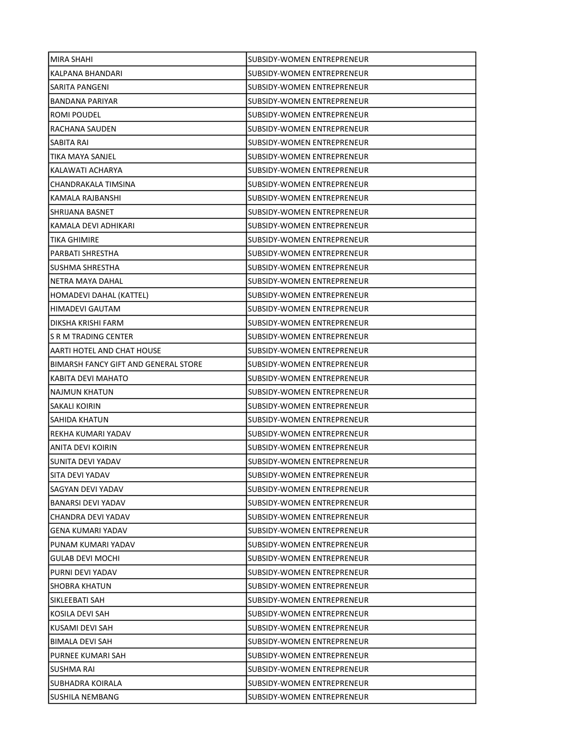| | |
|---|---|
| MIRA SHAHI | SUBSIDY-WOMEN ENTREPRENEUR |
| KALPANA BHANDARI | SUBSIDY-WOMEN ENTREPRENEUR |
| SARITA PANGENI | SUBSIDY-WOMEN ENTREPRENEUR |
| BANDANA PARIYAR | SUBSIDY-WOMEN ENTREPRENEUR |
| ROMI POUDEL | SUBSIDY-WOMEN ENTREPRENEUR |
| RACHANA SAUDEN | SUBSIDY-WOMEN ENTREPRENEUR |
| SABITA RAI | SUBSIDY-WOMEN ENTREPRENEUR |
| TIKA MAYA SANJEL | SUBSIDY-WOMEN ENTREPRENEUR |
| KALAWATI ACHARYA | SUBSIDY-WOMEN ENTREPRENEUR |
| CHANDRAKALA TIMSINA | SUBSIDY-WOMEN ENTREPRENEUR |
| KAMALA RAJBANSHI | SUBSIDY-WOMEN ENTREPRENEUR |
| SHRIJANA BASNET | SUBSIDY-WOMEN ENTREPRENEUR |
| KAMALA DEVI ADHIKARI | SUBSIDY-WOMEN ENTREPRENEUR |
| TIKA GHIMIRE | SUBSIDY-WOMEN ENTREPRENEUR |
| PARBATI SHRESTHA | SUBSIDY-WOMEN ENTREPRENEUR |
| SUSHMA SHRESTHA | SUBSIDY-WOMEN ENTREPRENEUR |
| NETRA MAYA DAHAL | SUBSIDY-WOMEN ENTREPRENEUR |
| HOMADEVI DAHAL (KATTEL) | SUBSIDY-WOMEN ENTREPRENEUR |
| HIMADEVI GAUTAM | SUBSIDY-WOMEN ENTREPRENEUR |
| DIKSHA KRISHI FARM | SUBSIDY-WOMEN ENTREPRENEUR |
| S R M TRADING CENTER | SUBSIDY-WOMEN ENTREPRENEUR |
| AARTI HOTEL AND CHAT HOUSE | SUBSIDY-WOMEN ENTREPRENEUR |
| BIMARSH FANCY GIFT AND GENERAL STORE | SUBSIDY-WOMEN ENTREPRENEUR |
| KABITA DEVI MAHATO | SUBSIDY-WOMEN ENTREPRENEUR |
| NAJMUN KHATUN | SUBSIDY-WOMEN ENTREPRENEUR |
| SAKALI KOIRIN | SUBSIDY-WOMEN ENTREPRENEUR |
| SAHIDA KHATUN | SUBSIDY-WOMEN ENTREPRENEUR |
| REKHA KUMARI YADAV | SUBSIDY-WOMEN ENTREPRENEUR |
| ANITA DEVI KOIRIN | SUBSIDY-WOMEN ENTREPRENEUR |
| SUNITA DEVI YADAV | SUBSIDY-WOMEN ENTREPRENEUR |
| SITA DEVI YADAV | SUBSIDY-WOMEN ENTREPRENEUR |
| SAGYAN DEVI YADAV | SUBSIDY-WOMEN ENTREPRENEUR |
| BANARSI DEVI YADAV | SUBSIDY-WOMEN ENTREPRENEUR |
| CHANDRA DEVI YADAV | SUBSIDY-WOMEN ENTREPRENEUR |
| GENA KUMARI YADAV | SUBSIDY-WOMEN ENTREPRENEUR |
| PUNAM KUMARI YADAV | SUBSIDY-WOMEN ENTREPRENEUR |
| GULAB DEVI MOCHI | SUBSIDY-WOMEN ENTREPRENEUR |
| PURNI DEVI YADAV | SUBSIDY-WOMEN ENTREPRENEUR |
| SHOBRA KHATUN | SUBSIDY-WOMEN ENTREPRENEUR |
| SIKLEEBATI SAH | SUBSIDY-WOMEN ENTREPRENEUR |
| KOSILA DEVI SAH | SUBSIDY-WOMEN ENTREPRENEUR |
| KUSAMI DEVI SAH | SUBSIDY-WOMEN ENTREPRENEUR |
| BIMALA DEVI SAH | SUBSIDY-WOMEN ENTREPRENEUR |
| PURNEE KUMARI SAH | SUBSIDY-WOMEN ENTREPRENEUR |
| SUSHMA RAI | SUBSIDY-WOMEN ENTREPRENEUR |
| SUBHADRA KOIRALA | SUBSIDY-WOMEN ENTREPRENEUR |
| SUSHILA NEMBANG | SUBSIDY-WOMEN ENTREPRENEUR |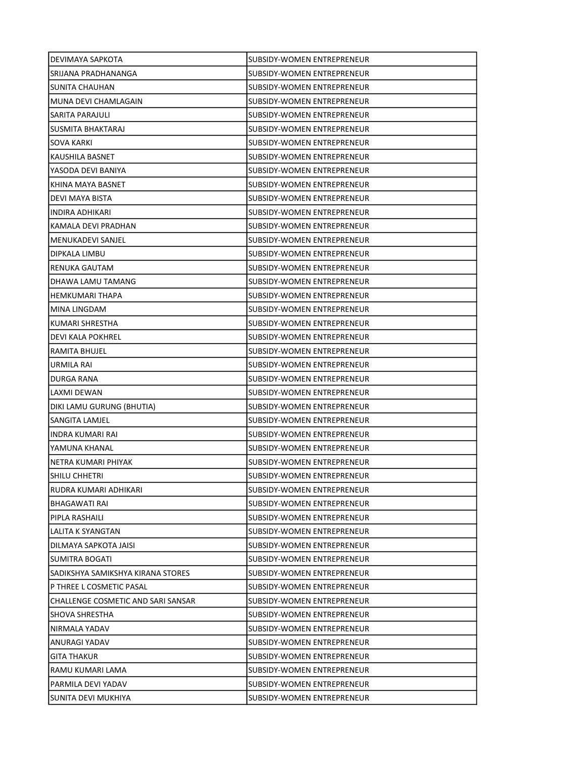| DEVIMAYA SAPKOTA | SUBSIDY-WOMEN ENTREPRENEUR |
|---|---|
| SRIJANA PRADHANANGA | SUBSIDY-WOMEN ENTREPRENEUR |
| SUNITA CHAUHAN | SUBSIDY-WOMEN ENTREPRENEUR |
| MUNA DEVI CHAMLAGAIN | SUBSIDY-WOMEN ENTREPRENEUR |
| SARITA PARAJULI | SUBSIDY-WOMEN ENTREPRENEUR |
| SUSMITA BHAKTARAJ | SUBSIDY-WOMEN ENTREPRENEUR |
| SOVA KARKI | SUBSIDY-WOMEN ENTREPRENEUR |
| KAUSHILA BASNET | SUBSIDY-WOMEN ENTREPRENEUR |
| YASODA DEVI BANIYA | SUBSIDY-WOMEN ENTREPRENEUR |
| KHINA MAYA BASNET | SUBSIDY-WOMEN ENTREPRENEUR |
| DEVI MAYA BISTA | SUBSIDY-WOMEN ENTREPRENEUR |
| INDIRA ADHIKARI | SUBSIDY-WOMEN ENTREPRENEUR |
| KAMALA DEVI PRADHAN | SUBSIDY-WOMEN ENTREPRENEUR |
| MENUKADEVI SANJEL | SUBSIDY-WOMEN ENTREPRENEUR |
| DIPKALA LIMBU | SUBSIDY-WOMEN ENTREPRENEUR |
| RENUKA GAUTAM | SUBSIDY-WOMEN ENTREPRENEUR |
| DHAWA LAMU TAMANG | SUBSIDY-WOMEN ENTREPRENEUR |
| HEMKUMARI THAPA | SUBSIDY-WOMEN ENTREPRENEUR |
| MINA LINGDAM | SUBSIDY-WOMEN ENTREPRENEUR |
| KUMARI SHRESTHA | SUBSIDY-WOMEN ENTREPRENEUR |
| DEVI KALA POKHREL | SUBSIDY-WOMEN ENTREPRENEUR |
| RAMITA BHUJEL | SUBSIDY-WOMEN ENTREPRENEUR |
| URMILA RAI | SUBSIDY-WOMEN ENTREPRENEUR |
| DURGA RANA | SUBSIDY-WOMEN ENTREPRENEUR |
| LAXMI DEWAN | SUBSIDY-WOMEN ENTREPRENEUR |
| DIKI LAMU GURUNG (BHUTIA) | SUBSIDY-WOMEN ENTREPRENEUR |
| SANGITA LAMJEL | SUBSIDY-WOMEN ENTREPRENEUR |
| INDRA KUMARI RAI | SUBSIDY-WOMEN ENTREPRENEUR |
| YAMUNA KHANAL | SUBSIDY-WOMEN ENTREPRENEUR |
| NETRA KUMARI PHIYAK | SUBSIDY-WOMEN ENTREPRENEUR |
| SHILU CHHETRI | SUBSIDY-WOMEN ENTREPRENEUR |
| RUDRA KUMARI ADHIKARI | SUBSIDY-WOMEN ENTREPRENEUR |
| BHAGAWATI RAI | SUBSIDY-WOMEN ENTREPRENEUR |
| PIPLA RASHAILI | SUBSIDY-WOMEN ENTREPRENEUR |
| LALITA K SYANGTAN | SUBSIDY-WOMEN ENTREPRENEUR |
| DILMAYA SAPKOTA JAISI | SUBSIDY-WOMEN ENTREPRENEUR |
| SUMITRA BOGATI | SUBSIDY-WOMEN ENTREPRENEUR |
| SADIKSHYA SAMIKSHYA KIRANA STORES | SUBSIDY-WOMEN ENTREPRENEUR |
| P THREE L COSMETIC PASAL | SUBSIDY-WOMEN ENTREPRENEUR |
| CHALLENGE COSMETIC AND SARI SANSAR | SUBSIDY-WOMEN ENTREPRENEUR |
| SHOVA SHRESTHA | SUBSIDY-WOMEN ENTREPRENEUR |
| NIRMALA YADAV | SUBSIDY-WOMEN ENTREPRENEUR |
| ANURAGI YADAV | SUBSIDY-WOMEN ENTREPRENEUR |
| GITA THAKUR | SUBSIDY-WOMEN ENTREPRENEUR |
| RAMU KUMARI LAMA | SUBSIDY-WOMEN ENTREPRENEUR |
| PARMILA DEVI YADAV | SUBSIDY-WOMEN ENTREPRENEUR |
| SUNITA DEVI MUKHIYA | SUBSIDY-WOMEN ENTREPRENEUR |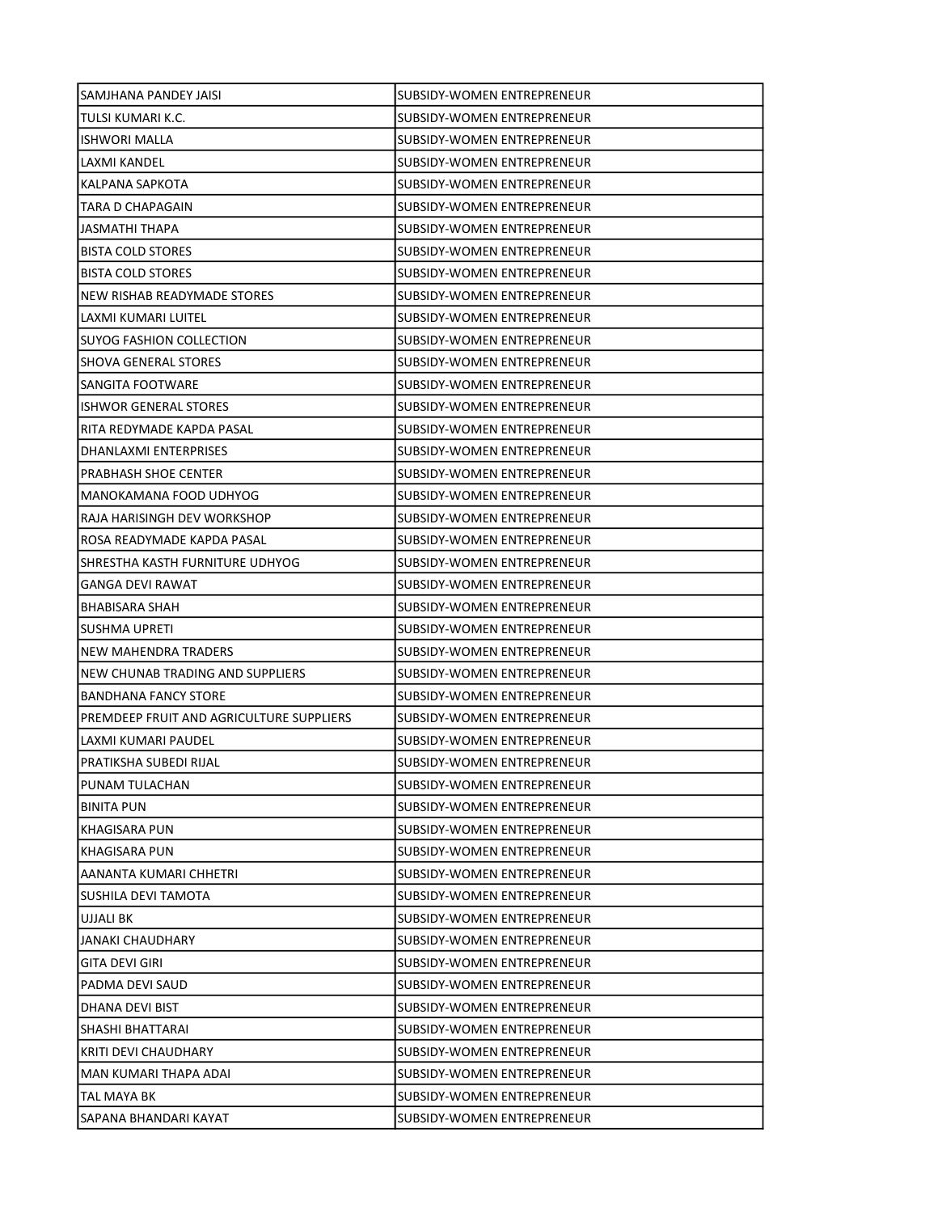| SAMJHANA PANDEY JAISI | SUBSIDY-WOMEN ENTREPRENEUR |
|---|---|
| TULSI KUMARI K.C. | SUBSIDY-WOMEN ENTREPRENEUR |
| ISHWORI MALLA | SUBSIDY-WOMEN ENTREPRENEUR |
| LAXMI KANDEL | SUBSIDY-WOMEN ENTREPRENEUR |
| KALPANA SAPKOTA | SUBSIDY-WOMEN ENTREPRENEUR |
| TARA D CHAPAGAIN | SUBSIDY-WOMEN ENTREPRENEUR |
| JASMATHI THAPA | SUBSIDY-WOMEN ENTREPRENEUR |
| BISTA COLD STORES | SUBSIDY-WOMEN ENTREPRENEUR |
| BISTA COLD STORES | SUBSIDY-WOMEN ENTREPRENEUR |
| NEW RISHAB READYMADE STORES | SUBSIDY-WOMEN ENTREPRENEUR |
| LAXMI KUMARI LUITEL | SUBSIDY-WOMEN ENTREPRENEUR |
| SUYOG FASHION COLLECTION | SUBSIDY-WOMEN ENTREPRENEUR |
| SHOVA GENERAL STORES | SUBSIDY-WOMEN ENTREPRENEUR |
| SANGITA FOOTWARE | SUBSIDY-WOMEN ENTREPRENEUR |
| ISHWOR GENERAL STORES | SUBSIDY-WOMEN ENTREPRENEUR |
| RITA REDYMADE KAPDA PASAL | SUBSIDY-WOMEN ENTREPRENEUR |
| DHANLAXMI ENTERPRISES | SUBSIDY-WOMEN ENTREPRENEUR |
| PRABHASH SHOE CENTER | SUBSIDY-WOMEN ENTREPRENEUR |
| MANOKAMANA FOOD UDHYOG | SUBSIDY-WOMEN ENTREPRENEUR |
| RAJA HARISINGH DEV WORKSHOP | SUBSIDY-WOMEN ENTREPRENEUR |
| ROSA READYMADE KAPDA PASAL | SUBSIDY-WOMEN ENTREPRENEUR |
| SHRESTHA KASTH FURNITURE UDHYOG | SUBSIDY-WOMEN ENTREPRENEUR |
| GANGA DEVI RAWAT | SUBSIDY-WOMEN ENTREPRENEUR |
| BHABISARA SHAH | SUBSIDY-WOMEN ENTREPRENEUR |
| SUSHMA UPRETI | SUBSIDY-WOMEN ENTREPRENEUR |
| NEW MAHENDRA TRADERS | SUBSIDY-WOMEN ENTREPRENEUR |
| NEW CHUNAB TRADING AND SUPPLIERS | SUBSIDY-WOMEN ENTREPRENEUR |
| BANDHANA FANCY STORE | SUBSIDY-WOMEN ENTREPRENEUR |
| PREMDEEP FRUIT AND AGRICULTURE SUPPLIERS | SUBSIDY-WOMEN ENTREPRENEUR |
| LAXMI KUMARI PAUDEL | SUBSIDY-WOMEN ENTREPRENEUR |
| PRATIKSHA SUBEDI RIJAL | SUBSIDY-WOMEN ENTREPRENEUR |
| PUNAM TULACHAN | SUBSIDY-WOMEN ENTREPRENEUR |
| BINITA PUN | SUBSIDY-WOMEN ENTREPRENEUR |
| KHAGISARA PUN | SUBSIDY-WOMEN ENTREPRENEUR |
| KHAGISARA PUN | SUBSIDY-WOMEN ENTREPRENEUR |
| AANANTA KUMARI CHHETRI | SUBSIDY-WOMEN ENTREPRENEUR |
| SUSHILA DEVI TAMOTA | SUBSIDY-WOMEN ENTREPRENEUR |
| UJJALI BK | SUBSIDY-WOMEN ENTREPRENEUR |
| JANAKI CHAUDHARY | SUBSIDY-WOMEN ENTREPRENEUR |
| GITA DEVI GIRI | SUBSIDY-WOMEN ENTREPRENEUR |
| PADMA DEVI SAUD | SUBSIDY-WOMEN ENTREPRENEUR |
| DHANA DEVI BIST | SUBSIDY-WOMEN ENTREPRENEUR |
| SHASHI BHATTARAI | SUBSIDY-WOMEN ENTREPRENEUR |
| KRITI DEVI CHAUDHARY | SUBSIDY-WOMEN ENTREPRENEUR |
| MAN KUMARI THAPA ADAI | SUBSIDY-WOMEN ENTREPRENEUR |
| TAL MAYA BK | SUBSIDY-WOMEN ENTREPRENEUR |
| SAPANA BHANDARI KAYAT | SUBSIDY-WOMEN ENTREPRENEUR |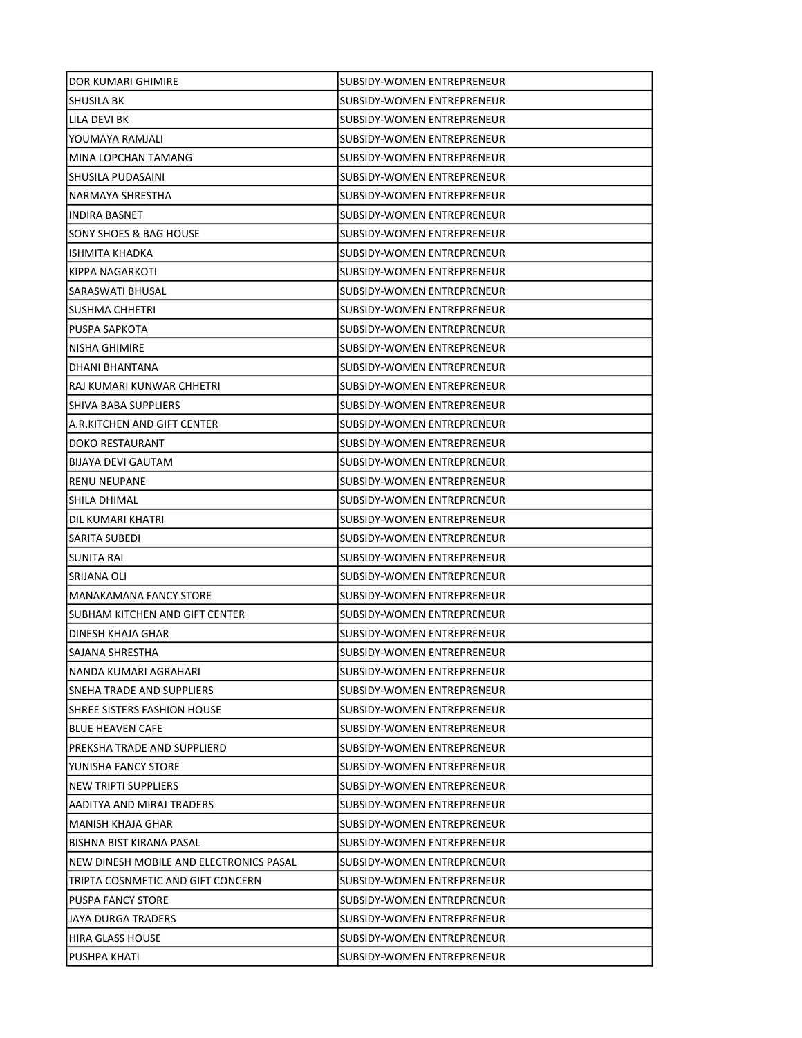| | |
|---|---|
| DOR KUMARI GHIMIRE | SUBSIDY-WOMEN ENTREPRENEUR |
| SHUSILA BK | SUBSIDY-WOMEN ENTREPRENEUR |
| LILA DEVI BK | SUBSIDY-WOMEN ENTREPRENEUR |
| YOUMAYA RAMJALI | SUBSIDY-WOMEN ENTREPRENEUR |
| MINA LOPCHAN TAMANG | SUBSIDY-WOMEN ENTREPRENEUR |
| SHUSILA PUDASAINI | SUBSIDY-WOMEN ENTREPRENEUR |
| NARMAYA SHRESTHA | SUBSIDY-WOMEN ENTREPRENEUR |
| INDIRA BASNET | SUBSIDY-WOMEN ENTREPRENEUR |
| SONY SHOES & BAG HOUSE | SUBSIDY-WOMEN ENTREPRENEUR |
| ISHMITA KHADKA | SUBSIDY-WOMEN ENTREPRENEUR |
| KIPPA NAGARKOTI | SUBSIDY-WOMEN ENTREPRENEUR |
| SARASWATI BHUSAL | SUBSIDY-WOMEN ENTREPRENEUR |
| SUSHMA CHHETRI | SUBSIDY-WOMEN ENTREPRENEUR |
| PUSPA SAPKOTA | SUBSIDY-WOMEN ENTREPRENEUR |
| NISHA GHIMIRE | SUBSIDY-WOMEN ENTREPRENEUR |
| DHANI BHANTANA | SUBSIDY-WOMEN ENTREPRENEUR |
| RAJ KUMARI KUNWAR CHHETRI | SUBSIDY-WOMEN ENTREPRENEUR |
| SHIVA BABA SUPPLIERS | SUBSIDY-WOMEN ENTREPRENEUR |
| A.R.KITCHEN AND GIFT CENTER | SUBSIDY-WOMEN ENTREPRENEUR |
| DOKO RESTAURANT | SUBSIDY-WOMEN ENTREPRENEUR |
| BIJAYA DEVI GAUTAM | SUBSIDY-WOMEN ENTREPRENEUR |
| RENU NEUPANE | SUBSIDY-WOMEN ENTREPRENEUR |
| SHILA DHIMAL | SUBSIDY-WOMEN ENTREPRENEUR |
| DIL KUMARI KHATRI | SUBSIDY-WOMEN ENTREPRENEUR |
| SARITA SUBEDI | SUBSIDY-WOMEN ENTREPRENEUR |
| SUNITA RAI | SUBSIDY-WOMEN ENTREPRENEUR |
| SRIJANA OLI | SUBSIDY-WOMEN ENTREPRENEUR |
| MANAKAMANA FANCY STORE | SUBSIDY-WOMEN ENTREPRENEUR |
| SUBHAM KITCHEN AND GIFT CENTER | SUBSIDY-WOMEN ENTREPRENEUR |
| DINESH KHAJA GHAR | SUBSIDY-WOMEN ENTREPRENEUR |
| SAJANA SHRESTHA | SUBSIDY-WOMEN ENTREPRENEUR |
| NANDA KUMARI AGRAHARI | SUBSIDY-WOMEN ENTREPRENEUR |
| SNEHA TRADE AND SUPPLIERS | SUBSIDY-WOMEN ENTREPRENEUR |
| SHREE SISTERS FASHION HOUSE | SUBSIDY-WOMEN ENTREPRENEUR |
| BLUE HEAVEN CAFE | SUBSIDY-WOMEN ENTREPRENEUR |
| PREKSHA TRADE AND SUPPLIERD | SUBSIDY-WOMEN ENTREPRENEUR |
| YUNISHA FANCY STORE | SUBSIDY-WOMEN ENTREPRENEUR |
| NEW TRIPTI SUPPLIERS | SUBSIDY-WOMEN ENTREPRENEUR |
| AADITYA AND MIRAJ TRADERS | SUBSIDY-WOMEN ENTREPRENEUR |
| MANISH KHAJA GHAR | SUBSIDY-WOMEN ENTREPRENEUR |
| BISHNA BIST KIRANA PASAL | SUBSIDY-WOMEN ENTREPRENEUR |
| NEW DINESH MOBILE AND ELECTRONICS PASAL | SUBSIDY-WOMEN ENTREPRENEUR |
| TRIPTA COSNMETIC AND GIFT CONCERN | SUBSIDY-WOMEN ENTREPRENEUR |
| PUSPA FANCY STORE | SUBSIDY-WOMEN ENTREPRENEUR |
| JAYA DURGA TRADERS | SUBSIDY-WOMEN ENTREPRENEUR |
| HIRA GLASS HOUSE | SUBSIDY-WOMEN ENTREPRENEUR |
| PUSHPA KHATI | SUBSIDY-WOMEN ENTREPRENEUR |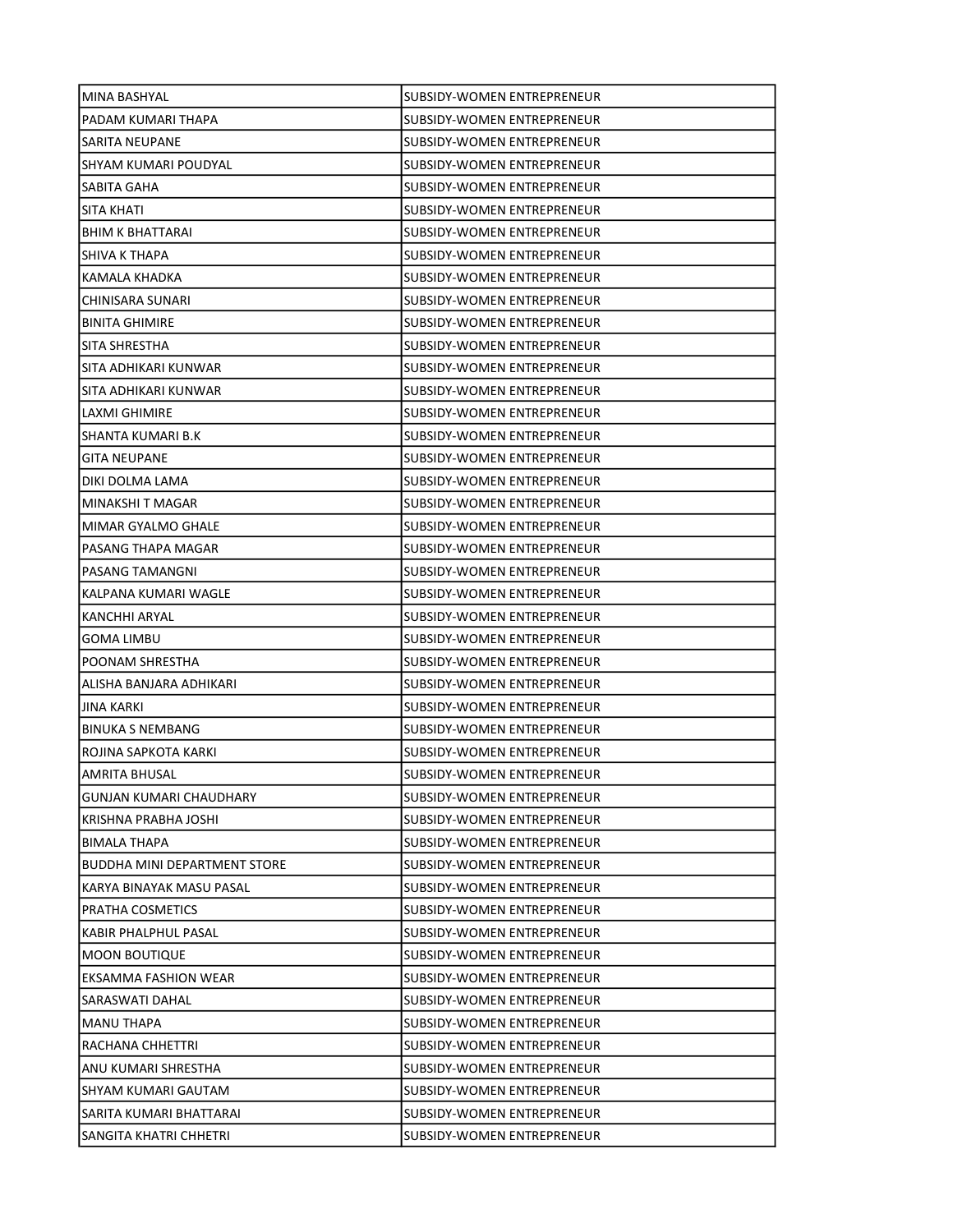| | |
|---|---|
| MINA BASHYAL | SUBSIDY-WOMEN ENTREPRENEUR |
| PADAM KUMARI THAPA | SUBSIDY-WOMEN ENTREPRENEUR |
| SARITA NEUPANE | SUBSIDY-WOMEN ENTREPRENEUR |
| SHYAM KUMARI POUDYAL | SUBSIDY-WOMEN ENTREPRENEUR |
| SABITA GAHA | SUBSIDY-WOMEN ENTREPRENEUR |
| SITA KHATI | SUBSIDY-WOMEN ENTREPRENEUR |
| BHIM K BHATTARAI | SUBSIDY-WOMEN ENTREPRENEUR |
| SHIVA K THAPA | SUBSIDY-WOMEN ENTREPRENEUR |
| KAMALA KHADKA | SUBSIDY-WOMEN ENTREPRENEUR |
| CHINISARA SUNARI | SUBSIDY-WOMEN ENTREPRENEUR |
| BINITA GHIMIRE | SUBSIDY-WOMEN ENTREPRENEUR |
| SITA SHRESTHA | SUBSIDY-WOMEN ENTREPRENEUR |
| SITA ADHIKARI KUNWAR | SUBSIDY-WOMEN ENTREPRENEUR |
| SITA ADHIKARI KUNWAR | SUBSIDY-WOMEN ENTREPRENEUR |
| LAXMI GHIMIRE | SUBSIDY-WOMEN ENTREPRENEUR |
| SHANTA KUMARI B.K | SUBSIDY-WOMEN ENTREPRENEUR |
| GITA NEUPANE | SUBSIDY-WOMEN ENTREPRENEUR |
| DIKI DOLMA LAMA | SUBSIDY-WOMEN ENTREPRENEUR |
| MINAKSHI T MAGAR | SUBSIDY-WOMEN ENTREPRENEUR |
| MIMAR GYALMO GHALE | SUBSIDY-WOMEN ENTREPRENEUR |
| PASANG THAPA MAGAR | SUBSIDY-WOMEN ENTREPRENEUR |
| PASANG TAMANGNI | SUBSIDY-WOMEN ENTREPRENEUR |
| KALPANA KUMARI WAGLE | SUBSIDY-WOMEN ENTREPRENEUR |
| KANCHHI ARYAL | SUBSIDY-WOMEN ENTREPRENEUR |
| GOMA LIMBU | SUBSIDY-WOMEN ENTREPRENEUR |
| POONAM SHRESTHA | SUBSIDY-WOMEN ENTREPRENEUR |
| ALISHA BANJARA ADHIKARI | SUBSIDY-WOMEN ENTREPRENEUR |
| JINA KARKI | SUBSIDY-WOMEN ENTREPRENEUR |
| BINUKA S NEMBANG | SUBSIDY-WOMEN ENTREPRENEUR |
| ROJINA SAPKOTA KARKI | SUBSIDY-WOMEN ENTREPRENEUR |
| AMRITA BHUSAL | SUBSIDY-WOMEN ENTREPRENEUR |
| GUNJAN KUMARI CHAUDHARY | SUBSIDY-WOMEN ENTREPRENEUR |
| KRISHNA PRABHA JOSHI | SUBSIDY-WOMEN ENTREPRENEUR |
| BIMALA THAPA | SUBSIDY-WOMEN ENTREPRENEUR |
| BUDDHA MINI DEPARTMENT STORE | SUBSIDY-WOMEN ENTREPRENEUR |
| KARYA BINAYAK MASU PASAL | SUBSIDY-WOMEN ENTREPRENEUR |
| PRATHA COSMETICS | SUBSIDY-WOMEN ENTREPRENEUR |
| KABIR PHALPHUL PASAL | SUBSIDY-WOMEN ENTREPRENEUR |
| MOON BOUTIQUE | SUBSIDY-WOMEN ENTREPRENEUR |
| EKSAMMA FASHION WEAR | SUBSIDY-WOMEN ENTREPRENEUR |
| SARASWATI DAHAL | SUBSIDY-WOMEN ENTREPRENEUR |
| MANU THAPA | SUBSIDY-WOMEN ENTREPRENEUR |
| RACHANA CHHETTRI | SUBSIDY-WOMEN ENTREPRENEUR |
| ANU KUMARI SHRESTHA | SUBSIDY-WOMEN ENTREPRENEUR |
| SHYAM KUMARI GAUTAM | SUBSIDY-WOMEN ENTREPRENEUR |
| SARITA KUMARI BHATTARAI | SUBSIDY-WOMEN ENTREPRENEUR |
| SANGITA KHATRI CHHETRI | SUBSIDY-WOMEN ENTREPRENEUR |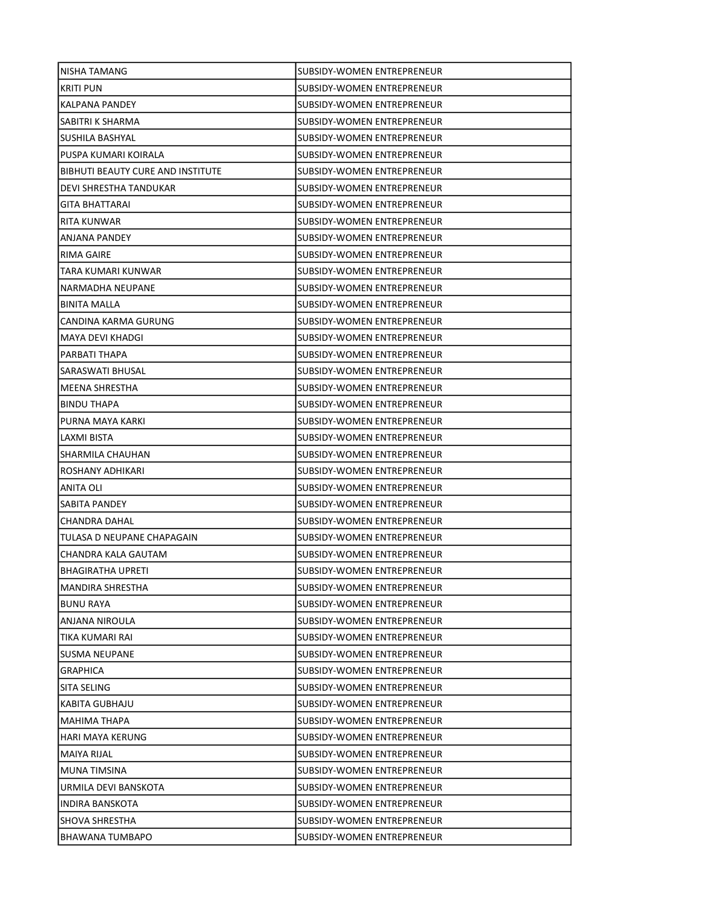| | |
|---|---|
| NISHA TAMANG | SUBSIDY-WOMEN ENTREPRENEUR |
| KRITI PUN | SUBSIDY-WOMEN ENTREPRENEUR |
| KALPANA PANDEY | SUBSIDY-WOMEN ENTREPRENEUR |
| SABITRI K SHARMA | SUBSIDY-WOMEN ENTREPRENEUR |
| SUSHILA BASHYAL | SUBSIDY-WOMEN ENTREPRENEUR |
| PUSPA KUMARI KOIRALA | SUBSIDY-WOMEN ENTREPRENEUR |
| BIBHUTI BEAUTY CURE AND INSTITUTE | SUBSIDY-WOMEN ENTREPRENEUR |
| DEVI SHRESTHA TANDUKAR | SUBSIDY-WOMEN ENTREPRENEUR |
| GITA BHATTARAI | SUBSIDY-WOMEN ENTREPRENEUR |
| RITA KUNWAR | SUBSIDY-WOMEN ENTREPRENEUR |
| ANJANA PANDEY | SUBSIDY-WOMEN ENTREPRENEUR |
| RIMA GAIRE | SUBSIDY-WOMEN ENTREPRENEUR |
| TARA KUMARI KUNWAR | SUBSIDY-WOMEN ENTREPRENEUR |
| NARMADHA NEUPANE | SUBSIDY-WOMEN ENTREPRENEUR |
| BINITA MALLA | SUBSIDY-WOMEN ENTREPRENEUR |
| CANDINA KARMA GURUNG | SUBSIDY-WOMEN ENTREPRENEUR |
| MAYA DEVI KHADGI | SUBSIDY-WOMEN ENTREPRENEUR |
| PARBATI THAPA | SUBSIDY-WOMEN ENTREPRENEUR |
| SARASWATI BHUSAL | SUBSIDY-WOMEN ENTREPRENEUR |
| MEENA SHRESTHA | SUBSIDY-WOMEN ENTREPRENEUR |
| BINDU THAPA | SUBSIDY-WOMEN ENTREPRENEUR |
| PURNA MAYA KARKI | SUBSIDY-WOMEN ENTREPRENEUR |
| LAXMI BISTA | SUBSIDY-WOMEN ENTREPRENEUR |
| SHARMILA CHAUHAN | SUBSIDY-WOMEN ENTREPRENEUR |
| ROSHANY ADHIKARI | SUBSIDY-WOMEN ENTREPRENEUR |
| ANITA OLI | SUBSIDY-WOMEN ENTREPRENEUR |
| SABITA PANDEY | SUBSIDY-WOMEN ENTREPRENEUR |
| CHANDRA DAHAL | SUBSIDY-WOMEN ENTREPRENEUR |
| TULASA D NEUPANE CHAPAGAIN | SUBSIDY-WOMEN ENTREPRENEUR |
| CHANDRA KALA GAUTAM | SUBSIDY-WOMEN ENTREPRENEUR |
| BHAGIRATHA UPRETI | SUBSIDY-WOMEN ENTREPRENEUR |
| MANDIRA SHRESTHA | SUBSIDY-WOMEN ENTREPRENEUR |
| BUNU RAYA | SUBSIDY-WOMEN ENTREPRENEUR |
| ANJANA NIROULA | SUBSIDY-WOMEN ENTREPRENEUR |
| TIKA KUMARI RAI | SUBSIDY-WOMEN ENTREPRENEUR |
| SUSMA NEUPANE | SUBSIDY-WOMEN ENTREPRENEUR |
| GRAPHICA | SUBSIDY-WOMEN ENTREPRENEUR |
| SITA SELING | SUBSIDY-WOMEN ENTREPRENEUR |
| KABITA GUBHAJU | SUBSIDY-WOMEN ENTREPRENEUR |
| MAHIMA THAPA | SUBSIDY-WOMEN ENTREPRENEUR |
| HARI MAYA KERUNG | SUBSIDY-WOMEN ENTREPRENEUR |
| MAIYA RIJAL | SUBSIDY-WOMEN ENTREPRENEUR |
| MUNA TIMSINA | SUBSIDY-WOMEN ENTREPRENEUR |
| URMILA DEVI BANSKOTA | SUBSIDY-WOMEN ENTREPRENEUR |
| INDIRA BANSKOTA | SUBSIDY-WOMEN ENTREPRENEUR |
| SHOVA SHRESTHA | SUBSIDY-WOMEN ENTREPRENEUR |
| BHAWANA TUMBAPO | SUBSIDY-WOMEN ENTREPRENEUR |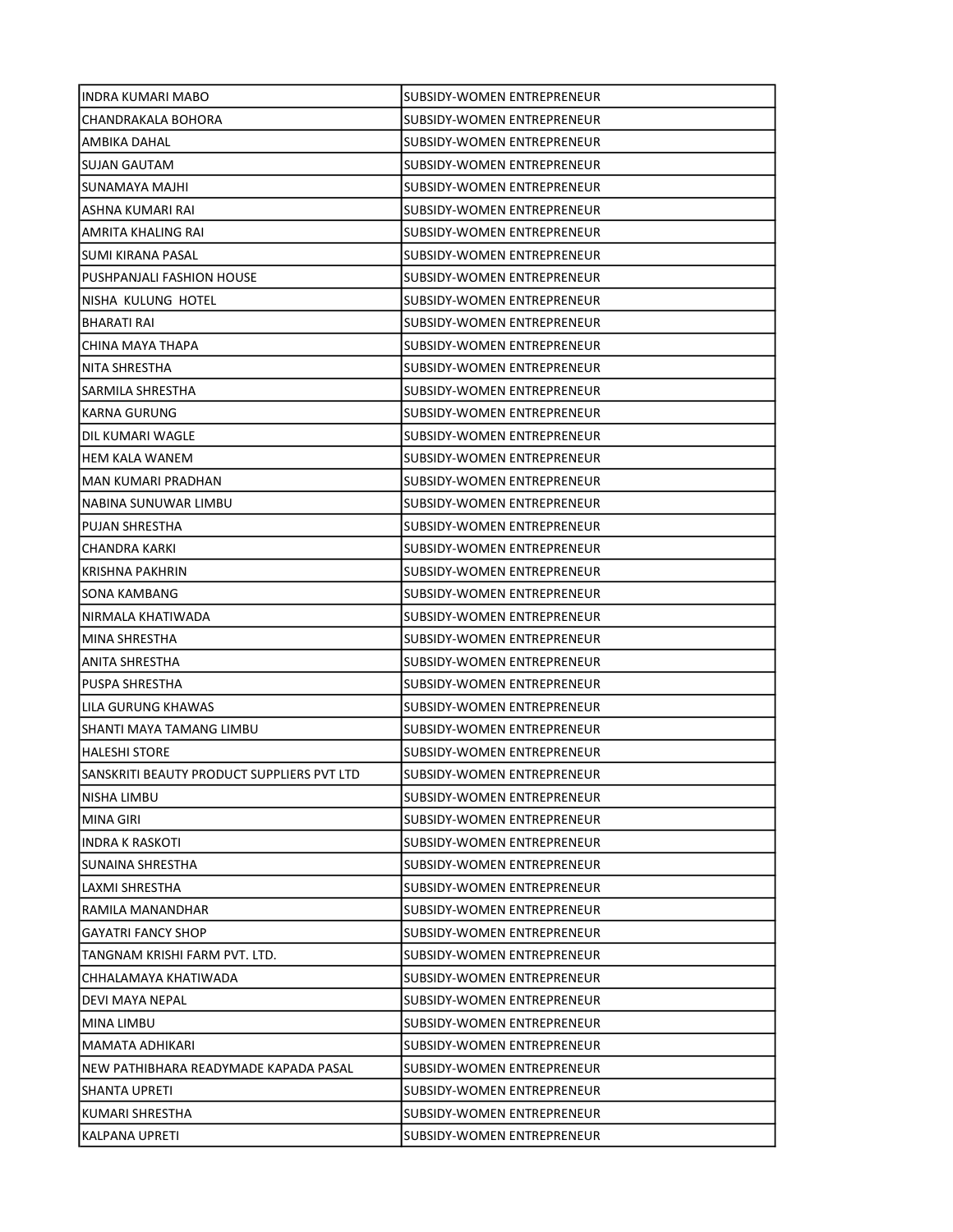| | |
|---|---|
| INDRA KUMARI MABO | SUBSIDY-WOMEN ENTREPRENEUR |
| CHANDRAKALA BOHORA | SUBSIDY-WOMEN ENTREPRENEUR |
| AMBIKA DAHAL | SUBSIDY-WOMEN ENTREPRENEUR |
| SUJAN GAUTAM | SUBSIDY-WOMEN ENTREPRENEUR |
| SUNAMAYA MAJHI | SUBSIDY-WOMEN ENTREPRENEUR |
| ASHNA KUMARI RAI | SUBSIDY-WOMEN ENTREPRENEUR |
| AMRITA KHALING RAI | SUBSIDY-WOMEN ENTREPRENEUR |
| SUMI KIRANA PASAL | SUBSIDY-WOMEN ENTREPRENEUR |
| PUSHPANJALI FASHION HOUSE | SUBSIDY-WOMEN ENTREPRENEUR |
| NISHA KULUNG HOTEL | SUBSIDY-WOMEN ENTREPRENEUR |
| BHARATI RAI | SUBSIDY-WOMEN ENTREPRENEUR |
| CHINA MAYA THAPA | SUBSIDY-WOMEN ENTREPRENEUR |
| NITA SHRESTHA | SUBSIDY-WOMEN ENTREPRENEUR |
| SARMILA SHRESTHA | SUBSIDY-WOMEN ENTREPRENEUR |
| KARNA GURUNG | SUBSIDY-WOMEN ENTREPRENEUR |
| DIL KUMARI WAGLE | SUBSIDY-WOMEN ENTREPRENEUR |
| HEM KALA WANEM | SUBSIDY-WOMEN ENTREPRENEUR |
| MAN KUMARI PRADHAN | SUBSIDY-WOMEN ENTREPRENEUR |
| NABINA SUNUWAR LIMBU | SUBSIDY-WOMEN ENTREPRENEUR |
| PUJAN SHRESTHA | SUBSIDY-WOMEN ENTREPRENEUR |
| CHANDRA KARKI | SUBSIDY-WOMEN ENTREPRENEUR |
| KRISHNA PAKHRIN | SUBSIDY-WOMEN ENTREPRENEUR |
| SONA KAMBANG | SUBSIDY-WOMEN ENTREPRENEUR |
| NIRMALA KHATIWADA | SUBSIDY-WOMEN ENTREPRENEUR |
| MINA SHRESTHA | SUBSIDY-WOMEN ENTREPRENEUR |
| ANITA SHRESTHA | SUBSIDY-WOMEN ENTREPRENEUR |
| PUSPA SHRESTHA | SUBSIDY-WOMEN ENTREPRENEUR |
| LILA GURUNG KHAWAS | SUBSIDY-WOMEN ENTREPRENEUR |
| SHANTI MAYA TAMANG LIMBU | SUBSIDY-WOMEN ENTREPRENEUR |
| HALESHI STORE | SUBSIDY-WOMEN ENTREPRENEUR |
| SANSKRITI BEAUTY PRODUCT SUPPLIERS PVT LTD | SUBSIDY-WOMEN ENTREPRENEUR |
| NISHA LIMBU | SUBSIDY-WOMEN ENTREPRENEUR |
| MINA GIRI | SUBSIDY-WOMEN ENTREPRENEUR |
| INDRA K RASKOTI | SUBSIDY-WOMEN ENTREPRENEUR |
| SUNAINA SHRESTHA | SUBSIDY-WOMEN ENTREPRENEUR |
| LAXMI SHRESTHA | SUBSIDY-WOMEN ENTREPRENEUR |
| RAMILA MANANDHAR | SUBSIDY-WOMEN ENTREPRENEUR |
| GAYATRI FANCY SHOP | SUBSIDY-WOMEN ENTREPRENEUR |
| TANGNAM KRISHI FARM PVT. LTD. | SUBSIDY-WOMEN ENTREPRENEUR |
| CHHALAMAYA KHATIWADA | SUBSIDY-WOMEN ENTREPRENEUR |
| DEVI MAYA NEPAL | SUBSIDY-WOMEN ENTREPRENEUR |
| MINA LIMBU | SUBSIDY-WOMEN ENTREPRENEUR |
| MAMATA ADHIKARI | SUBSIDY-WOMEN ENTREPRENEUR |
| NEW PATHIBHARA READYMADE KAPADA PASAL | SUBSIDY-WOMEN ENTREPRENEUR |
| SHANTA UPRETI | SUBSIDY-WOMEN ENTREPRENEUR |
| KUMARI SHRESTHA | SUBSIDY-WOMEN ENTREPRENEUR |
| KALPANA UPRETI | SUBSIDY-WOMEN ENTREPRENEUR |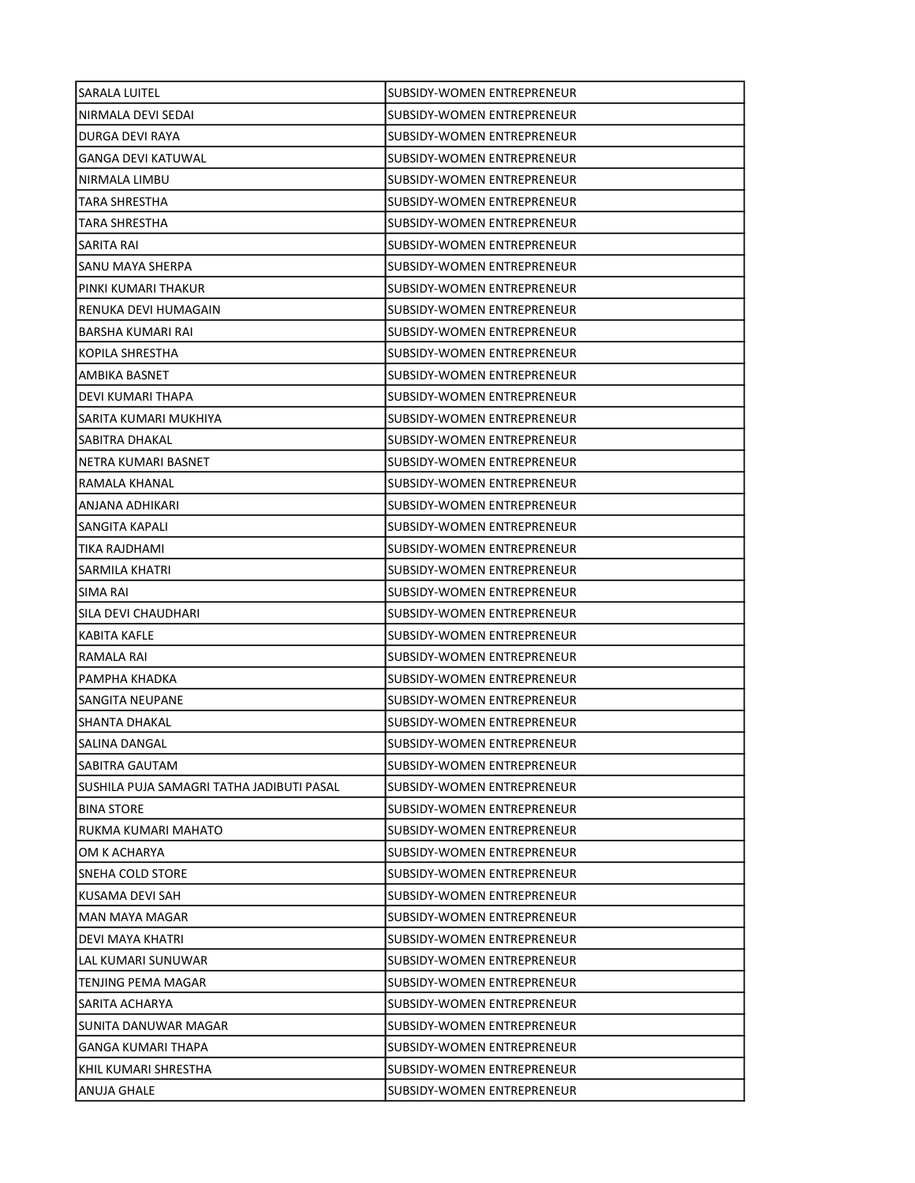| | |
|---|---|
| SARALA LUITEL | SUBSIDY-WOMEN ENTREPRENEUR |
| NIRMALA DEVI SEDAI | SUBSIDY-WOMEN ENTREPRENEUR |
| DURGA DEVI RAYA | SUBSIDY-WOMEN ENTREPRENEUR |
| GANGA DEVI KATUWAL | SUBSIDY-WOMEN ENTREPRENEUR |
| NIRMALA LIMBU | SUBSIDY-WOMEN ENTREPRENEUR |
| TARA SHRESTHA | SUBSIDY-WOMEN ENTREPRENEUR |
| TARA SHRESTHA | SUBSIDY-WOMEN ENTREPRENEUR |
| SARITA RAI | SUBSIDY-WOMEN ENTREPRENEUR |
| SANU MAYA SHERPA | SUBSIDY-WOMEN ENTREPRENEUR |
| PINKI KUMARI THAKUR | SUBSIDY-WOMEN ENTREPRENEUR |
| RENUKA DEVI HUMAGAIN | SUBSIDY-WOMEN ENTREPRENEUR |
| BARSHA KUMARI RAI | SUBSIDY-WOMEN ENTREPRENEUR |
| KOPILA SHRESTHA | SUBSIDY-WOMEN ENTREPRENEUR |
| AMBIKA BASNET | SUBSIDY-WOMEN ENTREPRENEUR |
| DEVI KUMARI THAPA | SUBSIDY-WOMEN ENTREPRENEUR |
| SARITA KUMARI MUKHIYA | SUBSIDY-WOMEN ENTREPRENEUR |
| SABITRA DHAKAL | SUBSIDY-WOMEN ENTREPRENEUR |
| NETRA KUMARI BASNET | SUBSIDY-WOMEN ENTREPRENEUR |
| RAMALA KHANAL | SUBSIDY-WOMEN ENTREPRENEUR |
| ANJANA ADHIKARI | SUBSIDY-WOMEN ENTREPRENEUR |
| SANGITA KAPALI | SUBSIDY-WOMEN ENTREPRENEUR |
| TIKA RAJDHAMI | SUBSIDY-WOMEN ENTREPRENEUR |
| SARMILA KHATRI | SUBSIDY-WOMEN ENTREPRENEUR |
| SIMA RAI | SUBSIDY-WOMEN ENTREPRENEUR |
| SILA DEVI CHAUDHARI | SUBSIDY-WOMEN ENTREPRENEUR |
| KABITA KAFLE | SUBSIDY-WOMEN ENTREPRENEUR |
| RAMALA RAI | SUBSIDY-WOMEN ENTREPRENEUR |
| PAMPHA KHADKA | SUBSIDY-WOMEN ENTREPRENEUR |
| SANGITA NEUPANE | SUBSIDY-WOMEN ENTREPRENEUR |
| SHANTA DHAKAL | SUBSIDY-WOMEN ENTREPRENEUR |
| SALINA DANGAL | SUBSIDY-WOMEN ENTREPRENEUR |
| SABITRA GAUTAM | SUBSIDY-WOMEN ENTREPRENEUR |
| SUSHILA PUJA SAMAGRI TATHA JADIBUTI PASAL | SUBSIDY-WOMEN ENTREPRENEUR |
| BINA STORE | SUBSIDY-WOMEN ENTREPRENEUR |
| RUKMA KUMARI MAHATO | SUBSIDY-WOMEN ENTREPRENEUR |
| OM K ACHARYA | SUBSIDY-WOMEN ENTREPRENEUR |
| SNEHA COLD STORE | SUBSIDY-WOMEN ENTREPRENEUR |
| KUSAMA DEVI SAH | SUBSIDY-WOMEN ENTREPRENEUR |
| MAN MAYA MAGAR | SUBSIDY-WOMEN ENTREPRENEUR |
| DEVI MAYA KHATRI | SUBSIDY-WOMEN ENTREPRENEUR |
| LAL KUMARI SUNUWAR | SUBSIDY-WOMEN ENTREPRENEUR |
| TENJING PEMA MAGAR | SUBSIDY-WOMEN ENTREPRENEUR |
| SARITA ACHARYA | SUBSIDY-WOMEN ENTREPRENEUR |
| SUNITA DANUWAR MAGAR | SUBSIDY-WOMEN ENTREPRENEUR |
| GANGA KUMARI THAPA | SUBSIDY-WOMEN ENTREPRENEUR |
| KHIL KUMARI SHRESTHA | SUBSIDY-WOMEN ENTREPRENEUR |
| ANUJA GHALE | SUBSIDY-WOMEN ENTREPRENEUR |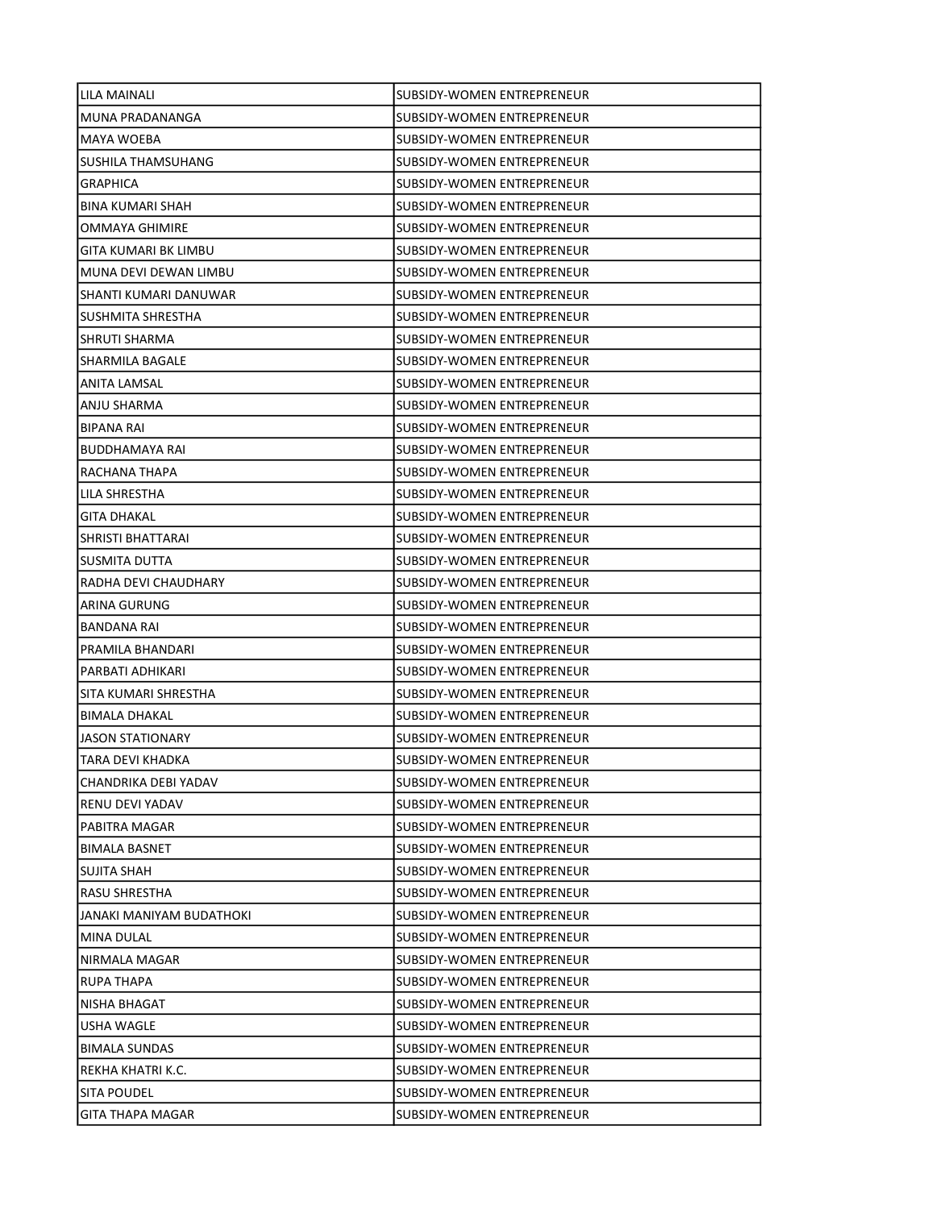| | |
|---|---|
| LILA MAINALI | SUBSIDY-WOMEN ENTREPRENEUR |
| MUNA PRADANANGA | SUBSIDY-WOMEN ENTREPRENEUR |
| MAYA WOEBA | SUBSIDY-WOMEN ENTREPRENEUR |
| SUSHILA THAMSUHANG | SUBSIDY-WOMEN ENTREPRENEUR |
| GRAPHICA | SUBSIDY-WOMEN ENTREPRENEUR |
| BINA KUMARI SHAH | SUBSIDY-WOMEN ENTREPRENEUR |
| OMMAYA GHIMIRE | SUBSIDY-WOMEN ENTREPRENEUR |
| GITA KUMARI BK LIMBU | SUBSIDY-WOMEN ENTREPRENEUR |
| MUNA DEVI DEWAN LIMBU | SUBSIDY-WOMEN ENTREPRENEUR |
| SHANTI KUMARI DANUWAR | SUBSIDY-WOMEN ENTREPRENEUR |
| SUSHMITA SHRESTHA | SUBSIDY-WOMEN ENTREPRENEUR |
| SHRUTI SHARMA | SUBSIDY-WOMEN ENTREPRENEUR |
| SHARMILA BAGALE | SUBSIDY-WOMEN ENTREPRENEUR |
| ANITA LAMSAL | SUBSIDY-WOMEN ENTREPRENEUR |
| ANJU SHARMA | SUBSIDY-WOMEN ENTREPRENEUR |
| BIPANA RAI | SUBSIDY-WOMEN ENTREPRENEUR |
| BUDDHAMAYA RAI | SUBSIDY-WOMEN ENTREPRENEUR |
| RACHANA THAPA | SUBSIDY-WOMEN ENTREPRENEUR |
| LILA SHRESTHA | SUBSIDY-WOMEN ENTREPRENEUR |
| GITA DHAKAL | SUBSIDY-WOMEN ENTREPRENEUR |
| SHRISTI BHATTARAI | SUBSIDY-WOMEN ENTREPRENEUR |
| SUSMITA DUTTA | SUBSIDY-WOMEN ENTREPRENEUR |
| RADHA DEVI CHAUDHARY | SUBSIDY-WOMEN ENTREPRENEUR |
| ARINA GURUNG | SUBSIDY-WOMEN ENTREPRENEUR |
| BANDANA RAI | SUBSIDY-WOMEN ENTREPRENEUR |
| PRAMILA BHANDARI | SUBSIDY-WOMEN ENTREPRENEUR |
| PARBATI ADHIKARI | SUBSIDY-WOMEN ENTREPRENEUR |
| SITA KUMARI SHRESTHA | SUBSIDY-WOMEN ENTREPRENEUR |
| BIMALA DHAKAL | SUBSIDY-WOMEN ENTREPRENEUR |
| JASON STATIONARY | SUBSIDY-WOMEN ENTREPRENEUR |
| TARA DEVI KHADKA | SUBSIDY-WOMEN ENTREPRENEUR |
| CHANDRIKA DEBI YADAV | SUBSIDY-WOMEN ENTREPRENEUR |
| RENU DEVI YADAV | SUBSIDY-WOMEN ENTREPRENEUR |
| PABITRA MAGAR | SUBSIDY-WOMEN ENTREPRENEUR |
| BIMALA BASNET | SUBSIDY-WOMEN ENTREPRENEUR |
| SUJITA SHAH | SUBSIDY-WOMEN ENTREPRENEUR |
| RASU SHRESTHA | SUBSIDY-WOMEN ENTREPRENEUR |
| JANAKI MANIYAM BUDATHOKI | SUBSIDY-WOMEN ENTREPRENEUR |
| MINA DULAL | SUBSIDY-WOMEN ENTREPRENEUR |
| NIRMALA MAGAR | SUBSIDY-WOMEN ENTREPRENEUR |
| RUPA THAPA | SUBSIDY-WOMEN ENTREPRENEUR |
| NISHA BHAGAT | SUBSIDY-WOMEN ENTREPRENEUR |
| USHA WAGLE | SUBSIDY-WOMEN ENTREPRENEUR |
| BIMALA SUNDAS | SUBSIDY-WOMEN ENTREPRENEUR |
| REKHA KHATRI K.C. | SUBSIDY-WOMEN ENTREPRENEUR |
| SITA POUDEL | SUBSIDY-WOMEN ENTREPRENEUR |
| GITA THAPA MAGAR | SUBSIDY-WOMEN ENTREPRENEUR |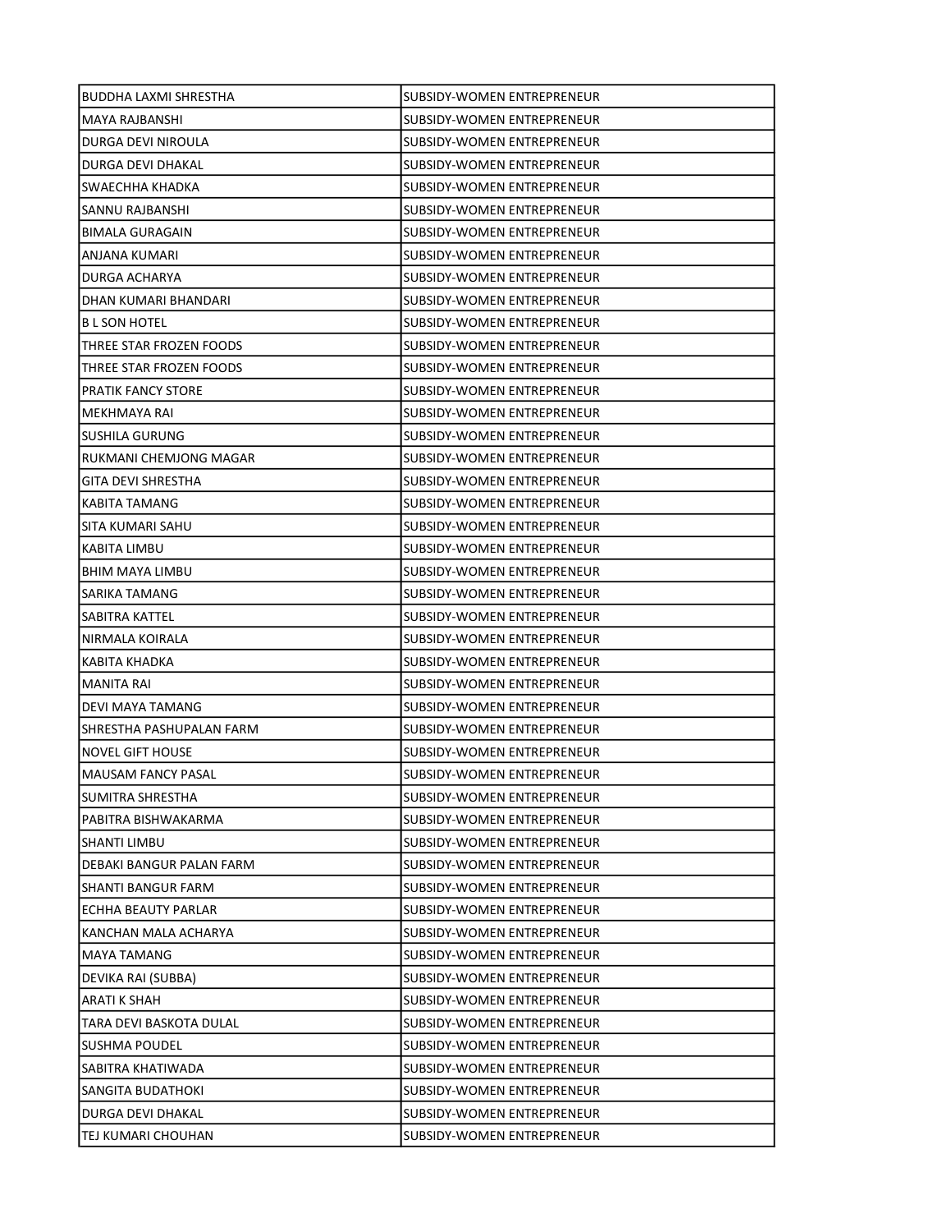| | |
|---|---|
| BUDDHA LAXMI SHRESTHA | SUBSIDY-WOMEN ENTREPRENEUR |
| MAYA RAJBANSHI | SUBSIDY-WOMEN ENTREPRENEUR |
| DURGA DEVI NIROULA | SUBSIDY-WOMEN ENTREPRENEUR |
| DURGA DEVI DHAKAL | SUBSIDY-WOMEN ENTREPRENEUR |
| SWAECHHA KHADKA | SUBSIDY-WOMEN ENTREPRENEUR |
| SANNU RAJBANSHI | SUBSIDY-WOMEN ENTREPRENEUR |
| BIMALA GURAGAIN | SUBSIDY-WOMEN ENTREPRENEUR |
| ANJANA KUMARI | SUBSIDY-WOMEN ENTREPRENEUR |
| DURGA ACHARYA | SUBSIDY-WOMEN ENTREPRENEUR |
| DHAN KUMARI BHANDARI | SUBSIDY-WOMEN ENTREPRENEUR |
| B L SON HOTEL | SUBSIDY-WOMEN ENTREPRENEUR |
| THREE STAR FROZEN FOODS | SUBSIDY-WOMEN ENTREPRENEUR |
| THREE STAR FROZEN FOODS | SUBSIDY-WOMEN ENTREPRENEUR |
| PRATIK FANCY STORE | SUBSIDY-WOMEN ENTREPRENEUR |
| MEKHMAYA RAI | SUBSIDY-WOMEN ENTREPRENEUR |
| SUSHILA GURUNG | SUBSIDY-WOMEN ENTREPRENEUR |
| RUKMANI CHEMJONG MAGAR | SUBSIDY-WOMEN ENTREPRENEUR |
| GITA DEVI SHRESTHA | SUBSIDY-WOMEN ENTREPRENEUR |
| KABITA TAMANG | SUBSIDY-WOMEN ENTREPRENEUR |
| SITA KUMARI SAHU | SUBSIDY-WOMEN ENTREPRENEUR |
| KABITA LIMBU | SUBSIDY-WOMEN ENTREPRENEUR |
| BHIM MAYA LIMBU | SUBSIDY-WOMEN ENTREPRENEUR |
| SARIKA TAMANG | SUBSIDY-WOMEN ENTREPRENEUR |
| SABITRA KATTEL | SUBSIDY-WOMEN ENTREPRENEUR |
| NIRMALA KOIRALA | SUBSIDY-WOMEN ENTREPRENEUR |
| KABITA KHADKA | SUBSIDY-WOMEN ENTREPRENEUR |
| MANITA RAI | SUBSIDY-WOMEN ENTREPRENEUR |
| DEVI MAYA TAMANG | SUBSIDY-WOMEN ENTREPRENEUR |
| SHRESTHA PASHUPALAN FARM | SUBSIDY-WOMEN ENTREPRENEUR |
| NOVEL GIFT HOUSE | SUBSIDY-WOMEN ENTREPRENEUR |
| MAUSAM FANCY PASAL | SUBSIDY-WOMEN ENTREPRENEUR |
| SUMITRA SHRESTHA | SUBSIDY-WOMEN ENTREPRENEUR |
| PABITRA BISHWAKARMA | SUBSIDY-WOMEN ENTREPRENEUR |
| SHANTI LIMBU | SUBSIDY-WOMEN ENTREPRENEUR |
| DEBAKI BANGUR PALAN FARM | SUBSIDY-WOMEN ENTREPRENEUR |
| SHANTI BANGUR FARM | SUBSIDY-WOMEN ENTREPRENEUR |
| ECHHA BEAUTY PARLAR | SUBSIDY-WOMEN ENTREPRENEUR |
| KANCHAN MALA ACHARYA | SUBSIDY-WOMEN ENTREPRENEUR |
| MAYA TAMANG | SUBSIDY-WOMEN ENTREPRENEUR |
| DEVIKA RAI (SUBBA) | SUBSIDY-WOMEN ENTREPRENEUR |
| ARATI K SHAH | SUBSIDY-WOMEN ENTREPRENEUR |
| TARA DEVI BASKOTA DULAL | SUBSIDY-WOMEN ENTREPRENEUR |
| SUSHMA POUDEL | SUBSIDY-WOMEN ENTREPRENEUR |
| SABITRA KHATIWADA | SUBSIDY-WOMEN ENTREPRENEUR |
| SANGITA BUDATHOKI | SUBSIDY-WOMEN ENTREPRENEUR |
| DURGA DEVI DHAKAL | SUBSIDY-WOMEN ENTREPRENEUR |
| TEJ KUMARI CHOUHAN | SUBSIDY-WOMEN ENTREPRENEUR |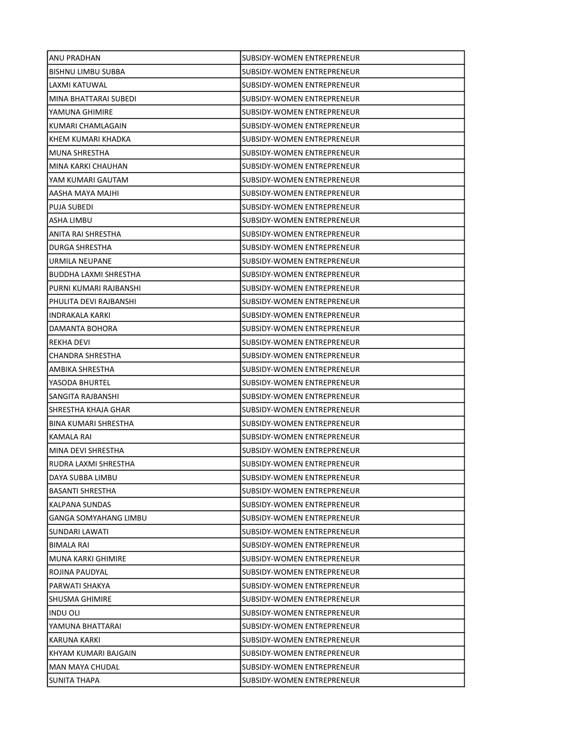| | |
|---|---|
| ANU PRADHAN | SUBSIDY-WOMEN ENTREPRENEUR |
| BISHNU LIMBU SUBBA | SUBSIDY-WOMEN ENTREPRENEUR |
| LAXMI KATUWAL | SUBSIDY-WOMEN ENTREPRENEUR |
| MINA BHATTARAI SUBEDI | SUBSIDY-WOMEN ENTREPRENEUR |
| YAMUNA GHIMIRE | SUBSIDY-WOMEN ENTREPRENEUR |
| KUMARI CHAMLAGAIN | SUBSIDY-WOMEN ENTREPRENEUR |
| KHEM KUMARI KHADKA | SUBSIDY-WOMEN ENTREPRENEUR |
| MUNA SHRESTHA | SUBSIDY-WOMEN ENTREPRENEUR |
| MINA KARKI CHAUHAN | SUBSIDY-WOMEN ENTREPRENEUR |
| YAM KUMARI GAUTAM | SUBSIDY-WOMEN ENTREPRENEUR |
| AASHA MAYA MAJHI | SUBSIDY-WOMEN ENTREPRENEUR |
| PUJA SUBEDI | SUBSIDY-WOMEN ENTREPRENEUR |
| ASHA LIMBU | SUBSIDY-WOMEN ENTREPRENEUR |
| ANITA RAI SHRESTHA | SUBSIDY-WOMEN ENTREPRENEUR |
| DURGA SHRESTHA | SUBSIDY-WOMEN ENTREPRENEUR |
| URMILA NEUPANE | SUBSIDY-WOMEN ENTREPRENEUR |
| BUDDHA LAXMI SHRESTHA | SUBSIDY-WOMEN ENTREPRENEUR |
| PURNI KUMARI RAJBANSHI | SUBSIDY-WOMEN ENTREPRENEUR |
| PHULITA DEVI RAJBANSHI | SUBSIDY-WOMEN ENTREPRENEUR |
| INDRAKALA KARKI | SUBSIDY-WOMEN ENTREPRENEUR |
| DAMANTA BOHORA | SUBSIDY-WOMEN ENTREPRENEUR |
| REKHA DEVI | SUBSIDY-WOMEN ENTREPRENEUR |
| CHANDRA SHRESTHA | SUBSIDY-WOMEN ENTREPRENEUR |
| AMBIKA SHRESTHA | SUBSIDY-WOMEN ENTREPRENEUR |
| YASODA BHURTEL | SUBSIDY-WOMEN ENTREPRENEUR |
| SANGITA RAJBANSHI | SUBSIDY-WOMEN ENTREPRENEUR |
| SHRESTHA KHAJA GHAR | SUBSIDY-WOMEN ENTREPRENEUR |
| BINA KUMARI SHRESTHA | SUBSIDY-WOMEN ENTREPRENEUR |
| KAMALA RAI | SUBSIDY-WOMEN ENTREPRENEUR |
| MINA DEVI SHRESTHA | SUBSIDY-WOMEN ENTREPRENEUR |
| RUDRA LAXMI SHRESTHA | SUBSIDY-WOMEN ENTREPRENEUR |
| DAYA SUBBA LIMBU | SUBSIDY-WOMEN ENTREPRENEUR |
| BASANTI SHRESTHA | SUBSIDY-WOMEN ENTREPRENEUR |
| KALPANA SUNDAS | SUBSIDY-WOMEN ENTREPRENEUR |
| GANGA SOMYAHANG LIMBU | SUBSIDY-WOMEN ENTREPRENEUR |
| SUNDARI LAWATI | SUBSIDY-WOMEN ENTREPRENEUR |
| BIMALA RAI | SUBSIDY-WOMEN ENTREPRENEUR |
| MUNA KARKI GHIMIRE | SUBSIDY-WOMEN ENTREPRENEUR |
| ROJINA PAUDYAL | SUBSIDY-WOMEN ENTREPRENEUR |
| PARWATI SHAKYA | SUBSIDY-WOMEN ENTREPRENEUR |
| SHUSMA GHIMIRE | SUBSIDY-WOMEN ENTREPRENEUR |
| INDU OLI | SUBSIDY-WOMEN ENTREPRENEUR |
| YAMUNA BHATTARAI | SUBSIDY-WOMEN ENTREPRENEUR |
| KARUNA KARKI | SUBSIDY-WOMEN ENTREPRENEUR |
| KHYAM KUMARI BAJGAIN | SUBSIDY-WOMEN ENTREPRENEUR |
| MAN MAYA CHUDAL | SUBSIDY-WOMEN ENTREPRENEUR |
| SUNITA THAPA | SUBSIDY-WOMEN ENTREPRENEUR |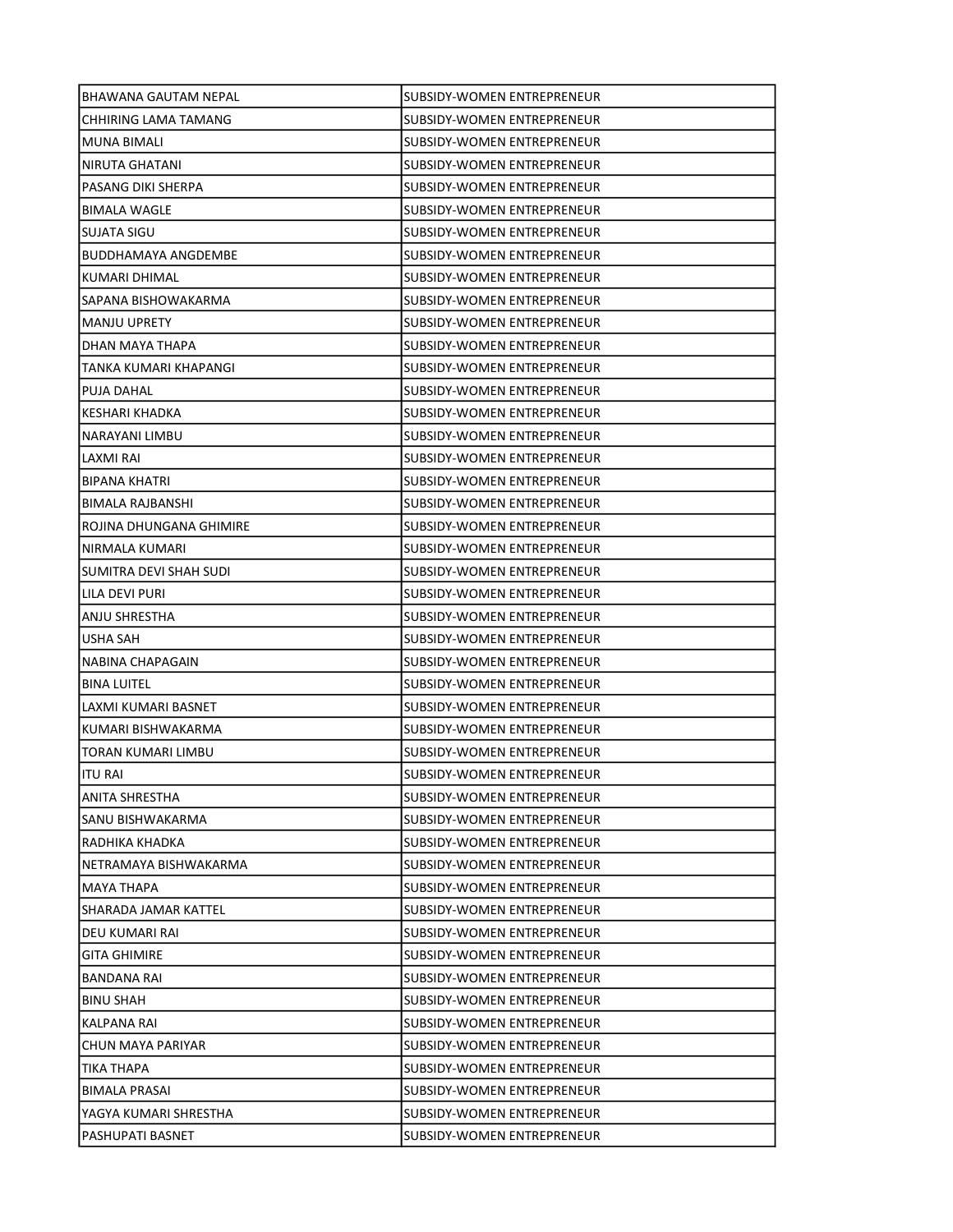| | |
|---|---|
| BHAWANA GAUTAM NEPAL | SUBSIDY-WOMEN ENTREPRENEUR |
| CHHIRING LAMA TAMANG | SUBSIDY-WOMEN ENTREPRENEUR |
| MUNA BIMALI | SUBSIDY-WOMEN ENTREPRENEUR |
| NIRUTA GHATANI | SUBSIDY-WOMEN ENTREPRENEUR |
| PASANG DIKI SHERPA | SUBSIDY-WOMEN ENTREPRENEUR |
| BIMALA WAGLE | SUBSIDY-WOMEN ENTREPRENEUR |
| SUJATA SIGU | SUBSIDY-WOMEN ENTREPRENEUR |
| BUDDHAMAYA ANGDEMBE | SUBSIDY-WOMEN ENTREPRENEUR |
| KUMARI DHIMAL | SUBSIDY-WOMEN ENTREPRENEUR |
| SAPANA BISHOWAKARMA | SUBSIDY-WOMEN ENTREPRENEUR |
| MANJU UPRETY | SUBSIDY-WOMEN ENTREPRENEUR |
| DHAN MAYA THAPA | SUBSIDY-WOMEN ENTREPRENEUR |
| TANKA KUMARI KHAPANGI | SUBSIDY-WOMEN ENTREPRENEUR |
| PUJA DAHAL | SUBSIDY-WOMEN ENTREPRENEUR |
| KESHARI KHADKA | SUBSIDY-WOMEN ENTREPRENEUR |
| NARAYANI LIMBU | SUBSIDY-WOMEN ENTREPRENEUR |
| LAXMI RAI | SUBSIDY-WOMEN ENTREPRENEUR |
| BIPANA KHATRI | SUBSIDY-WOMEN ENTREPRENEUR |
| BIMALA RAJBANSHI | SUBSIDY-WOMEN ENTREPRENEUR |
| ROJINA DHUNGANA GHIMIRE | SUBSIDY-WOMEN ENTREPRENEUR |
| NIRMALA KUMARI | SUBSIDY-WOMEN ENTREPRENEUR |
| SUMITRA DEVI SHAH SUDI | SUBSIDY-WOMEN ENTREPRENEUR |
| LILA DEVI PURI | SUBSIDY-WOMEN ENTREPRENEUR |
| ANJU SHRESTHA | SUBSIDY-WOMEN ENTREPRENEUR |
| USHA SAH | SUBSIDY-WOMEN ENTREPRENEUR |
| NABINA CHAPAGAIN | SUBSIDY-WOMEN ENTREPRENEUR |
| BINA LUITEL | SUBSIDY-WOMEN ENTREPRENEUR |
| LAXMI KUMARI BASNET | SUBSIDY-WOMEN ENTREPRENEUR |
| KUMARI BISHWAKARMA | SUBSIDY-WOMEN ENTREPRENEUR |
| TORAN KUMARI LIMBU | SUBSIDY-WOMEN ENTREPRENEUR |
| ITU RAI | SUBSIDY-WOMEN ENTREPRENEUR |
| ANITA SHRESTHA | SUBSIDY-WOMEN ENTREPRENEUR |
| SANU BISHWAKARMA | SUBSIDY-WOMEN ENTREPRENEUR |
| RADHIKA KHADKA | SUBSIDY-WOMEN ENTREPRENEUR |
| NETRAMAYA BISHWAKARMA | SUBSIDY-WOMEN ENTREPRENEUR |
| MAYA THAPA | SUBSIDY-WOMEN ENTREPRENEUR |
| SHARADA JAMAR KATTEL | SUBSIDY-WOMEN ENTREPRENEUR |
| DEU KUMARI RAI | SUBSIDY-WOMEN ENTREPRENEUR |
| GITA GHIMIRE | SUBSIDY-WOMEN ENTREPRENEUR |
| BANDANA RAI | SUBSIDY-WOMEN ENTREPRENEUR |
| BINU SHAH | SUBSIDY-WOMEN ENTREPRENEUR |
| KALPANA RAI | SUBSIDY-WOMEN ENTREPRENEUR |
| CHUN MAYA PARIYAR | SUBSIDY-WOMEN ENTREPRENEUR |
| TIKA THAPA | SUBSIDY-WOMEN ENTREPRENEUR |
| BIMALA PRASAI | SUBSIDY-WOMEN ENTREPRENEUR |
| YAGYA KUMARI SHRESTHA | SUBSIDY-WOMEN ENTREPRENEUR |
| PASHUPATI BASNET | SUBSIDY-WOMEN ENTREPRENEUR |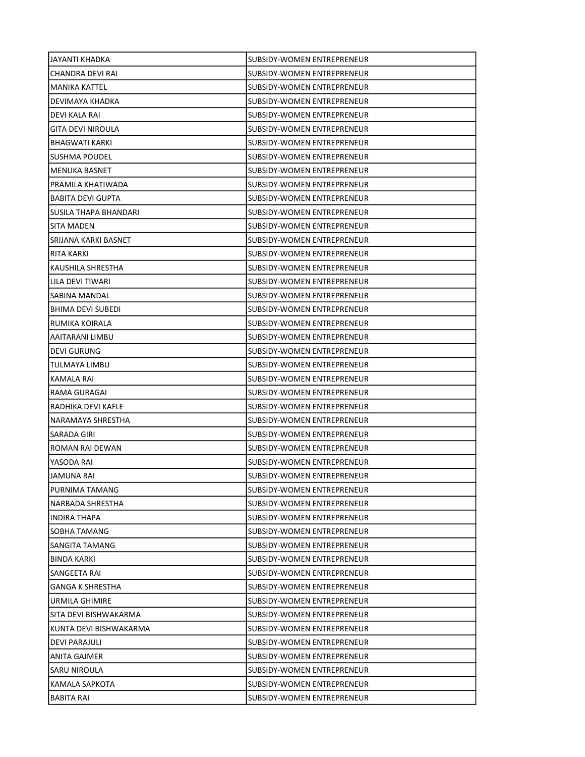| | |
|---|---|
| JAYANTI KHADKA | SUBSIDY-WOMEN ENTREPRENEUR |
| CHANDRA DEVI RAI | SUBSIDY-WOMEN ENTREPRENEUR |
| MANIKA KATTEL | SUBSIDY-WOMEN ENTREPRENEUR |
| DEVIMAYA KHADKA | SUBSIDY-WOMEN ENTREPRENEUR |
| DEVI KALA RAI | SUBSIDY-WOMEN ENTREPRENEUR |
| GITA DEVI NIROULA | SUBSIDY-WOMEN ENTREPRENEUR |
| BHAGWATI KARKI | SUBSIDY-WOMEN ENTREPRENEUR |
| SUSHMA POUDEL | SUBSIDY-WOMEN ENTREPRENEUR |
| MENUKA BASNET | SUBSIDY-WOMEN ENTREPRENEUR |
| PRAMILA KHATIWADA | SUBSIDY-WOMEN ENTREPRENEUR |
| BABITA DEVI GUPTA | SUBSIDY-WOMEN ENTREPRENEUR |
| SUSILA THAPA BHANDARI | SUBSIDY-WOMEN ENTREPRENEUR |
| SITA MADEN | SUBSIDY-WOMEN ENTREPRENEUR |
| SRIJANA KARKI BASNET | SUBSIDY-WOMEN ENTREPRENEUR |
| RITA KARKI | SUBSIDY-WOMEN ENTREPRENEUR |
| KAUSHILA SHRESTHA | SUBSIDY-WOMEN ENTREPRENEUR |
| LILA DEVI TIWARI | SUBSIDY-WOMEN ENTREPRENEUR |
| SABINA MANDAL | SUBSIDY-WOMEN ENTREPRENEUR |
| BHIMA DEVI SUBEDI | SUBSIDY-WOMEN ENTREPRENEUR |
| RUMIKA KOIRALA | SUBSIDY-WOMEN ENTREPRENEUR |
| AAITARANI LIMBU | SUBSIDY-WOMEN ENTREPRENEUR |
| DEVI GURUNG | SUBSIDY-WOMEN ENTREPRENEUR |
| TULMAYA LIMBU | SUBSIDY-WOMEN ENTREPRENEUR |
| KAMALA RAI | SUBSIDY-WOMEN ENTREPRENEUR |
| RAMA GURAGAI | SUBSIDY-WOMEN ENTREPRENEUR |
| RADHIKA DEVI KAFLE | SUBSIDY-WOMEN ENTREPRENEUR |
| NARAMAYA SHRESTHA | SUBSIDY-WOMEN ENTREPRENEUR |
| SARADA GIRI | SUBSIDY-WOMEN ENTREPRENEUR |
| ROMAN RAI DEWAN | SUBSIDY-WOMEN ENTREPRENEUR |
| YASODA RAI | SUBSIDY-WOMEN ENTREPRENEUR |
| JAMUNA RAI | SUBSIDY-WOMEN ENTREPRENEUR |
| PURNIMA TAMANG | SUBSIDY-WOMEN ENTREPRENEUR |
| NARBADA SHRESTHA | SUBSIDY-WOMEN ENTREPRENEUR |
| INDIRA THAPA | SUBSIDY-WOMEN ENTREPRENEUR |
| SOBHA TAMANG | SUBSIDY-WOMEN ENTREPRENEUR |
| SANGITA TAMANG | SUBSIDY-WOMEN ENTREPRENEUR |
| BINDA KARKI | SUBSIDY-WOMEN ENTREPRENEUR |
| SANGEETA RAI | SUBSIDY-WOMEN ENTREPRENEUR |
| GANGA K SHRESTHA | SUBSIDY-WOMEN ENTREPRENEUR |
| URMILA GHIMIRE | SUBSIDY-WOMEN ENTREPRENEUR |
| SITA DEVI BISHWAKARMA | SUBSIDY-WOMEN ENTREPRENEUR |
| KUNTA DEVI BISHWAKARMA | SUBSIDY-WOMEN ENTREPRENEUR |
| DEVI PARAJULI | SUBSIDY-WOMEN ENTREPRENEUR |
| ANITA GAJMER | SUBSIDY-WOMEN ENTREPRENEUR |
| SARU NIROULA | SUBSIDY-WOMEN ENTREPRENEUR |
| KAMALA SAPKOTA | SUBSIDY-WOMEN ENTREPRENEUR |
| BABITA RAI | SUBSIDY-WOMEN ENTREPRENEUR |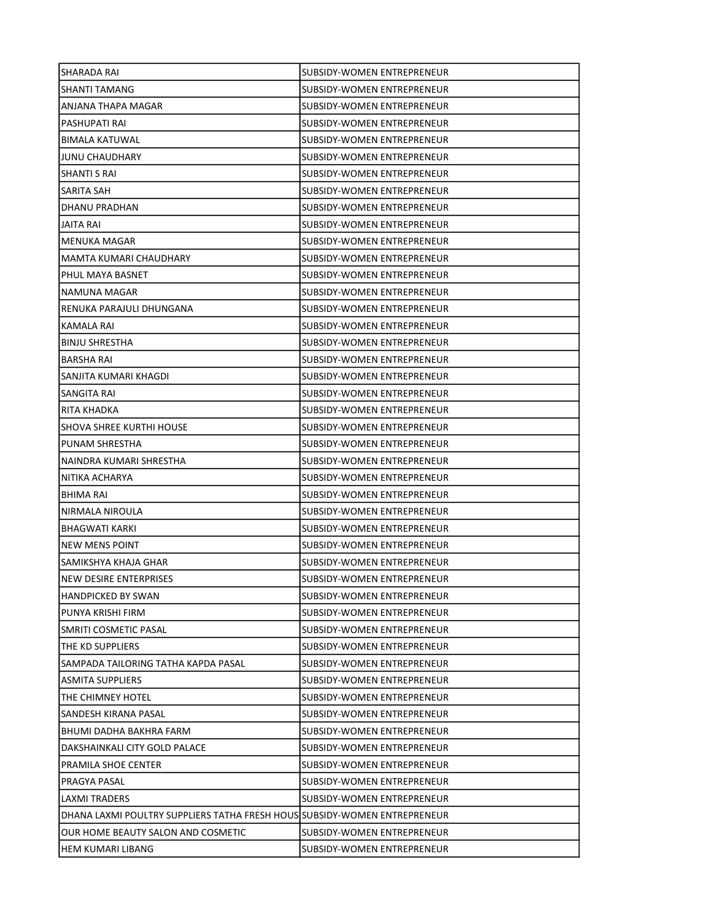| | |
|---|---|
| SHARADA RAI | SUBSIDY-WOMEN ENTREPRENEUR |
| SHANTI TAMANG | SUBSIDY-WOMEN ENTREPRENEUR |
| ANJANA THAPA MAGAR | SUBSIDY-WOMEN ENTREPRENEUR |
| PASHUPATI RAI | SUBSIDY-WOMEN ENTREPRENEUR |
| BIMALA KATUWAL | SUBSIDY-WOMEN ENTREPRENEUR |
| JUNU CHAUDHARY | SUBSIDY-WOMEN ENTREPRENEUR |
| SHANTI S RAI | SUBSIDY-WOMEN ENTREPRENEUR |
| SARITA SAH | SUBSIDY-WOMEN ENTREPRENEUR |
| DHANU PRADHAN | SUBSIDY-WOMEN ENTREPRENEUR |
| JAITA RAI | SUBSIDY-WOMEN ENTREPRENEUR |
| MENUKA MAGAR | SUBSIDY-WOMEN ENTREPRENEUR |
| MAMTA KUMARI CHAUDHARY | SUBSIDY-WOMEN ENTREPRENEUR |
| PHUL MAYA BASNET | SUBSIDY-WOMEN ENTREPRENEUR |
| NAMUNA MAGAR | SUBSIDY-WOMEN ENTREPRENEUR |
| RENUKA PARAJULI DHUNGANA | SUBSIDY-WOMEN ENTREPRENEUR |
| KAMALA RAI | SUBSIDY-WOMEN ENTREPRENEUR |
| BINJU SHRESTHA | SUBSIDY-WOMEN ENTREPRENEUR |
| BARSHA RAI | SUBSIDY-WOMEN ENTREPRENEUR |
| SANJITA KUMARI KHAGDI | SUBSIDY-WOMEN ENTREPRENEUR |
| SANGITA RAI | SUBSIDY-WOMEN ENTREPRENEUR |
| RITA KHADKA | SUBSIDY-WOMEN ENTREPRENEUR |
| SHOVA SHREE KURTHI HOUSE | SUBSIDY-WOMEN ENTREPRENEUR |
| PUNAM SHRESTHA | SUBSIDY-WOMEN ENTREPRENEUR |
| NAINDRA KUMARI SHRESTHA | SUBSIDY-WOMEN ENTREPRENEUR |
| NITIKA ACHARYA | SUBSIDY-WOMEN ENTREPRENEUR |
| BHIMA RAI | SUBSIDY-WOMEN ENTREPRENEUR |
| NIRMALA NIROULA | SUBSIDY-WOMEN ENTREPRENEUR |
| BHAGWATI KARKI | SUBSIDY-WOMEN ENTREPRENEUR |
| NEW MENS POINT | SUBSIDY-WOMEN ENTREPRENEUR |
| SAMIKSHYA KHAJA GHAR | SUBSIDY-WOMEN ENTREPRENEUR |
| NEW DESIRE ENTERPRISES | SUBSIDY-WOMEN ENTREPRENEUR |
| HANDPICKED BY SWAN | SUBSIDY-WOMEN ENTREPRENEUR |
| PUNYA KRISHI FIRM | SUBSIDY-WOMEN ENTREPRENEUR |
| SMRITI COSMETIC PASAL | SUBSIDY-WOMEN ENTREPRENEUR |
| THE KD SUPPLIERS | SUBSIDY-WOMEN ENTREPRENEUR |
| SAMPADA TAILORING TATHA KAPDA PASAL | SUBSIDY-WOMEN ENTREPRENEUR |
| ASMITA SUPPLIERS | SUBSIDY-WOMEN ENTREPRENEUR |
| THE CHIMNEY HOTEL | SUBSIDY-WOMEN ENTREPRENEUR |
| SANDESH KIRANA PASAL | SUBSIDY-WOMEN ENTREPRENEUR |
| BHUMI DADHA BAKHRA FARM | SUBSIDY-WOMEN ENTREPRENEUR |
| DAKSHAINKALI CITY GOLD PALACE | SUBSIDY-WOMEN ENTREPRENEUR |
| PRAMILA SHOE CENTER | SUBSIDY-WOMEN ENTREPRENEUR |
| PRAGYA PASAL | SUBSIDY-WOMEN ENTREPRENEUR |
| LAXMI TRADERS | SUBSIDY-WOMEN ENTREPRENEUR |
| DHANA LAXMI POULTRY SUPPLIERS TATHA FRESH HOUS | SUBSIDY-WOMEN ENTREPRENEUR |
| OUR HOME BEAUTY SALON AND COSMETIC | SUBSIDY-WOMEN ENTREPRENEUR |
| HEM KUMARI LIBANG | SUBSIDY-WOMEN ENTREPRENEUR |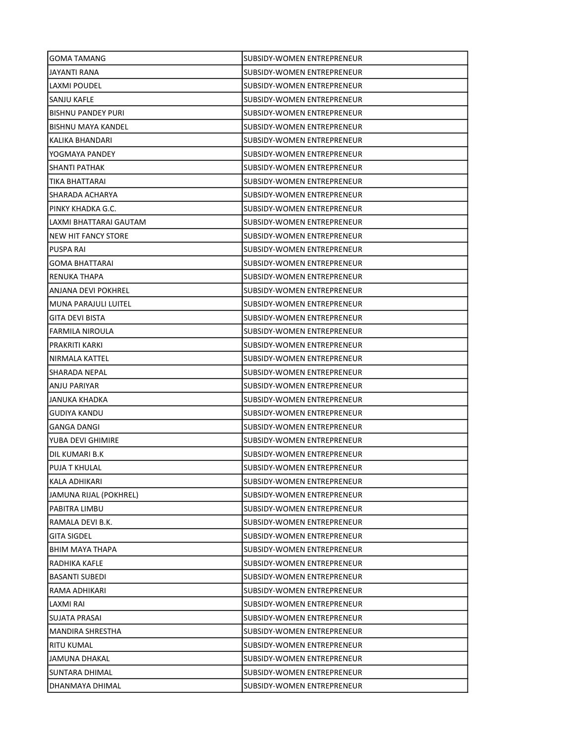| | |
|---|---|
| GOMA TAMANG | SUBSIDY-WOMEN ENTREPRENEUR |
| JAYANTI RANA | SUBSIDY-WOMEN ENTREPRENEUR |
| LAXMI POUDEL | SUBSIDY-WOMEN ENTREPRENEUR |
| SANJU KAFLE | SUBSIDY-WOMEN ENTREPRENEUR |
| BISHNU PANDEY PURI | SUBSIDY-WOMEN ENTREPRENEUR |
| BISHNU MAYA KANDEL | SUBSIDY-WOMEN ENTREPRENEUR |
| KALIKA BHANDARI | SUBSIDY-WOMEN ENTREPRENEUR |
| YOGMAYA PANDEY | SUBSIDY-WOMEN ENTREPRENEUR |
| SHANTI PATHAK | SUBSIDY-WOMEN ENTREPRENEUR |
| TIKA BHATTARAI | SUBSIDY-WOMEN ENTREPRENEUR |
| SHARADA ACHARYA | SUBSIDY-WOMEN ENTREPRENEUR |
| PINKY KHADKA G.C. | SUBSIDY-WOMEN ENTREPRENEUR |
| LAXMI BHATTARAI GAUTAM | SUBSIDY-WOMEN ENTREPRENEUR |
| NEW HIT FANCY STORE | SUBSIDY-WOMEN ENTREPRENEUR |
| PUSPA RAI | SUBSIDY-WOMEN ENTREPRENEUR |
| GOMA BHATTARAI | SUBSIDY-WOMEN ENTREPRENEUR |
| RENUKA THAPA | SUBSIDY-WOMEN ENTREPRENEUR |
| ANJANA DEVI POKHREL | SUBSIDY-WOMEN ENTREPRENEUR |
| MUNA PARAJULI LUITEL | SUBSIDY-WOMEN ENTREPRENEUR |
| GITA DEVI BISTA | SUBSIDY-WOMEN ENTREPRENEUR |
| FARMILA NIROULA | SUBSIDY-WOMEN ENTREPRENEUR |
| PRAKRITI KARKI | SUBSIDY-WOMEN ENTREPRENEUR |
| NIRMALA KATTEL | SUBSIDY-WOMEN ENTREPRENEUR |
| SHARADA NEPAL | SUBSIDY-WOMEN ENTREPRENEUR |
| ANJU PARIYAR | SUBSIDY-WOMEN ENTREPRENEUR |
| JANUKA KHADKA | SUBSIDY-WOMEN ENTREPRENEUR |
| GUDIYA KANDU | SUBSIDY-WOMEN ENTREPRENEUR |
| GANGA DANGI | SUBSIDY-WOMEN ENTREPRENEUR |
| YUBA DEVI GHIMIRE | SUBSIDY-WOMEN ENTREPRENEUR |
| DIL KUMARI B.K | SUBSIDY-WOMEN ENTREPRENEUR |
| PUJA T KHULAL | SUBSIDY-WOMEN ENTREPRENEUR |
| KALA ADHIKARI | SUBSIDY-WOMEN ENTREPRENEUR |
| JAMUNA RIJAL (POKHREL) | SUBSIDY-WOMEN ENTREPRENEUR |
| PABITRA LIMBU | SUBSIDY-WOMEN ENTREPRENEUR |
| RAMALA DEVI B.K. | SUBSIDY-WOMEN ENTREPRENEUR |
| GITA SIGDEL | SUBSIDY-WOMEN ENTREPRENEUR |
| BHIM MAYA THAPA | SUBSIDY-WOMEN ENTREPRENEUR |
| RADHIKA KAFLE | SUBSIDY-WOMEN ENTREPRENEUR |
| BASANTI SUBEDI | SUBSIDY-WOMEN ENTREPRENEUR |
| RAMA ADHIKARI | SUBSIDY-WOMEN ENTREPRENEUR |
| LAXMI RAI | SUBSIDY-WOMEN ENTREPRENEUR |
| SUJATA PRASAI | SUBSIDY-WOMEN ENTREPRENEUR |
| MANDIRA SHRESTHA | SUBSIDY-WOMEN ENTREPRENEUR |
| RITU KUMAL | SUBSIDY-WOMEN ENTREPRENEUR |
| JAMUNA DHAKAL | SUBSIDY-WOMEN ENTREPRENEUR |
| SUNTARA DHIMAL | SUBSIDY-WOMEN ENTREPRENEUR |
| DHANMAYA DHIMAL | SUBSIDY-WOMEN ENTREPRENEUR |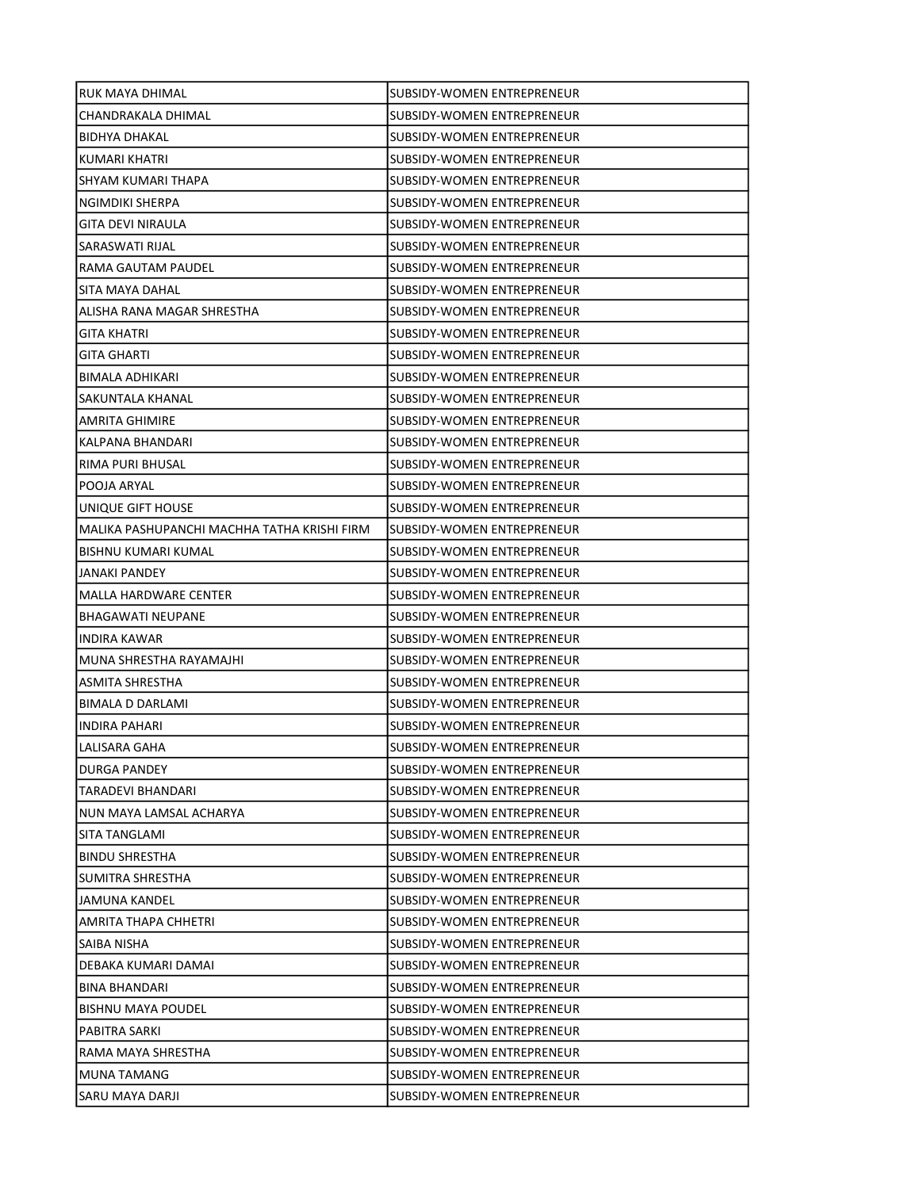| | |
|---|---|
| RUK MAYA DHIMAL | SUBSIDY-WOMEN ENTREPRENEUR |
| CHANDRAKALA DHIMAL | SUBSIDY-WOMEN ENTREPRENEUR |
| BIDHYA DHAKAL | SUBSIDY-WOMEN ENTREPRENEUR |
| KUMARI KHATRI | SUBSIDY-WOMEN ENTREPRENEUR |
| SHYAM KUMARI THAPA | SUBSIDY-WOMEN ENTREPRENEUR |
| NGIMDIKI SHERPA | SUBSIDY-WOMEN ENTREPRENEUR |
| GITA DEVI NIRAULA | SUBSIDY-WOMEN ENTREPRENEUR |
| SARASWATI RIJAL | SUBSIDY-WOMEN ENTREPRENEUR |
| RAMA GAUTAM PAUDEL | SUBSIDY-WOMEN ENTREPRENEUR |
| SITA MAYA DAHAL | SUBSIDY-WOMEN ENTREPRENEUR |
| ALISHA RANA MAGAR SHRESTHA | SUBSIDY-WOMEN ENTREPRENEUR |
| GITA KHATRI | SUBSIDY-WOMEN ENTREPRENEUR |
| GITA GHARTI | SUBSIDY-WOMEN ENTREPRENEUR |
| BIMALA ADHIKARI | SUBSIDY-WOMEN ENTREPRENEUR |
| SAKUNTALA KHANAL | SUBSIDY-WOMEN ENTREPRENEUR |
| AMRITA GHIMIRE | SUBSIDY-WOMEN ENTREPRENEUR |
| KALPANA BHANDARI | SUBSIDY-WOMEN ENTREPRENEUR |
| RIMA PURI BHUSAL | SUBSIDY-WOMEN ENTREPRENEUR |
| POOJA ARYAL | SUBSIDY-WOMEN ENTREPRENEUR |
| UNIQUE GIFT HOUSE | SUBSIDY-WOMEN ENTREPRENEUR |
| MALIKA PASHUPANCHI MACHHA TATHA KRISHI FIRM | SUBSIDY-WOMEN ENTREPRENEUR |
| BISHNU KUMARI KUMAL | SUBSIDY-WOMEN ENTREPRENEUR |
| JANAKI PANDEY | SUBSIDY-WOMEN ENTREPRENEUR |
| MALLA HARDWARE CENTER | SUBSIDY-WOMEN ENTREPRENEUR |
| BHAGAWATI NEUPANE | SUBSIDY-WOMEN ENTREPRENEUR |
| INDIRA KAWAR | SUBSIDY-WOMEN ENTREPRENEUR |
| MUNA SHRESTHA RAYAMAJHI | SUBSIDY-WOMEN ENTREPRENEUR |
| ASMITA SHRESTHA | SUBSIDY-WOMEN ENTREPRENEUR |
| BIMALA D DARLAMI | SUBSIDY-WOMEN ENTREPRENEUR |
| INDIRA PAHARI | SUBSIDY-WOMEN ENTREPRENEUR |
| LALISARA GAHA | SUBSIDY-WOMEN ENTREPRENEUR |
| DURGA PANDEY | SUBSIDY-WOMEN ENTREPRENEUR |
| TARADEVI BHANDARI | SUBSIDY-WOMEN ENTREPRENEUR |
| NUN MAYA LAMSAL ACHARYA | SUBSIDY-WOMEN ENTREPRENEUR |
| SITA TANGLAMI | SUBSIDY-WOMEN ENTREPRENEUR |
| BINDU SHRESTHA | SUBSIDY-WOMEN ENTREPRENEUR |
| SUMITRA SHRESTHA | SUBSIDY-WOMEN ENTREPRENEUR |
| JAMUNA KANDEL | SUBSIDY-WOMEN ENTREPRENEUR |
| AMRITA THAPA CHHETRI | SUBSIDY-WOMEN ENTREPRENEUR |
| SAIBA NISHA | SUBSIDY-WOMEN ENTREPRENEUR |
| DEBAKA KUMARI DAMAI | SUBSIDY-WOMEN ENTREPRENEUR |
| BINA BHANDARI | SUBSIDY-WOMEN ENTREPRENEUR |
| BISHNU MAYA POUDEL | SUBSIDY-WOMEN ENTREPRENEUR |
| PABITRA SARKI | SUBSIDY-WOMEN ENTREPRENEUR |
| RAMA MAYA SHRESTHA | SUBSIDY-WOMEN ENTREPRENEUR |
| MUNA TAMANG | SUBSIDY-WOMEN ENTREPRENEUR |
| SARU MAYA DARJI | SUBSIDY-WOMEN ENTREPRENEUR |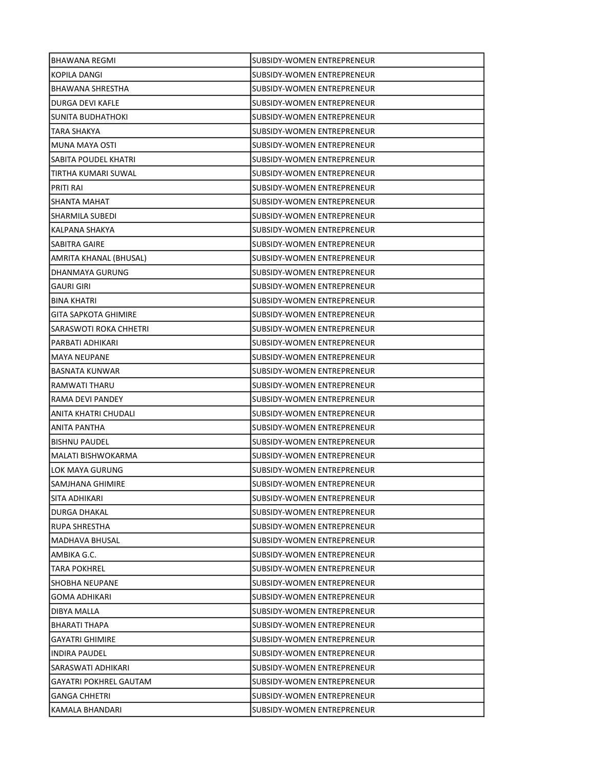| BHAWANA REGMI | SUBSIDY-WOMEN ENTREPRENEUR |
|---|---|
| KOPILA DANGI | SUBSIDY-WOMEN ENTREPRENEUR |
| BHAWANA SHRESTHA | SUBSIDY-WOMEN ENTREPRENEUR |
| DURGA DEVI KAFLE | SUBSIDY-WOMEN ENTREPRENEUR |
| SUNITA BUDHATHOKI | SUBSIDY-WOMEN ENTREPRENEUR |
| TARA SHAKYA | SUBSIDY-WOMEN ENTREPRENEUR |
| MUNA MAYA OSTI | SUBSIDY-WOMEN ENTREPRENEUR |
| SABITA POUDEL KHATRI | SUBSIDY-WOMEN ENTREPRENEUR |
| TIRTHA KUMARI SUWAL | SUBSIDY-WOMEN ENTREPRENEUR |
| PRITI RAI | SUBSIDY-WOMEN ENTREPRENEUR |
| SHANTA MAHAT | SUBSIDY-WOMEN ENTREPRENEUR |
| SHARMILA SUBEDI | SUBSIDY-WOMEN ENTREPRENEUR |
| KALPANA SHAKYA | SUBSIDY-WOMEN ENTREPRENEUR |
| SABITRA GAIRE | SUBSIDY-WOMEN ENTREPRENEUR |
| AMRITA KHANAL (BHUSAL) | SUBSIDY-WOMEN ENTREPRENEUR |
| DHANMAYA GURUNG | SUBSIDY-WOMEN ENTREPRENEUR |
| GAURI GIRI | SUBSIDY-WOMEN ENTREPRENEUR |
| BINA KHATRI | SUBSIDY-WOMEN ENTREPRENEUR |
| GITA SAPKOTA GHIMIRE | SUBSIDY-WOMEN ENTREPRENEUR |
| SARASWOTI ROKA CHHETRI | SUBSIDY-WOMEN ENTREPRENEUR |
| PARBATI ADHIKARI | SUBSIDY-WOMEN ENTREPRENEUR |
| MAYA NEUPANE | SUBSIDY-WOMEN ENTREPRENEUR |
| BASNATA KUNWAR | SUBSIDY-WOMEN ENTREPRENEUR |
| RAMWATI THARU | SUBSIDY-WOMEN ENTREPRENEUR |
| RAMA DEVI PANDEY | SUBSIDY-WOMEN ENTREPRENEUR |
| ANITA KHATRI CHUDALI | SUBSIDY-WOMEN ENTREPRENEUR |
| ANITA PANTHA | SUBSIDY-WOMEN ENTREPRENEUR |
| BISHNU PAUDEL | SUBSIDY-WOMEN ENTREPRENEUR |
| MALATI BISHWOKARMA | SUBSIDY-WOMEN ENTREPRENEUR |
| LOK MAYA GURUNG | SUBSIDY-WOMEN ENTREPRENEUR |
| SAMJHANA GHIMIRE | SUBSIDY-WOMEN ENTREPRENEUR |
| SITA ADHIKARI | SUBSIDY-WOMEN ENTREPRENEUR |
| DURGA DHAKAL | SUBSIDY-WOMEN ENTREPRENEUR |
| RUPA SHRESTHA | SUBSIDY-WOMEN ENTREPRENEUR |
| MADHAVA BHUSAL | SUBSIDY-WOMEN ENTREPRENEUR |
| AMBIKA G.C. | SUBSIDY-WOMEN ENTREPRENEUR |
| TARA POKHREL | SUBSIDY-WOMEN ENTREPRENEUR |
| SHOBHA NEUPANE | SUBSIDY-WOMEN ENTREPRENEUR |
| GOMA ADHIKARI | SUBSIDY-WOMEN ENTREPRENEUR |
| DIBYA MALLA | SUBSIDY-WOMEN ENTREPRENEUR |
| BHARATI THAPA | SUBSIDY-WOMEN ENTREPRENEUR |
| GAYATRI GHIMIRE | SUBSIDY-WOMEN ENTREPRENEUR |
| INDIRA PAUDEL | SUBSIDY-WOMEN ENTREPRENEUR |
| SARASWATI ADHIKARI | SUBSIDY-WOMEN ENTREPRENEUR |
| GAYATRI POKHREL GAUTAM | SUBSIDY-WOMEN ENTREPRENEUR |
| GANGA CHHETRI | SUBSIDY-WOMEN ENTREPRENEUR |
| KAMALA BHANDARI | SUBSIDY-WOMEN ENTREPRENEUR |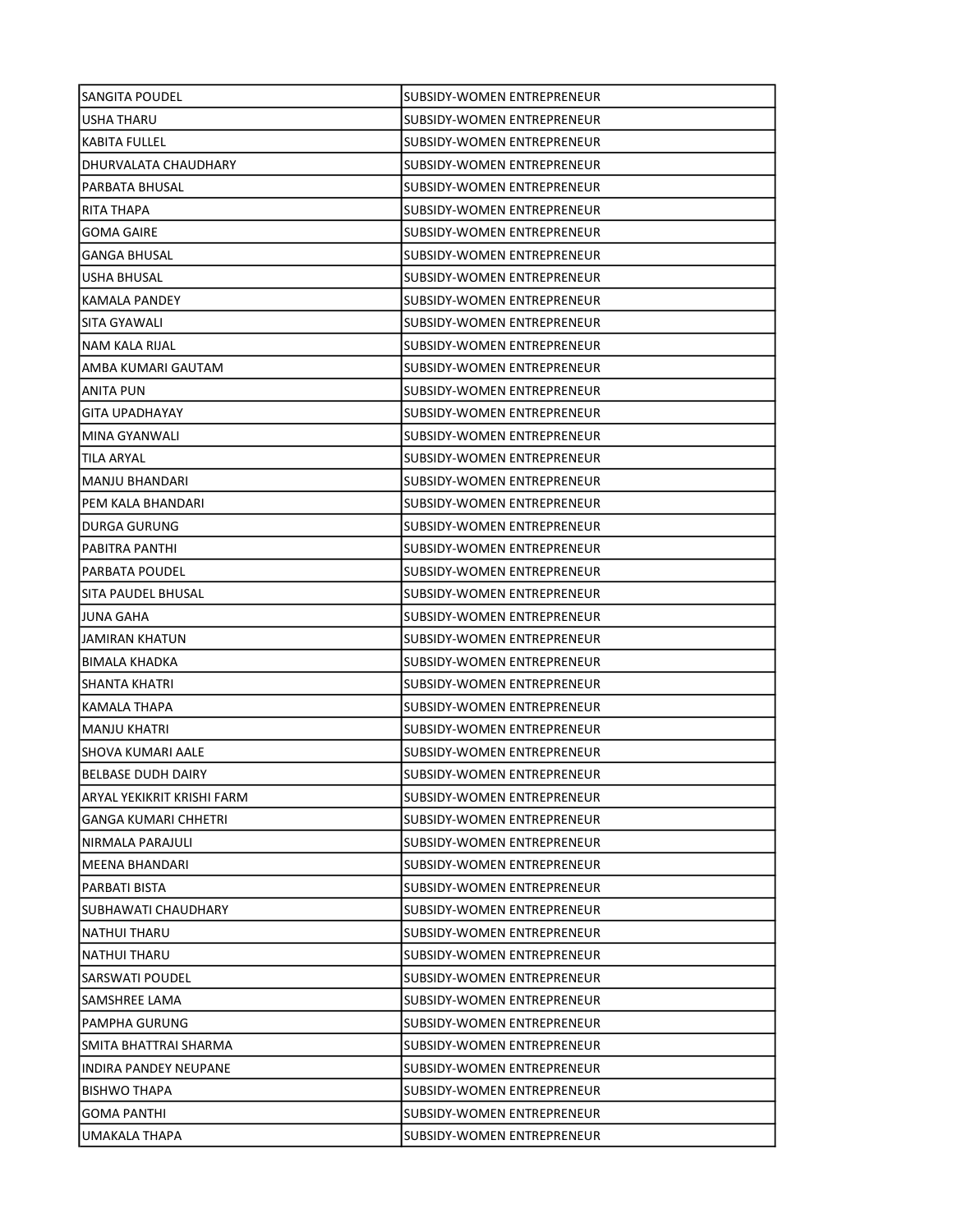| | |
|---|---|
| SANGITA POUDEL | SUBSIDY-WOMEN ENTREPRENEUR |
| USHA THARU | SUBSIDY-WOMEN ENTREPRENEUR |
| KABITA FULLEL | SUBSIDY-WOMEN ENTREPRENEUR |
| DHURVALATA CHAUDHARY | SUBSIDY-WOMEN ENTREPRENEUR |
| PARBATA BHUSAL | SUBSIDY-WOMEN ENTREPRENEUR |
| RITA THAPA | SUBSIDY-WOMEN ENTREPRENEUR |
| GOMA GAIRE | SUBSIDY-WOMEN ENTREPRENEUR |
| GANGA BHUSAL | SUBSIDY-WOMEN ENTREPRENEUR |
| USHA BHUSAL | SUBSIDY-WOMEN ENTREPRENEUR |
| KAMALA PANDEY | SUBSIDY-WOMEN ENTREPRENEUR |
| SITA GYAWALI | SUBSIDY-WOMEN ENTREPRENEUR |
| NAM KALA RIJAL | SUBSIDY-WOMEN ENTREPRENEUR |
| AMBA KUMARI GAUTAM | SUBSIDY-WOMEN ENTREPRENEUR |
| ANITA PUN | SUBSIDY-WOMEN ENTREPRENEUR |
| GITA UPADHAYAY | SUBSIDY-WOMEN ENTREPRENEUR |
| MINA GYANWALI | SUBSIDY-WOMEN ENTREPRENEUR |
| TILA ARYAL | SUBSIDY-WOMEN ENTREPRENEUR |
| MANJU BHANDARI | SUBSIDY-WOMEN ENTREPRENEUR |
| PEM KALA BHANDARI | SUBSIDY-WOMEN ENTREPRENEUR |
| DURGA GURUNG | SUBSIDY-WOMEN ENTREPRENEUR |
| PABITRA PANTHI | SUBSIDY-WOMEN ENTREPRENEUR |
| PARBATA POUDEL | SUBSIDY-WOMEN ENTREPRENEUR |
| SITA PAUDEL BHUSAL | SUBSIDY-WOMEN ENTREPRENEUR |
| JUNA GAHA | SUBSIDY-WOMEN ENTREPRENEUR |
| JAMIRAN KHATUN | SUBSIDY-WOMEN ENTREPRENEUR |
| BIMALA KHADKA | SUBSIDY-WOMEN ENTREPRENEUR |
| SHANTA KHATRI | SUBSIDY-WOMEN ENTREPRENEUR |
| KAMALA THAPA | SUBSIDY-WOMEN ENTREPRENEUR |
| MANJU KHATRI | SUBSIDY-WOMEN ENTREPRENEUR |
| SHOVA KUMARI AALE | SUBSIDY-WOMEN ENTREPRENEUR |
| BELBASE DUDH DAIRY | SUBSIDY-WOMEN ENTREPRENEUR |
| ARYAL YEKIKRIT KRISHI FARM | SUBSIDY-WOMEN ENTREPRENEUR |
| GANGA KUMARI CHHETRI | SUBSIDY-WOMEN ENTREPRENEUR |
| NIRMALA PARAJULI | SUBSIDY-WOMEN ENTREPRENEUR |
| MEENA BHANDARI | SUBSIDY-WOMEN ENTREPRENEUR |
| PARBATI BISTA | SUBSIDY-WOMEN ENTREPRENEUR |
| SUBHAWATI CHAUDHARY | SUBSIDY-WOMEN ENTREPRENEUR |
| NATHUI THARU | SUBSIDY-WOMEN ENTREPRENEUR |
| NATHUI THARU | SUBSIDY-WOMEN ENTREPRENEUR |
| SARSWATI POUDEL | SUBSIDY-WOMEN ENTREPRENEUR |
| SAMSHREE LAMA | SUBSIDY-WOMEN ENTREPRENEUR |
| PAMPHA GURUNG | SUBSIDY-WOMEN ENTREPRENEUR |
| SMITA BHATTRAI SHARMA | SUBSIDY-WOMEN ENTREPRENEUR |
| INDIRA PANDEY NEUPANE | SUBSIDY-WOMEN ENTREPRENEUR |
| BISHWO THAPA | SUBSIDY-WOMEN ENTREPRENEUR |
| GOMA PANTHI | SUBSIDY-WOMEN ENTREPRENEUR |
| UMAKALA THAPA | SUBSIDY-WOMEN ENTREPRENEUR |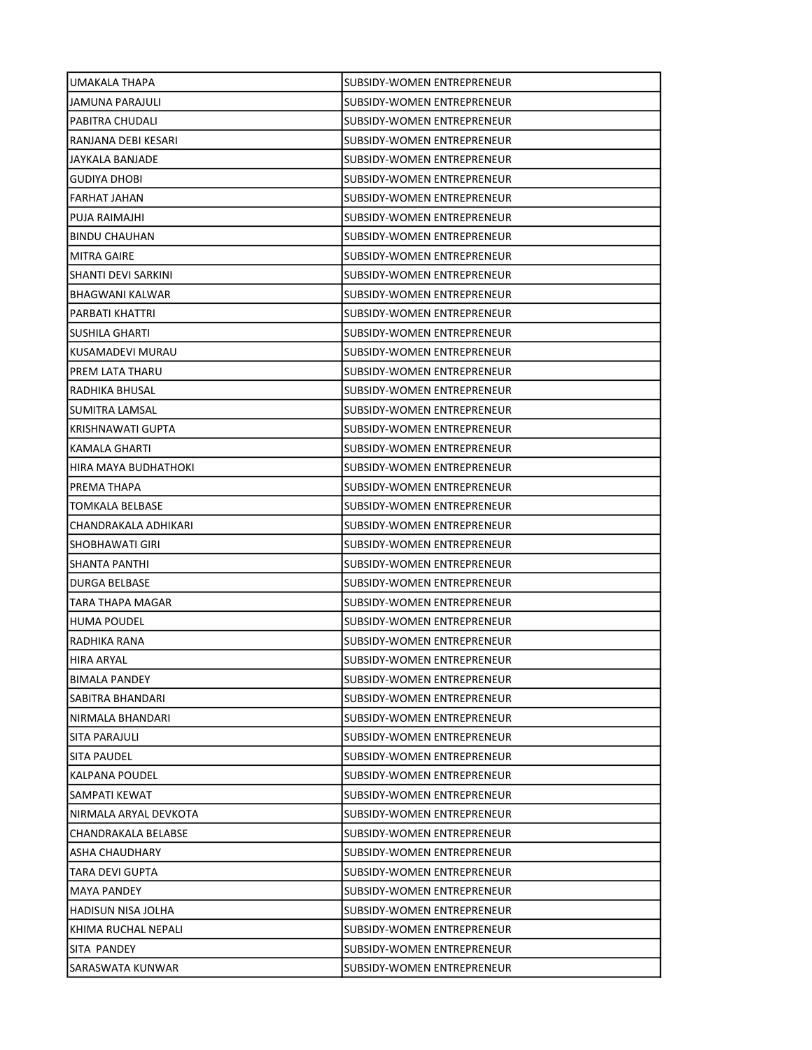| | |
|---|---|
| UMAKALA THAPA | SUBSIDY-WOMEN ENTREPRENEUR |
| JAMUNA PARAJULI | SUBSIDY-WOMEN ENTREPRENEUR |
| PABITRA CHUDALI | SUBSIDY-WOMEN ENTREPRENEUR |
| RANJANA DEBI KESARI | SUBSIDY-WOMEN ENTREPRENEUR |
| JAYKALA BANJADE | SUBSIDY-WOMEN ENTREPRENEUR |
| GUDIYA DHOBI | SUBSIDY-WOMEN ENTREPRENEUR |
| FARHAT JAHAN | SUBSIDY-WOMEN ENTREPRENEUR |
| PUJA RAIMAJHI | SUBSIDY-WOMEN ENTREPRENEUR |
| BINDU CHAUHAN | SUBSIDY-WOMEN ENTREPRENEUR |
| MITRA GAIRE | SUBSIDY-WOMEN ENTREPRENEUR |
| SHANTI DEVI SARKINI | SUBSIDY-WOMEN ENTREPRENEUR |
| BHAGWANI KALWAR | SUBSIDY-WOMEN ENTREPRENEUR |
| PARBATI KHATTRI | SUBSIDY-WOMEN ENTREPRENEUR |
| SUSHILA GHARTI | SUBSIDY-WOMEN ENTREPRENEUR |
| KUSAMADEVI MURAU | SUBSIDY-WOMEN ENTREPRENEUR |
| PREM LATA THARU | SUBSIDY-WOMEN ENTREPRENEUR |
| RADHIKA BHUSAL | SUBSIDY-WOMEN ENTREPRENEUR |
| SUMITRA LAMSAL | SUBSIDY-WOMEN ENTREPRENEUR |
| KRISHNAWATI GUPTA | SUBSIDY-WOMEN ENTREPRENEUR |
| KAMALA GHARTI | SUBSIDY-WOMEN ENTREPRENEUR |
| HIRA MAYA BUDHATHOKI | SUBSIDY-WOMEN ENTREPRENEUR |
| PREMA THAPA | SUBSIDY-WOMEN ENTREPRENEUR |
| TOMKALA BELBASE | SUBSIDY-WOMEN ENTREPRENEUR |
| CHANDRAKALA ADHIKARI | SUBSIDY-WOMEN ENTREPRENEUR |
| SHOBHAWATI GIRI | SUBSIDY-WOMEN ENTREPRENEUR |
| SHANTA PANTHI | SUBSIDY-WOMEN ENTREPRENEUR |
| DURGA BELBASE | SUBSIDY-WOMEN ENTREPRENEUR |
| TARA THAPA MAGAR | SUBSIDY-WOMEN ENTREPRENEUR |
| HUMA POUDEL | SUBSIDY-WOMEN ENTREPRENEUR |
| RADHIKA RANA | SUBSIDY-WOMEN ENTREPRENEUR |
| HIRA ARYAL | SUBSIDY-WOMEN ENTREPRENEUR |
| BIMALA PANDEY | SUBSIDY-WOMEN ENTREPRENEUR |
| SABITRA BHANDARI | SUBSIDY-WOMEN ENTREPRENEUR |
| NIRMALA BHANDARI | SUBSIDY-WOMEN ENTREPRENEUR |
| SITA PARAJULI | SUBSIDY-WOMEN ENTREPRENEUR |
| SITA PAUDEL | SUBSIDY-WOMEN ENTREPRENEUR |
| KALPANA POUDEL | SUBSIDY-WOMEN ENTREPRENEUR |
| SAMPATI KEWAT | SUBSIDY-WOMEN ENTREPRENEUR |
| NIRMALA ARYAL DEVKOTA | SUBSIDY-WOMEN ENTREPRENEUR |
| CHANDRAKALA BELABSE | SUBSIDY-WOMEN ENTREPRENEUR |
| ASHA CHAUDHARY | SUBSIDY-WOMEN ENTREPRENEUR |
| TARA DEVI GUPTA | SUBSIDY-WOMEN ENTREPRENEUR |
| MAYA PANDEY | SUBSIDY-WOMEN ENTREPRENEUR |
| HADISUN NISA JOLHA | SUBSIDY-WOMEN ENTREPRENEUR |
| KHIMA RUCHAL NEPALI | SUBSIDY-WOMEN ENTREPRENEUR |
| SITA  PANDEY | SUBSIDY-WOMEN ENTREPRENEUR |
| SARASWATA KUNWAR | SUBSIDY-WOMEN ENTREPRENEUR |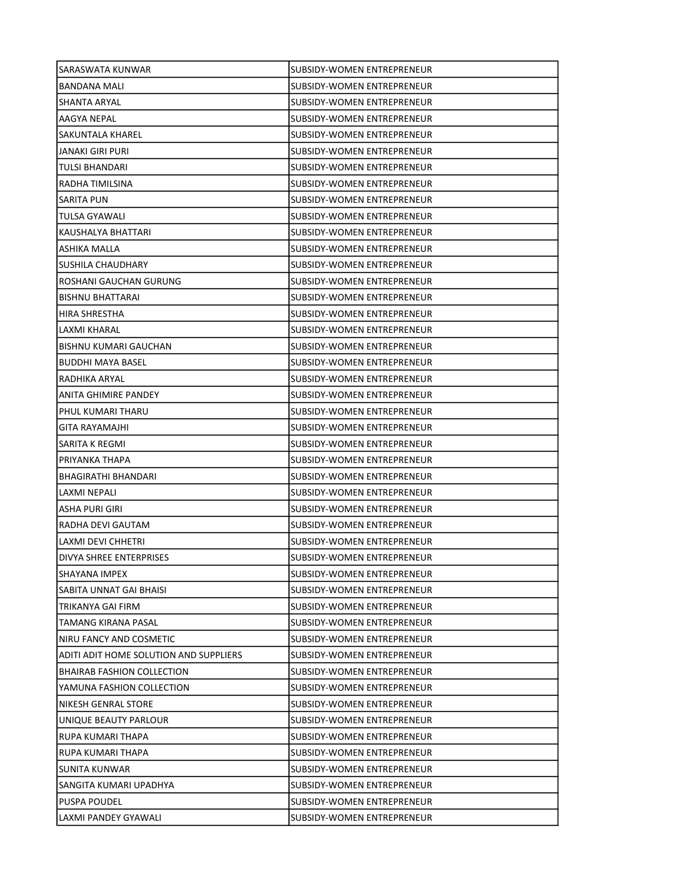| | |
|---|---|
| SARASWATA KUNWAR | SUBSIDY-WOMEN ENTREPRENEUR |
| BANDANA MALI | SUBSIDY-WOMEN ENTREPRENEUR |
| SHANTA ARYAL | SUBSIDY-WOMEN ENTREPRENEUR |
| AAGYA NEPAL | SUBSIDY-WOMEN ENTREPRENEUR |
| SAKUNTALA KHAREL | SUBSIDY-WOMEN ENTREPRENEUR |
| JANAKI GIRI PURI | SUBSIDY-WOMEN ENTREPRENEUR |
| TULSI BHANDARI | SUBSIDY-WOMEN ENTREPRENEUR |
| RADHA TIMILSINA | SUBSIDY-WOMEN ENTREPRENEUR |
| SARITA PUN | SUBSIDY-WOMEN ENTREPRENEUR |
| TULSA GYAWALI | SUBSIDY-WOMEN ENTREPRENEUR |
| KAUSHALYA BHATTARI | SUBSIDY-WOMEN ENTREPRENEUR |
| ASHIKA MALLA | SUBSIDY-WOMEN ENTREPRENEUR |
| SUSHILA CHAUDHARY | SUBSIDY-WOMEN ENTREPRENEUR |
| ROSHANI GAUCHAN GURUNG | SUBSIDY-WOMEN ENTREPRENEUR |
| BISHNU BHATTARAI | SUBSIDY-WOMEN ENTREPRENEUR |
| HIRA SHRESTHA | SUBSIDY-WOMEN ENTREPRENEUR |
| LAXMI KHARAL | SUBSIDY-WOMEN ENTREPRENEUR |
| BISHNU KUMARI GAUCHAN | SUBSIDY-WOMEN ENTREPRENEUR |
| BUDDHI MAYA BASEL | SUBSIDY-WOMEN ENTREPRENEUR |
| RADHIKA ARYAL | SUBSIDY-WOMEN ENTREPRENEUR |
| ANITA GHIMIRE PANDEY | SUBSIDY-WOMEN ENTREPRENEUR |
| PHUL KUMARI THARU | SUBSIDY-WOMEN ENTREPRENEUR |
| GITA RAYAMAJHI | SUBSIDY-WOMEN ENTREPRENEUR |
| SARITA K REGMI | SUBSIDY-WOMEN ENTREPRENEUR |
| PRIYANKA THAPA | SUBSIDY-WOMEN ENTREPRENEUR |
| BHAGIRATHI BHANDARI | SUBSIDY-WOMEN ENTREPRENEUR |
| LAXMI NEPALI | SUBSIDY-WOMEN ENTREPRENEUR |
| ASHA PURI GIRI | SUBSIDY-WOMEN ENTREPRENEUR |
| RADHA DEVI GAUTAM | SUBSIDY-WOMEN ENTREPRENEUR |
| LAXMI DEVI CHHETRI | SUBSIDY-WOMEN ENTREPRENEUR |
| DIVYA SHREE ENTERPRISES | SUBSIDY-WOMEN ENTREPRENEUR |
| SHAYANA IMPEX | SUBSIDY-WOMEN ENTREPRENEUR |
| SABITA UNNAT GAI BHAISI | SUBSIDY-WOMEN ENTREPRENEUR |
| TRIKANYA GAI FIRM | SUBSIDY-WOMEN ENTREPRENEUR |
| TAMANG KIRANA PASAL | SUBSIDY-WOMEN ENTREPRENEUR |
| NIRU FANCY AND COSMETIC | SUBSIDY-WOMEN ENTREPRENEUR |
| ADITI ADIT HOME SOLUTION AND SUPPLIERS | SUBSIDY-WOMEN ENTREPRENEUR |
| BHAIRAB FASHION COLLECTION | SUBSIDY-WOMEN ENTREPRENEUR |
| YAMUNA FASHION COLLECTION | SUBSIDY-WOMEN ENTREPRENEUR |
| NIKESH GENRAL STORE | SUBSIDY-WOMEN ENTREPRENEUR |
| UNIQUE BEAUTY PARLOUR | SUBSIDY-WOMEN ENTREPRENEUR |
| RUPA KUMARI THAPA | SUBSIDY-WOMEN ENTREPRENEUR |
| RUPA KUMARI THAPA | SUBSIDY-WOMEN ENTREPRENEUR |
| SUNITA KUNWAR | SUBSIDY-WOMEN ENTREPRENEUR |
| SANGITA KUMARI UPADHYA | SUBSIDY-WOMEN ENTREPRENEUR |
| PUSPA POUDEL | SUBSIDY-WOMEN ENTREPRENEUR |
| LAXMI PANDEY GYAWALI | SUBSIDY-WOMEN ENTREPRENEUR |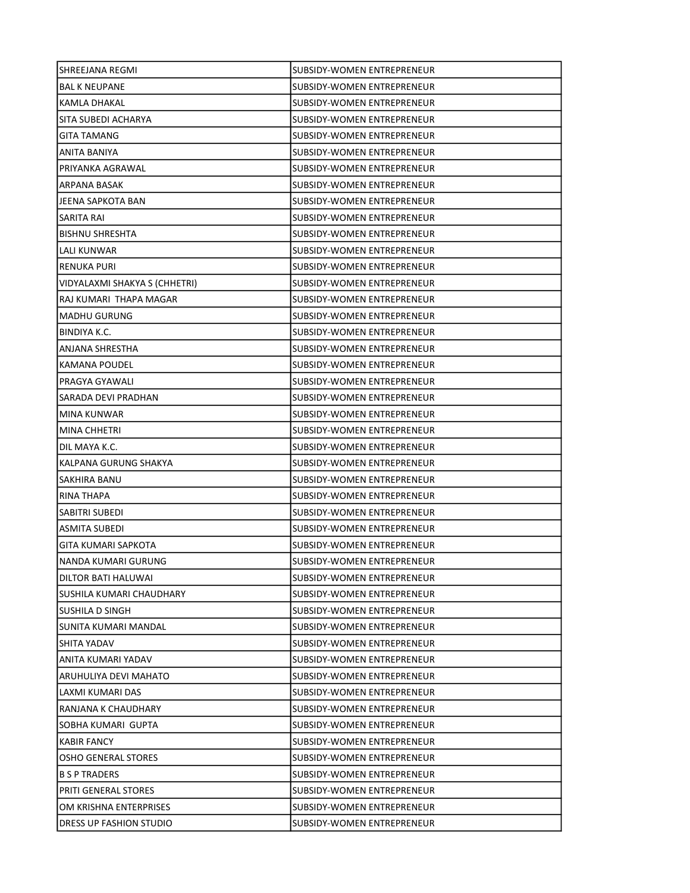| | |
|---|---|
| SHREEJANA REGMI | SUBSIDY-WOMEN ENTREPRENEUR |
| BAL K NEUPANE | SUBSIDY-WOMEN ENTREPRENEUR |
| KAMLA DHAKAL | SUBSIDY-WOMEN ENTREPRENEUR |
| SITA SUBEDI ACHARYA | SUBSIDY-WOMEN ENTREPRENEUR |
| GITA TAMANG | SUBSIDY-WOMEN ENTREPRENEUR |
| ANITA BANIYA | SUBSIDY-WOMEN ENTREPRENEUR |
| PRIYANKA AGRAWAL | SUBSIDY-WOMEN ENTREPRENEUR |
| ARPANA BASAK | SUBSIDY-WOMEN ENTREPRENEUR |
| JEENA SAPKOTA BAN | SUBSIDY-WOMEN ENTREPRENEUR |
| SARITA RAI | SUBSIDY-WOMEN ENTREPRENEUR |
| BISHNU SHRESHTA | SUBSIDY-WOMEN ENTREPRENEUR |
| LALI KUNWAR | SUBSIDY-WOMEN ENTREPRENEUR |
| RENUKA PURI | SUBSIDY-WOMEN ENTREPRENEUR |
| VIDYALAXMI SHAKYA S (CHHETRI) | SUBSIDY-WOMEN ENTREPRENEUR |
| RAJ KUMARI THAPA MAGAR | SUBSIDY-WOMEN ENTREPRENEUR |
| MADHU GURUNG | SUBSIDY-WOMEN ENTREPRENEUR |
| BINDIYA K.C. | SUBSIDY-WOMEN ENTREPRENEUR |
| ANJANA SHRESTHA | SUBSIDY-WOMEN ENTREPRENEUR |
| KAMANA POUDEL | SUBSIDY-WOMEN ENTREPRENEUR |
| PRAGYA GYAWALI | SUBSIDY-WOMEN ENTREPRENEUR |
| SARADA DEVI PRADHAN | SUBSIDY-WOMEN ENTREPRENEUR |
| MINA KUNWAR | SUBSIDY-WOMEN ENTREPRENEUR |
| MINA CHHETRI | SUBSIDY-WOMEN ENTREPRENEUR |
| DIL MAYA K.C. | SUBSIDY-WOMEN ENTREPRENEUR |
| KALPANA GURUNG SHAKYA | SUBSIDY-WOMEN ENTREPRENEUR |
| SAKHIRA BANU | SUBSIDY-WOMEN ENTREPRENEUR |
| RINA THAPA | SUBSIDY-WOMEN ENTREPRENEUR |
| SABITRI SUBEDI | SUBSIDY-WOMEN ENTREPRENEUR |
| ASMITA SUBEDI | SUBSIDY-WOMEN ENTREPRENEUR |
| GITA KUMARI SAPKOTA | SUBSIDY-WOMEN ENTREPRENEUR |
| NANDA KUMARI GURUNG | SUBSIDY-WOMEN ENTREPRENEUR |
| DILTOR BATI HALUWAI | SUBSIDY-WOMEN ENTREPRENEUR |
| SUSHILA KUMARI CHAUDHARY | SUBSIDY-WOMEN ENTREPRENEUR |
| SUSHILA D SINGH | SUBSIDY-WOMEN ENTREPRENEUR |
| SUNITA KUMARI MANDAL | SUBSIDY-WOMEN ENTREPRENEUR |
| SHITA YADAV | SUBSIDY-WOMEN ENTREPRENEUR |
| ANITA KUMARI YADAV | SUBSIDY-WOMEN ENTREPRENEUR |
| ARUHULIYA DEVI MAHATO | SUBSIDY-WOMEN ENTREPRENEUR |
| LAXMI KUMARI DAS | SUBSIDY-WOMEN ENTREPRENEUR |
| RANJANA K CHAUDHARY | SUBSIDY-WOMEN ENTREPRENEUR |
| SOBHA KUMARI GUPTA | SUBSIDY-WOMEN ENTREPRENEUR |
| KABIR FANCY | SUBSIDY-WOMEN ENTREPRENEUR |
| OSHO GENERAL STORES | SUBSIDY-WOMEN ENTREPRENEUR |
| B S P TRADERS | SUBSIDY-WOMEN ENTREPRENEUR |
| PRITI GENERAL STORES | SUBSIDY-WOMEN ENTREPRENEUR |
| OM KRISHNA ENTERPRISES | SUBSIDY-WOMEN ENTREPRENEUR |
| DRESS UP FASHION STUDIO | SUBSIDY-WOMEN ENTREPRENEUR |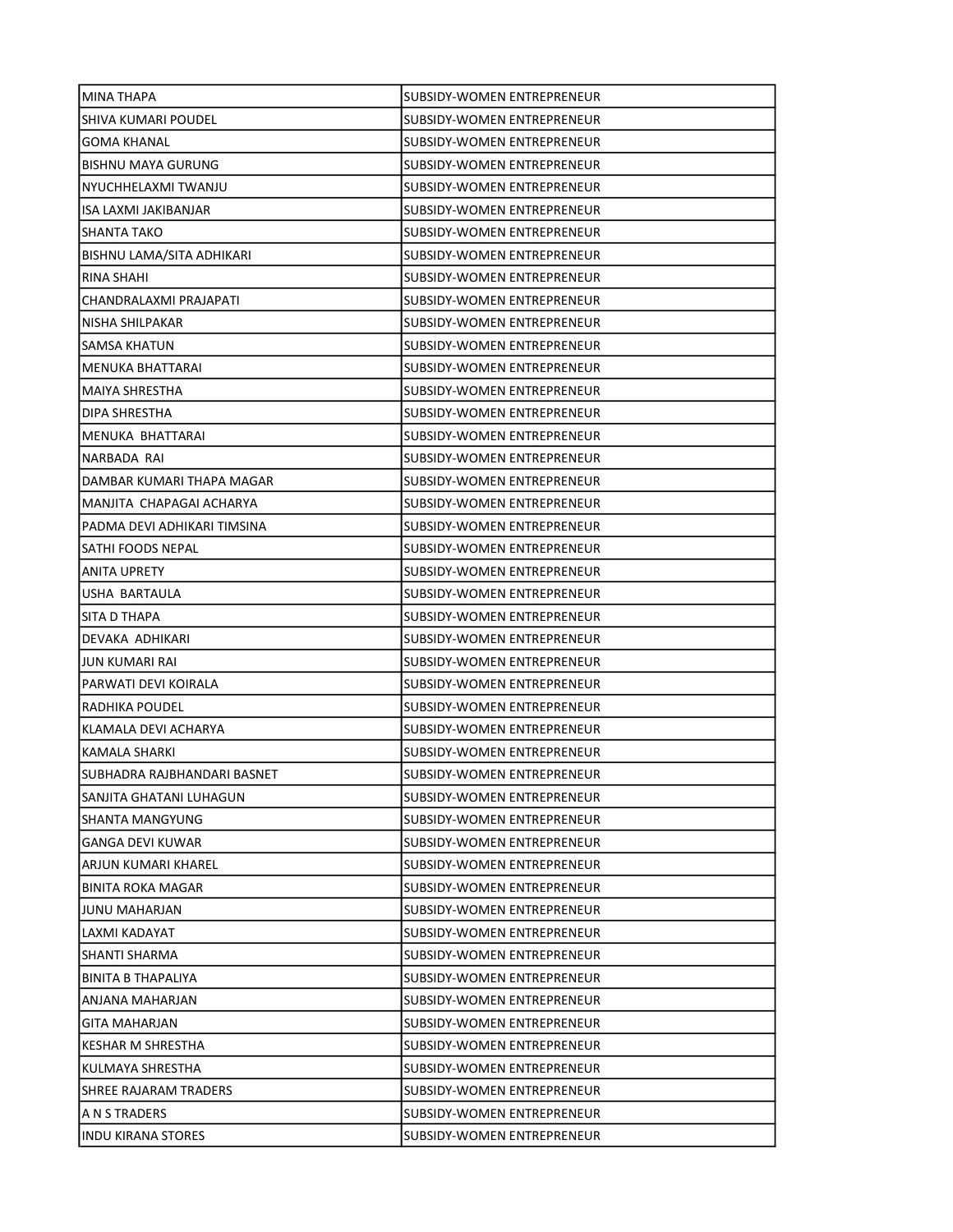| | |
|---|---|
| MINA THAPA | SUBSIDY-WOMEN ENTREPRENEUR |
| SHIVA KUMARI POUDEL | SUBSIDY-WOMEN ENTREPRENEUR |
| GOMA KHANAL | SUBSIDY-WOMEN ENTREPRENEUR |
| BISHNU MAYA GURUNG | SUBSIDY-WOMEN ENTREPRENEUR |
| NYUCHHELAXMI TWANJU | SUBSIDY-WOMEN ENTREPRENEUR |
| ISA LAXMI JAKIBANJAR | SUBSIDY-WOMEN ENTREPRENEUR |
| SHANTA TAKO | SUBSIDY-WOMEN ENTREPRENEUR |
| BISHNU LAMA/SITA ADHIKARI | SUBSIDY-WOMEN ENTREPRENEUR |
| RINA SHAHI | SUBSIDY-WOMEN ENTREPRENEUR |
| CHANDRALAXMI PRAJAPATI | SUBSIDY-WOMEN ENTREPRENEUR |
| NISHA SHILPAKAR | SUBSIDY-WOMEN ENTREPRENEUR |
| SAMSA KHATUN | SUBSIDY-WOMEN ENTREPRENEUR |
| MENUKA BHATTARAI | SUBSIDY-WOMEN ENTREPRENEUR |
| MAIYA SHRESTHA | SUBSIDY-WOMEN ENTREPRENEUR |
| DIPA SHRESTHA | SUBSIDY-WOMEN ENTREPRENEUR |
| MENUKA  BHATTARAI | SUBSIDY-WOMEN ENTREPRENEUR |
| NARBADA  RAI | SUBSIDY-WOMEN ENTREPRENEUR |
| DAMBAR KUMARI THAPA MAGAR | SUBSIDY-WOMEN ENTREPRENEUR |
| MANJITA  CHAPAGAI ACHARYA | SUBSIDY-WOMEN ENTREPRENEUR |
| PADMA DEVI ADHIKARI TIMSINA | SUBSIDY-WOMEN ENTREPRENEUR |
| SATHI FOODS NEPAL | SUBSIDY-WOMEN ENTREPRENEUR |
| ANITA UPRETY | SUBSIDY-WOMEN ENTREPRENEUR |
| USHA  BARTAULA | SUBSIDY-WOMEN ENTREPRENEUR |
| SITA D THAPA | SUBSIDY-WOMEN ENTREPRENEUR |
| DEVAKA  ADHIKARI | SUBSIDY-WOMEN ENTREPRENEUR |
| JUN KUMARI RAI | SUBSIDY-WOMEN ENTREPRENEUR |
| PARWATI DEVI KOIRALA | SUBSIDY-WOMEN ENTREPRENEUR |
| RADHIKA POUDEL | SUBSIDY-WOMEN ENTREPRENEUR |
| KLAMALA DEVI ACHARYA | SUBSIDY-WOMEN ENTREPRENEUR |
| KAMALA SHARKI | SUBSIDY-WOMEN ENTREPRENEUR |
| SUBHADRA RAJBHANDARI BASNET | SUBSIDY-WOMEN ENTREPRENEUR |
| SANJITA GHATANI LUHAGUN | SUBSIDY-WOMEN ENTREPRENEUR |
| SHANTA MANGYUNG | SUBSIDY-WOMEN ENTREPRENEUR |
| GANGA DEVI KUWAR | SUBSIDY-WOMEN ENTREPRENEUR |
| ARJUN KUMARI KHAREL | SUBSIDY-WOMEN ENTREPRENEUR |
| BINITA ROKA MAGAR | SUBSIDY-WOMEN ENTREPRENEUR |
| JUNU MAHARJAN | SUBSIDY-WOMEN ENTREPRENEUR |
| LAXMI KADAYAT | SUBSIDY-WOMEN ENTREPRENEUR |
| SHANTI SHARMA | SUBSIDY-WOMEN ENTREPRENEUR |
| BINITA B THAPALIYA | SUBSIDY-WOMEN ENTREPRENEUR |
| ANJANA MAHARJAN | SUBSIDY-WOMEN ENTREPRENEUR |
| GITA MAHARJAN | SUBSIDY-WOMEN ENTREPRENEUR |
| KESHAR M SHRESTHA | SUBSIDY-WOMEN ENTREPRENEUR |
| KULMAYA SHRESTHA | SUBSIDY-WOMEN ENTREPRENEUR |
| SHREE RAJARAM TRADERS | SUBSIDY-WOMEN ENTREPRENEUR |
| A N S TRADERS | SUBSIDY-WOMEN ENTREPRENEUR |
| INDU KIRANA STORES | SUBSIDY-WOMEN ENTREPRENEUR |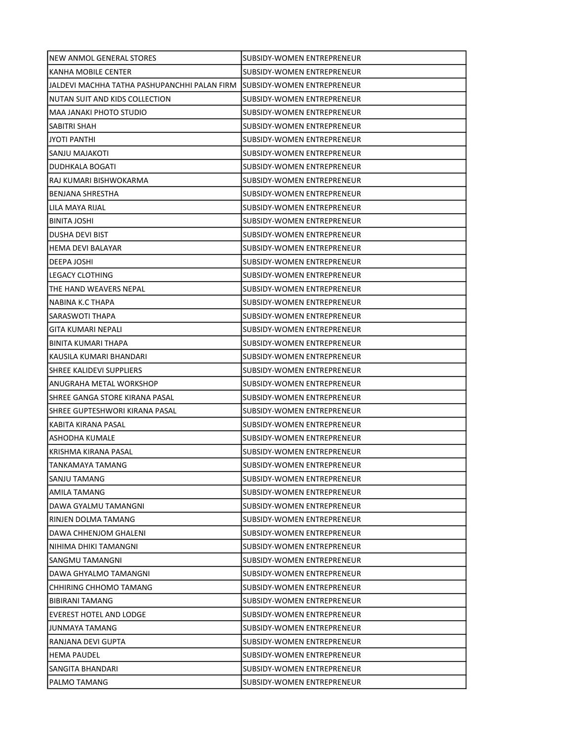| | |
|---|---|
| NEW ANMOL GENERAL STORES | SUBSIDY-WOMEN ENTREPRENEUR |
| KANHA MOBILE CENTER | SUBSIDY-WOMEN ENTREPRENEUR |
| JALDEVI MACHHA TATHA PASHUPANCHHI PALAN FIRM | SUBSIDY-WOMEN ENTREPRENEUR |
| NUTAN SUIT AND KIDS COLLECTION | SUBSIDY-WOMEN ENTREPRENEUR |
| MAA JANAKI PHOTO STUDIO | SUBSIDY-WOMEN ENTREPRENEUR |
| SABITRI SHAH | SUBSIDY-WOMEN ENTREPRENEUR |
| JYOTI PANTHI | SUBSIDY-WOMEN ENTREPRENEUR |
| SANJU MAJAKOTI | SUBSIDY-WOMEN ENTREPRENEUR |
| DUDHKALA BOGATI | SUBSIDY-WOMEN ENTREPRENEUR |
| RAJ KUMARI BISHWOKARMA | SUBSIDY-WOMEN ENTREPRENEUR |
| BENJANA SHRESTHA | SUBSIDY-WOMEN ENTREPRENEUR |
| LILA MAYA RIJAL | SUBSIDY-WOMEN ENTREPRENEUR |
| BINITA JOSHI | SUBSIDY-WOMEN ENTREPRENEUR |
| DUSHA DEVI BIST | SUBSIDY-WOMEN ENTREPRENEUR |
| HEMA DEVI BALAYAR | SUBSIDY-WOMEN ENTREPRENEUR |
| DEEPA JOSHI | SUBSIDY-WOMEN ENTREPRENEUR |
| LEGACY CLOTHING | SUBSIDY-WOMEN ENTREPRENEUR |
| THE HAND WEAVERS NEPAL | SUBSIDY-WOMEN ENTREPRENEUR |
| NABINA K.C THAPA | SUBSIDY-WOMEN ENTREPRENEUR |
| SARASWOTI THAPA | SUBSIDY-WOMEN ENTREPRENEUR |
| GITA KUMARI NEPALI | SUBSIDY-WOMEN ENTREPRENEUR |
| BINITA KUMARI THAPA | SUBSIDY-WOMEN ENTREPRENEUR |
| KAUSILA KUMARI BHANDARI | SUBSIDY-WOMEN ENTREPRENEUR |
| SHREE KALIDEVI SUPPLIERS | SUBSIDY-WOMEN ENTREPRENEUR |
| ANUGRAHA METAL WORKSHOP | SUBSIDY-WOMEN ENTREPRENEUR |
| SHREE GANGA STORE KIRANA PASAL | SUBSIDY-WOMEN ENTREPRENEUR |
| SHREE GUPTESHWORI KIRANA PASAL | SUBSIDY-WOMEN ENTREPRENEUR |
| KABITA KIRANA PASAL | SUBSIDY-WOMEN ENTREPRENEUR |
| ASHODHA KUMALE | SUBSIDY-WOMEN ENTREPRENEUR |
| KRISHMA KIRANA PASAL | SUBSIDY-WOMEN ENTREPRENEUR |
| TANKAMAYA TAMANG | SUBSIDY-WOMEN ENTREPRENEUR |
| SANJU TAMANG | SUBSIDY-WOMEN ENTREPRENEUR |
| AMILA TAMANG | SUBSIDY-WOMEN ENTREPRENEUR |
| DAWA GYALMU TAMANGNI | SUBSIDY-WOMEN ENTREPRENEUR |
| RINJEN DOLMA TAMANG | SUBSIDY-WOMEN ENTREPRENEUR |
| DAWA CHHENJOM GHALENI | SUBSIDY-WOMEN ENTREPRENEUR |
| NIHIMA DHIKI TAMANGNI | SUBSIDY-WOMEN ENTREPRENEUR |
| SANGMU TAMANGNI | SUBSIDY-WOMEN ENTREPRENEUR |
| DAWA GHYALMO TAMANGNI | SUBSIDY-WOMEN ENTREPRENEUR |
| CHHIRING CHHOMO TAMANG | SUBSIDY-WOMEN ENTREPRENEUR |
| BIBIRANI TAMANG | SUBSIDY-WOMEN ENTREPRENEUR |
| EVEREST HOTEL AND LODGE | SUBSIDY-WOMEN ENTREPRENEUR |
| JUNMAYA TAMANG | SUBSIDY-WOMEN ENTREPRENEUR |
| RANJANA DEVI GUPTA | SUBSIDY-WOMEN ENTREPRENEUR |
| HEMA PAUDEL | SUBSIDY-WOMEN ENTREPRENEUR |
| SANGITA BHANDARI | SUBSIDY-WOMEN ENTREPRENEUR |
| PALMO TAMANG | SUBSIDY-WOMEN ENTREPRENEUR |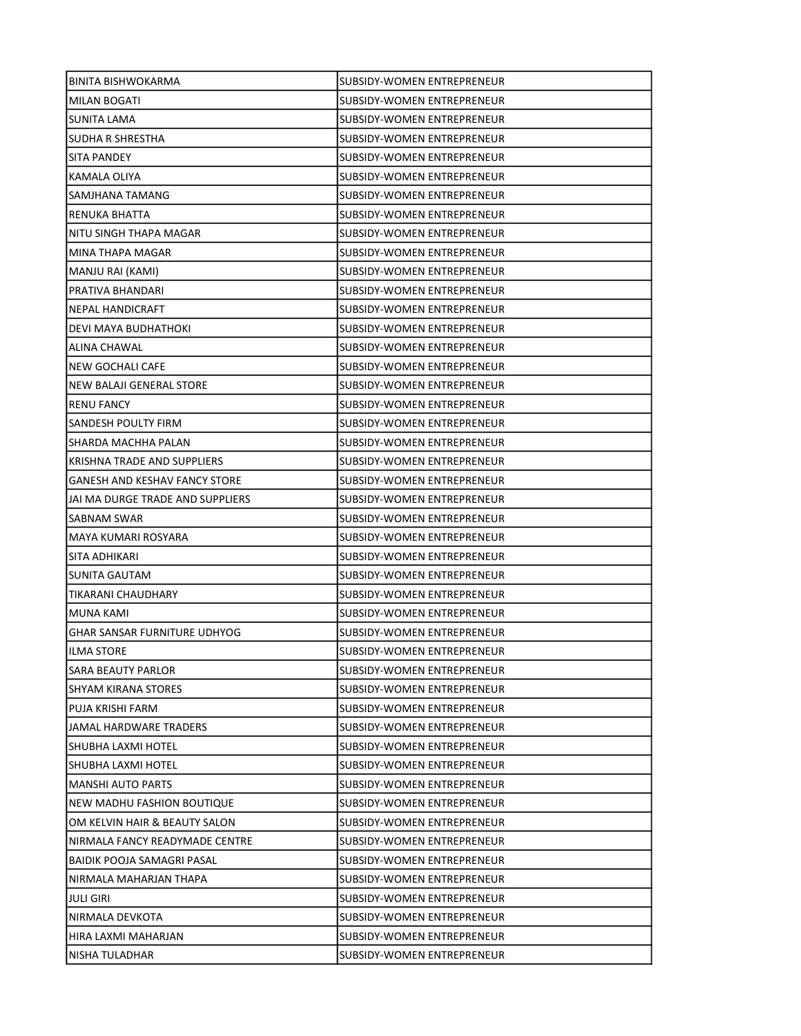| | |
|---|---|
| BINITA BISHWOKARMA | SUBSIDY-WOMEN ENTREPRENEUR |
| MILAN BOGATI | SUBSIDY-WOMEN ENTREPRENEUR |
| SUNITA LAMA | SUBSIDY-WOMEN ENTREPRENEUR |
| SUDHA R SHRESTHA | SUBSIDY-WOMEN ENTREPRENEUR |
| SITA PANDEY | SUBSIDY-WOMEN ENTREPRENEUR |
| KAMALA OLIYA | SUBSIDY-WOMEN ENTREPRENEUR |
| SAMJHANA TAMANG | SUBSIDY-WOMEN ENTREPRENEUR |
| RENUKA BHATTA | SUBSIDY-WOMEN ENTREPRENEUR |
| NITU SINGH THAPA MAGAR | SUBSIDY-WOMEN ENTREPRENEUR |
| MINA THAPA MAGAR | SUBSIDY-WOMEN ENTREPRENEUR |
| MANJU RAI (KAMI) | SUBSIDY-WOMEN ENTREPRENEUR |
| PRATIVA BHANDARI | SUBSIDY-WOMEN ENTREPRENEUR |
| NEPAL HANDICRAFT | SUBSIDY-WOMEN ENTREPRENEUR |
| DEVI MAYA BUDHATHOKI | SUBSIDY-WOMEN ENTREPRENEUR |
| ALINA CHAWAL | SUBSIDY-WOMEN ENTREPRENEUR |
| NEW GOCHALI CAFE | SUBSIDY-WOMEN ENTREPRENEUR |
| NEW BALAJI GENERAL STORE | SUBSIDY-WOMEN ENTREPRENEUR |
| RENU FANCY | SUBSIDY-WOMEN ENTREPRENEUR |
| SANDESH POULTY FIRM | SUBSIDY-WOMEN ENTREPRENEUR |
| SHARDA MACHHA PALAN | SUBSIDY-WOMEN ENTREPRENEUR |
| KRISHNA TRADE AND SUPPLIERS | SUBSIDY-WOMEN ENTREPRENEUR |
| GANESH AND KESHAV FANCY STORE | SUBSIDY-WOMEN ENTREPRENEUR |
| JAI MA DURGE TRADE AND SUPPLIERS | SUBSIDY-WOMEN ENTREPRENEUR |
| SABNAM SWAR | SUBSIDY-WOMEN ENTREPRENEUR |
| MAYA KUMARI ROSYARA | SUBSIDY-WOMEN ENTREPRENEUR |
| SITA ADHIKARI | SUBSIDY-WOMEN ENTREPRENEUR |
| SUNITA GAUTAM | SUBSIDY-WOMEN ENTREPRENEUR |
| TIKARANI CHAUDHARY | SUBSIDY-WOMEN ENTREPRENEUR |
| MUNA KAMI | SUBSIDY-WOMEN ENTREPRENEUR |
| GHAR SANSAR FURNITURE UDHYOG | SUBSIDY-WOMEN ENTREPRENEUR |
| ILMA STORE | SUBSIDY-WOMEN ENTREPRENEUR |
| SARA BEAUTY PARLOR | SUBSIDY-WOMEN ENTREPRENEUR |
| SHYAM KIRANA STORES | SUBSIDY-WOMEN ENTREPRENEUR |
| PUJA KRISHI FARM | SUBSIDY-WOMEN ENTREPRENEUR |
| JAMAL HARDWARE TRADERS | SUBSIDY-WOMEN ENTREPRENEUR |
| SHUBHA LAXMI HOTEL | SUBSIDY-WOMEN ENTREPRENEUR |
| SHUBHA LAXMI HOTEL | SUBSIDY-WOMEN ENTREPRENEUR |
| MANSHI AUTO PARTS | SUBSIDY-WOMEN ENTREPRENEUR |
| NEW MADHU FASHION BOUTIQUE | SUBSIDY-WOMEN ENTREPRENEUR |
| OM KELVIN HAIR & BEAUTY SALON | SUBSIDY-WOMEN ENTREPRENEUR |
| NIRMALA FANCY READYMADE CENTRE | SUBSIDY-WOMEN ENTREPRENEUR |
| BAIDIK POOJA SAMAGRI PASAL | SUBSIDY-WOMEN ENTREPRENEUR |
| NIRMALA MAHARJAN THAPA | SUBSIDY-WOMEN ENTREPRENEUR |
| JULI GIRI | SUBSIDY-WOMEN ENTREPRENEUR |
| NIRMALA DEVKOTA | SUBSIDY-WOMEN ENTREPRENEUR |
| HIRA LAXMI MAHARJAN | SUBSIDY-WOMEN ENTREPRENEUR |
| NISHA TULADHAR | SUBSIDY-WOMEN ENTREPRENEUR |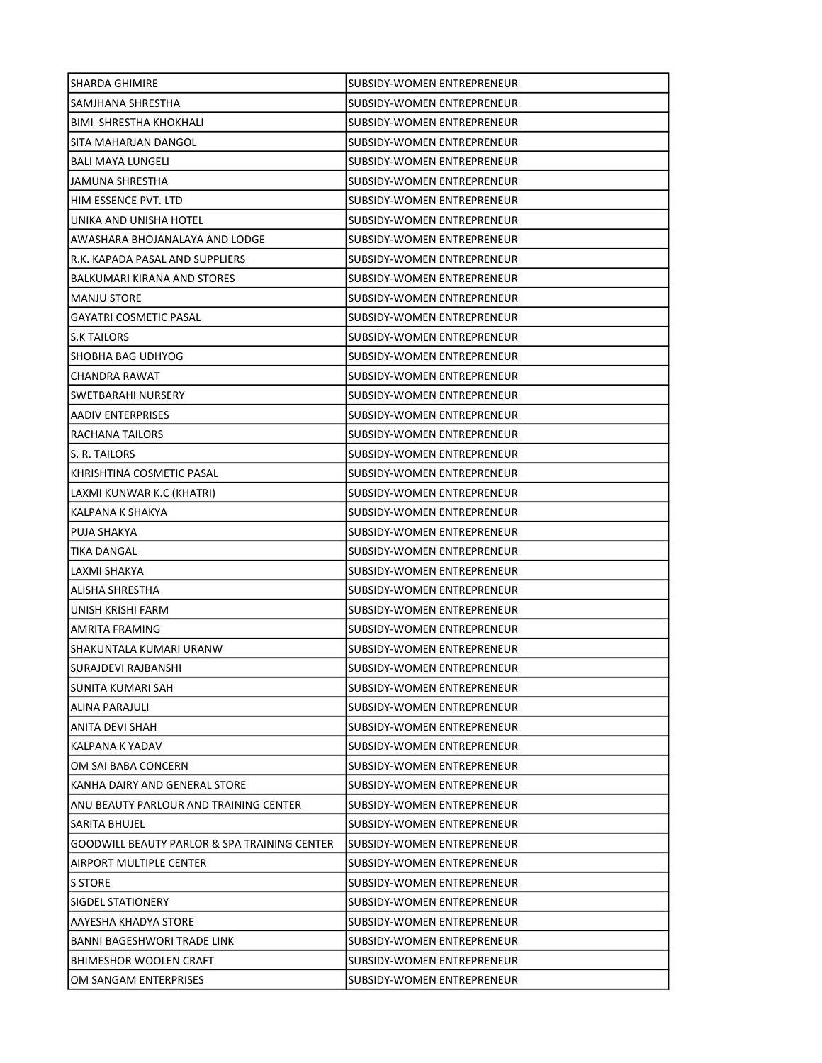| | |
|---|---|
| SHARDA GHIMIRE | SUBSIDY-WOMEN ENTREPRENEUR |
| SAMJHANA SHRESTHA | SUBSIDY-WOMEN ENTREPRENEUR |
| BIMI  SHRESTHA KHOKHALI | SUBSIDY-WOMEN ENTREPRENEUR |
| SITA MAHARJAN DANGOL | SUBSIDY-WOMEN ENTREPRENEUR |
| BALI MAYA LUNGELI | SUBSIDY-WOMEN ENTREPRENEUR |
| JAMUNA SHRESTHA | SUBSIDY-WOMEN ENTREPRENEUR |
| HIM ESSENCE PVT. LTD | SUBSIDY-WOMEN ENTREPRENEUR |
| UNIKA AND UNISHA HOTEL | SUBSIDY-WOMEN ENTREPRENEUR |
| AWASHARA BHOJANALAYA AND LODGE | SUBSIDY-WOMEN ENTREPRENEUR |
| R.K. KAPADA PASAL AND SUPPLIERS | SUBSIDY-WOMEN ENTREPRENEUR |
| BALKUMARI KIRANA AND STORES | SUBSIDY-WOMEN ENTREPRENEUR |
| MANJU STORE | SUBSIDY-WOMEN ENTREPRENEUR |
| GAYATRI COSMETIC PASAL | SUBSIDY-WOMEN ENTREPRENEUR |
| S.K TAILORS | SUBSIDY-WOMEN ENTREPRENEUR |
| SHOBHA BAG UDHYOG | SUBSIDY-WOMEN ENTREPRENEUR |
| CHANDRA RAWAT | SUBSIDY-WOMEN ENTREPRENEUR |
| SWETBARAHI NURSERY | SUBSIDY-WOMEN ENTREPRENEUR |
| AADIV ENTERPRISES | SUBSIDY-WOMEN ENTREPRENEUR |
| RACHANA TAILORS | SUBSIDY-WOMEN ENTREPRENEUR |
| S. R. TAILORS | SUBSIDY-WOMEN ENTREPRENEUR |
| KHRISHTINA COSMETIC PASAL | SUBSIDY-WOMEN ENTREPRENEUR |
| LAXMI KUNWAR K.C (KHATRI) | SUBSIDY-WOMEN ENTREPRENEUR |
| KALPANA K SHAKYA | SUBSIDY-WOMEN ENTREPRENEUR |
| PUJA SHAKYA | SUBSIDY-WOMEN ENTREPRENEUR |
| TIKA DANGAL | SUBSIDY-WOMEN ENTREPRENEUR |
| LAXMI SHAKYA | SUBSIDY-WOMEN ENTREPRENEUR |
| ALISHA SHRESTHA | SUBSIDY-WOMEN ENTREPRENEUR |
| UNISH KRISHI FARM | SUBSIDY-WOMEN ENTREPRENEUR |
| AMRITA FRAMING | SUBSIDY-WOMEN ENTREPRENEUR |
| SHAKUNTALA KUMARI URANW | SUBSIDY-WOMEN ENTREPRENEUR |
| SURAJDEVI RAJBANSHI | SUBSIDY-WOMEN ENTREPRENEUR |
| SUNITA KUMARI SAH | SUBSIDY-WOMEN ENTREPRENEUR |
| ALINA PARAJULI | SUBSIDY-WOMEN ENTREPRENEUR |
| ANITA DEVI SHAH | SUBSIDY-WOMEN ENTREPRENEUR |
| KALPANA K YADAV | SUBSIDY-WOMEN ENTREPRENEUR |
| OM SAI BABA CONCERN | SUBSIDY-WOMEN ENTREPRENEUR |
| KANHA DAIRY AND GENERAL STORE | SUBSIDY-WOMEN ENTREPRENEUR |
| ANU BEAUTY PARLOUR AND TRAINING CENTER | SUBSIDY-WOMEN ENTREPRENEUR |
| SARITA BHUJEL | SUBSIDY-WOMEN ENTREPRENEUR |
| GOODWILL BEAUTY PARLOR & SPA TRAINING CENTER | SUBSIDY-WOMEN ENTREPRENEUR |
| AIRPORT MULTIPLE CENTER | SUBSIDY-WOMEN ENTREPRENEUR |
| S STORE | SUBSIDY-WOMEN ENTREPRENEUR |
| SIGDEL STATIONERY | SUBSIDY-WOMEN ENTREPRENEUR |
| AAYESHA KHADYA STORE | SUBSIDY-WOMEN ENTREPRENEUR |
| BANNI BAGESHWORI TRADE LINK | SUBSIDY-WOMEN ENTREPRENEUR |
| BHIMESHOR WOOLEN CRAFT | SUBSIDY-WOMEN ENTREPRENEUR |
| OM SANGAM ENTERPRISES | SUBSIDY-WOMEN ENTREPRENEUR |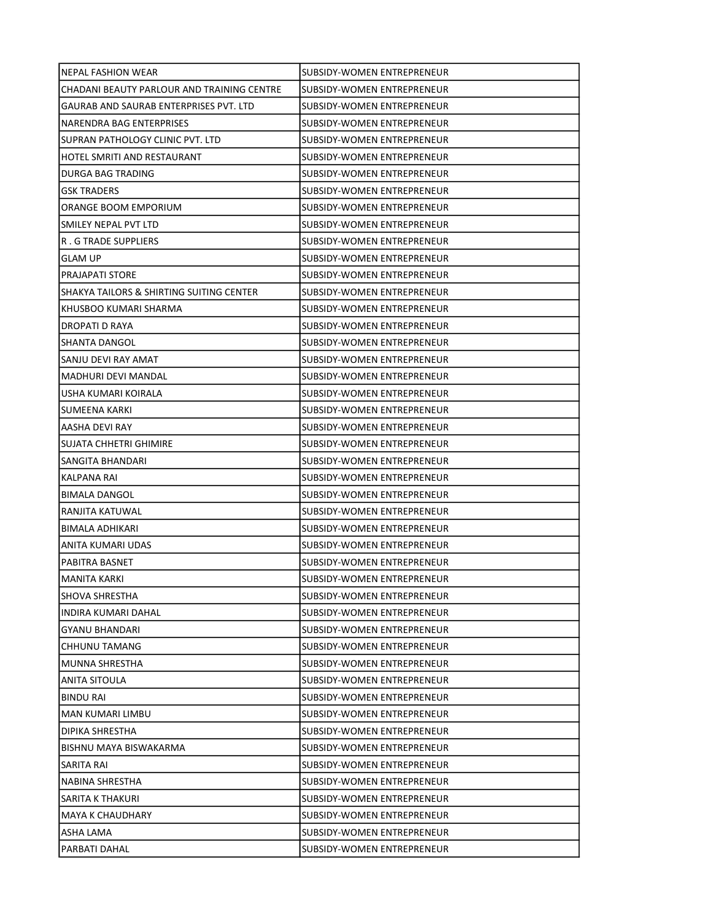| | |
|---|---|
| NEPAL FASHION WEAR | SUBSIDY-WOMEN ENTREPRENEUR |
| CHADANI BEAUTY PARLOUR AND TRAINING CENTRE | SUBSIDY-WOMEN ENTREPRENEUR |
| GAURAB AND SAURAB ENTERPRISES PVT. LTD | SUBSIDY-WOMEN ENTREPRENEUR |
| NARENDRA BAG ENTERPRISES | SUBSIDY-WOMEN ENTREPRENEUR |
| SUPRAN PATHOLOGY CLINIC PVT. LTD | SUBSIDY-WOMEN ENTREPRENEUR |
| HOTEL SMRITI AND RESTAURANT | SUBSIDY-WOMEN ENTREPRENEUR |
| DURGA BAG TRADING | SUBSIDY-WOMEN ENTREPRENEUR |
| GSK TRADERS | SUBSIDY-WOMEN ENTREPRENEUR |
| ORANGE BOOM EMPORIUM | SUBSIDY-WOMEN ENTREPRENEUR |
| SMILEY NEPAL PVT LTD | SUBSIDY-WOMEN ENTREPRENEUR |
| R . G TRADE SUPPLIERS | SUBSIDY-WOMEN ENTREPRENEUR |
| GLAM UP | SUBSIDY-WOMEN ENTREPRENEUR |
| PRAJAPATI STORE | SUBSIDY-WOMEN ENTREPRENEUR |
| SHAKYA TAILORS & SHIRTING SUITING CENTER | SUBSIDY-WOMEN ENTREPRENEUR |
| KHUSBOO KUMARI SHARMA | SUBSIDY-WOMEN ENTREPRENEUR |
| DROPATI D RAYA | SUBSIDY-WOMEN ENTREPRENEUR |
| SHANTA DANGOL | SUBSIDY-WOMEN ENTREPRENEUR |
| SANJU DEVI RAY AMAT | SUBSIDY-WOMEN ENTREPRENEUR |
| MADHURI DEVI MANDAL | SUBSIDY-WOMEN ENTREPRENEUR |
| USHA KUMARI KOIRALA | SUBSIDY-WOMEN ENTREPRENEUR |
| SUMEENA KARKI | SUBSIDY-WOMEN ENTREPRENEUR |
| AASHA DEVI RAY | SUBSIDY-WOMEN ENTREPRENEUR |
| SUJATA CHHETRI GHIMIRE | SUBSIDY-WOMEN ENTREPRENEUR |
| SANGITA BHANDARI | SUBSIDY-WOMEN ENTREPRENEUR |
| KALPANA RAI | SUBSIDY-WOMEN ENTREPRENEUR |
| BIMALA DANGOL | SUBSIDY-WOMEN ENTREPRENEUR |
| RANJITA KATUWAL | SUBSIDY-WOMEN ENTREPRENEUR |
| BIMALA ADHIKARI | SUBSIDY-WOMEN ENTREPRENEUR |
| ANITA KUMARI UDAS | SUBSIDY-WOMEN ENTREPRENEUR |
| PABITRA BASNET | SUBSIDY-WOMEN ENTREPRENEUR |
| MANITA KARKI | SUBSIDY-WOMEN ENTREPRENEUR |
| SHOVA SHRESTHA | SUBSIDY-WOMEN ENTREPRENEUR |
| INDIRA KUMARI DAHAL | SUBSIDY-WOMEN ENTREPRENEUR |
| GYANU BHANDARI | SUBSIDY-WOMEN ENTREPRENEUR |
| CHHUNU TAMANG | SUBSIDY-WOMEN ENTREPRENEUR |
| MUNNA SHRESTHA | SUBSIDY-WOMEN ENTREPRENEUR |
| ANITA SITOULA | SUBSIDY-WOMEN ENTREPRENEUR |
| BINDU RAI | SUBSIDY-WOMEN ENTREPRENEUR |
| MAN KUMARI LIMBU | SUBSIDY-WOMEN ENTREPRENEUR |
| DIPIKA SHRESTHA | SUBSIDY-WOMEN ENTREPRENEUR |
| BISHNU MAYA BISWAKARMA | SUBSIDY-WOMEN ENTREPRENEUR |
| SARITA RAI | SUBSIDY-WOMEN ENTREPRENEUR |
| NABINA SHRESTHA | SUBSIDY-WOMEN ENTREPRENEUR |
| SARITA K THAKURI | SUBSIDY-WOMEN ENTREPRENEUR |
| MAYA K CHAUDHARY | SUBSIDY-WOMEN ENTREPRENEUR |
| ASHA LAMA | SUBSIDY-WOMEN ENTREPRENEUR |
| PARBATI DAHAL | SUBSIDY-WOMEN ENTREPRENEUR |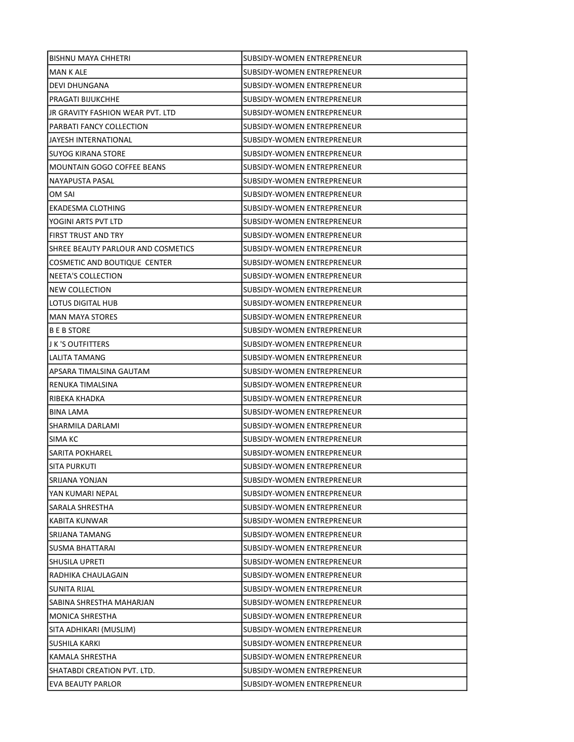| | |
|---|---|
| BISHNU MAYA CHHETRI | SUBSIDY-WOMEN ENTREPRENEUR |
| MAN K ALE | SUBSIDY-WOMEN ENTREPRENEUR |
| DEVI DHUNGANA | SUBSIDY-WOMEN ENTREPRENEUR |
| PRAGATI BIJUKCHHE | SUBSIDY-WOMEN ENTREPRENEUR |
| JR GRAVITY FASHION WEAR PVT. LTD | SUBSIDY-WOMEN ENTREPRENEUR |
| PARBATI FANCY COLLECTION | SUBSIDY-WOMEN ENTREPRENEUR |
| JAYESH INTERNATIONAL | SUBSIDY-WOMEN ENTREPRENEUR |
| SUYOG KIRANA STORE | SUBSIDY-WOMEN ENTREPRENEUR |
| MOUNTAIN GOGO COFFEE BEANS | SUBSIDY-WOMEN ENTREPRENEUR |
| NAYAPUSTA PASAL | SUBSIDY-WOMEN ENTREPRENEUR |
| OM SAI | SUBSIDY-WOMEN ENTREPRENEUR |
| EKADESMA CLOTHING | SUBSIDY-WOMEN ENTREPRENEUR |
| YOGINI ARTS PVT LTD | SUBSIDY-WOMEN ENTREPRENEUR |
| FIRST TRUST AND TRY | SUBSIDY-WOMEN ENTREPRENEUR |
| SHREE BEAUTY PARLOUR AND COSMETICS | SUBSIDY-WOMEN ENTREPRENEUR |
| COSMETIC AND BOUTIQUE CENTER | SUBSIDY-WOMEN ENTREPRENEUR |
| NEETA'S COLLECTION | SUBSIDY-WOMEN ENTREPRENEUR |
| NEW COLLECTION | SUBSIDY-WOMEN ENTREPRENEUR |
| LOTUS DIGITAL HUB | SUBSIDY-WOMEN ENTREPRENEUR |
| MAN MAYA STORES | SUBSIDY-WOMEN ENTREPRENEUR |
| B E B STORE | SUBSIDY-WOMEN ENTREPRENEUR |
| J K 'S OUTFITTERS | SUBSIDY-WOMEN ENTREPRENEUR |
| LALITA TAMANG | SUBSIDY-WOMEN ENTREPRENEUR |
| APSARA TIMALSINA GAUTAM | SUBSIDY-WOMEN ENTREPRENEUR |
| RENUKA TIMALSINA | SUBSIDY-WOMEN ENTREPRENEUR |
| RIBEKA KHADKA | SUBSIDY-WOMEN ENTREPRENEUR |
| BINA LAMA | SUBSIDY-WOMEN ENTREPRENEUR |
| SHARMILA DARLAMI | SUBSIDY-WOMEN ENTREPRENEUR |
| SIMA KC | SUBSIDY-WOMEN ENTREPRENEUR |
| SARITA POKHAREL | SUBSIDY-WOMEN ENTREPRENEUR |
| SITA PURKUTI | SUBSIDY-WOMEN ENTREPRENEUR |
| SRIJANA YONJAN | SUBSIDY-WOMEN ENTREPRENEUR |
| YAN KUMARI NEPAL | SUBSIDY-WOMEN ENTREPRENEUR |
| SARALA SHRESTHA | SUBSIDY-WOMEN ENTREPRENEUR |
| KABITA KUNWAR | SUBSIDY-WOMEN ENTREPRENEUR |
| SRIJANA TAMANG | SUBSIDY-WOMEN ENTREPRENEUR |
| SUSMA BHATTARAI | SUBSIDY-WOMEN ENTREPRENEUR |
| SHUSILA UPRETI | SUBSIDY-WOMEN ENTREPRENEUR |
| RADHIKA CHAULAGAIN | SUBSIDY-WOMEN ENTREPRENEUR |
| SUNITA RIJAL | SUBSIDY-WOMEN ENTREPRENEUR |
| SABINA SHRESTHA MAHARJAN | SUBSIDY-WOMEN ENTREPRENEUR |
| MONICA SHRESTHA | SUBSIDY-WOMEN ENTREPRENEUR |
| SITA ADHIKARI (MUSLIM) | SUBSIDY-WOMEN ENTREPRENEUR |
| SUSHILA KARKI | SUBSIDY-WOMEN ENTREPRENEUR |
| KAMALA SHRESTHA | SUBSIDY-WOMEN ENTREPRENEUR |
| SHATABDI CREATION PVT. LTD. | SUBSIDY-WOMEN ENTREPRENEUR |
| EVA BEAUTY PARLOR | SUBSIDY-WOMEN ENTREPRENEUR |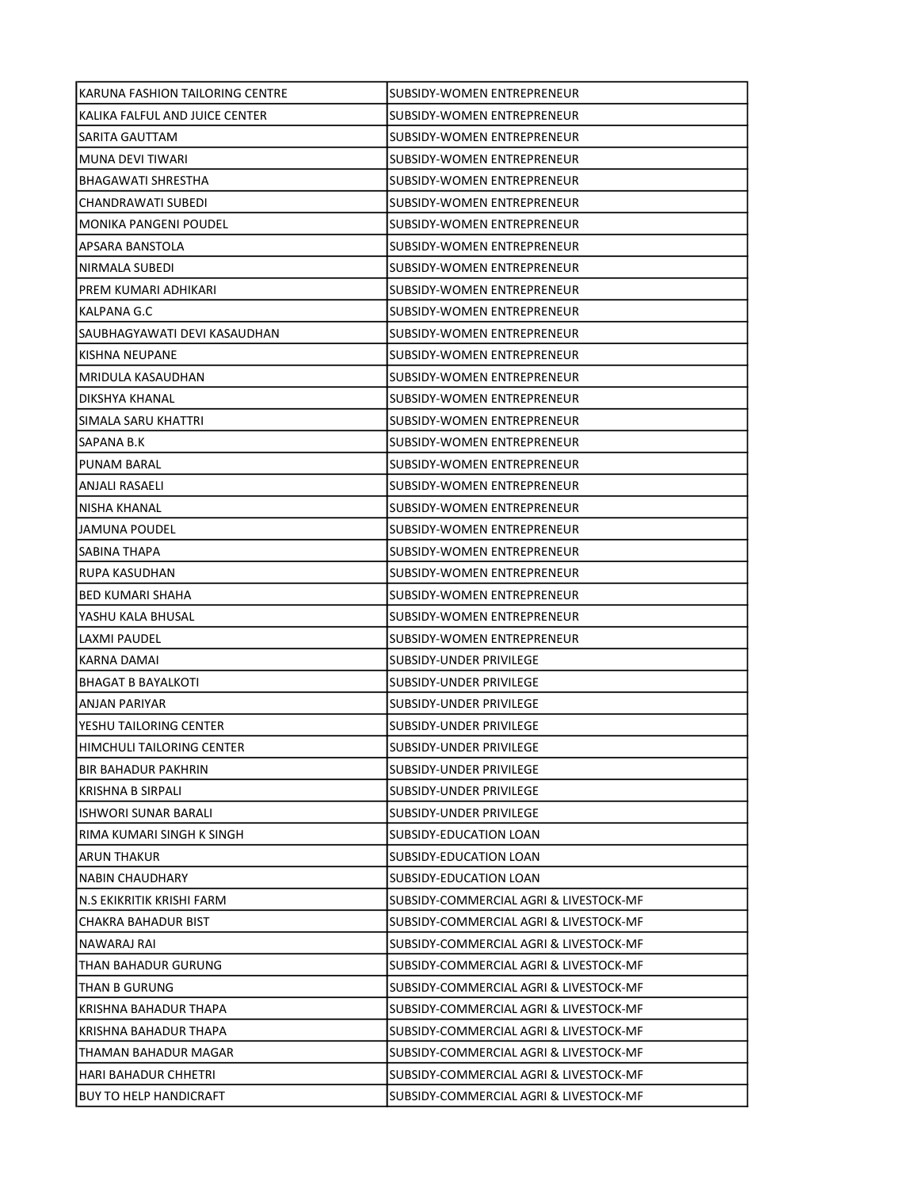| KARUNA FASHION TAILORING CENTRE | SUBSIDY-WOMEN ENTREPRENEUR |
|---|---|
| KALIKA FALFUL AND JUICE CENTER | SUBSIDY-WOMEN ENTREPRENEUR |
| SARITA GAUTTAM | SUBSIDY-WOMEN ENTREPRENEUR |
| MUNA DEVI TIWARI | SUBSIDY-WOMEN ENTREPRENEUR |
| BHAGAWATI SHRESTHA | SUBSIDY-WOMEN ENTREPRENEUR |
| CHANDRAWATI SUBEDI | SUBSIDY-WOMEN ENTREPRENEUR |
| MONIKA PANGENI POUDEL | SUBSIDY-WOMEN ENTREPRENEUR |
| APSARA BANSTOLA | SUBSIDY-WOMEN ENTREPRENEUR |
| NIRMALA SUBEDI | SUBSIDY-WOMEN ENTREPRENEUR |
| PREM KUMARI ADHIKARI | SUBSIDY-WOMEN ENTREPRENEUR |
| KALPANA G.C | SUBSIDY-WOMEN ENTREPRENEUR |
| SAUBHAGYAWATI DEVI KASAUDHAN | SUBSIDY-WOMEN ENTREPRENEUR |
| KISHNA NEUPANE | SUBSIDY-WOMEN ENTREPRENEUR |
| MRIDULA KASAUDHAN | SUBSIDY-WOMEN ENTREPRENEUR |
| DIKSHYA KHANAL | SUBSIDY-WOMEN ENTREPRENEUR |
| SIMALA SARU KHATTRI | SUBSIDY-WOMEN ENTREPRENEUR |
| SAPANA B.K | SUBSIDY-WOMEN ENTREPRENEUR |
| PUNAM BARAL | SUBSIDY-WOMEN ENTREPRENEUR |
| ANJALI RASAELI | SUBSIDY-WOMEN ENTREPRENEUR |
| NISHA KHANAL | SUBSIDY-WOMEN ENTREPRENEUR |
| JAMUNA POUDEL | SUBSIDY-WOMEN ENTREPRENEUR |
| SABINA THAPA | SUBSIDY-WOMEN ENTREPRENEUR |
| RUPA KASUDHAN | SUBSIDY-WOMEN ENTREPRENEUR |
| BED KUMARI SHAHA | SUBSIDY-WOMEN ENTREPRENEUR |
| YASHU KALA BHUSAL | SUBSIDY-WOMEN ENTREPRENEUR |
| LAXMI PAUDEL | SUBSIDY-WOMEN ENTREPRENEUR |
| KARNA DAMAI | SUBSIDY-UNDER PRIVILEGE |
| BHAGAT B BAYALKOTI | SUBSIDY-UNDER PRIVILEGE |
| ANJAN PARIYAR | SUBSIDY-UNDER PRIVILEGE |
| YESHU TAILORING CENTER | SUBSIDY-UNDER PRIVILEGE |
| HIMCHULI TAILORING CENTER | SUBSIDY-UNDER PRIVILEGE |
| BIR BAHADUR PAKHRIN | SUBSIDY-UNDER PRIVILEGE |
| KRISHNA B SIRPALI | SUBSIDY-UNDER PRIVILEGE |
| ISHWORI SUNAR BARALI | SUBSIDY-UNDER PRIVILEGE |
| RIMA KUMARI SINGH K SINGH | SUBSIDY-EDUCATION LOAN |
| ARUN THAKUR | SUBSIDY-EDUCATION LOAN |
| NABIN CHAUDHARY | SUBSIDY-EDUCATION LOAN |
| N.S EKIKRITIK KRISHI FARM | SUBSIDY-COMMERCIAL AGRI & LIVESTOCK-MF |
| CHAKRA BAHADUR BIST | SUBSIDY-COMMERCIAL AGRI & LIVESTOCK-MF |
| NAWARAJ RAI | SUBSIDY-COMMERCIAL AGRI & LIVESTOCK-MF |
| THAN BAHADUR GURUNG | SUBSIDY-COMMERCIAL AGRI & LIVESTOCK-MF |
| THAN B GURUNG | SUBSIDY-COMMERCIAL AGRI & LIVESTOCK-MF |
| KRISHNA BAHADUR THAPA | SUBSIDY-COMMERCIAL AGRI & LIVESTOCK-MF |
| KRISHNA BAHADUR THAPA | SUBSIDY-COMMERCIAL AGRI & LIVESTOCK-MF |
| THAMAN BAHADUR MAGAR | SUBSIDY-COMMERCIAL AGRI & LIVESTOCK-MF |
| HARI BAHADUR CHHETRI | SUBSIDY-COMMERCIAL AGRI & LIVESTOCK-MF |
| BUY TO HELP HANDICRAFT | SUBSIDY-COMMERCIAL AGRI & LIVESTOCK-MF |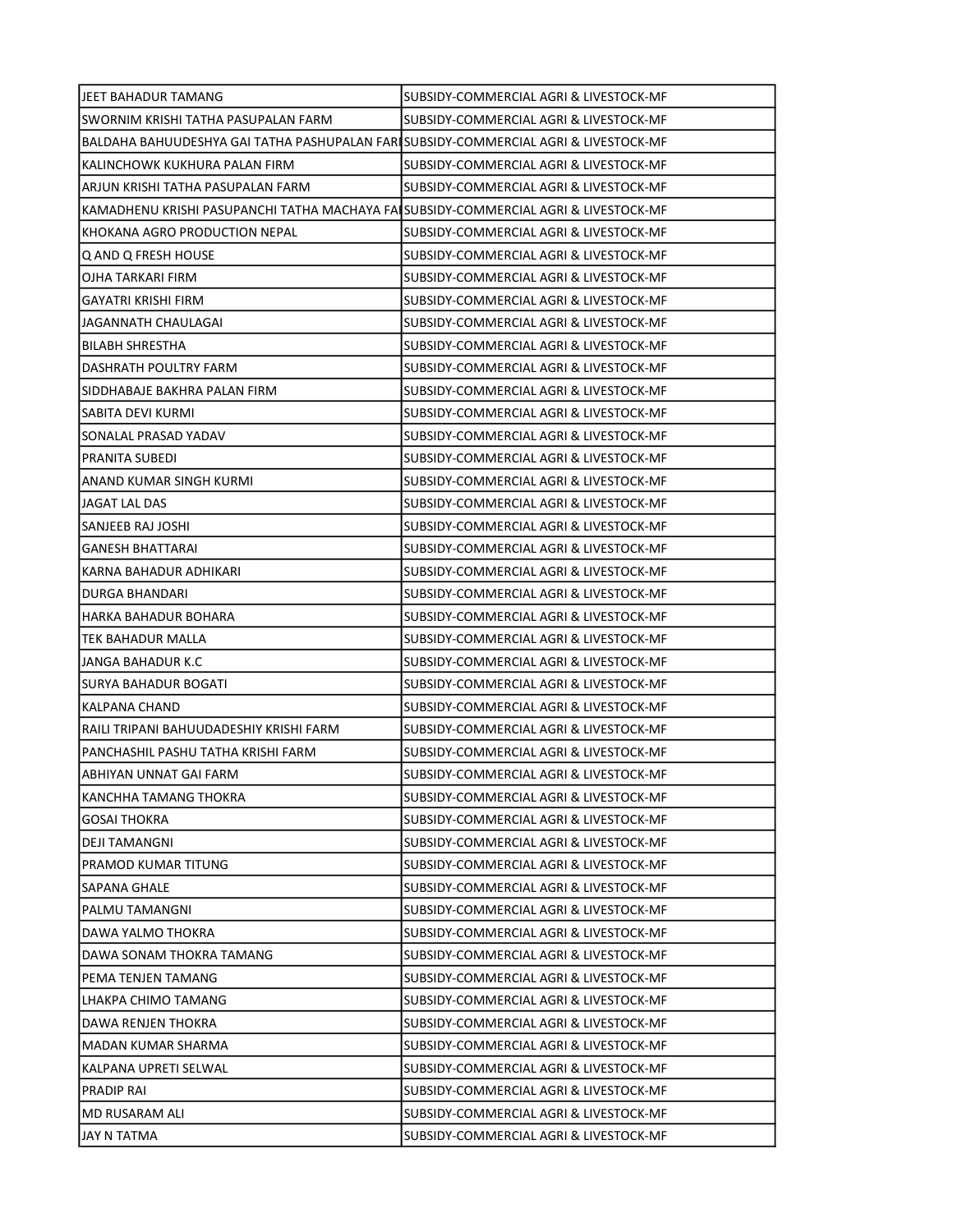| | |
|---|---|
| JEET BAHADUR TAMANG | SUBSIDY-COMMERCIAL AGRI & LIVESTOCK-MF |
| SWORNIM KRISHI TATHA PASUPALAN FARM | SUBSIDY-COMMERCIAL AGRI & LIVESTOCK-MF |
| BALDAHA BAHUUDESHYA GAI TATHA PASHUPALAN FAR | SUBSIDY-COMMERCIAL AGRI & LIVESTOCK-MF |
| KALINCHOWK KUKHURA PALAN FIRM | SUBSIDY-COMMERCIAL AGRI & LIVESTOCK-MF |
| ARJUN KRISHI TATHA PASUPALAN FARM | SUBSIDY-COMMERCIAL AGRI & LIVESTOCK-MF |
| KAMADHENU KRISHI PASUPANCHI TATHA MACHAYA FA | SUBSIDY-COMMERCIAL AGRI & LIVESTOCK-MF |
| KHOKANA AGRO PRODUCTION NEPAL | SUBSIDY-COMMERCIAL AGRI & LIVESTOCK-MF |
| Q AND Q FRESH HOUSE | SUBSIDY-COMMERCIAL AGRI & LIVESTOCK-MF |
| OJHA TARKARI FIRM | SUBSIDY-COMMERCIAL AGRI & LIVESTOCK-MF |
| GAYATRI KRISHI FIRM | SUBSIDY-COMMERCIAL AGRI & LIVESTOCK-MF |
| JAGANNATH CHAULAGAI | SUBSIDY-COMMERCIAL AGRI & LIVESTOCK-MF |
| BILABH SHRESTHA | SUBSIDY-COMMERCIAL AGRI & LIVESTOCK-MF |
| DASHRATH POULTRY FARM | SUBSIDY-COMMERCIAL AGRI & LIVESTOCK-MF |
| SIDDHABAJE BAKHRA PALAN FIRM | SUBSIDY-COMMERCIAL AGRI & LIVESTOCK-MF |
| SABITA DEVI KURMI | SUBSIDY-COMMERCIAL AGRI & LIVESTOCK-MF |
| SONALAL PRASAD YADAV | SUBSIDY-COMMERCIAL AGRI & LIVESTOCK-MF |
| PRANITA SUBEDI | SUBSIDY-COMMERCIAL AGRI & LIVESTOCK-MF |
| ANAND KUMAR SINGH KURMI | SUBSIDY-COMMERCIAL AGRI & LIVESTOCK-MF |
| JAGAT LAL DAS | SUBSIDY-COMMERCIAL AGRI & LIVESTOCK-MF |
| SANJEEB RAJ JOSHI | SUBSIDY-COMMERCIAL AGRI & LIVESTOCK-MF |
| GANESH BHATTARAI | SUBSIDY-COMMERCIAL AGRI & LIVESTOCK-MF |
| KARNA BAHADUR ADHIKARI | SUBSIDY-COMMERCIAL AGRI & LIVESTOCK-MF |
| DURGA BHANDARI | SUBSIDY-COMMERCIAL AGRI & LIVESTOCK-MF |
| HARKA BAHADUR BOHARA | SUBSIDY-COMMERCIAL AGRI & LIVESTOCK-MF |
| TEK BAHADUR MALLA | SUBSIDY-COMMERCIAL AGRI & LIVESTOCK-MF |
| JANGA BAHADUR K.C | SUBSIDY-COMMERCIAL AGRI & LIVESTOCK-MF |
| SURYA BAHADUR BOGATI | SUBSIDY-COMMERCIAL AGRI & LIVESTOCK-MF |
| KALPANA CHAND | SUBSIDY-COMMERCIAL AGRI & LIVESTOCK-MF |
| RAILI TRIPANI BAHUUDADESHIY KRISHI FARM | SUBSIDY-COMMERCIAL AGRI & LIVESTOCK-MF |
| PANCHASHIL PASHU TATHA KRISHI FARM | SUBSIDY-COMMERCIAL AGRI & LIVESTOCK-MF |
| ABHIYAN UNNAT GAI FARM | SUBSIDY-COMMERCIAL AGRI & LIVESTOCK-MF |
| KANCHHA TAMANG THOKRA | SUBSIDY-COMMERCIAL AGRI & LIVESTOCK-MF |
| GOSAI THOKRA | SUBSIDY-COMMERCIAL AGRI & LIVESTOCK-MF |
| DEJI TAMANGNI | SUBSIDY-COMMERCIAL AGRI & LIVESTOCK-MF |
| PRAMOD KUMAR TITUNG | SUBSIDY-COMMERCIAL AGRI & LIVESTOCK-MF |
| SAPANA GHALE | SUBSIDY-COMMERCIAL AGRI & LIVESTOCK-MF |
| PALMU TAMANGNI | SUBSIDY-COMMERCIAL AGRI & LIVESTOCK-MF |
| DAWA YALMO THOKRA | SUBSIDY-COMMERCIAL AGRI & LIVESTOCK-MF |
| DAWA SONAM THOKRA TAMANG | SUBSIDY-COMMERCIAL AGRI & LIVESTOCK-MF |
| PEMA TENJEN TAMANG | SUBSIDY-COMMERCIAL AGRI & LIVESTOCK-MF |
| LHAKPA CHIMO TAMANG | SUBSIDY-COMMERCIAL AGRI & LIVESTOCK-MF |
| DAWA RENJEN THOKRA | SUBSIDY-COMMERCIAL AGRI & LIVESTOCK-MF |
| MADAN KUMAR SHARMA | SUBSIDY-COMMERCIAL AGRI & LIVESTOCK-MF |
| KALPANA UPRETI SELWAL | SUBSIDY-COMMERCIAL AGRI & LIVESTOCK-MF |
| PRADIP RAI | SUBSIDY-COMMERCIAL AGRI & LIVESTOCK-MF |
| MD RUSARAM ALI | SUBSIDY-COMMERCIAL AGRI & LIVESTOCK-MF |
| JAY N TATMA | SUBSIDY-COMMERCIAL AGRI & LIVESTOCK-MF |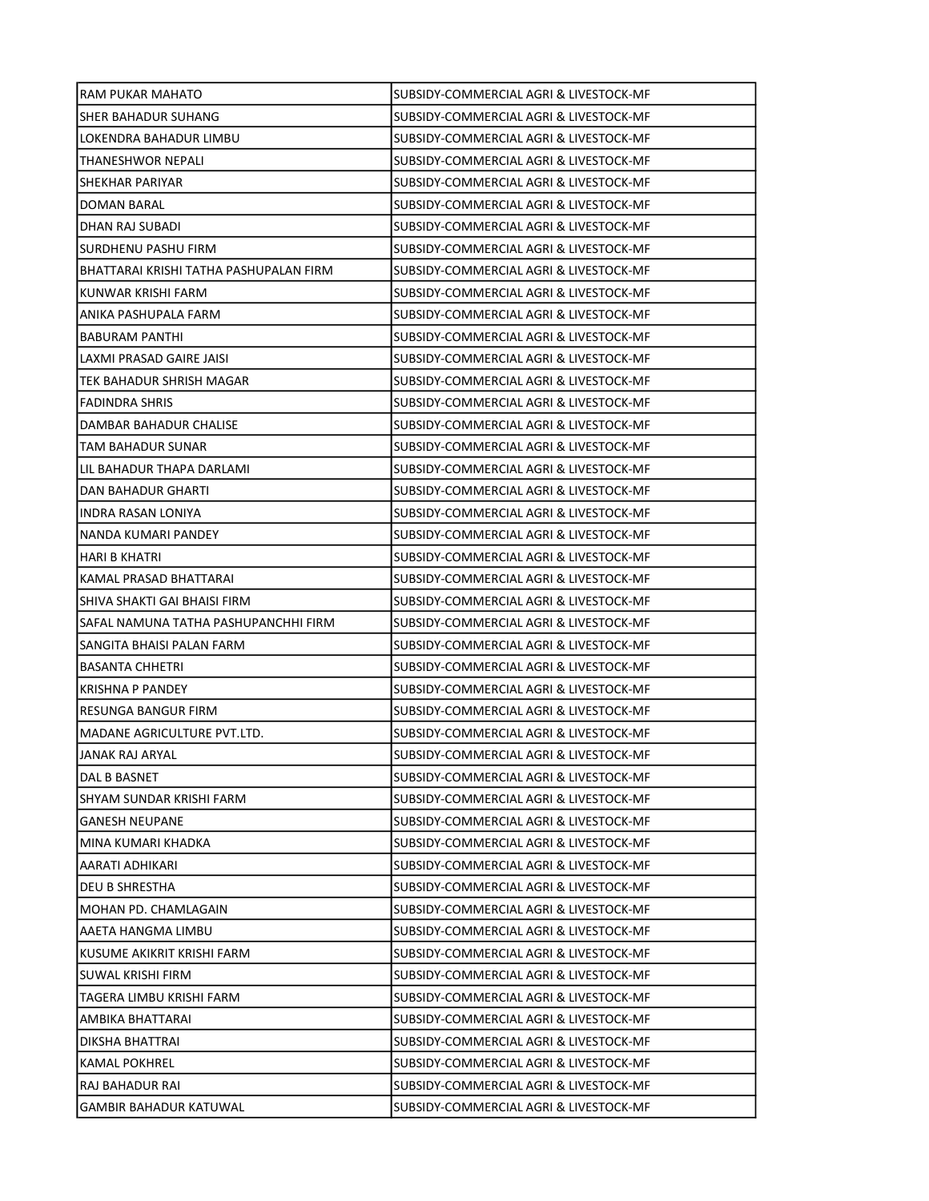| | |
|---|---|
| RAM PUKAR MAHATO | SUBSIDY-COMMERCIAL AGRI & LIVESTOCK-MF |
| SHER BAHADUR SUHANG | SUBSIDY-COMMERCIAL AGRI & LIVESTOCK-MF |
| LOKENDRA BAHADUR LIMBU | SUBSIDY-COMMERCIAL AGRI & LIVESTOCK-MF |
| THANESHWOR NEPALI | SUBSIDY-COMMERCIAL AGRI & LIVESTOCK-MF |
| SHEKHAR PARIYAR | SUBSIDY-COMMERCIAL AGRI & LIVESTOCK-MF |
| DOMAN BARAL | SUBSIDY-COMMERCIAL AGRI & LIVESTOCK-MF |
| DHAN RAJ SUBADI | SUBSIDY-COMMERCIAL AGRI & LIVESTOCK-MF |
| SURDHENU PASHU FIRM | SUBSIDY-COMMERCIAL AGRI & LIVESTOCK-MF |
| BHATTARAI KRISHI TATHA PASHUPALAN FIRM | SUBSIDY-COMMERCIAL AGRI & LIVESTOCK-MF |
| KUNWAR KRISHI FARM | SUBSIDY-COMMERCIAL AGRI & LIVESTOCK-MF |
| ANIKA PASHUPALA FARM | SUBSIDY-COMMERCIAL AGRI & LIVESTOCK-MF |
| BABURAM PANTHI | SUBSIDY-COMMERCIAL AGRI & LIVESTOCK-MF |
| LAXMI PRASAD GAIRE JAISI | SUBSIDY-COMMERCIAL AGRI & LIVESTOCK-MF |
| TEK BAHADUR SHRISH MAGAR | SUBSIDY-COMMERCIAL AGRI & LIVESTOCK-MF |
| FADINDRA SHRIS | SUBSIDY-COMMERCIAL AGRI & LIVESTOCK-MF |
| DAMBAR BAHADUR CHALISE | SUBSIDY-COMMERCIAL AGRI & LIVESTOCK-MF |
| TAM BAHADUR SUNAR | SUBSIDY-COMMERCIAL AGRI & LIVESTOCK-MF |
| LIL BAHADUR THAPA DARLAMI | SUBSIDY-COMMERCIAL AGRI & LIVESTOCK-MF |
| DAN BAHADUR GHARTI | SUBSIDY-COMMERCIAL AGRI & LIVESTOCK-MF |
| INDRA RASAN LONIYA | SUBSIDY-COMMERCIAL AGRI & LIVESTOCK-MF |
| NANDA KUMARI PANDEY | SUBSIDY-COMMERCIAL AGRI & LIVESTOCK-MF |
| HARI B KHATRI | SUBSIDY-COMMERCIAL AGRI & LIVESTOCK-MF |
| KAMAL PRASAD BHATTARAI | SUBSIDY-COMMERCIAL AGRI & LIVESTOCK-MF |
| SHIVA SHAKTI GAI BHAISI FIRM | SUBSIDY-COMMERCIAL AGRI & LIVESTOCK-MF |
| SAFAL NAMUNA TATHA PASHUPANCHHI FIRM | SUBSIDY-COMMERCIAL AGRI & LIVESTOCK-MF |
| SANGITA BHAISI PALAN FARM | SUBSIDY-COMMERCIAL AGRI & LIVESTOCK-MF |
| BASANTA CHHETRI | SUBSIDY-COMMERCIAL AGRI & LIVESTOCK-MF |
| KRISHNA P PANDEY | SUBSIDY-COMMERCIAL AGRI & LIVESTOCK-MF |
| RESUNGA BANGUR FIRM | SUBSIDY-COMMERCIAL AGRI & LIVESTOCK-MF |
| MADANE AGRICULTURE PVT.LTD. | SUBSIDY-COMMERCIAL AGRI & LIVESTOCK-MF |
| JANAK RAJ ARYAL | SUBSIDY-COMMERCIAL AGRI & LIVESTOCK-MF |
| DAL B BASNET | SUBSIDY-COMMERCIAL AGRI & LIVESTOCK-MF |
| SHYAM SUNDAR KRISHI FARM | SUBSIDY-COMMERCIAL AGRI & LIVESTOCK-MF |
| GANESH NEUPANE | SUBSIDY-COMMERCIAL AGRI & LIVESTOCK-MF |
| MINA KUMARI KHADKA | SUBSIDY-COMMERCIAL AGRI & LIVESTOCK-MF |
| AARATI ADHIKARI | SUBSIDY-COMMERCIAL AGRI & LIVESTOCK-MF |
| DEU B SHRESTHA | SUBSIDY-COMMERCIAL AGRI & LIVESTOCK-MF |
| MOHAN PD. CHAMLAGAIN | SUBSIDY-COMMERCIAL AGRI & LIVESTOCK-MF |
| AAETA HANGMA LIMBU | SUBSIDY-COMMERCIAL AGRI & LIVESTOCK-MF |
| KUSUME AKIKRIT KRISHI FARM | SUBSIDY-COMMERCIAL AGRI & LIVESTOCK-MF |
| SUWAL KRISHI FIRM | SUBSIDY-COMMERCIAL AGRI & LIVESTOCK-MF |
| TAGERA LIMBU KRISHI FARM | SUBSIDY-COMMERCIAL AGRI & LIVESTOCK-MF |
| AMBIKA BHATTARAI | SUBSIDY-COMMERCIAL AGRI & LIVESTOCK-MF |
| DIKSHA BHATTRAI | SUBSIDY-COMMERCIAL AGRI & LIVESTOCK-MF |
| KAMAL POKHREL | SUBSIDY-COMMERCIAL AGRI & LIVESTOCK-MF |
| RAJ BAHADUR RAI | SUBSIDY-COMMERCIAL AGRI & LIVESTOCK-MF |
| GAMBIR BAHADUR KATUWAL | SUBSIDY-COMMERCIAL AGRI & LIVESTOCK-MF |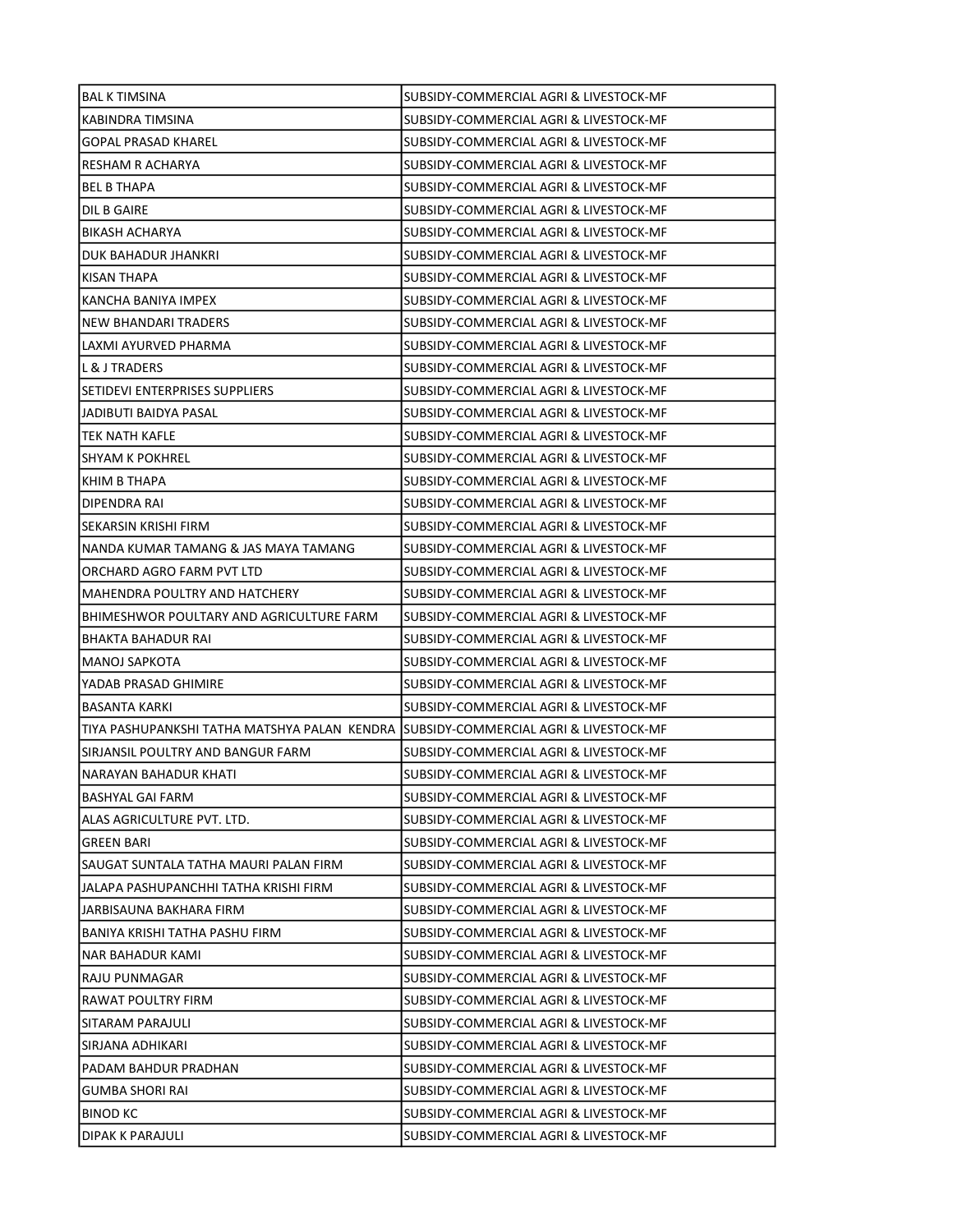| BAL K TIMSINA | SUBSIDY-COMMERCIAL AGRI & LIVESTOCK-MF |
|---|---|
| KABINDRA TIMSINA | SUBSIDY-COMMERCIAL AGRI & LIVESTOCK-MF |
| GOPAL PRASAD KHAREL | SUBSIDY-COMMERCIAL AGRI & LIVESTOCK-MF |
| RESHAM R ACHARYA | SUBSIDY-COMMERCIAL AGRI & LIVESTOCK-MF |
| BEL B THAPA | SUBSIDY-COMMERCIAL AGRI & LIVESTOCK-MF |
| DIL B GAIRE | SUBSIDY-COMMERCIAL AGRI & LIVESTOCK-MF |
| BIKASH ACHARYA | SUBSIDY-COMMERCIAL AGRI & LIVESTOCK-MF |
| DUK BAHADUR JHANKRI | SUBSIDY-COMMERCIAL AGRI & LIVESTOCK-MF |
| KISAN THAPA | SUBSIDY-COMMERCIAL AGRI & LIVESTOCK-MF |
| KANCHA BANIYA IMPEX | SUBSIDY-COMMERCIAL AGRI & LIVESTOCK-MF |
| NEW BHANDARI TRADERS | SUBSIDY-COMMERCIAL AGRI & LIVESTOCK-MF |
| LAXMI AYURVED PHARMA | SUBSIDY-COMMERCIAL AGRI & LIVESTOCK-MF |
| L & J TRADERS | SUBSIDY-COMMERCIAL AGRI & LIVESTOCK-MF |
| SETIDEVI ENTERPRISES SUPPLIERS | SUBSIDY-COMMERCIAL AGRI & LIVESTOCK-MF |
| JADIBUTI BAIDYA PASAL | SUBSIDY-COMMERCIAL AGRI & LIVESTOCK-MF |
| TEK NATH KAFLE | SUBSIDY-COMMERCIAL AGRI & LIVESTOCK-MF |
| SHYAM K POKHREL | SUBSIDY-COMMERCIAL AGRI & LIVESTOCK-MF |
| KHIM B THAPA | SUBSIDY-COMMERCIAL AGRI & LIVESTOCK-MF |
| DIPENDRA RAI | SUBSIDY-COMMERCIAL AGRI & LIVESTOCK-MF |
| SEKARSIN KRISHI FIRM | SUBSIDY-COMMERCIAL AGRI & LIVESTOCK-MF |
| NANDA KUMAR TAMANG & JAS MAYA TAMANG | SUBSIDY-COMMERCIAL AGRI & LIVESTOCK-MF |
| ORCHARD AGRO FARM PVT LTD | SUBSIDY-COMMERCIAL AGRI & LIVESTOCK-MF |
| MAHENDRA POULTRY AND HATCHERY | SUBSIDY-COMMERCIAL AGRI & LIVESTOCK-MF |
| BHIMESHWOR POULTARY AND AGRICULTURE FARM | SUBSIDY-COMMERCIAL AGRI & LIVESTOCK-MF |
| BHAKTA BAHADUR RAI | SUBSIDY-COMMERCIAL AGRI & LIVESTOCK-MF |
| MANOJ SAPKOTA | SUBSIDY-COMMERCIAL AGRI & LIVESTOCK-MF |
| YADAB PRASAD GHIMIRE | SUBSIDY-COMMERCIAL AGRI & LIVESTOCK-MF |
| BASANTA KARKI | SUBSIDY-COMMERCIAL AGRI & LIVESTOCK-MF |
| TIYA PASHUPANKSHI TATHA MATSHYA PALAN KENDRA | SUBSIDY-COMMERCIAL AGRI & LIVESTOCK-MF |
| SIRJANSIL POULTRY AND BANGUR FARM | SUBSIDY-COMMERCIAL AGRI & LIVESTOCK-MF |
| NARAYAN BAHADUR KHATI | SUBSIDY-COMMERCIAL AGRI & LIVESTOCK-MF |
| BASHYAL GAI FARM | SUBSIDY-COMMERCIAL AGRI & LIVESTOCK-MF |
| ALAS AGRICULTURE PVT. LTD. | SUBSIDY-COMMERCIAL AGRI & LIVESTOCK-MF |
| GREEN BARI | SUBSIDY-COMMERCIAL AGRI & LIVESTOCK-MF |
| SAUGAT SUNTALA TATHA MAURI PALAN FIRM | SUBSIDY-COMMERCIAL AGRI & LIVESTOCK-MF |
| JALAPA PASHUPANCHHI TATHA KRISHI FIRM | SUBSIDY-COMMERCIAL AGRI & LIVESTOCK-MF |
| JARBISAUNA BAKHARA FIRM | SUBSIDY-COMMERCIAL AGRI & LIVESTOCK-MF |
| BANIYA KRISHI TATHA PASHU FIRM | SUBSIDY-COMMERCIAL AGRI & LIVESTOCK-MF |
| NAR BAHADUR KAMI | SUBSIDY-COMMERCIAL AGRI & LIVESTOCK-MF |
| RAJU PUNMAGAR | SUBSIDY-COMMERCIAL AGRI & LIVESTOCK-MF |
| RAWAT POULTRY FIRM | SUBSIDY-COMMERCIAL AGRI & LIVESTOCK-MF |
| SITARAM PARAJULI | SUBSIDY-COMMERCIAL AGRI & LIVESTOCK-MF |
| SIRJANA ADHIKARI | SUBSIDY-COMMERCIAL AGRI & LIVESTOCK-MF |
| PADAM BAHDUR PRADHAN | SUBSIDY-COMMERCIAL AGRI & LIVESTOCK-MF |
| GUMBA SHORI RAI | SUBSIDY-COMMERCIAL AGRI & LIVESTOCK-MF |
| BINOD KC | SUBSIDY-COMMERCIAL AGRI & LIVESTOCK-MF |
| DIPAK K PARAJULI | SUBSIDY-COMMERCIAL AGRI & LIVESTOCK-MF |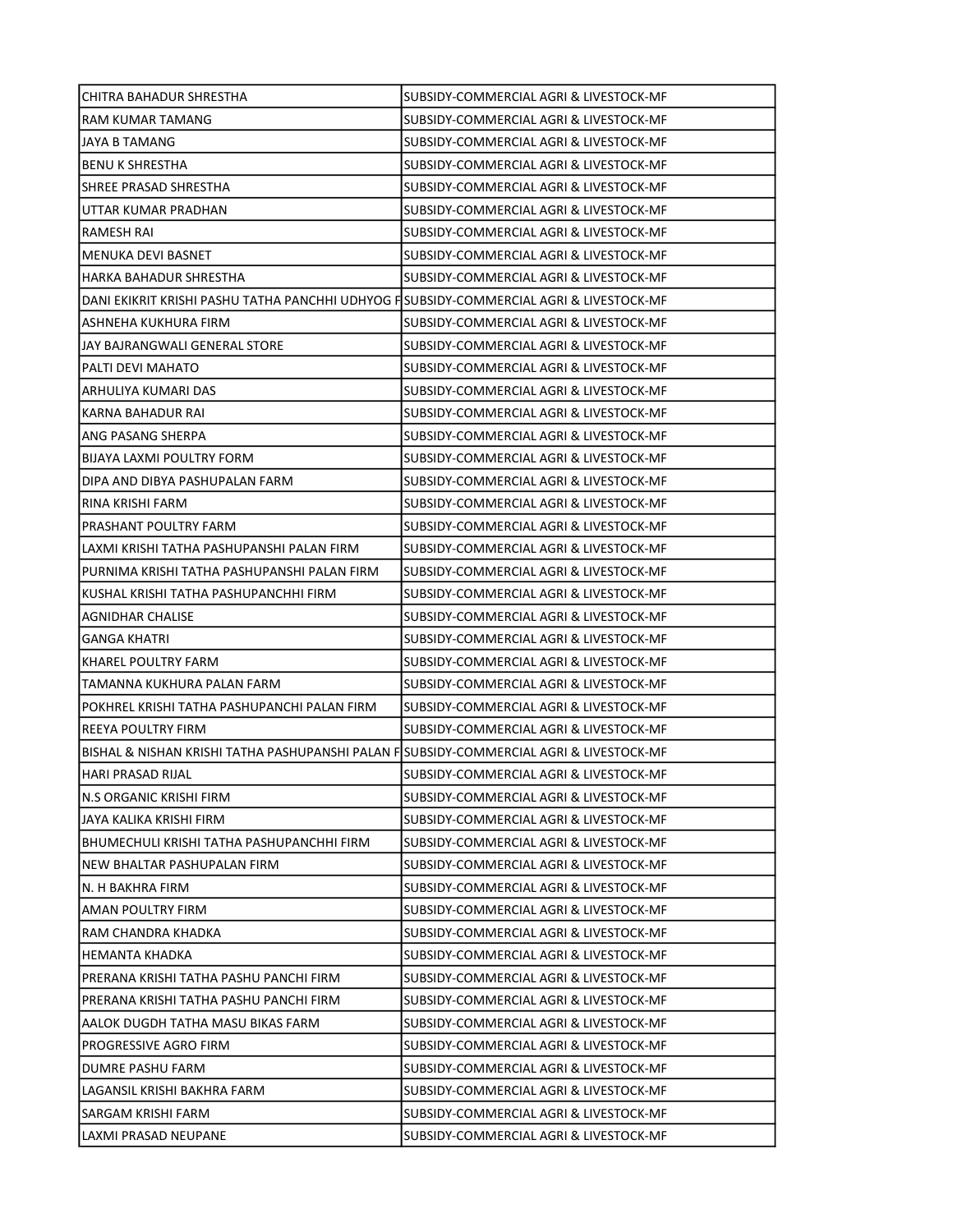| | |
|---|---|
| CHITRA BAHADUR SHRESTHA | SUBSIDY-COMMERCIAL AGRI & LIVESTOCK-MF |
| RAM KUMAR TAMANG | SUBSIDY-COMMERCIAL AGRI & LIVESTOCK-MF |
| JAYA B TAMANG | SUBSIDY-COMMERCIAL AGRI & LIVESTOCK-MF |
| BENU K SHRESTHA | SUBSIDY-COMMERCIAL AGRI & LIVESTOCK-MF |
| SHREE PRASAD SHRESTHA | SUBSIDY-COMMERCIAL AGRI & LIVESTOCK-MF |
| UTTAR KUMAR PRADHAN | SUBSIDY-COMMERCIAL AGRI & LIVESTOCK-MF |
| RAMESH RAI | SUBSIDY-COMMERCIAL AGRI & LIVESTOCK-MF |
| MENUKA DEVI BASNET | SUBSIDY-COMMERCIAL AGRI & LIVESTOCK-MF |
| HARKA BAHADUR SHRESTHA | SUBSIDY-COMMERCIAL AGRI & LIVESTOCK-MF |
| DANI EKIKRIT KRISHI PASHU TATHA PANCHHI UDHYOG F | SUBSIDY-COMMERCIAL AGRI & LIVESTOCK-MF |
| ASHNEHA KUKHURA FIRM | SUBSIDY-COMMERCIAL AGRI & LIVESTOCK-MF |
| JAY BAJRANGWALI GENERAL STORE | SUBSIDY-COMMERCIAL AGRI & LIVESTOCK-MF |
| PALTI DEVI MAHATO | SUBSIDY-COMMERCIAL AGRI & LIVESTOCK-MF |
| ARHULIYA KUMARI DAS | SUBSIDY-COMMERCIAL AGRI & LIVESTOCK-MF |
| KARNA BAHADUR RAI | SUBSIDY-COMMERCIAL AGRI & LIVESTOCK-MF |
| ANG PASANG SHERPA | SUBSIDY-COMMERCIAL AGRI & LIVESTOCK-MF |
| BIJAYA LAXMI POULTRY FORM | SUBSIDY-COMMERCIAL AGRI & LIVESTOCK-MF |
| DIPA AND DIBYA PASHUPALAN FARM | SUBSIDY-COMMERCIAL AGRI & LIVESTOCK-MF |
| RINA KRISHI FARM | SUBSIDY-COMMERCIAL AGRI & LIVESTOCK-MF |
| PRASHANT POULTRY FARM | SUBSIDY-COMMERCIAL AGRI & LIVESTOCK-MF |
| LAXMI KRISHI TATHA PASHUPANSHI PALAN FIRM | SUBSIDY-COMMERCIAL AGRI & LIVESTOCK-MF |
| PURNIMA KRISHI TATHA PASHUPANSHI PALAN FIRM | SUBSIDY-COMMERCIAL AGRI & LIVESTOCK-MF |
| KUSHAL KRISHI TATHA PASHUPANCHHI FIRM | SUBSIDY-COMMERCIAL AGRI & LIVESTOCK-MF |
| AGNIDHAR CHALISE | SUBSIDY-COMMERCIAL AGRI & LIVESTOCK-MF |
| GANGA KHATRI | SUBSIDY-COMMERCIAL AGRI & LIVESTOCK-MF |
| KHAREL POULTRY FARM | SUBSIDY-COMMERCIAL AGRI & LIVESTOCK-MF |
| TAMANNA KUKHURA PALAN FARM | SUBSIDY-COMMERCIAL AGRI & LIVESTOCK-MF |
| POKHREL KRISHI TATHA PASHUPANCHI PALAN FIRM | SUBSIDY-COMMERCIAL AGRI & LIVESTOCK-MF |
| REEYA POULTRY FIRM | SUBSIDY-COMMERCIAL AGRI & LIVESTOCK-MF |
| BISHAL & NISHAN KRISHI TATHA PASHUPANSHI PALAN F | SUBSIDY-COMMERCIAL AGRI & LIVESTOCK-MF |
| HARI PRASAD RIJAL | SUBSIDY-COMMERCIAL AGRI & LIVESTOCK-MF |
| N.S ORGANIC KRISHI FIRM | SUBSIDY-COMMERCIAL AGRI & LIVESTOCK-MF |
| JAYA KALIKA KRISHI FIRM | SUBSIDY-COMMERCIAL AGRI & LIVESTOCK-MF |
| BHUMECHULI KRISHI TATHA PASHUPANCHHI FIRM | SUBSIDY-COMMERCIAL AGRI & LIVESTOCK-MF |
| NEW BHALTAR PASHUPALAN FIRM | SUBSIDY-COMMERCIAL AGRI & LIVESTOCK-MF |
| N. H BAKHRA FIRM | SUBSIDY-COMMERCIAL AGRI & LIVESTOCK-MF |
| AMAN POULTRY FIRM | SUBSIDY-COMMERCIAL AGRI & LIVESTOCK-MF |
| RAM CHANDRA KHADKA | SUBSIDY-COMMERCIAL AGRI & LIVESTOCK-MF |
| HEMANTA KHADKA | SUBSIDY-COMMERCIAL AGRI & LIVESTOCK-MF |
| PRERANA KRISHI TATHA PASHU PANCHI FIRM | SUBSIDY-COMMERCIAL AGRI & LIVESTOCK-MF |
| PRERANA KRISHI TATHA PASHU PANCHI FIRM | SUBSIDY-COMMERCIAL AGRI & LIVESTOCK-MF |
| AALOK DUGDH TATHA MASU BIKAS FARM | SUBSIDY-COMMERCIAL AGRI & LIVESTOCK-MF |
| PROGRESSIVE AGRO FIRM | SUBSIDY-COMMERCIAL AGRI & LIVESTOCK-MF |
| DUMRE PASHU FARM | SUBSIDY-COMMERCIAL AGRI & LIVESTOCK-MF |
| LAGANSIL KRISHI BAKHRA FARM | SUBSIDY-COMMERCIAL AGRI & LIVESTOCK-MF |
| SARGAM KRISHI FARM | SUBSIDY-COMMERCIAL AGRI & LIVESTOCK-MF |
| LAXMI PRASAD NEUPANE | SUBSIDY-COMMERCIAL AGRI & LIVESTOCK-MF |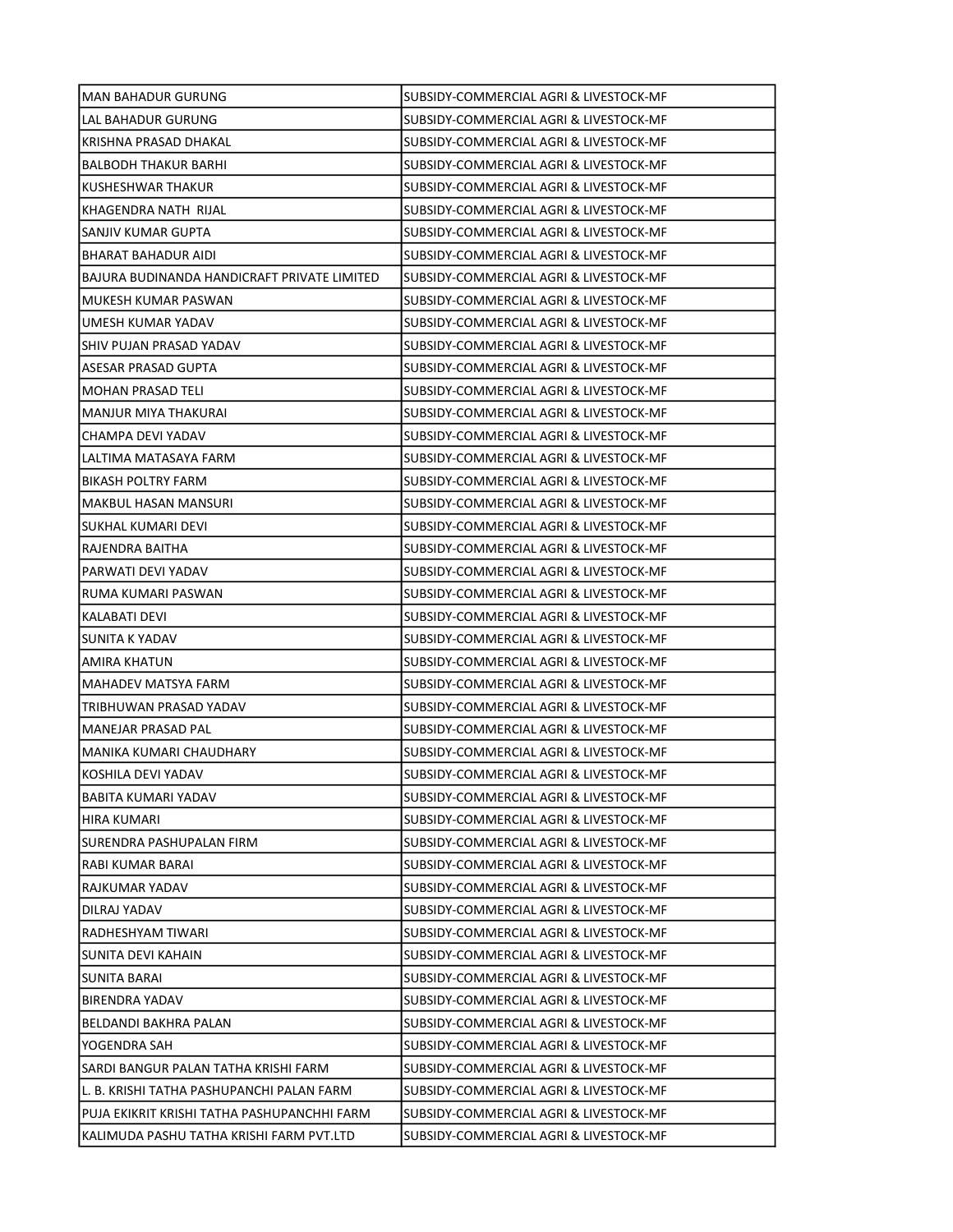| | |
|---|---|
| MAN BAHADUR GURUNG | SUBSIDY-COMMERCIAL AGRI & LIVESTOCK-MF |
| LAL BAHADUR GURUNG | SUBSIDY-COMMERCIAL AGRI & LIVESTOCK-MF |
| KRISHNA PRASAD DHAKAL | SUBSIDY-COMMERCIAL AGRI & LIVESTOCK-MF |
| BALBODH THAKUR BARHI | SUBSIDY-COMMERCIAL AGRI & LIVESTOCK-MF |
| KUSHESHWAR THAKUR | SUBSIDY-COMMERCIAL AGRI & LIVESTOCK-MF |
| KHAGENDRA NATH RIJAL | SUBSIDY-COMMERCIAL AGRI & LIVESTOCK-MF |
| SANJIV KUMAR GUPTA | SUBSIDY-COMMERCIAL AGRI & LIVESTOCK-MF |
| BHARAT BAHADUR AIDI | SUBSIDY-COMMERCIAL AGRI & LIVESTOCK-MF |
| BAJURA BUDINANDA HANDICRAFT PRIVATE LIMITED | SUBSIDY-COMMERCIAL AGRI & LIVESTOCK-MF |
| MUKESH KUMAR PASWAN | SUBSIDY-COMMERCIAL AGRI & LIVESTOCK-MF |
| UMESH KUMAR YADAV | SUBSIDY-COMMERCIAL AGRI & LIVESTOCK-MF |
| SHIV PUJAN PRASAD YADAV | SUBSIDY-COMMERCIAL AGRI & LIVESTOCK-MF |
| ASESAR PRASAD GUPTA | SUBSIDY-COMMERCIAL AGRI & LIVESTOCK-MF |
| MOHAN PRASAD TELI | SUBSIDY-COMMERCIAL AGRI & LIVESTOCK-MF |
| MANJUR MIYA THAKURAI | SUBSIDY-COMMERCIAL AGRI & LIVESTOCK-MF |
| CHAMPA DEVI YADAV | SUBSIDY-COMMERCIAL AGRI & LIVESTOCK-MF |
| LALTIMA MATASAYA FARM | SUBSIDY-COMMERCIAL AGRI & LIVESTOCK-MF |
| BIKASH POLTRY FARM | SUBSIDY-COMMERCIAL AGRI & LIVESTOCK-MF |
| MAKBUL HASAN MANSURI | SUBSIDY-COMMERCIAL AGRI & LIVESTOCK-MF |
| SUKHAL KUMARI DEVI | SUBSIDY-COMMERCIAL AGRI & LIVESTOCK-MF |
| RAJENDRA BAITHA | SUBSIDY-COMMERCIAL AGRI & LIVESTOCK-MF |
| PARWATI DEVI YADAV | SUBSIDY-COMMERCIAL AGRI & LIVESTOCK-MF |
| RUMA KUMARI PASWAN | SUBSIDY-COMMERCIAL AGRI & LIVESTOCK-MF |
| KALABATI DEVI | SUBSIDY-COMMERCIAL AGRI & LIVESTOCK-MF |
| SUNITA K YADAV | SUBSIDY-COMMERCIAL AGRI & LIVESTOCK-MF |
| AMIRA KHATUN | SUBSIDY-COMMERCIAL AGRI & LIVESTOCK-MF |
| MAHADEV MATSYA FARM | SUBSIDY-COMMERCIAL AGRI & LIVESTOCK-MF |
| TRIBHUWAN PRASAD YADAV | SUBSIDY-COMMERCIAL AGRI & LIVESTOCK-MF |
| MANEJAR PRASAD PAL | SUBSIDY-COMMERCIAL AGRI & LIVESTOCK-MF |
| MANIKA KUMARI CHAUDHARY | SUBSIDY-COMMERCIAL AGRI & LIVESTOCK-MF |
| KOSHILA DEVI YADAV | SUBSIDY-COMMERCIAL AGRI & LIVESTOCK-MF |
| BABITA KUMARI YADAV | SUBSIDY-COMMERCIAL AGRI & LIVESTOCK-MF |
| HIRA KUMARI | SUBSIDY-COMMERCIAL AGRI & LIVESTOCK-MF |
| SURENDRA PASHUPALAN FIRM | SUBSIDY-COMMERCIAL AGRI & LIVESTOCK-MF |
| RABI KUMAR BARAI | SUBSIDY-COMMERCIAL AGRI & LIVESTOCK-MF |
| RAJKUMAR YADAV | SUBSIDY-COMMERCIAL AGRI & LIVESTOCK-MF |
| DILRAJ YADAV | SUBSIDY-COMMERCIAL AGRI & LIVESTOCK-MF |
| RADHESHYAM TIWARI | SUBSIDY-COMMERCIAL AGRI & LIVESTOCK-MF |
| SUNITA DEVI KAHAIN | SUBSIDY-COMMERCIAL AGRI & LIVESTOCK-MF |
| SUNITA BARAI | SUBSIDY-COMMERCIAL AGRI & LIVESTOCK-MF |
| BIRENDRA YADAV | SUBSIDY-COMMERCIAL AGRI & LIVESTOCK-MF |
| BELDANDI BAKHRA PALAN | SUBSIDY-COMMERCIAL AGRI & LIVESTOCK-MF |
| YOGENDRA SAH | SUBSIDY-COMMERCIAL AGRI & LIVESTOCK-MF |
| SARDI BANGUR PALAN TATHA KRISHI FARM | SUBSIDY-COMMERCIAL AGRI & LIVESTOCK-MF |
| L. B. KRISHI TATHA PASHUPANCHI PALAN FARM | SUBSIDY-COMMERCIAL AGRI & LIVESTOCK-MF |
| PUJA EKIKRIT KRISHI TATHA PASHUPANCHHI FARM | SUBSIDY-COMMERCIAL AGRI & LIVESTOCK-MF |
| KALIMUDA PASHU TATHA KRISHI FARM PVT.LTD | SUBSIDY-COMMERCIAL AGRI & LIVESTOCK-MF |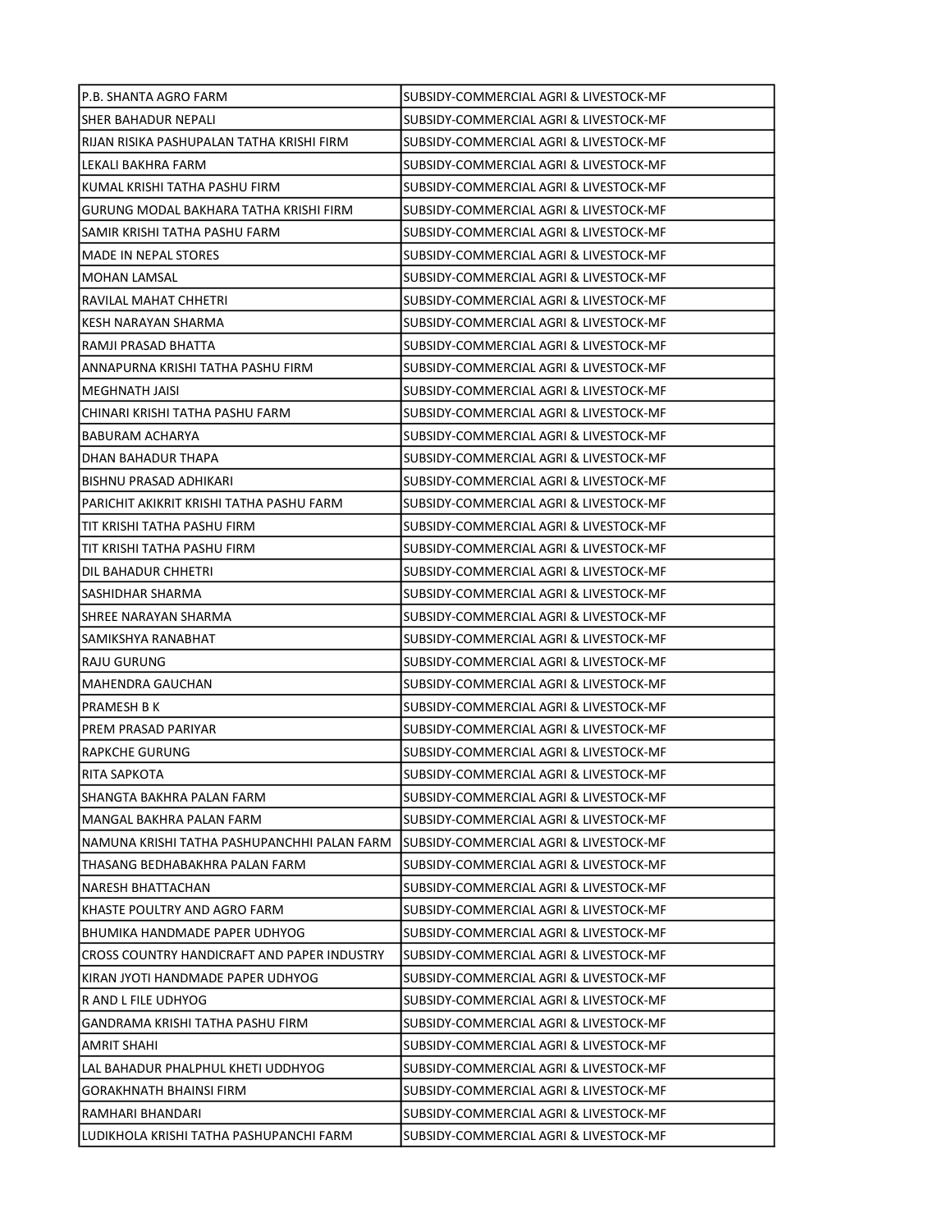| | |
|---|---|
| P.B. SHANTA AGRO FARM | SUBSIDY-COMMERCIAL AGRI & LIVESTOCK-MF |
| SHER BAHADUR NEPALI | SUBSIDY-COMMERCIAL AGRI & LIVESTOCK-MF |
| RIJAN RISIKA PASHUPALAN TATHA KRISHI FIRM | SUBSIDY-COMMERCIAL AGRI & LIVESTOCK-MF |
| LEKALI BAKHRA FARM | SUBSIDY-COMMERCIAL AGRI & LIVESTOCK-MF |
| KUMAL KRISHI TATHA PASHU FIRM | SUBSIDY-COMMERCIAL AGRI & LIVESTOCK-MF |
| GURUNG MODAL BAKHARA TATHA KRISHI FIRM | SUBSIDY-COMMERCIAL AGRI & LIVESTOCK-MF |
| SAMIR KRISHI TATHA PASHU FARM | SUBSIDY-COMMERCIAL AGRI & LIVESTOCK-MF |
| MADE IN NEPAL STORES | SUBSIDY-COMMERCIAL AGRI & LIVESTOCK-MF |
| MOHAN LAMSAL | SUBSIDY-COMMERCIAL AGRI & LIVESTOCK-MF |
| RAVILAL MAHAT CHHETRI | SUBSIDY-COMMERCIAL AGRI & LIVESTOCK-MF |
| KESH NARAYAN SHARMA | SUBSIDY-COMMERCIAL AGRI & LIVESTOCK-MF |
| RAMJI PRASAD BHATTA | SUBSIDY-COMMERCIAL AGRI & LIVESTOCK-MF |
| ANNAPURNA KRISHI TATHA PASHU FIRM | SUBSIDY-COMMERCIAL AGRI & LIVESTOCK-MF |
| MEGHNATH JAISI | SUBSIDY-COMMERCIAL AGRI & LIVESTOCK-MF |
| CHINARI KRISHI TATHA PASHU FARM | SUBSIDY-COMMERCIAL AGRI & LIVESTOCK-MF |
| BABURAM ACHARYA | SUBSIDY-COMMERCIAL AGRI & LIVESTOCK-MF |
| DHAN BAHADUR THAPA | SUBSIDY-COMMERCIAL AGRI & LIVESTOCK-MF |
| BISHNU PRASAD ADHIKARI | SUBSIDY-COMMERCIAL AGRI & LIVESTOCK-MF |
| PARICHIT AKIKRIT KRISHI TATHA PASHU FARM | SUBSIDY-COMMERCIAL AGRI & LIVESTOCK-MF |
| TIT KRISHI TATHA PASHU FIRM | SUBSIDY-COMMERCIAL AGRI & LIVESTOCK-MF |
| TIT KRISHI TATHA PASHU FIRM | SUBSIDY-COMMERCIAL AGRI & LIVESTOCK-MF |
| DIL BAHADUR CHHETRI | SUBSIDY-COMMERCIAL AGRI & LIVESTOCK-MF |
| SASHIDHAR SHARMA | SUBSIDY-COMMERCIAL AGRI & LIVESTOCK-MF |
| SHREE NARAYAN SHARMA | SUBSIDY-COMMERCIAL AGRI & LIVESTOCK-MF |
| SAMIKSHYA RANABHAT | SUBSIDY-COMMERCIAL AGRI & LIVESTOCK-MF |
| RAJU GURUNG | SUBSIDY-COMMERCIAL AGRI & LIVESTOCK-MF |
| MAHENDRA GAUCHAN | SUBSIDY-COMMERCIAL AGRI & LIVESTOCK-MF |
| PRAMESH B K | SUBSIDY-COMMERCIAL AGRI & LIVESTOCK-MF |
| PREM PRASAD PARIYAR | SUBSIDY-COMMERCIAL AGRI & LIVESTOCK-MF |
| RAPKCHE GURUNG | SUBSIDY-COMMERCIAL AGRI & LIVESTOCK-MF |
| RITA SAPKOTA | SUBSIDY-COMMERCIAL AGRI & LIVESTOCK-MF |
| SHANGTA BAKHRA PALAN FARM | SUBSIDY-COMMERCIAL AGRI & LIVESTOCK-MF |
| MANGAL BAKHRA PALAN FARM | SUBSIDY-COMMERCIAL AGRI & LIVESTOCK-MF |
| NAMUNA KRISHI TATHA PASHUPANCHHI PALAN FARM | SUBSIDY-COMMERCIAL AGRI & LIVESTOCK-MF |
| THASANG BEDHABAKHRA PALAN FARM | SUBSIDY-COMMERCIAL AGRI & LIVESTOCK-MF |
| NARESH BHATTACHAN | SUBSIDY-COMMERCIAL AGRI & LIVESTOCK-MF |
| KHASTE POULTRY AND AGRO FARM | SUBSIDY-COMMERCIAL AGRI & LIVESTOCK-MF |
| BHUMIKA HANDMADE PAPER UDHYOG | SUBSIDY-COMMERCIAL AGRI & LIVESTOCK-MF |
| CROSS COUNTRY HANDICRAFT AND PAPER INDUSTRY | SUBSIDY-COMMERCIAL AGRI & LIVESTOCK-MF |
| KIRAN JYOTI HANDMADE PAPER UDHYOG | SUBSIDY-COMMERCIAL AGRI & LIVESTOCK-MF |
| R AND L FILE UDHYOG | SUBSIDY-COMMERCIAL AGRI & LIVESTOCK-MF |
| GANDRAMA KRISHI TATHA PASHU FIRM | SUBSIDY-COMMERCIAL AGRI & LIVESTOCK-MF |
| AMRIT SHAHI | SUBSIDY-COMMERCIAL AGRI & LIVESTOCK-MF |
| LAL BAHADUR PHALPHUL KHETI UDDHYOG | SUBSIDY-COMMERCIAL AGRI & LIVESTOCK-MF |
| GORAKHNATH BHAINSI FIRM | SUBSIDY-COMMERCIAL AGRI & LIVESTOCK-MF |
| RAMHARI BHANDARI | SUBSIDY-COMMERCIAL AGRI & LIVESTOCK-MF |
| LUDIKHOLA KRISHI TATHA PASHUPANCHI FARM | SUBSIDY-COMMERCIAL AGRI & LIVESTOCK-MF |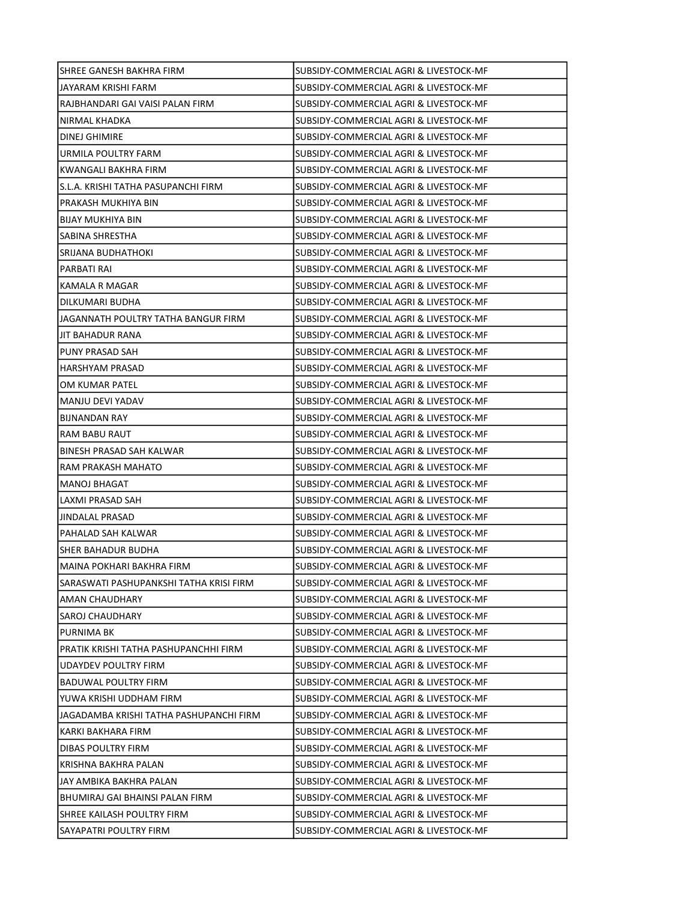| SHREE GANESH BAKHRA FIRM | SUBSIDY-COMMERCIAL AGRI & LIVESTOCK-MF |
|---|---|
| JAYARAM KRISHI FARM | SUBSIDY-COMMERCIAL AGRI & LIVESTOCK-MF |
| RAJBHANDARI GAI VAISI PALAN FIRM | SUBSIDY-COMMERCIAL AGRI & LIVESTOCK-MF |
| NIRMAL KHADKA | SUBSIDY-COMMERCIAL AGRI & LIVESTOCK-MF |
| DINEJ GHIMIRE | SUBSIDY-COMMERCIAL AGRI & LIVESTOCK-MF |
| URMILA POULTRY FARM | SUBSIDY-COMMERCIAL AGRI & LIVESTOCK-MF |
| KWANGALI BAKHRA FIRM | SUBSIDY-COMMERCIAL AGRI & LIVESTOCK-MF |
| S.L.A. KRISHI TATHA PASUPANCHI FIRM | SUBSIDY-COMMERCIAL AGRI & LIVESTOCK-MF |
| PRAKASH MUKHIYA BIN | SUBSIDY-COMMERCIAL AGRI & LIVESTOCK-MF |
| BIJAY MUKHIYA BIN | SUBSIDY-COMMERCIAL AGRI & LIVESTOCK-MF |
| SABINA SHRESTHA | SUBSIDY-COMMERCIAL AGRI & LIVESTOCK-MF |
| SRIJANA BUDHATHOKI | SUBSIDY-COMMERCIAL AGRI & LIVESTOCK-MF |
| PARBATI RAI | SUBSIDY-COMMERCIAL AGRI & LIVESTOCK-MF |
| KAMALA R MAGAR | SUBSIDY-COMMERCIAL AGRI & LIVESTOCK-MF |
| DILKUMARI BUDHA | SUBSIDY-COMMERCIAL AGRI & LIVESTOCK-MF |
| JAGANNATH POULTRY TATHA BANGUR FIRM | SUBSIDY-COMMERCIAL AGRI & LIVESTOCK-MF |
| JIT BAHADUR RANA | SUBSIDY-COMMERCIAL AGRI & LIVESTOCK-MF |
| PUNY PRASAD SAH | SUBSIDY-COMMERCIAL AGRI & LIVESTOCK-MF |
| HARSHYAM PRASAD | SUBSIDY-COMMERCIAL AGRI & LIVESTOCK-MF |
| OM KUMAR PATEL | SUBSIDY-COMMERCIAL AGRI & LIVESTOCK-MF |
| MANJU DEVI YADAV | SUBSIDY-COMMERCIAL AGRI & LIVESTOCK-MF |
| BIJNANDAN RAY | SUBSIDY-COMMERCIAL AGRI & LIVESTOCK-MF |
| RAM BABU RAUT | SUBSIDY-COMMERCIAL AGRI & LIVESTOCK-MF |
| BINESH PRASAD SAH KALWAR | SUBSIDY-COMMERCIAL AGRI & LIVESTOCK-MF |
| RAM PRAKASH MAHATO | SUBSIDY-COMMERCIAL AGRI & LIVESTOCK-MF |
| MANOJ BHAGAT | SUBSIDY-COMMERCIAL AGRI & LIVESTOCK-MF |
| LAXMI PRASAD SAH | SUBSIDY-COMMERCIAL AGRI & LIVESTOCK-MF |
| JINDALAL PRASAD | SUBSIDY-COMMERCIAL AGRI & LIVESTOCK-MF |
| PAHALAD SAH KALWAR | SUBSIDY-COMMERCIAL AGRI & LIVESTOCK-MF |
| SHER BAHADUR BUDHA | SUBSIDY-COMMERCIAL AGRI & LIVESTOCK-MF |
| MAINA POKHARI BAKHRA FIRM | SUBSIDY-COMMERCIAL AGRI & LIVESTOCK-MF |
| SARASWATI PASHUPANKSHI TATHA KRISI FIRM | SUBSIDY-COMMERCIAL AGRI & LIVESTOCK-MF |
| AMAN CHAUDHARY | SUBSIDY-COMMERCIAL AGRI & LIVESTOCK-MF |
| SAROJ CHAUDHARY | SUBSIDY-COMMERCIAL AGRI & LIVESTOCK-MF |
| PURNIMA BK | SUBSIDY-COMMERCIAL AGRI & LIVESTOCK-MF |
| PRATIK KRISHI TATHA PASHUPANCHHI FIRM | SUBSIDY-COMMERCIAL AGRI & LIVESTOCK-MF |
| UDAYDEV POULTRY FIRM | SUBSIDY-COMMERCIAL AGRI & LIVESTOCK-MF |
| BADUWAL POULTRY FIRM | SUBSIDY-COMMERCIAL AGRI & LIVESTOCK-MF |
| YUWA KRISHI UDDHAM FIRM | SUBSIDY-COMMERCIAL AGRI & LIVESTOCK-MF |
| JAGADAMBA KRISHI TATHA PASHUPANCHI FIRM | SUBSIDY-COMMERCIAL AGRI & LIVESTOCK-MF |
| KARKI BAKHARA FIRM | SUBSIDY-COMMERCIAL AGRI & LIVESTOCK-MF |
| DIBAS POULTRY FIRM | SUBSIDY-COMMERCIAL AGRI & LIVESTOCK-MF |
| KRISHNA BAKHRA PALAN | SUBSIDY-COMMERCIAL AGRI & LIVESTOCK-MF |
| JAY AMBIKA BAKHRA PALAN | SUBSIDY-COMMERCIAL AGRI & LIVESTOCK-MF |
| BHUMIRAJ GAI BHAINSI PALAN FIRM | SUBSIDY-COMMERCIAL AGRI & LIVESTOCK-MF |
| SHREE KAILASH POULTRY FIRM | SUBSIDY-COMMERCIAL AGRI & LIVESTOCK-MF |
| SAYAPATRI POULTRY FIRM | SUBSIDY-COMMERCIAL AGRI & LIVESTOCK-MF |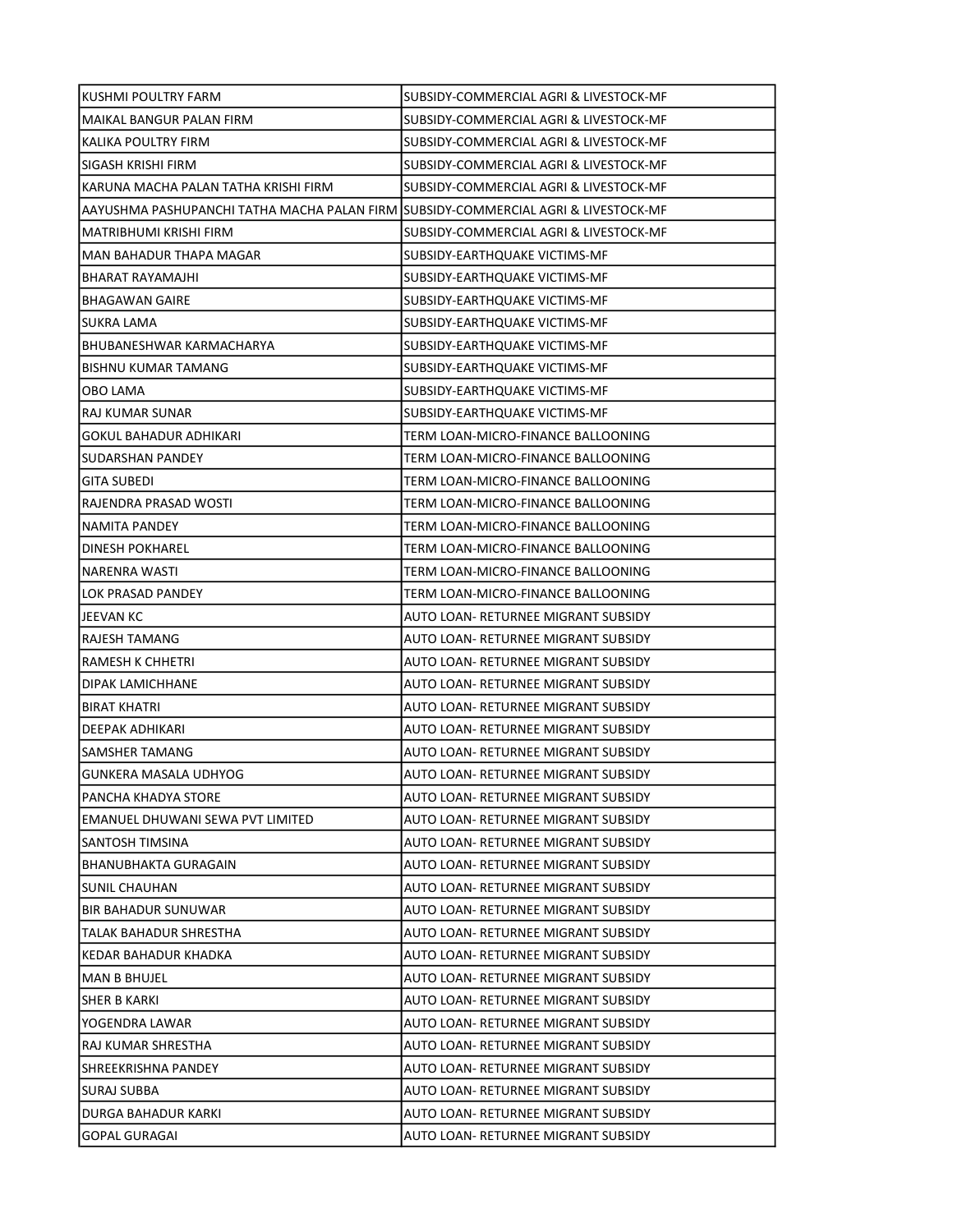| | |
|---|---|
| KUSHMI POULTRY FARM | SUBSIDY-COMMERCIAL AGRI & LIVESTOCK-MF |
| MAIKAL BANGUR PALAN FIRM | SUBSIDY-COMMERCIAL AGRI & LIVESTOCK-MF |
| KALIKA POULTRY FIRM | SUBSIDY-COMMERCIAL AGRI & LIVESTOCK-MF |
| SIGASH KRISHI FIRM | SUBSIDY-COMMERCIAL AGRI & LIVESTOCK-MF |
| KARUNA MACHA PALAN TATHA KRISHI FIRM | SUBSIDY-COMMERCIAL AGRI & LIVESTOCK-MF |
| AAYUSHMA PASHUPANCHI TATHA MACHA PALAN FIRM | SUBSIDY-COMMERCIAL AGRI & LIVESTOCK-MF |
| MATRIBHUMI KRISHI FIRM | SUBSIDY-COMMERCIAL AGRI & LIVESTOCK-MF |
| MAN BAHADUR THAPA MAGAR | SUBSIDY-EARTHQUAKE VICTIMS-MF |
| BHARAT RAYAMAJHI | SUBSIDY-EARTHQUAKE VICTIMS-MF |
| BHAGAWAN GAIRE | SUBSIDY-EARTHQUAKE VICTIMS-MF |
| SUKRA LAMA | SUBSIDY-EARTHQUAKE VICTIMS-MF |
| BHUBANESHWAR KARMACHARYA | SUBSIDY-EARTHQUAKE VICTIMS-MF |
| BISHNU KUMAR TAMANG | SUBSIDY-EARTHQUAKE VICTIMS-MF |
| OBO LAMA | SUBSIDY-EARTHQUAKE VICTIMS-MF |
| RAJ KUMAR SUNAR | SUBSIDY-EARTHQUAKE VICTIMS-MF |
| GOKUL BAHADUR ADHIKARI | TERM LOAN-MICRO-FINANCE BALLOONING |
| SUDARSHAN PANDEY | TERM LOAN-MICRO-FINANCE BALLOONING |
| GITA SUBEDI | TERM LOAN-MICRO-FINANCE BALLOONING |
| RAJENDRA PRASAD WOSTI | TERM LOAN-MICRO-FINANCE BALLOONING |
| NAMITA PANDEY | TERM LOAN-MICRO-FINANCE BALLOONING |
| DINESH POKHAREL | TERM LOAN-MICRO-FINANCE BALLOONING |
| NARENRA WASTI | TERM LOAN-MICRO-FINANCE BALLOONING |
| LOK PRASAD PANDEY | TERM LOAN-MICRO-FINANCE BALLOONING |
| JEEVAN KC | AUTO LOAN- RETURNEE MIGRANT SUBSIDY |
| RAJESH TAMANG | AUTO LOAN- RETURNEE MIGRANT SUBSIDY |
| RAMESH K CHHETRI | AUTO LOAN- RETURNEE MIGRANT SUBSIDY |
| DIPAK LAMICHHANE | AUTO LOAN- RETURNEE MIGRANT SUBSIDY |
| BIRAT KHATRI | AUTO LOAN- RETURNEE MIGRANT SUBSIDY |
| DEEPAK ADHIKARI | AUTO LOAN- RETURNEE MIGRANT SUBSIDY |
| SAMSHER TAMANG | AUTO LOAN- RETURNEE MIGRANT SUBSIDY |
| GUNKERA MASALA UDHYOG | AUTO LOAN- RETURNEE MIGRANT SUBSIDY |
| PANCHA KHADYA STORE | AUTO LOAN- RETURNEE MIGRANT SUBSIDY |
| EMANUEL DHUWANI SEWA PVT LIMITED | AUTO LOAN- RETURNEE MIGRANT SUBSIDY |
| SANTOSH TIMSINA | AUTO LOAN- RETURNEE MIGRANT SUBSIDY |
| BHANUBHAKTA GURAGAIN | AUTO LOAN- RETURNEE MIGRANT SUBSIDY |
| SUNIL CHAUHAN | AUTO LOAN- RETURNEE MIGRANT SUBSIDY |
| BIR BAHADUR SUNUWAR | AUTO LOAN- RETURNEE MIGRANT SUBSIDY |
| TALAK BAHADUR SHRESTHA | AUTO LOAN- RETURNEE MIGRANT SUBSIDY |
| KEDAR BAHADUR KHADKA | AUTO LOAN- RETURNEE MIGRANT SUBSIDY |
| MAN B BHUJEL | AUTO LOAN- RETURNEE MIGRANT SUBSIDY |
| SHER B KARKI | AUTO LOAN- RETURNEE MIGRANT SUBSIDY |
| YOGENDRA LAWAR | AUTO LOAN- RETURNEE MIGRANT SUBSIDY |
| RAJ KUMAR SHRESTHA | AUTO LOAN- RETURNEE MIGRANT SUBSIDY |
| SHREEKRISHNA PANDEY | AUTO LOAN- RETURNEE MIGRANT SUBSIDY |
| SURAJ SUBBA | AUTO LOAN- RETURNEE MIGRANT SUBSIDY |
| DURGA BAHADUR KARKI | AUTO LOAN- RETURNEE MIGRANT SUBSIDY |
| GOPAL GURAGAI | AUTO LOAN- RETURNEE MIGRANT SUBSIDY |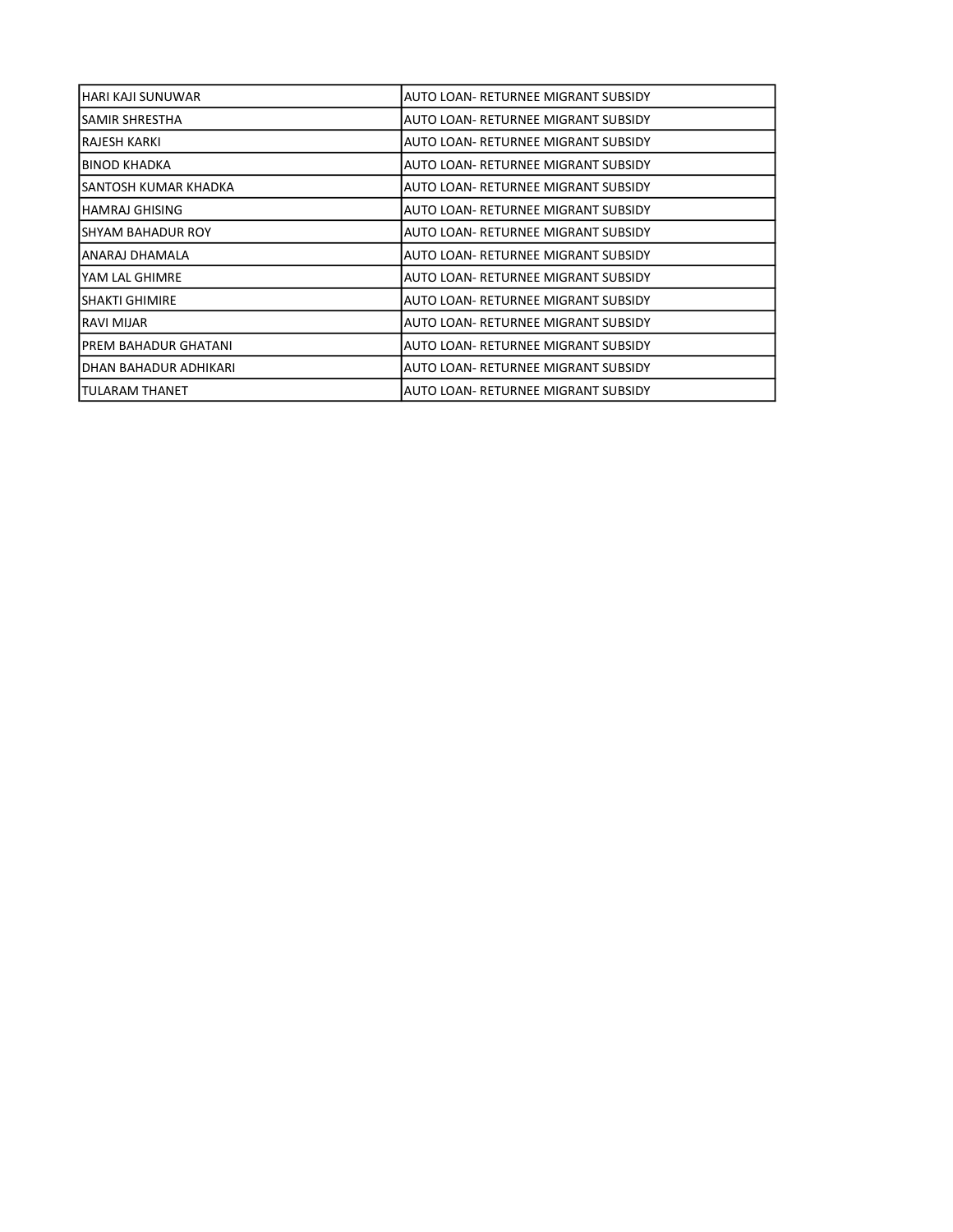| | |
|---|---|
| HARI KAJI SUNUWAR | AUTO LOAN- RETURNEE MIGRANT SUBSIDY |
| SAMIR SHRESTHA | AUTO LOAN- RETURNEE MIGRANT SUBSIDY |
| RAJESH KARKI | AUTO LOAN- RETURNEE MIGRANT SUBSIDY |
| BINOD KHADKA | AUTO LOAN- RETURNEE MIGRANT SUBSIDY |
| SANTOSH KUMAR KHADKA | AUTO LOAN- RETURNEE MIGRANT SUBSIDY |
| HAMRAJ GHISING | AUTO LOAN- RETURNEE MIGRANT SUBSIDY |
| SHYAM BAHADUR ROY | AUTO LOAN- RETURNEE MIGRANT SUBSIDY |
| ANARAJ DHAMALA | AUTO LOAN- RETURNEE MIGRANT SUBSIDY |
| YAM LAL GHIMRE | AUTO LOAN- RETURNEE MIGRANT SUBSIDY |
| SHAKTI GHIMIRE | AUTO LOAN- RETURNEE MIGRANT SUBSIDY |
| RAVI MIJAR | AUTO LOAN- RETURNEE MIGRANT SUBSIDY |
| PREM BAHADUR GHATANI | AUTO LOAN- RETURNEE MIGRANT SUBSIDY |
| DHAN BAHADUR ADHIKARI | AUTO LOAN- RETURNEE MIGRANT SUBSIDY |
| TULARAM THANET | AUTO LOAN- RETURNEE MIGRANT SUBSIDY |